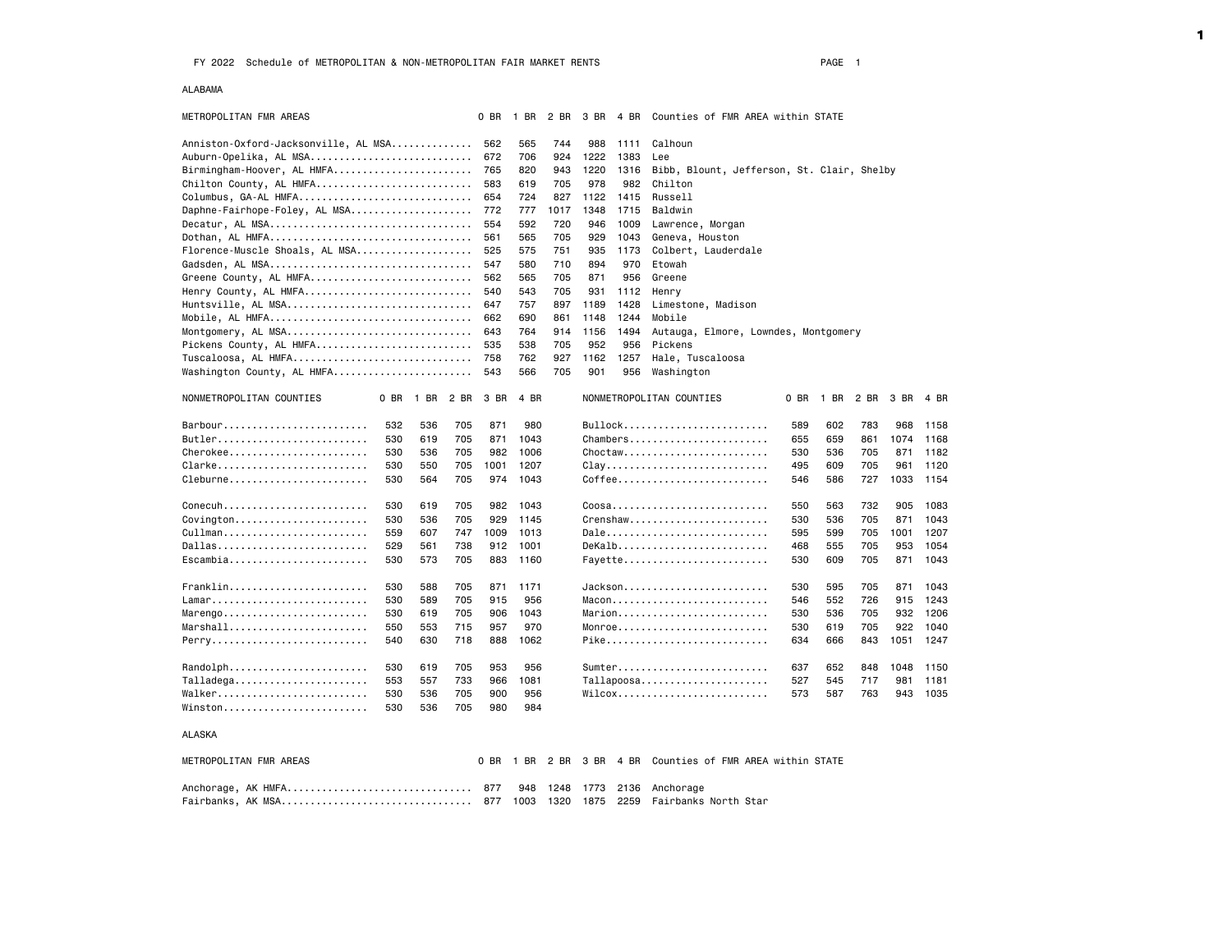FY 2022 Schedule of METROPOLITAN & NON-METROPOLITAN FAIR MARKET RENTS

## ALABAMA

| METROPOLITAN FMR AREAS | 0 BR | 1 BR | 2 BR | 3 BR | 4 BR | Counties of FMR AREA within STATE |
|---|---|---|---|---|---|---|
| Anniston-Oxford-Jacksonville, AL MSA | 562 | 565 | 744 | 988 | 1111 | Calhoun |
| Auburn-Opelika, AL MSA | 672 | 706 | 924 | 1222 | 1383 | Lee |
| Birmingham-Hoover, AL HMFA | 765 | 820 | 943 | 1220 | 1316 | Bibb, Blount, Jefferson, St. Clair, Shelby |
| Chilton County, AL HMFA | 583 | 619 | 705 | 978 | 982 | Chilton |
| Columbus, GA-AL HMFA | 654 | 724 | 827 | 1122 | 1415 | Russell |
| Daphne-Fairhope-Foley, AL MSA | 772 | 777 | 1017 | 1348 | 1715 | Baldwin |
| Decatur, AL MSA | 554 | 592 | 720 | 946 | 1009 | Lawrence, Morgan |
| Dothan, AL HMFA | 561 | 565 | 705 | 929 | 1043 | Geneva, Houston |
| Florence-Muscle Shoals, AL MSA | 525 | 575 | 751 | 935 | 1173 | Colbert, Lauderdale |
| Gadsden, AL MSA | 547 | 580 | 710 | 894 | 970 | Etowah |
| Greene County, AL HMFA | 562 | 565 | 705 | 871 | 956 | Greene |
| Henry County, AL HMFA | 540 | 543 | 705 | 931 | 1112 | Henry |
| Huntsville, AL MSA | 647 | 757 | 897 | 1189 | 1428 | Limestone, Madison |
| Mobile, AL HMFA | 662 | 690 | 861 | 1148 | 1244 | Mobile |
| Montgomery, AL MSA | 643 | 764 | 914 | 1156 | 1494 | Autauga, Elmore, Lowndes, Montgomery |
| Pickens County, AL HMFA | 535 | 538 | 705 | 952 | 956 | Pickens |
| Tuscaloosa, AL HMFA | 758 | 762 | 927 | 1162 | 1257 | Hale, Tuscaloosa |
| Washington County, AL HMFA | 543 | 566 | 705 | 901 | 956 | Washington |

| NONMETROPOLITAN COUNTIES | 0 BR | 1 BR | 2 BR | 3 BR | 4 BR |
|---|---|---|---|---|---|
| Barbour | 532 | 536 | 705 | 871 | 980 |
| Butler | 530 | 619 | 705 | 871 | 1043 |
| Cherokee | 530 | 536 | 705 | 982 | 1006 |
| Clarke | 530 | 550 | 705 | 1001 | 1207 |
| Cleburne | 530 | 564 | 705 | 974 | 1043 |
| Conecuh | 530 | 619 | 705 | 982 | 1043 |
| Covington | 530 | 536 | 705 | 929 | 1145 |
| Cullman | 559 | 607 | 747 | 1009 | 1013 |
| Dallas | 529 | 561 | 738 | 912 | 1001 |
| Escambia | 530 | 573 | 705 | 883 | 1160 |
| Franklin | 530 | 588 | 705 | 871 | 1171 |
| Lamar | 530 | 589 | 705 | 915 | 956 |
| Marengo | 530 | 619 | 705 | 906 | 1043 |
| Marshall | 550 | 553 | 715 | 957 | 970 |
| Perry | 540 | 630 | 718 | 888 | 1062 |
| Randolph | 530 | 619 | 705 | 953 | 956 |
| Talladega | 553 | 557 | 733 | 966 | 1081 |
| Walker | 530 | 536 | 705 | 900 | 956 |
| Winston | 530 | 536 | 705 | 980 | 984 |
| Bullock | 589 | 602 | 783 | 968 | 1158 |
| Chambers | 655 | 659 | 861 | 1074 | 1168 |
| Choctaw | 530 | 536 | 705 | 871 | 1182 |
| Clay | 495 | 609 | 705 | 961 | 1120 |
| Coffee | 546 | 586 | 727 | 1033 | 1154 |
| Coosa | 550 | 563 | 732 | 905 | 1083 |
| Crenshaw | 530 | 536 | 705 | 871 | 1043 |
| Dale | 595 | 599 | 705 | 1001 | 1207 |
| DeKalb | 468 | 555 | 705 | 953 | 1054 |
| Fayette | 530 | 609 | 705 | 871 | 1043 |
| Jackson | 530 | 595 | 705 | 871 | 1043 |
| Macon | 546 | 552 | 726 | 915 | 1243 |
| Marion | 530 | 536 | 705 | 932 | 1206 |
| Monroe | 530 | 619 | 705 | 922 | 1040 |
| Pike | 634 | 666 | 843 | 1051 | 1247 |
| Sumter | 637 | 652 | 848 | 1048 | 1150 |
| Tallapoosa | 527 | 545 | 717 | 981 | 1181 |
| Wilcox | 573 | 587 | 763 | 943 | 1035 |

## ALASKA

| METROPOLITAN FMR AREAS | 0 BR | 1 BR | 2 BR | 3 BR | 4 BR | Counties of FMR AREA within STATE |
|---|---|---|---|---|---|---|
| Anchorage, AK HMFA | 877 | 948 | 1248 | 1773 | 2136 | Anchorage |
| Fairbanks, AK MSA | 877 | 1003 | 1320 | 1875 | 2259 | Fairbanks North Star |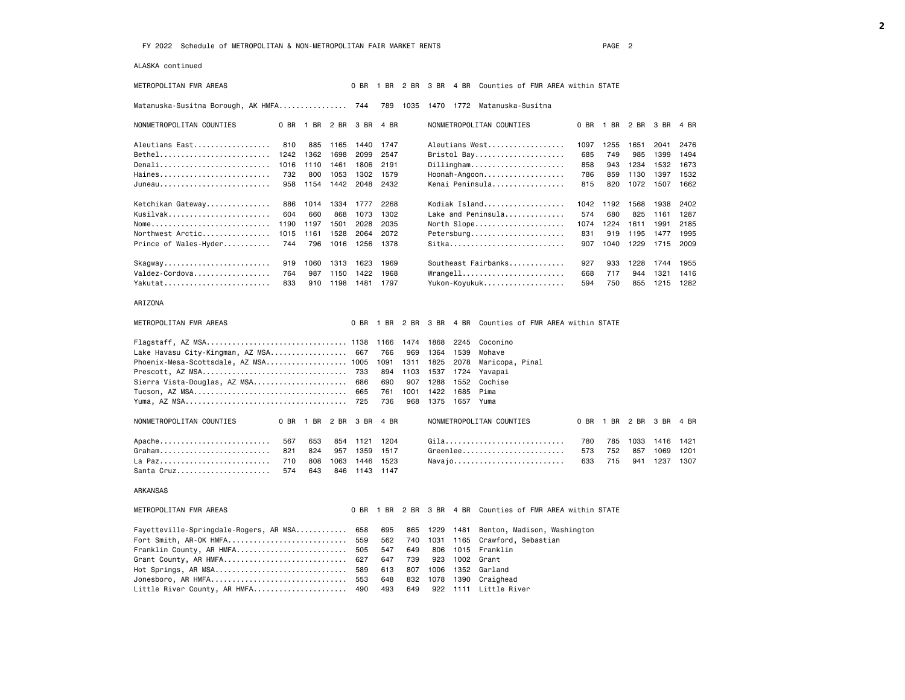FY 2022 Schedule of METROPOLITAN & NON-METROPOLITAN FAIR MARKET RENTS

## ALASKA continued

| METROPOLITAN FMR AREAS | 0 BR | 1 BR | 2 BR | 3 BR | 4 BR | Counties of FMR AREA within STATE |
|---|---|---|---|---|---|---|
| Matanuska-Susitna Borough, AK HMFA | 744 | 789 | 1035 | 1470 | 1772 | Matanuska-Susitna |

| NONMETROPOLITAN COUNTIES | 0 BR | 1 BR | 2 BR | 3 BR | 4 BR |
|---|---|---|---|---|---|
| Aleutians East | 810 | 885 | 1165 | 1440 | 1747 |
| Aleutians West | 1097 | 1255 | 1651 | 2041 | 2476 |
| Bethel | 1242 | 1362 | 1698 | 2099 | 2547 |
| Bristol Bay | 685 | 749 | 985 | 1399 | 1494 |
| Denali | 1016 | 1110 | 1461 | 1806 | 2191 |
| Dillingham | 858 | 943 | 1234 | 1532 | 1673 |
| Haines | 732 | 800 | 1053 | 1302 | 1579 |
| Hoonah-Angoon | 786 | 859 | 1130 | 1397 | 1532 |
| Juneau | 958 | 1154 | 1442 | 2048 | 2432 |
| Kenai Peninsula | 815 | 820 | 1072 | 1507 | 1662 |
| Ketchikan Gateway | 886 | 1014 | 1334 | 1777 | 2268 |
| Kodiak Island | 1042 | 1192 | 1568 | 1938 | 2402 |
| Kusilvak | 604 | 660 | 868 | 1073 | 1302 |
| Lake and Peninsula | 574 | 680 | 825 | 1161 | 1287 |
| Nome | 1190 | 1197 | 1501 | 2028 | 2035 |
| North Slope | 1074 | 1224 | 1611 | 1991 | 2185 |
| Northwest Arctic | 1015 | 1161 | 1528 | 2064 | 2072 |
| Petersburg | 831 | 919 | 1195 | 1477 | 1995 |
| Prince of Wales-Hyder | 744 | 796 | 1016 | 1256 | 1378 |
| Sitka | 907 | 1040 | 1229 | 1715 | 2009 |
| Skagway | 919 | 1060 | 1313 | 1623 | 1969 |
| Southeast Fairbanks | 927 | 933 | 1228 | 1744 | 1955 |
| Valdez-Cordova | 764 | 987 | 1150 | 1422 | 1968 |
| Wrangell | 668 | 717 | 944 | 1321 | 1416 |
| Yakutat | 833 | 910 | 1198 | 1481 | 1797 |
| Yukon-Koyukuk | 594 | 750 | 855 | 1215 | 1282 |

## ARIZONA

| METROPOLITAN FMR AREAS | 0 BR | 1 BR | 2 BR | 3 BR | 4 BR | Counties of FMR AREA within STATE |
|---|---|---|---|---|---|---|
| Flagstaff, AZ MSA | 1138 | 1166 | 1474 | 1868 | 2245 | Coconino |
| Lake Havasu City-Kingman, AZ MSA | 667 | 766 | 969 | 1364 | 1539 | Mohave |
| Phoenix-Mesa-Scottsdale, AZ MSA | 1005 | 1091 | 1311 | 1825 | 2078 | Maricopa, Pinal |
| Prescott, AZ MSA | 733 | 894 | 1103 | 1537 | 1724 | Yavapai |
| Sierra Vista-Douglas, AZ MSA | 686 | 690 | 907 | 1288 | 1552 | Cochise |
| Tucson, AZ MSA | 665 | 761 | 1001 | 1422 | 1685 | Pima |
| Yuma, AZ MSA | 725 | 736 | 968 | 1375 | 1657 | Yuma |

| NONMETROPOLITAN COUNTIES | 0 BR | 1 BR | 2 BR | 3 BR | 4 BR |
|---|---|---|---|---|---|
| Apache | 567 | 653 | 854 | 1121 | 1204 |
| Gila | 780 | 785 | 1033 | 1416 | 1421 |
| Graham | 821 | 824 | 957 | 1359 | 1517 |
| Greenlee | 573 | 752 | 857 | 1069 | 1201 |
| La Paz | 710 | 808 | 1063 | 1446 | 1523 |
| Navajo | 633 | 715 | 941 | 1237 | 1307 |
| Santa Cruz | 574 | 643 | 846 | 1143 | 1147 |

## ARKANSAS

| METROPOLITAN FMR AREAS | 0 BR | 1 BR | 2 BR | 3 BR | 4 BR | Counties of FMR AREA within STATE |
|---|---|---|---|---|---|---|
| Fayetteville-Springdale-Rogers, AR MSA | 658 | 695 | 865 | 1229 | 1481 | Benton, Madison, Washington |
| Fort Smith, AR-OK HMFA | 559 | 562 | 740 | 1031 | 1165 | Crawford, Sebastian |
| Franklin County, AR HMFA | 505 | 547 | 649 | 806 | 1015 | Franklin |
| Grant County, AR HMFA | 627 | 647 | 739 | 923 | 1002 | Grant |
| Hot Springs, AR MSA | 589 | 613 | 807 | 1006 | 1352 | Garland |
| Jonesboro, AR HMFA | 553 | 648 | 832 | 1078 | 1390 | Craighead |
| Little River County, AR HMFA | 490 | 493 | 649 | 922 | 1111 | Little River |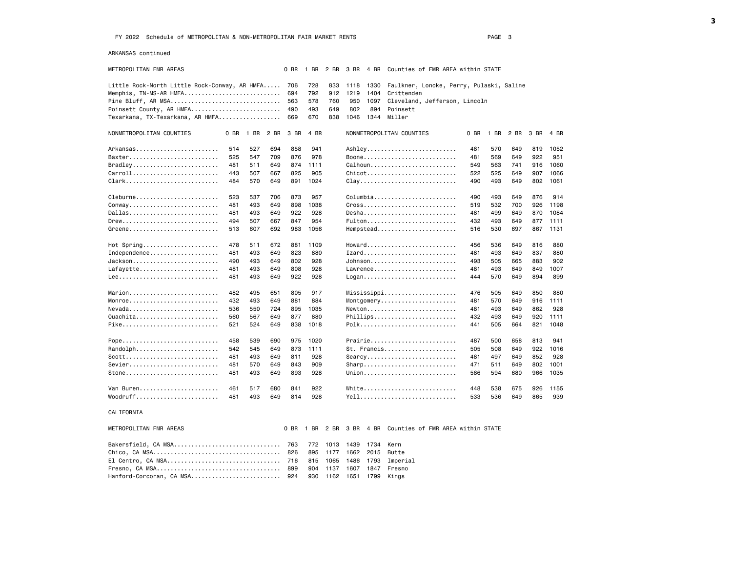FY 2022 Schedule of METROPOLITAN & NON-METROPOLITAN FAIR MARKET RENTS

ARKANSAS continued

| METROPOLITAN FMR AREAS | 0 BR | 1 BR | 2 BR | 3 BR | 4 BR | Counties of FMR AREA within STATE |
|---|---|---|---|---|---|---|
| Little Rock-North Little Rock-Conway, AR HMFA | 706 | 728 | 833 | 1118 | 1330 | Faulkner, Lonoke, Perry, Pulaski, Saline |
| Memphis, TN-MS-AR HMFA | 694 | 792 | 912 | 1219 | 1404 | Crittenden |
| Pine Bluff, AR MSA | 563 | 578 | 760 | 950 | 1097 | Cleveland, Jefferson, Lincoln |
| Poinsett County, AR HMFA | 490 | 493 | 649 | 802 | 894 | Poinsett |
| Texarkana, TX-Texarkana, AR HMFA | 669 | 670 | 838 | 1046 | 1344 | Miller |

| NONMETROPOLITAN COUNTIES | 0 BR | 1 BR | 2 BR | 3 BR | 4 BR |
|---|---|---|---|---|---|
| Arkansas | 514 | 527 | 694 | 858 | 941 |
| Baxter | 525 | 547 | 709 | 876 | 978 |
| Bradley | 481 | 511 | 649 | 874 | 1111 |
| Carroll | 443 | 507 | 667 | 825 | 905 |
| Clark | 484 | 570 | 649 | 891 | 1024 |
| Cleburne | 523 | 537 | 706 | 873 | 957 |
| Conway | 481 | 493 | 649 | 898 | 1038 |
| Dallas | 481 | 493 | 649 | 922 | 928 |
| Drew | 494 | 507 | 667 | 847 | 954 |
| Greene | 513 | 607 | 692 | 983 | 1056 |
| Hot Spring | 478 | 511 | 672 | 881 | 1109 |
| Independence | 481 | 493 | 649 | 823 | 880 |
| Jackson | 490 | 493 | 649 | 802 | 928 |
| Lafayette | 481 | 493 | 649 | 808 | 928 |
| Lee | 481 | 493 | 649 | 922 | 928 |
| Marion | 482 | 495 | 651 | 805 | 917 |
| Monroe | 432 | 493 | 649 | 881 | 884 |
| Nevada | 536 | 550 | 724 | 895 | 1035 |
| Ouachita | 560 | 567 | 649 | 877 | 880 |
| Pike | 521 | 524 | 649 | 838 | 1018 |
| Pope | 458 | 539 | 690 | 975 | 1020 |
| Randolph | 542 | 545 | 649 | 873 | 1111 |
| Scott | 481 | 493 | 649 | 811 | 928 |
| Sevier | 481 | 570 | 649 | 843 | 909 |
| Stone | 481 | 493 | 649 | 893 | 928 |
| Van Buren | 461 | 517 | 680 | 841 | 922 |
| Woodruff | 481 | 493 | 649 | 814 | 928 |
| Ashley | 481 | 570 | 649 | 819 | 1052 |
| Boone | 481 | 569 | 649 | 922 | 951 |
| Calhoun | 549 | 563 | 741 | 916 | 1060 |
| Chicot | 522 | 525 | 649 | 907 | 1066 |
| Clay | 490 | 493 | 649 | 802 | 1061 |
| Columbia | 490 | 493 | 649 | 876 | 914 |
| Cross | 519 | 532 | 700 | 926 | 1198 |
| Desha | 481 | 499 | 649 | 870 | 1084 |
| Fulton | 432 | 493 | 649 | 877 | 1111 |
| Hempstead | 516 | 530 | 697 | 867 | 1131 |
| Howard | 456 | 536 | 649 | 816 | 880 |
| Izard | 481 | 493 | 649 | 837 | 880 |
| Johnson | 493 | 505 | 665 | 883 | 902 |
| Lawrence | 481 | 493 | 649 | 849 | 1007 |
| Logan | 444 | 570 | 649 | 894 | 899 |
| Mississippi | 476 | 505 | 649 | 850 | 880 |
| Montgomery | 481 | 570 | 649 | 916 | 1111 |
| Newton | 481 | 493 | 649 | 862 | 928 |
| Phillips | 432 | 493 | 649 | 920 | 1111 |
| Polk | 441 | 505 | 664 | 821 | 1048 |
| Prairie | 487 | 500 | 658 | 813 | 941 |
| St. Francis | 505 | 508 | 649 | 922 | 1016 |
| Searcy | 481 | 497 | 649 | 852 | 928 |
| Sharp | 471 | 511 | 649 | 802 | 1001 |
| Union | 586 | 594 | 680 | 966 | 1035 |
| White | 448 | 538 | 675 | 926 | 1155 |
| Yell | 533 | 536 | 649 | 865 | 939 |

CALIFORNIA

| METROPOLITAN FMR AREAS | 0 BR | 1 BR | 2 BR | 3 BR | 4 BR | Counties of FMR AREA within STATE |
|---|---|---|---|---|---|---|
| Bakersfield, CA MSA | 763 | 772 | 1013 | 1439 | 1734 | Kern |
| Chico, CA MSA | 826 | 895 | 1177 | 1662 | 2015 | Butte |
| El Centro, CA MSA | 716 | 815 | 1065 | 1486 | 1793 | Imperial |
| Fresno, CA MSA | 899 | 904 | 1137 | 1607 | 1847 | Fresno |
| Hanford-Corcoran, CA MSA | 924 | 930 | 1162 | 1651 | 1799 | Kings |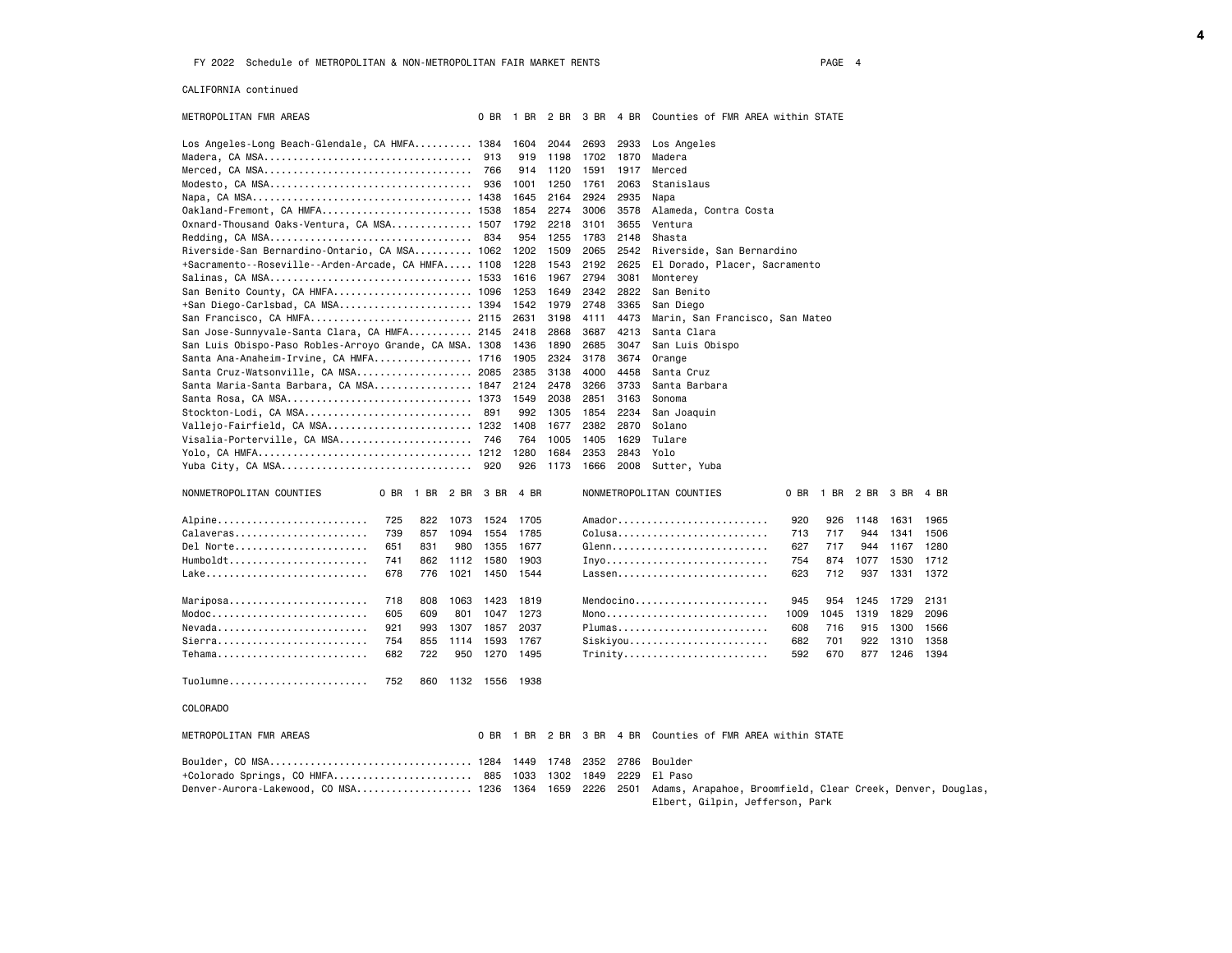FY 2022 Schedule of METROPOLITAN & NON-METROPOLITAN FAIR MARKET RENTS

## CALIFORNIA continued

| METROPOLITAN FMR AREAS | 0 BR | 1 BR | 2 BR | 3 BR | 4 BR | Counties of FMR AREA within STATE |
|---|---|---|---|---|---|---|
| Los Angeles-Long Beach-Glendale, CA HMFA | 1384 | 1604 | 2044 | 2693 | 2933 | Los Angeles |
| Madera, CA MSA | 913 | 919 | 1198 | 1702 | 1870 | Madera |
| Merced, CA MSA | 766 | 914 | 1120 | 1591 | 1917 | Merced |
| Modesto, CA MSA | 936 | 1001 | 1250 | 1761 | 2063 | Stanislaus |
| Napa, CA MSA | 1438 | 1645 | 2164 | 2924 | 2935 | Napa |
| Oakland-Fremont, CA HMFA | 1538 | 1854 | 2274 | 3006 | 3578 | Alameda, Contra Costa |
| Oxnard-Thousand Oaks-Ventura, CA MSA | 1507 | 1792 | 2218 | 3101 | 3655 | Ventura |
| Redding, CA MSA | 834 | 954 | 1255 | 1783 | 2148 | Shasta |
| Riverside-San Bernardino-Ontario, CA MSA | 1062 | 1202 | 1509 | 2065 | 2542 | Riverside, San Bernardino |
| +Sacramento--Roseville--Arden-Arcade, CA HMFA | 1108 | 1228 | 1543 | 2192 | 2625 | El Dorado, Placer, Sacramento |
| Salinas, CA MSA | 1533 | 1616 | 1967 | 2794 | 3081 | Monterey |
| San Benito County, CA HMFA | 1096 | 1253 | 1649 | 2342 | 2822 | San Benito |
| +San Diego-Carlsbad, CA MSA | 1394 | 1542 | 1979 | 2748 | 3365 | San Diego |
| San Francisco, CA HMFA | 2115 | 2631 | 3198 | 4111 | 4473 | Marin, San Francisco, San Mateo |
| San Jose-Sunnyvale-Santa Clara, CA HMFA | 2145 | 2418 | 2868 | 3687 | 4213 | Santa Clara |
| San Luis Obispo-Paso Robles-Arroyo Grande, CA MSA | 1308 | 1436 | 1890 | 2685 | 3047 | San Luis Obispo |
| Santa Ana-Anaheim-Irvine, CA HMFA | 1716 | 1905 | 2324 | 3178 | 3674 | Orange |
| Santa Cruz-Watsonville, CA MSA | 2085 | 2385 | 3138 | 4000 | 4458 | Santa Cruz |
| Santa Maria-Santa Barbara, CA MSA | 1847 | 2124 | 2478 | 3266 | 3733 | Santa Barbara |
| Santa Rosa, CA MSA | 1373 | 1549 | 2038 | 2851 | 3163 | Sonoma |
| Stockton-Lodi, CA MSA | 891 | 992 | 1305 | 1854 | 2234 | San Joaquin |
| Vallejo-Fairfield, CA MSA | 1232 | 1408 | 1677 | 2382 | 2870 | Solano |
| Visalia-Porterville, CA MSA | 746 | 764 | 1005 | 1405 | 1629 | Tulare |
| Yolo, CA HMFA | 1212 | 1280 | 1684 | 2353 | 2843 | Yolo |
| Yuba City, CA MSA | 920 | 926 | 1173 | 1666 | 2008 | Sutter, Yuba |

| NONMETROPOLITAN COUNTIES | 0 BR | 1 BR | 2 BR | 3 BR | 4 BR | NONMETROPOLITAN COUNTIES | 0 BR | 1 BR | 2 BR | 3 BR | 4 BR |
|---|---|---|---|---|---|---|---|---|---|---|---|
| Alpine | 725 | 822 | 1073 | 1524 | 1705 | Amador | 920 | 926 | 1148 | 1631 | 1965 |
| Calaveras | 739 | 857 | 1094 | 1554 | 1785 | Colusa | 713 | 717 | 944 | 1341 | 1506 |
| Del Norte | 651 | 831 | 980 | 1355 | 1677 | Glenn | 627 | 717 | 944 | 1167 | 1280 |
| Humboldt | 741 | 862 | 1112 | 1580 | 1903 | Inyo | 754 | 874 | 1077 | 1530 | 1712 |
| Lake | 678 | 776 | 1021 | 1450 | 1544 | Lassen | 623 | 712 | 937 | 1331 | 1372 |
| Mariposa | 718 | 808 | 1063 | 1423 | 1819 | Mendocino | 945 | 954 | 1245 | 1729 | 2131 |
| Modoc | 605 | 609 | 801 | 1047 | 1273 | Mono | 1009 | 1045 | 1319 | 1829 | 2096 |
| Nevada | 921 | 993 | 1307 | 1857 | 2037 | Plumas | 608 | 716 | 915 | 1300 | 1566 |
| Sierra | 754 | 855 | 1114 | 1593 | 1767 | Siskiyou | 682 | 701 | 922 | 1310 | 1358 |
| Tehama | 682 | 722 | 950 | 1270 | 1495 | Trinity | 592 | 670 | 877 | 1246 | 1394 |
| Tuolumne | 752 | 860 | 1132 | 1556 | 1938 | | | | | | |

## COLORADO

| METROPOLITAN FMR AREAS | 0 BR | 1 BR | 2 BR | 3 BR | 4 BR | Counties of FMR AREA within STATE |
|---|---|---|---|---|---|---|
| Boulder, CO MSA | 1284 | 1449 | 1748 | 2352 | 2786 | Boulder |
| +Colorado Springs, CO HMFA | 885 | 1033 | 1302 | 1849 | 2229 | El Paso |
| Denver-Aurora-Lakewood, CO MSA | 1236 | 1364 | 1659 | 2226 | 2501 | Adams, Arapahoe, Broomfield, Clear Creek, Denver, Douglas, Elbert, Gilpin, Jefferson, Park |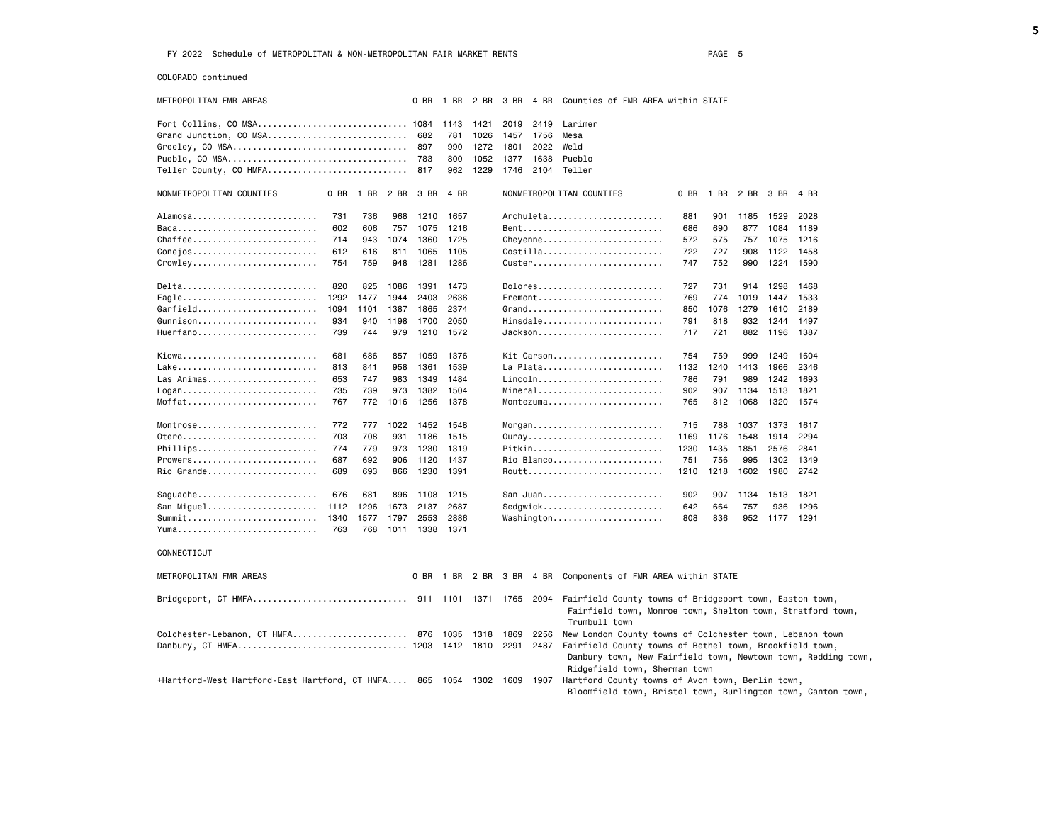FY 2022 Schedule of METROPOLITAN & NON-METROPOLITAN FAIR MARKET RENTS

## COLORADO continued

| METROPOLITAN FMR AREAS | 0 BR | 1 BR | 2 BR | 3 BR | 4 BR | Counties of FMR AREA within STATE |
|---|---|---|---|---|---|---|
| Fort Collins, CO MSA | 1084 | 1143 | 1421 | 2019 | 2419 | Larimer |
| Grand Junction, CO MSA | 682 | 781 | 1026 | 1457 | 1756 | Mesa |
| Greeley, CO MSA | 897 | 990 | 1272 | 1801 | 2022 | Weld |
| Pueblo, CO MSA | 783 | 800 | 1052 | 1377 | 1638 | Pueblo |
| Teller County, CO HMFA | 817 | 962 | 1229 | 1746 | 2104 | Teller |

| NONMETROPOLITAN COUNTIES | 0 BR | 1 BR | 2 BR | 3 BR | 4 BR |
|---|---|---|---|---|---|
| Alamosa | 731 | 736 | 968 | 1210 | 1657 |
| Baca | 602 | 606 | 757 | 1075 | 1216 |
| Chaffee | 714 | 943 | 1074 | 1360 | 1725 |
| Conejos | 612 | 616 | 811 | 1065 | 1105 |
| Crowley | 754 | 759 | 948 | 1281 | 1286 |
| Delta | 820 | 825 | 1086 | 1391 | 1473 |
| Eagle | 1292 | 1477 | 1944 | 2403 | 2636 |
| Garfield | 1094 | 1101 | 1387 | 1865 | 2374 |
| Gunnison | 934 | 940 | 1198 | 1700 | 2050 |
| Huerfano | 739 | 744 | 979 | 1210 | 1572 |
| Kiowa | 681 | 686 | 857 | 1059 | 1376 |
| Lake | 813 | 841 | 958 | 1361 | 1539 |
| Las Animas | 653 | 747 | 983 | 1349 | 1484 |
| Logan | 735 | 739 | 973 | 1382 | 1504 |
| Moffat | 767 | 772 | 1016 | 1256 | 1378 |
| Montrose | 772 | 777 | 1022 | 1452 | 1548 |
| Otero | 703 | 708 | 931 | 1186 | 1515 |
| Phillips | 774 | 779 | 973 | 1230 | 1319 |
| Prowers | 687 | 692 | 906 | 1120 | 1437 |
| Rio Grande | 689 | 693 | 866 | 1230 | 1391 |
| Saguache | 676 | 681 | 896 | 1108 | 1215 |
| San Miguel | 1112 | 1296 | 1673 | 2137 | 2687 |
| Summit | 1340 | 1577 | 1797 | 2553 | 2886 |
| Yuma | 763 | 768 | 1011 | 1338 | 1371 |
| Archuleta | 881 | 901 | 1185 | 1529 | 2028 |
| Bent | 686 | 690 | 877 | 1084 | 1189 |
| Cheyenne | 572 | 575 | 757 | 1075 | 1216 |
| Costilla | 722 | 727 | 908 | 1122 | 1458 |
| Custer | 747 | 752 | 990 | 1224 | 1590 |
| Dolores | 727 | 731 | 914 | 1298 | 1468 |
| Fremont | 769 | 774 | 1019 | 1447 | 1533 |
| Grand | 850 | 1076 | 1279 | 1610 | 2189 |
| Hinsdale | 791 | 818 | 932 | 1244 | 1497 |
| Jackson | 717 | 721 | 882 | 1196 | 1387 |
| Kit Carson | 754 | 759 | 999 | 1249 | 1604 |
| La Plata | 1132 | 1240 | 1413 | 1966 | 2346 |
| Lincoln | 786 | 791 | 989 | 1242 | 1693 |
| Mineral | 902 | 907 | 1134 | 1513 | 1821 |
| Montezuma | 765 | 812 | 1068 | 1320 | 1574 |
| Morgan | 715 | 788 | 1037 | 1373 | 1617 |
| Ouray | 1169 | 1176 | 1548 | 1914 | 2294 |
| Pitkin | 1230 | 1435 | 1851 | 2576 | 2841 |
| Rio Blanco | 751 | 756 | 995 | 1302 | 1349 |
| Routt | 1210 | 1218 | 1602 | 1980 | 2742 |
| San Juan | 902 | 907 | 1134 | 1513 | 1821 |
| Sedgwick | 642 | 664 | 757 | 936 | 1296 |
| Washington | 808 | 836 | 952 | 1177 | 1291 |

## CONNECTICUT

| METROPOLITAN FMR AREAS | 0 BR | 1 BR | 2 BR | 3 BR | 4 BR | Components of FMR AREA within STATE |
|---|---|---|---|---|---|---|
| Bridgeport, CT HMFA | 911 | 1101 | 1371 | 1765 | 2094 | Fairfield County towns of Bridgeport town, Easton town, Fairfield town, Monroe town, Shelton town, Stratford town, Trumbull town |
| Colchester-Lebanon, CT HMFA | 876 | 1035 | 1318 | 1869 | 2256 | New London County towns of Colchester town, Lebanon town |
| Danbury, CT HMFA | 1203 | 1412 | 1810 | 2291 | 2487 | Fairfield County towns of Bethel town, Brookfield town, Danbury town, New Fairfield town, Newtown town, Redding town, Ridgefield town, Sherman town |
| +Hartford-West Hartford-East Hartford, CT HMFA | 865 | 1054 | 1302 | 1609 | 1907 | Hartford County towns of Avon town, Berlin town, Bloomfield town, Bristol town, Burlington town, Canton town, |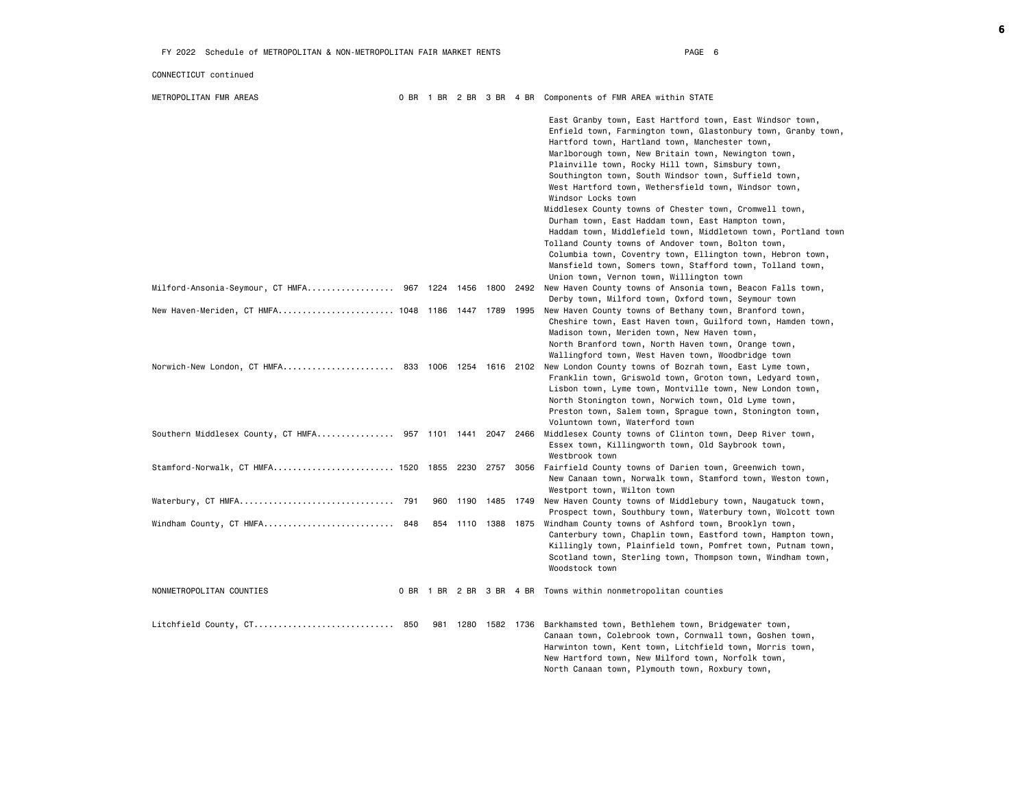CONNECTICUT continued

| METROPOLITAN FMR AREAS | 0 BR | 1 BR | 2 BR | 3 BR | 4 BR | Components of FMR AREA within STATE |
|---|---|---|---|---|---|---|
| | | | | | | East Granby town, East Hartford town, East Windsor town, Enfield town, Farmington town, Glastonbury town, Granby town, Hartford town, Hartland town, Manchester town, Marlborough town, New Britain town, Newington town, Plainville town, Rocky Hill town, Simsbury town, Southington town, South Windsor town, Suffield town, West Hartford town, Wethersfield town, Windsor town, Windsor Locks town<br>Middlesex County towns of Chester town, Cromwell town, Durham town, East Haddam town, East Hampton town, Haddam town, Middlefield town, Middletown town, Portland town<br>Tolland County towns of Andover town, Bolton town, Columbia town, Coventry town, Ellington town, Hebron town, Mansfield town, Somers town, Stafford town, Tolland town, Union town, Vernon town, Willington town |
| Milford-Ansonia-Seymour, CT HMFA | 967 | 1224 | 1456 | 1800 | 2492 | New Haven County towns of Ansonia town, Beacon Falls town, Derby town, Milford town, Oxford town, Seymour town |
| New Haven-Meriden, CT HMFA | 1048 | 1186 | 1447 | 1789 | 1995 | New Haven County towns of Bethany town, Branford town, Cheshire town, East Haven town, Guilford town, Hamden town, Madison town, Meriden town, New Haven town, North Branford town, North Haven town, Orange town, Wallingford town, West Haven town, Woodbridge town |
| Norwich-New London, CT HMFA | 833 | 1006 | 1254 | 1616 | 2102 | New London County towns of Bozrah town, East Lyme town, Franklin town, Griswold town, Groton town, Ledyard town, Lisbon town, Lyme town, Montville town, New London town, North Stonington town, Norwich town, Old Lyme town, Preston town, Salem town, Sprague town, Stonington town, Voluntown town, Waterford town |
| Southern Middlesex County, CT HMFA | 957 | 1101 | 1441 | 2047 | 2466 | Middlesex County towns of Clinton town, Deep River town, Essex town, Killingworth town, Old Saybrook town, Westbrook town |
| Stamford-Norwalk, CT HMFA | 1520 | 1855 | 2230 | 2757 | 3056 | Fairfield County towns of Darien town, Greenwich town, New Canaan town, Norwalk town, Stamford town, Weston town, Westport town, Wilton town |
| Waterbury, CT HMFA | 791 | 960 | 1190 | 1485 | 1749 | New Haven County towns of Middlebury town, Naugatuck town, Prospect town, Southbury town, Waterbury town, Wolcott town |
| Windham County, CT HMFA | 848 | 854 | 1110 | 1388 | 1875 | Windham County towns of Ashford town, Brooklyn town, Canterbury town, Chaplin town, Eastford town, Hampton town, Killingly town, Plainfield town, Pomfret town, Putnam town, Scotland town, Sterling town, Thompson town, Windham town, Woodstock town |

| NONMETROPOLITAN COUNTIES | 0 BR | 1 BR | 2 BR | 3 BR | 4 BR | Towns within nonmetropolitan counties |
|---|---|---|---|---|---|---|
| Litchfield County, CT | 850 | 981 | 1280 | 1582 | 1736 | Barkhamsted town, Bethlehem town, Bridgewater town, Canaan town, Colebrook town, Cornwall town, Goshen town, Harwinton town, Kent town, Litchfield town, Morris town, New Hartford town, New Milford town, Norfolk town, North Canaan town, Plymouth town, Roxbury town, |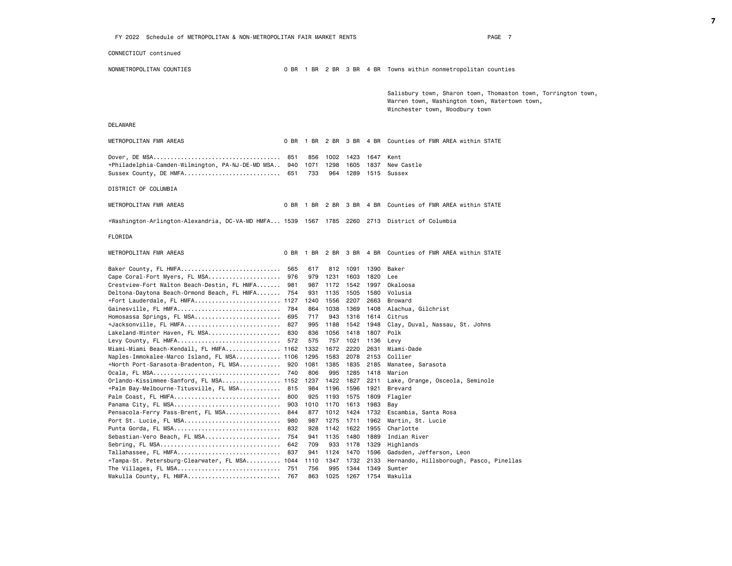FY 2022 Schedule of METROPOLITAN & NON-METROPOLITAN FAIR MARKET RENTS

CONNECTICUT continued

| NONMETROPOLITAN COUNTIES | 0 BR | 1 BR | 2 BR | 3 BR | 4 BR | Towns within nonmetropolitan counties |
|---|---|---|---|---|---|---|
| | | | | | | Salisbury town, Sharon town, Thomaston town, Torrington town, Warren town, Washington town, Watertown town, Winchester town, Woodbury town |

## DELAWARE

| METROPOLITAN FMR AREAS | 0 BR | 1 BR | 2 BR | 3 BR | 4 BR | Counties of FMR AREA within STATE |
|---|---|---|---|---|---|---|
| Dover, DE MSA | 851 | 856 | 1002 | 1423 | 1647 | Kent |
| +Philadelphia-Camden-Wilmington, PA-NJ-DE-MD MSA | 940 | 1071 | 1298 | 1605 | 1837 | New Castle |
| Sussex County, DE HMFA | 651 | 733 | 964 | 1289 | 1515 | Sussex |

## DISTRICT OF COLUMBIA

| METROPOLITAN FMR AREAS | 0 BR | 1 BR | 2 BR | 3 BR | 4 BR | Counties of FMR AREA within STATE |
|---|---|---|---|---|---|---|
| +Washington-Arlington-Alexandria, DC-VA-MD HMFA | 1539 | 1567 | 1785 | 2260 | 2713 | District of Columbia |

## FLORIDA

| METROPOLITAN FMR AREAS | 0 BR | 1 BR | 2 BR | 3 BR | 4 BR | Counties of FMR AREA within STATE |
|---|---|---|---|---|---|---|
| Baker County, FL HMFA | 565 | 617 | 812 | 1091 | 1390 | Baker |
| Cape Coral-Fort Myers, FL MSA | 976 | 979 | 1231 | 1603 | 1820 | Lee |
| Crestview-Fort Walton Beach-Destin, FL HMFA | 981 | 987 | 1172 | 1542 | 1997 | Okaloosa |
| Deltona-Daytona Beach-Ormond Beach, FL HMFA | 754 | 931 | 1135 | 1505 | 1580 | Volusia |
| +Fort Lauderdale, FL HMFA | 1127 | 1240 | 1556 | 2207 | 2663 | Broward |
| Gainesville, FL HMFA | 784 | 864 | 1038 | 1369 | 1408 | Alachua, Gilchrist |
| Homosassa Springs, FL MSA | 695 | 717 | 943 | 1316 | 1614 | Citrus |
| +Jacksonville, FL HMFA | 827 | 995 | 1188 | 1542 | 1948 | Clay, Duval, Nassau, St. Johns |
| Lakeland-Winter Haven, FL MSA | 830 | 836 | 1056 | 1418 | 1807 | Polk |
| Levy County, FL HMFA | 572 | 575 | 757 | 1021 | 1136 | Levy |
| Miami-Miami Beach-Kendall, FL HMFA | 1162 | 1332 | 1672 | 2220 | 2631 | Miami-Dade |
| Naples-Immokalee-Marco Island, FL MSA | 1106 | 1295 | 1583 | 2078 | 2153 | Collier |
| +North Port-Sarasota-Bradenton, FL MSA | 920 | 1081 | 1385 | 1835 | 2185 | Manatee, Sarasota |
| Ocala, FL MSA | 740 | 806 | 995 | 1285 | 1418 | Marion |
| Orlando-Kissimmee-Sanford, FL MSA | 1152 | 1237 | 1422 | 1827 | 2211 | Lake, Orange, Osceola, Seminole |
| +Palm Bay-Melbourne-Titusville, FL MSA | 815 | 984 | 1196 | 1596 | 1921 | Brevard |
| Palm Coast, FL HMFA | 800 | 925 | 1193 | 1575 | 1809 | Flagler |
| Panama City, FL MSA | 903 | 1010 | 1170 | 1613 | 1983 | Bay |
| Pensacola-Ferry Pass-Brent, FL MSA | 844 | 877 | 1012 | 1424 | 1732 | Escambia, Santa Rosa |
| Port St. Lucie, FL MSA | 980 | 987 | 1275 | 1711 | 1962 | Martin, St. Lucie |
| Punta Gorda, FL MSA | 832 | 928 | 1142 | 1622 | 1955 | Charlotte |
| Sebastian-Vero Beach, FL MSA | 754 | 941 | 1135 | 1480 | 1889 | Indian River |
| Sebring, FL MSA | 642 | 709 | 933 | 1178 | 1329 | Highlands |
| Tallahassee, FL HMFA | 837 | 941 | 1124 | 1470 | 1596 | Gadsden, Jefferson, Leon |
| +Tampa-St. Petersburg-Clearwater, FL MSA | 1044 | 1110 | 1347 | 1732 | 2133 | Hernando, Hillsborough, Pasco, Pinellas |
| The Villages, FL MSA | 751 | 756 | 995 | 1344 | 1349 | Sumter |
| Wakulla County, FL HMFA | 767 | 863 | 1025 | 1267 | 1754 | Wakulla |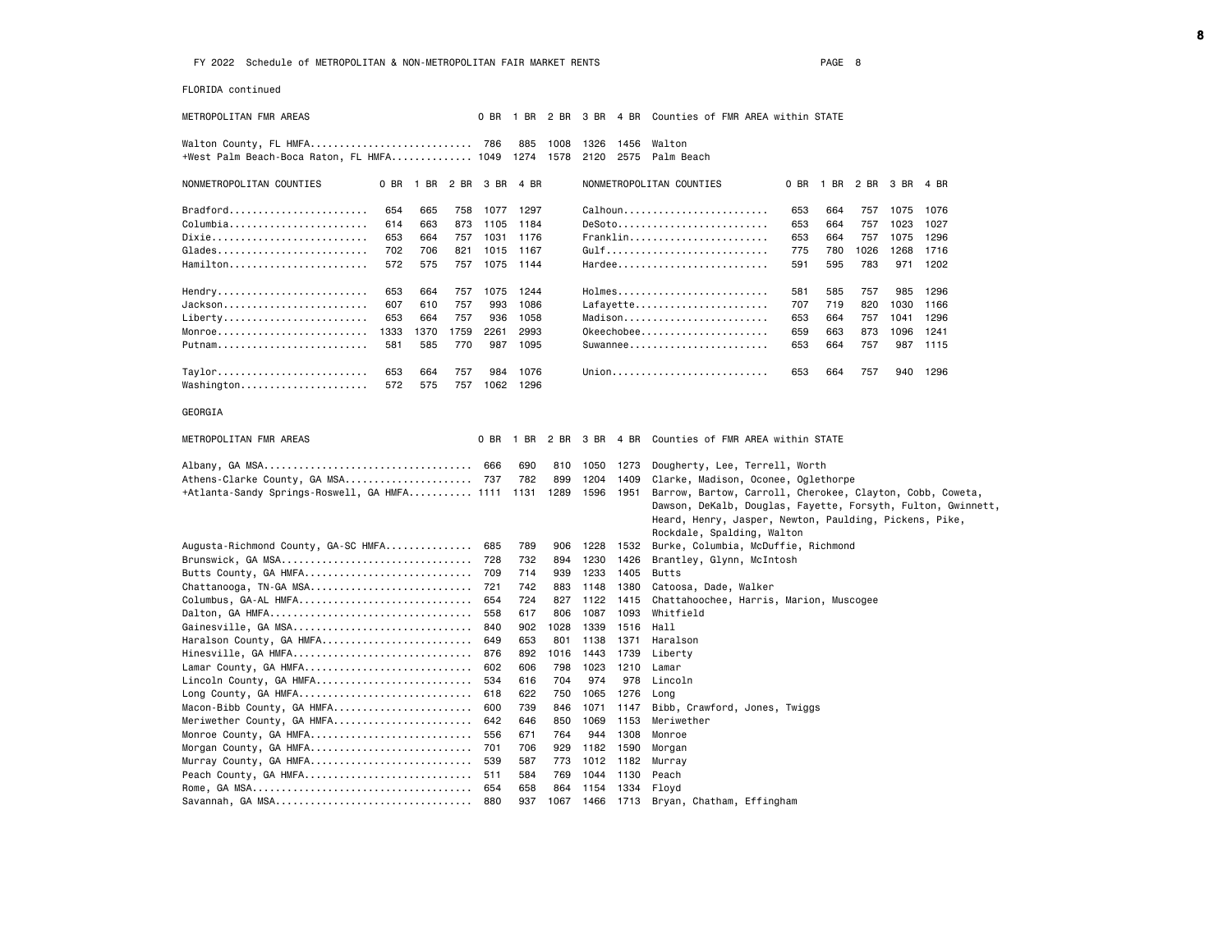FY 2022 Schedule of METROPOLITAN & NON-METROPOLITAN FAIR MARKET RENTS

FLORIDA continued

| METROPOLITAN FMR AREAS | 0 BR | 1 BR | 2 BR | 3 BR | 4 BR | Counties of FMR AREA within STATE |
|---|---|---|---|---|---|---|
| Walton County, FL HMFA | 786 | 885 | 1008 | 1326 | 1456 | Walton |
| +West Palm Beach-Boca Raton, FL HMFA | 1049 | 1274 | 1578 | 2120 | 2575 | Palm Beach |

| NONMETROPOLITAN COUNTIES | 0 BR | 1 BR | 2 BR | 3 BR | 4 BR |
|---|---|---|---|---|---|
| Bradford | 654 | 665 | 758 | 1077 | 1297 |
| Columbia | 614 | 663 | 873 | 1105 | 1184 |
| Dixie | 653 | 664 | 757 | 1031 | 1176 |
| Glades | 702 | 706 | 821 | 1015 | 1167 |
| Hamilton | 572 | 575 | 757 | 1075 | 1144 |
| Hendry | 653 | 664 | 757 | 1075 | 1244 |
| Jackson | 607 | 610 | 757 | 993 | 1086 |
| Liberty | 653 | 664 | 757 | 936 | 1058 |
| Monroe | 1333 | 1370 | 1759 | 2261 | 2993 |
| Putnam | 581 | 585 | 770 | 987 | 1095 |
| Taylor | 653 | 664 | 757 | 984 | 1076 |
| Washington | 572 | 575 | 757 | 1062 | 1296 |
| Calhoun | 653 | 664 | 757 | 1075 | 1076 |
| DeSoto | 653 | 664 | 757 | 1023 | 1027 |
| Franklin | 653 | 664 | 757 | 1075 | 1296 |
| Gulf | 775 | 780 | 1026 | 1268 | 1716 |
| Hardee | 591 | 595 | 783 | 971 | 1202 |
| Holmes | 581 | 585 | 757 | 985 | 1296 |
| Lafayette | 707 | 719 | 820 | 1030 | 1166 |
| Madison | 653 | 664 | 757 | 1041 | 1296 |
| Okeechobee | 659 | 663 | 873 | 1096 | 1241 |
| Suwannee | 653 | 664 | 757 | 987 | 1115 |
| Union | 653 | 664 | 757 | 940 | 1296 |

GEORGIA

| METROPOLITAN FMR AREAS | 0 BR | 1 BR | 2 BR | 3 BR | 4 BR | Counties of FMR AREA within STATE |
|---|---|---|---|---|---|---|
| Albany, GA MSA | 666 | 690 | 810 | 1050 | 1273 | Dougherty, Lee, Terrell, Worth |
| Athens-Clarke County, GA MSA | 737 | 782 | 899 | 1204 | 1409 | Clarke, Madison, Oconee, Oglethorpe |
| +Atlanta-Sandy Springs-Roswell, GA HMFA | 1111 | 1131 | 1289 | 1596 | 1951 | Barrow, Bartow, Carroll, Cherokee, Clayton, Cobb, Coweta, Dawson, DeKalb, Douglas, Fayette, Forsyth, Fulton, Gwinnett, Heard, Henry, Jasper, Newton, Paulding, Pickens, Pike, Rockdale, Spalding, Walton |
| Augusta-Richmond County, GA-SC HMFA | 685 | 789 | 906 | 1228 | 1532 | Burke, Columbia, McDuffie, Richmond |
| Brunswick, GA MSA | 728 | 732 | 894 | 1230 | 1426 | Brantley, Glynn, McIntosh |
| Butts County, GA HMFA | 709 | 714 | 939 | 1233 | 1405 | Butts |
| Chattanooga, TN-GA MSA | 721 | 742 | 883 | 1148 | 1380 | Catoosa, Dade, Walker |
| Columbus, GA-AL HMFA | 654 | 724 | 827 | 1122 | 1415 | Chattahoochee, Harris, Marion, Muscogee |
| Dalton, GA HMFA | 558 | 617 | 806 | 1087 | 1093 | Whitfield |
| Gainesville, GA MSA | 840 | 902 | 1028 | 1339 | 1516 | Hall |
| Haralson County, GA HMFA | 649 | 653 | 801 | 1138 | 1371 | Haralson |
| Hinesville, GA HMFA | 876 | 892 | 1016 | 1443 | 1739 | Liberty |
| Lamar County, GA HMFA | 602 | 606 | 798 | 1023 | 1210 | Lamar |
| Lincoln County, GA HMFA | 534 | 616 | 704 | 974 | 978 | Lincoln |
| Long County, GA HMFA | 618 | 622 | 750 | 1065 | 1276 | Long |
| Macon-Bibb County, GA HMFA | 600 | 739 | 846 | 1071 | 1147 | Bibb, Crawford, Jones, Twiggs |
| Meriwether County, GA HMFA | 642 | 646 | 850 | 1069 | 1153 | Meriwether |
| Monroe County, GA HMFA | 556 | 671 | 764 | 944 | 1308 | Monroe |
| Morgan County, GA HMFA | 701 | 706 | 929 | 1182 | 1590 | Morgan |
| Murray County, GA HMFA | 539 | 587 | 773 | 1012 | 1182 | Murray |
| Peach County, GA HMFA | 511 | 584 | 769 | 1044 | 1130 | Peach |
| Rome, GA MSA | 654 | 658 | 864 | 1154 | 1334 | Floyd |
| Savannah, GA MSA | 880 | 937 | 1067 | 1466 | 1713 | Bryan, Chatham, Effingham |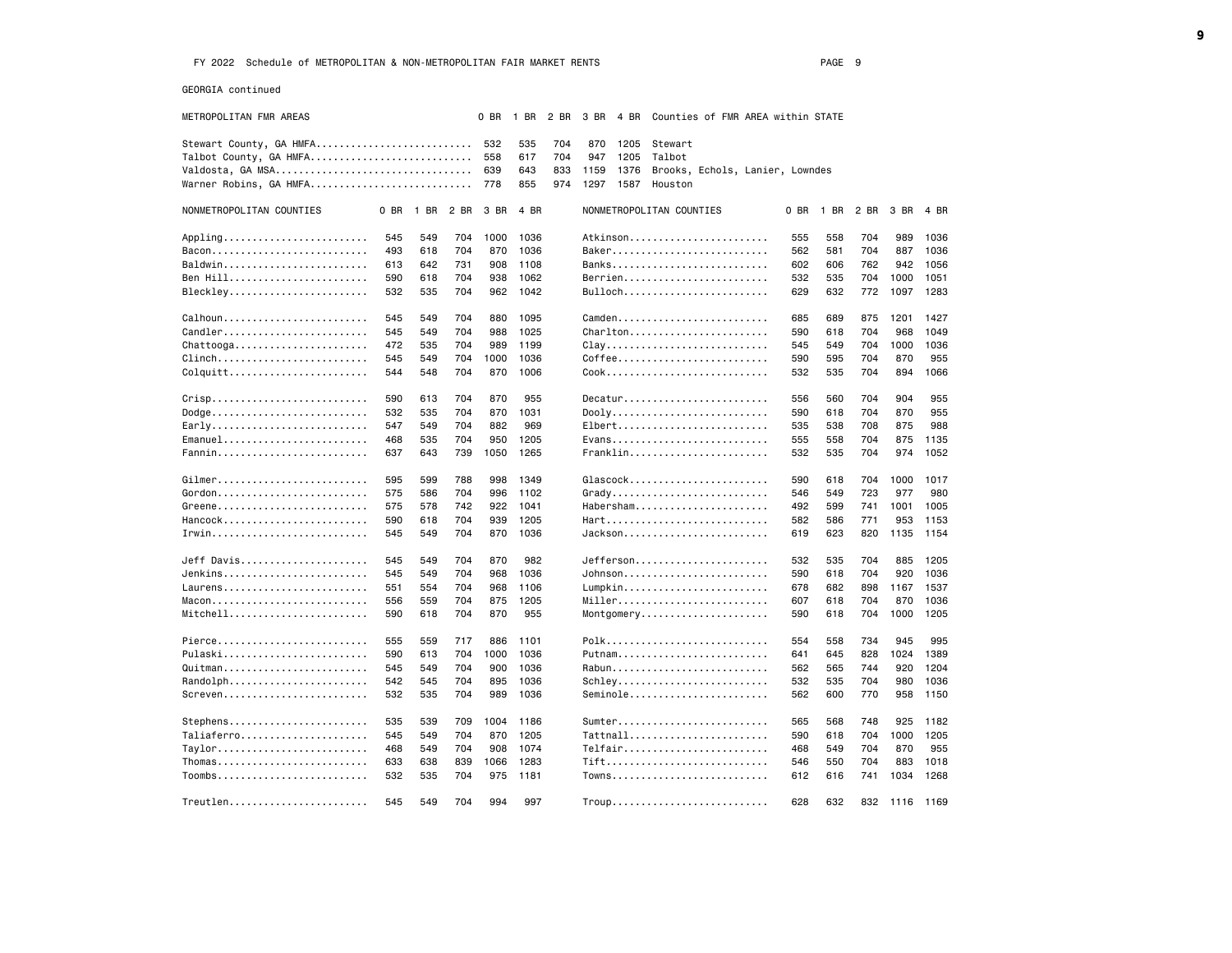FY 2022 Schedule of METROPOLITAN & NON-METROPOLITAN FAIR MARKET RENTS

GEORGIA continued

| METROPOLITAN FMR AREAS | 0 BR | 1 BR | 2 BR | 3 BR | 4 BR | Counties of FMR AREA within STATE |
|---|---|---|---|---|---|---|
| Stewart County, GA HMFA | 532 | 535 | 704 | 870 | 1205 | Stewart |
| Talbot County, GA HMFA | 558 | 617 | 704 | 947 | 1205 | Talbot |
| Valdosta, GA MSA | 639 | 643 | 833 | 1159 | 1376 | Brooks, Echols, Lanier, Lowndes |
| Warner Robins, GA HMFA | 778 | 855 | 974 | 1297 | 1587 | Houston |

| NONMETROPOLITAN COUNTIES | 0 BR | 1 BR | 2 BR | 3 BR | 4 BR |
|---|---|---|---|---|---|
| Appling | 545 | 549 | 704 | 1000 | 1036 |
| Bacon | 493 | 618 | 704 | 870 | 1036 |
| Baldwin | 613 | 642 | 731 | 908 | 1108 |
| Ben Hill | 590 | 618 | 704 | 938 | 1062 |
| Bleckley | 532 | 535 | 704 | 962 | 1042 |
| Calhoun | 545 | 549 | 704 | 880 | 1095 |
| Candler | 545 | 549 | 704 | 988 | 1025 |
| Chattooga | 472 | 535 | 704 | 989 | 1199 |
| Clinch | 545 | 549 | 704 | 1000 | 1036 |
| Colquitt | 544 | 548 | 704 | 870 | 1006 |
| Crisp | 590 | 613 | 704 | 870 | 955 |
| Dodge | 532 | 535 | 704 | 870 | 1031 |
| Early | 547 | 549 | 704 | 882 | 969 |
| Emanuel | 468 | 535 | 704 | 950 | 1205 |
| Fannin | 637 | 643 | 739 | 1050 | 1265 |
| Gilmer | 595 | 599 | 788 | 998 | 1349 |
| Gordon | 575 | 586 | 704 | 996 | 1102 |
| Greene | 575 | 578 | 742 | 922 | 1041 |
| Hancock | 590 | 618 | 704 | 939 | 1205 |
| Irwin | 545 | 549 | 704 | 870 | 1036 |
| Jeff Davis | 545 | 549 | 704 | 870 | 982 |
| Jenkins | 545 | 549 | 704 | 968 | 1036 |
| Laurens | 551 | 554 | 704 | 968 | 1106 |
| Macon | 556 | 559 | 704 | 875 | 1205 |
| Mitchell | 590 | 618 | 704 | 870 | 955 |
| Pierce | 555 | 559 | 717 | 886 | 1101 |
| Pulaski | 590 | 613 | 704 | 1000 | 1036 |
| Quitman | 545 | 549 | 704 | 900 | 1036 |
| Randolph | 542 | 545 | 704 | 895 | 1036 |
| Screven | 532 | 535 | 704 | 989 | 1036 |
| Stephens | 535 | 539 | 709 | 1004 | 1186 |
| Taliaferro | 545 | 549 | 704 | 870 | 1205 |
| Taylor | 468 | 549 | 704 | 908 | 1074 |
| Thomas | 633 | 638 | 839 | 1066 | 1283 |
| Toombs | 532 | 535 | 704 | 975 | 1181 |
| Treutlen | 545 | 549 | 704 | 994 | 997 |
| Atkinson | 555 | 558 | 704 | 989 | 1036 |
| Baker | 562 | 581 | 704 | 887 | 1036 |
| Banks | 602 | 606 | 762 | 942 | 1056 |
| Berrien | 532 | 535 | 704 | 1000 | 1051 |
| Bulloch | 629 | 632 | 772 | 1097 | 1283 |
| Camden | 685 | 689 | 875 | 1201 | 1427 |
| Charlton | 590 | 618 | 704 | 968 | 1049 |
| Clay | 545 | 549 | 704 | 1000 | 1036 |
| Coffee | 590 | 595 | 704 | 870 | 955 |
| Cook | 532 | 535 | 704 | 894 | 1066 |
| Decatur | 556 | 560 | 704 | 904 | 955 |
| Dooly | 590 | 618 | 704 | 870 | 955 |
| Elbert | 535 | 538 | 708 | 875 | 988 |
| Evans | 555 | 558 | 704 | 875 | 1135 |
| Franklin | 532 | 535 | 704 | 974 | 1052 |
| Glascock | 590 | 618 | 704 | 1000 | 1017 |
| Grady | 546 | 549 | 723 | 977 | 980 |
| Habersham | 492 | 599 | 741 | 1001 | 1005 |
| Hart | 582 | 586 | 771 | 953 | 1153 |
| Jackson | 619 | 623 | 820 | 1135 | 1154 |
| Jefferson | 532 | 535 | 704 | 885 | 1205 |
| Johnson | 590 | 618 | 704 | 920 | 1036 |
| Lumpkin | 678 | 682 | 898 | 1167 | 1537 |
| Miller | 607 | 618 | 704 | 870 | 1036 |
| Montgomery | 590 | 618 | 704 | 1000 | 1205 |
| Polk | 554 | 558 | 734 | 945 | 995 |
| Putnam | 641 | 645 | 828 | 1024 | 1389 |
| Rabun | 562 | 565 | 744 | 920 | 1204 |
| Schley | 532 | 535 | 704 | 980 | 1036 |
| Seminole | 562 | 600 | 770 | 958 | 1150 |
| Sumter | 565 | 568 | 748 | 925 | 1182 |
| Tattnall | 590 | 618 | 704 | 1000 | 1205 |
| Telfair | 468 | 549 | 704 | 870 | 955 |
| Tift | 546 | 550 | 704 | 883 | 1018 |
| Towns | 612 | 616 | 741 | 1034 | 1268 |
| Troup | 628 | 632 | 832 | 1116 | 1169 |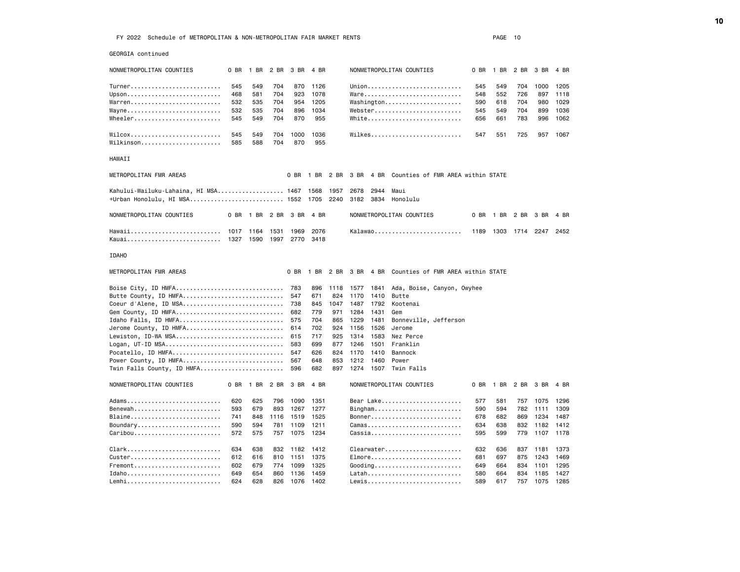FY 2022 Schedule of METROPOLITAN & NON-METROPOLITAN FAIR MARKET RENTS

## GEORGIA continued

| NONMETROPOLITAN COUNTIES | 0 BR | 1 BR | 2 BR | 3 BR | 4 BR | NONMETROPOLITAN COUNTIES | 0 BR | 1 BR | 2 BR | 3 BR | 4 BR |
|---|---|---|---|---|---|---|---|---|---|---|---|
| Turner | 545 | 549 | 704 | 870 | 1126 | Union | 545 | 549 | 704 | 1000 | 1205 |
| Upson | 468 | 581 | 704 | 923 | 1078 | Ware | 548 | 552 | 726 | 897 | 1118 |
| Warren | 532 | 535 | 704 | 954 | 1205 | Washington | 590 | 618 | 704 | 980 | 1029 |
| Wayne | 532 | 535 | 704 | 896 | 1034 | Webster | 545 | 549 | 704 | 899 | 1036 |
| Wheeler | 545 | 549 | 704 | 870 | 955 | White | 656 | 661 | 783 | 996 | 1062 |
| Wilcox | 545 | 549 | 704 | 1000 | 1036 | Wilkes | 547 | 551 | 725 | 957 | 1067 |
| Wilkinson | 585 | 588 | 704 | 870 | 955 | | | | | | |

## HAWAII

| METROPOLITAN FMR AREAS | 0 BR | 1 BR | 2 BR | 3 BR | 4 BR | Counties of FMR AREA within STATE |
|---|---|---|---|---|---|---|
| Kahului-Wailuku-Lahaina, HI MSA | 1467 | 1568 | 1957 | 2678 | 2944 | Maui |
| +Urban Honolulu, HI MSA | 1552 | 1705 | 2240 | 3182 | 3834 | Honolulu |

| NONMETROPOLITAN COUNTIES | 0 BR | 1 BR | 2 BR | 3 BR | 4 BR | NONMETROPOLITAN COUNTIES | 0 BR | 1 BR | 2 BR | 3 BR | 4 BR |
|---|---|---|---|---|---|---|---|---|---|---|---|
| Hawaii | 1017 | 1164 | 1531 | 1969 | 2076 | Kalawao | 1189 | 1303 | 1714 | 2247 | 2452 |
| Kauai | 1327 | 1590 | 1997 | 2770 | 3418 | | | | | | |

## IDAHO

| METROPOLITAN FMR AREAS | 0 BR | 1 BR | 2 BR | 3 BR | 4 BR | Counties of FMR AREA within STATE |
|---|---|---|---|---|---|---|
| Boise City, ID HMFA | 783 | 896 | 1118 | 1577 | 1841 | Ada, Boise, Canyon, Owyhee |
| Butte County, ID HMFA | 547 | 671 | 824 | 1170 | 1410 | Butte |
| Coeur d'Alene, ID MSA | 738 | 845 | 1047 | 1487 | 1792 | Kootenai |
| Gem County, ID HMFA | 682 | 779 | 971 | 1284 | 1431 | Gem |
| Idaho Falls, ID HMFA | 575 | 704 | 865 | 1229 | 1481 | Bonneville, Jefferson |
| Jerome County, ID HMFA | 614 | 702 | 924 | 1156 | 1526 | Jerome |
| Lewiston, ID-WA MSA | 615 | 717 | 925 | 1314 | 1583 | Nez Perce |
| Logan, UT-ID MSA | 583 | 699 | 877 | 1246 | 1501 | Franklin |
| Pocatello, ID HMFA | 547 | 626 | 824 | 1170 | 1410 | Bannock |
| Power County, ID HMFA | 567 | 648 | 853 | 1212 | 1460 | Power |
| Twin Falls County, ID HMFA | 596 | 682 | 897 | 1274 | 1507 | Twin Falls |

| NONMETROPOLITAN COUNTIES | 0 BR | 1 BR | 2 BR | 3 BR | 4 BR | NONMETROPOLITAN COUNTIES | 0 BR | 1 BR | 2 BR | 3 BR | 4 BR |
|---|---|---|---|---|---|---|---|---|---|---|---|
| Adams | 620 | 625 | 796 | 1090 | 1351 | Bear Lake | 577 | 581 | 757 | 1075 | 1296 |
| Benewah | 593 | 679 | 893 | 1267 | 1277 | Bingham | 590 | 594 | 782 | 1111 | 1309 |
| Blaine | 741 | 848 | 1116 | 1519 | 1525 | Bonner | 678 | 682 | 869 | 1234 | 1487 |
| Boundary | 590 | 594 | 781 | 1109 | 1211 | Camas | 634 | 638 | 832 | 1182 | 1412 |
| Caribou | 572 | 575 | 757 | 1075 | 1234 | Cassia | 595 | 599 | 779 | 1107 | 1178 |
| Clark | 634 | 638 | 832 | 1182 | 1412 | Clearwater | 632 | 636 | 837 | 1181 | 1373 |
| Custer | 612 | 616 | 810 | 1151 | 1375 | Elmore | 681 | 697 | 875 | 1243 | 1469 |
| Fremont | 602 | 679 | 774 | 1099 | 1325 | Gooding | 649 | 664 | 834 | 1101 | 1295 |
| Idaho | 649 | 654 | 860 | 1136 | 1459 | Latah | 580 | 664 | 834 | 1185 | 1427 |
| Lemhi | 624 | 628 | 826 | 1076 | 1402 | Lewis | 589 | 617 | 757 | 1075 | 1285 |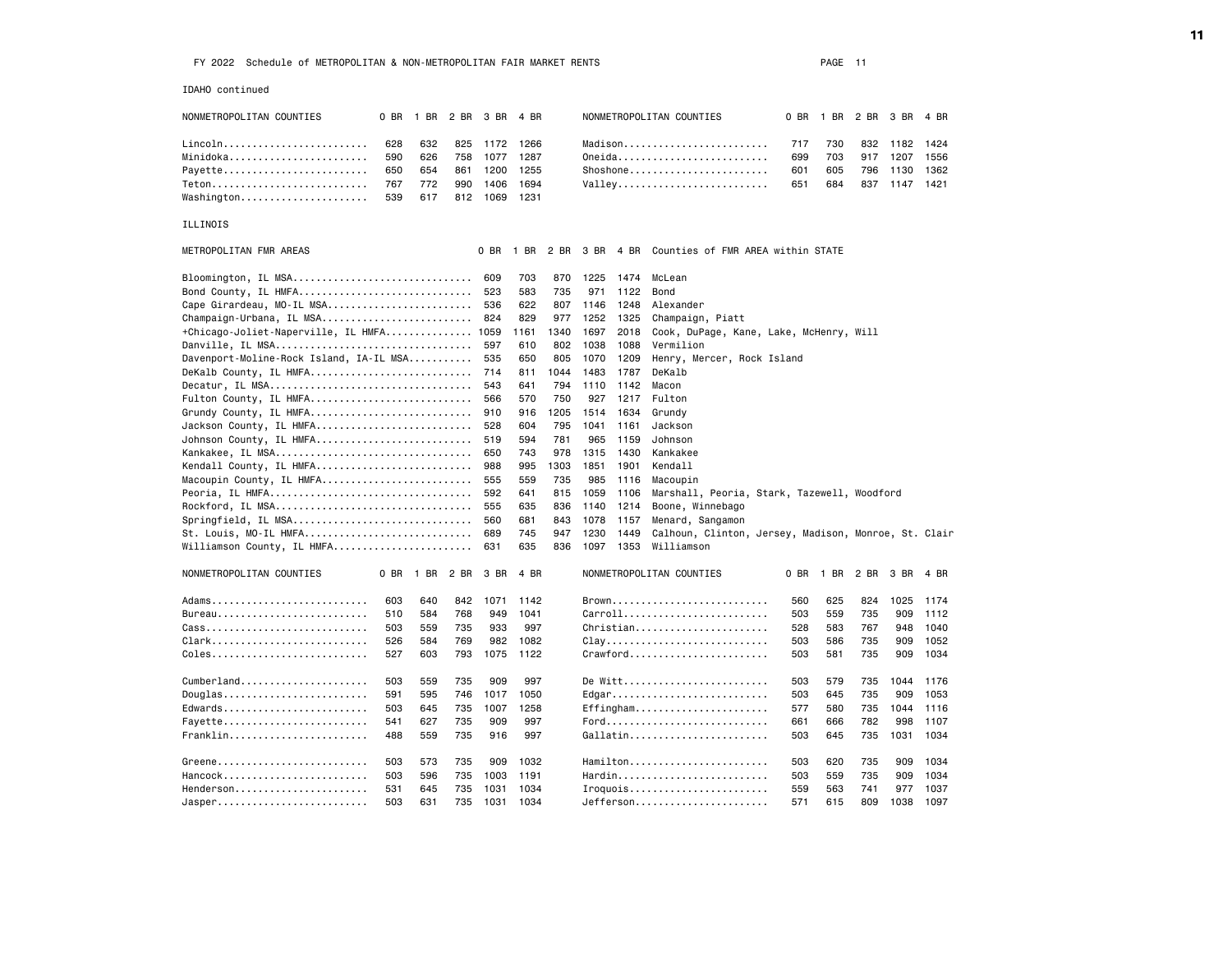FY 2022 Schedule of METROPOLITAN & NON-METROPOLITAN FAIR MARKET RENTS

IDAHO continued

| NONMETROPOLITAN COUNTIES | 0 BR | 1 BR | 2 BR | 3 BR | 4 BR | NONMETROPOLITAN COUNTIES | 0 BR | 1 BR | 2 BR | 3 BR | 4 BR |
|---|---|---|---|---|---|---|---|---|---|---|---|
| Lincoln | 628 | 632 | 825 | 1172 | 1266 | Madison | 717 | 730 | 832 | 1182 | 1424 |
| Minidoka | 590 | 626 | 758 | 1077 | 1287 | Oneida | 699 | 703 | 917 | 1207 | 1556 |
| Payette | 650 | 654 | 861 | 1200 | 1255 | Shoshone | 601 | 605 | 796 | 1130 | 1362 |
| Teton | 767 | 772 | 990 | 1406 | 1694 | Valley | 651 | 684 | 837 | 1147 | 1421 |
| Washington | 539 | 617 | 812 | 1069 | 1231 | | | | | | |

ILLINOIS

| METROPOLITAN FMR AREAS | 0 BR | 1 BR | 2 BR | 3 BR | 4 BR | Counties of FMR AREA within STATE |
|---|---|---|---|---|---|---|
| Bloomington, IL MSA | 609 | 703 | 870 | 1225 | 1474 | McLean |
| Bond County, IL HMFA | 523 | 583 | 735 | 971 | 1122 | Bond |
| Cape Girardeau, MO-IL MSA | 536 | 622 | 807 | 1146 | 1248 | Alexander |
| Champaign-Urbana, IL MSA | 824 | 829 | 977 | 1252 | 1325 | Champaign, Piatt |
| +Chicago-Joliet-Naperville, IL HMFA | 1059 | 1161 | 1340 | 1697 | 2018 | Cook, DuPage, Kane, Lake, McHenry, Will |
| Danville, IL MSA | 597 | 610 | 802 | 1038 | 1088 | Vermilion |
| Davenport-Moline-Rock Island, IA-IL MSA | 535 | 650 | 805 | 1070 | 1209 | Henry, Mercer, Rock Island |
| DeKalb County, IL HMFA | 714 | 811 | 1044 | 1483 | 1787 | DeKalb |
| Decatur, IL MSA | 543 | 641 | 794 | 1110 | 1142 | Macon |
| Fulton County, IL HMFA | 566 | 570 | 750 | 927 | 1217 | Fulton |
| Grundy County, IL HMFA | 910 | 916 | 1205 | 1514 | 1634 | Grundy |
| Jackson County, IL HMFA | 528 | 604 | 795 | 1041 | 1161 | Jackson |
| Johnson County, IL HMFA | 519 | 594 | 781 | 965 | 1159 | Johnson |
| Kankakee, IL MSA | 650 | 743 | 978 | 1315 | 1430 | Kankakee |
| Kendall County, IL HMFA | 988 | 995 | 1303 | 1851 | 1901 | Kendall |
| Macoupin County, IL HMFA | 555 | 559 | 735 | 985 | 1116 | Macoupin |
| Peoria, IL HMFA | 592 | 641 | 815 | 1059 | 1106 | Marshall, Peoria, Stark, Tazewell, Woodford |
| Rockford, IL MSA | 555 | 635 | 836 | 1140 | 1214 | Boone, Winnebago |
| Springfield, IL MSA | 560 | 681 | 843 | 1078 | 1157 | Menard, Sangamon |
| St. Louis, MO-IL HMFA | 689 | 745 | 947 | 1230 | 1449 | Calhoun, Clinton, Jersey, Madison, Monroe, St. Clair |
| Williamson County, IL HMFA | 631 | 635 | 836 | 1097 | 1353 | Williamson |

| NONMETROPOLITAN COUNTIES | 0 BR | 1 BR | 2 BR | 3 BR | 4 BR | NONMETROPOLITAN COUNTIES | 0 BR | 1 BR | 2 BR | 3 BR | 4 BR |
|---|---|---|---|---|---|---|---|---|---|---|---|
| Adams | 603 | 640 | 842 | 1071 | 1142 | Brown | 560 | 625 | 824 | 1025 | 1174 |
| Bureau | 510 | 584 | 768 | 949 | 1041 | Carroll | 503 | 559 | 735 | 909 | 1112 |
| Cass | 503 | 559 | 735 | 933 | 997 | Christian | 528 | 583 | 767 | 948 | 1040 |
| Clark | 526 | 584 | 769 | 982 | 1082 | Clay | 503 | 586 | 735 | 909 | 1052 |
| Coles | 527 | 603 | 793 | 1075 | 1122 | Crawford | 503 | 581 | 735 | 909 | 1034 |
| Cumberland | 503 | 559 | 735 | 909 | 997 | De Witt | 503 | 579 | 735 | 1044 | 1176 |
| Douglas | 591 | 595 | 746 | 1017 | 1050 | Edgar | 503 | 645 | 735 | 909 | 1053 |
| Edwards | 503 | 645 | 735 | 1007 | 1258 | Effingham | 577 | 580 | 735 | 1044 | 1116 |
| Fayette | 541 | 627 | 735 | 909 | 997 | Ford | 661 | 666 | 782 | 998 | 1107 |
| Franklin | 488 | 559 | 735 | 916 | 997 | Gallatin | 503 | 645 | 735 | 1031 | 1034 |
| Greene | 503 | 573 | 735 | 909 | 1032 | Hamilton | 503 | 620 | 735 | 909 | 1034 |
| Hancock | 503 | 596 | 735 | 1003 | 1191 | Hardin | 503 | 559 | 735 | 909 | 1034 |
| Henderson | 531 | 645 | 735 | 1031 | 1034 | Iroquois | 559 | 563 | 741 | 977 | 1037 |
| Jasper | 503 | 631 | 735 | 1031 | 1034 | Jefferson | 571 | 615 | 809 | 1038 | 1097 |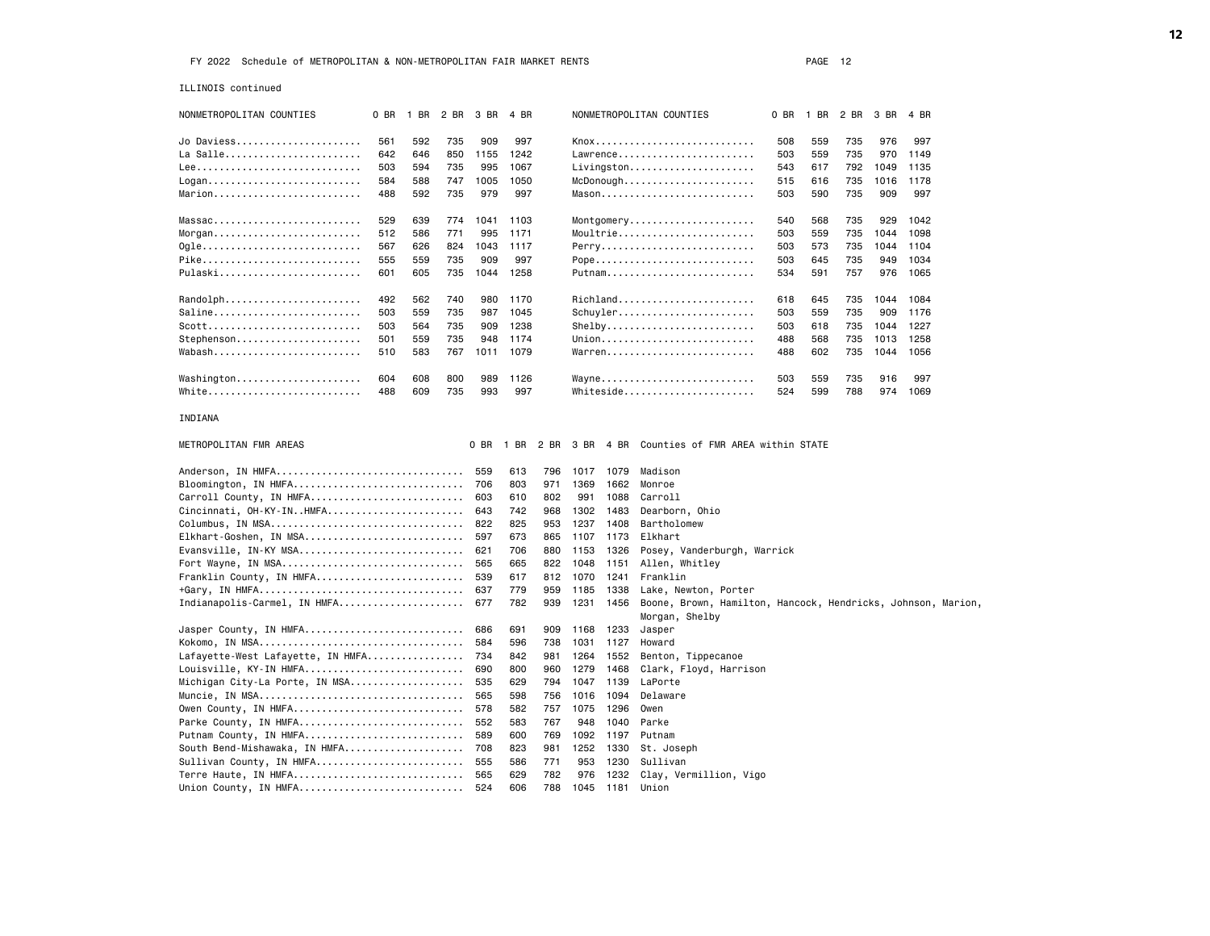FY 2022 Schedule of METROPOLITAN & NON-METROPOLITAN FAIR MARKET RENTS

ILLINOIS continued

| NONMETROPOLITAN COUNTIES | 0 BR | 1 BR | 2 BR | 3 BR | 4 BR | NONMETROPOLITAN COUNTIES | 0 BR | 1 BR | 2 BR | 3 BR | 4 BR |
|---|---|---|---|---|---|---|---|---|---|---|---|
| Jo Daviess | 561 | 592 | 735 | 909 | 997 | Knox | 508 | 559 | 735 | 976 | 997 |
| La Salle | 642 | 646 | 850 | 1155 | 1242 | Lawrence | 503 | 559 | 735 | 970 | 1149 |
| Lee | 503 | 594 | 735 | 995 | 1067 | Livingston | 543 | 617 | 792 | 1049 | 1135 |
| Logan | 584 | 588 | 747 | 1005 | 1050 | McDonough | 515 | 616 | 735 | 1016 | 1178 |
| Marion | 488 | 592 | 735 | 979 | 997 | Mason | 503 | 590 | 735 | 909 | 997 |
| Massac | 529 | 639 | 774 | 1041 | 1103 | Montgomery | 540 | 568 | 735 | 929 | 1042 |
| Morgan | 512 | 586 | 771 | 995 | 1171 | Moultrie | 503 | 559 | 735 | 1044 | 1098 |
| Ogle | 567 | 626 | 824 | 1043 | 1117 | Perry | 503 | 573 | 735 | 1044 | 1104 |
| Pike | 555 | 559 | 735 | 909 | 997 | Pope | 503 | 645 | 735 | 949 | 1034 |
| Pulaski | 601 | 605 | 735 | 1044 | 1258 | Putnam | 534 | 591 | 757 | 976 | 1065 |
| Randolph | 492 | 562 | 740 | 980 | 1170 | Richland | 618 | 645 | 735 | 1044 | 1084 |
| Saline | 503 | 559 | 735 | 987 | 1045 | Schuyler | 503 | 559 | 735 | 909 | 1176 |
| Scott | 503 | 564 | 735 | 909 | 1238 | Shelby | 503 | 618 | 735 | 1044 | 1227 |
| Stephenson | 501 | 559 | 735 | 948 | 1174 | Union | 488 | 568 | 735 | 1013 | 1258 |
| Wabash | 510 | 583 | 767 | 1011 | 1079 | Warren | 488 | 602 | 735 | 1044 | 1056 |
| Washington | 604 | 608 | 800 | 989 | 1126 | Wayne | 503 | 559 | 735 | 916 | 997 |
| White | 488 | 609 | 735 | 993 | 997 | Whiteside | 524 | 599 | 788 | 974 | 1069 |

INDIANA

| METROPOLITAN FMR AREAS | 0 BR | 1 BR | 2 BR | 3 BR | 4 BR | Counties of FMR AREA within STATE |
|---|---|---|---|---|---|---|
| Anderson, IN HMFA | 559 | 613 | 796 | 1017 | 1079 | Madison |
| Bloomington, IN HMFA | 706 | 803 | 971 | 1369 | 1662 | Monroe |
| Carroll County, IN HMFA | 603 | 610 | 802 | 991 | 1088 | Carroll |
| Cincinnati, OH-KY-IN..HMFA | 643 | 742 | 968 | 1302 | 1483 | Dearborn, Ohio |
| Columbus, IN MSA | 822 | 825 | 953 | 1237 | 1408 | Bartholomew |
| Elkhart-Goshen, IN MSA | 597 | 673 | 865 | 1107 | 1173 | Elkhart |
| Evansville, IN-KY MSA | 621 | 706 | 880 | 1153 | 1326 | Posey, Vanderburgh, Warrick |
| Fort Wayne, IN MSA | 565 | 665 | 822 | 1048 | 1151 | Allen, Whitley |
| Franklin County, IN HMFA | 539 | 617 | 812 | 1070 | 1241 | Franklin |
| +Gary, IN HMFA | 637 | 779 | 959 | 1185 | 1338 | Lake, Newton, Porter |
| Indianapolis-Carmel, IN HMFA | 677 | 782 | 939 | 1231 | 1456 | Boone, Brown, Hamilton, Hancock, Hendricks, Johnson, Marion, Morgan, Shelby |
| Jasper County, IN HMFA | 686 | 691 | 909 | 1168 | 1233 | Jasper |
| Kokomo, IN MSA | 584 | 596 | 738 | 1031 | 1127 | Howard |
| Lafayette-West Lafayette, IN HMFA | 734 | 842 | 981 | 1264 | 1552 | Benton, Tippecanoe |
| Louisville, KY-IN HMFA | 690 | 800 | 960 | 1279 | 1468 | Clark, Floyd, Harrison |
| Michigan City-La Porte, IN MSA | 535 | 629 | 794 | 1047 | 1139 | LaPorte |
| Muncie, IN MSA | 565 | 598 | 756 | 1016 | 1094 | Delaware |
| Owen County, IN HMFA | 578 | 582 | 757 | 1075 | 1296 | Owen |
| Parke County, IN HMFA | 552 | 583 | 767 | 948 | 1040 | Parke |
| Putnam County, IN HMFA | 589 | 600 | 769 | 1092 | 1197 | Putnam |
| South Bend-Mishawaka, IN HMFA | 708 | 823 | 981 | 1252 | 1330 | St. Joseph |
| Sullivan County, IN HMFA | 555 | 586 | 771 | 953 | 1230 | Sullivan |
| Terre Haute, IN HMFA | 565 | 629 | 782 | 976 | 1232 | Clay, Vermillion, Vigo |
| Union County, IN HMFA | 524 | 606 | 788 | 1045 | 1181 | Union |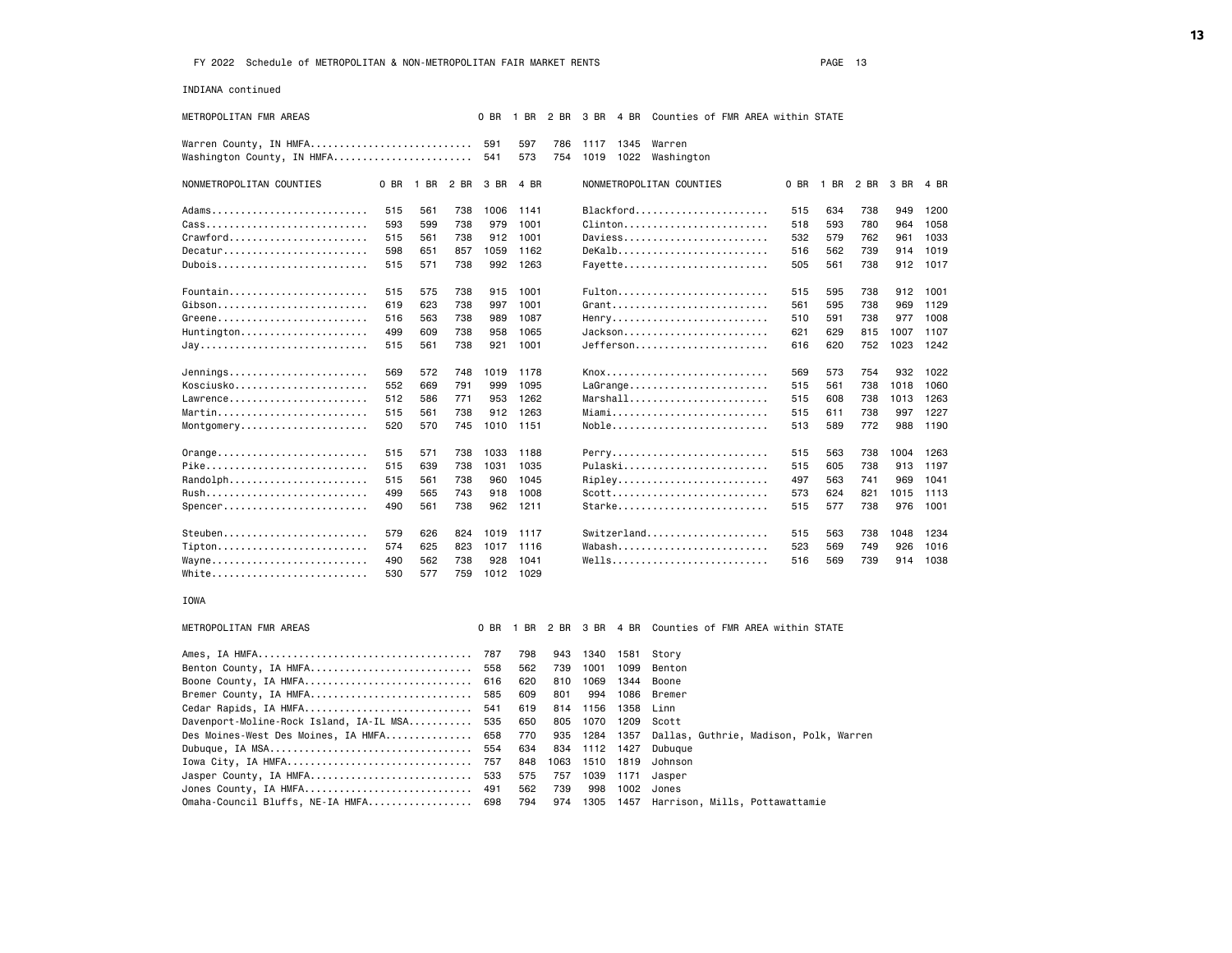FY 2022 Schedule of METROPOLITAN & NON-METROPOLITAN FAIR MARKET RENTS

## INDIANA continued

| METROPOLITAN FMR AREAS | 0 BR | 1 BR | 2 BR | 3 BR | 4 BR | Counties of FMR AREA within STATE |
|---|---|---|---|---|---|---|
| Warren County, IN HMFA | 591 | 597 | 786 | 1117 | 1345 | Warren |
| Washington County, IN HMFA | 541 | 573 | 754 | 1019 | 1022 | Washington |

| NONMETROPOLITAN COUNTIES | 0 BR | 1 BR | 2 BR | 3 BR | 4 BR |
|---|---|---|---|---|---|
| Adams | 515 | 561 | 738 | 1006 | 1141 |
| Blackford | 515 | 634 | 738 | 949 | 1200 |
| Cass | 593 | 599 | 738 | 979 | 1001 |
| Clinton | 518 | 593 | 780 | 964 | 1058 |
| Crawford | 515 | 561 | 738 | 912 | 1001 |
| Daviess | 532 | 579 | 762 | 961 | 1033 |
| Decatur | 598 | 651 | 857 | 1059 | 1162 |
| DeKalb | 516 | 562 | 739 | 914 | 1019 |
| Dubois | 515 | 571 | 738 | 992 | 1263 |
| Fayette | 505 | 561 | 738 | 912 | 1017 |
| Fountain | 515 | 575 | 738 | 915 | 1001 |
| Fulton | 515 | 595 | 738 | 912 | 1001 |
| Gibson | 619 | 623 | 738 | 997 | 1001 |
| Grant | 561 | 595 | 738 | 969 | 1129 |
| Greene | 516 | 563 | 738 | 989 | 1087 |
| Henry | 510 | 591 | 738 | 977 | 1008 |
| Huntington | 499 | 609 | 738 | 958 | 1065 |
| Jackson | 621 | 629 | 815 | 1007 | 1107 |
| Jay | 515 | 561 | 738 | 921 | 1001 |
| Jefferson | 616 | 620 | 752 | 1023 | 1242 |
| Jennings | 569 | 572 | 748 | 1019 | 1178 |
| Knox | 569 | 573 | 754 | 932 | 1022 |
| Kosciusko | 552 | 669 | 791 | 999 | 1095 |
| LaGrange | 515 | 561 | 738 | 1018 | 1060 |
| Lawrence | 512 | 586 | 771 | 953 | 1262 |
| Marshall | 515 | 608 | 738 | 1013 | 1263 |
| Martin | 515 | 561 | 738 | 912 | 1263 |
| Miami | 515 | 611 | 738 | 997 | 1227 |
| Montgomery | 520 | 570 | 745 | 1010 | 1151 |
| Noble | 513 | 589 | 772 | 988 | 1190 |
| Orange | 515 | 571 | 738 | 1033 | 1188 |
| Perry | 515 | 563 | 738 | 1004 | 1263 |
| Pike | 515 | 639 | 738 | 1031 | 1035 |
| Pulaski | 515 | 605 | 738 | 913 | 1197 |
| Randolph | 515 | 561 | 738 | 960 | 1045 |
| Ripley | 497 | 563 | 741 | 969 | 1041 |
| Rush | 499 | 565 | 743 | 918 | 1008 |
| Scott | 573 | 624 | 821 | 1015 | 1113 |
| Spencer | 490 | 561 | 738 | 962 | 1211 |
| Starke | 515 | 577 | 738 | 976 | 1001 |
| Steuben | 579 | 626 | 824 | 1019 | 1117 |
| Switzerland | 515 | 563 | 738 | 1048 | 1234 |
| Tipton | 574 | 625 | 823 | 1017 | 1116 |
| Wabash | 523 | 569 | 749 | 926 | 1016 |
| Wayne | 490 | 562 | 738 | 928 | 1041 |
| Wells | 516 | 569 | 739 | 914 | 1038 |
| White | 530 | 577 | 759 | 1012 | 1029 |

## IOWA

| METROPOLITAN FMR AREAS | 0 BR | 1 BR | 2 BR | 3 BR | 4 BR | Counties of FMR AREA within STATE |
|---|---|---|---|---|---|---|
| Ames, IA HMFA | 787 | 798 | 943 | 1340 | 1581 | Story |
| Benton County, IA HMFA | 558 | 562 | 739 | 1001 | 1099 | Benton |
| Boone County, IA HMFA | 616 | 620 | 810 | 1069 | 1344 | Boone |
| Bremer County, IA HMFA | 585 | 609 | 801 | 994 | 1086 | Bremer |
| Cedar Rapids, IA HMFA | 541 | 619 | 814 | 1156 | 1358 | Linn |
| Davenport-Moline-Rock Island, IA-IL MSA | 535 | 650 | 805 | 1070 | 1209 | Scott |
| Des Moines-West Des Moines, IA HMFA | 658 | 770 | 935 | 1284 | 1357 | Dallas, Guthrie, Madison, Polk, Warren |
| Dubuque, IA MSA | 554 | 634 | 834 | 1112 | 1427 | Dubuque |
| Iowa City, IA HMFA | 757 | 848 | 1063 | 1510 | 1819 | Johnson |
| Jasper County, IA HMFA | 533 | 575 | 757 | 1039 | 1171 | Jasper |
| Jones County, IA HMFA | 491 | 562 | 739 | 998 | 1002 | Jones |
| Omaha-Council Bluffs, NE-IA HMFA | 698 | 794 | 974 | 1305 | 1457 | Harrison, Mills, Pottawattamie |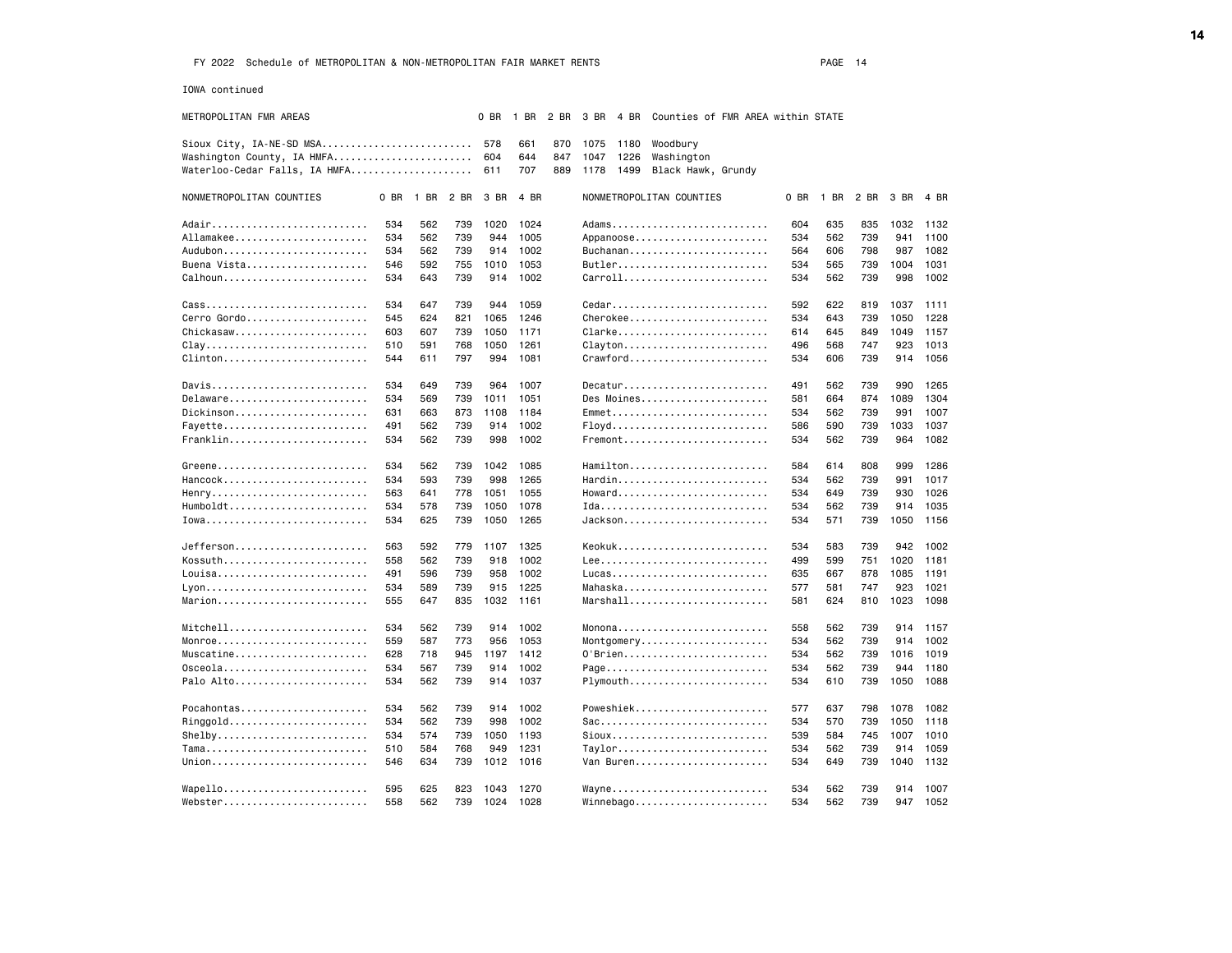FY 2022 Schedule of METROPOLITAN & NON-METROPOLITAN FAIR MARKET RENTS

IOWA continued

| METROPOLITAN FMR AREAS | 0 BR | 1 BR | 2 BR | 3 BR | 4 BR | Counties of FMR AREA within STATE |
|---|---|---|---|---|---|---|
| Sioux City, IA-NE-SD MSA | 578 | 661 | 870 | 1075 | 1180 | Woodbury |
| Washington County, IA HMFA | 604 | 644 | 847 | 1047 | 1226 | Washington |
| Waterloo-Cedar Falls, IA HMFA | 611 | 707 | 889 | 1178 | 1499 | Black Hawk, Grundy |

| NONMETROPOLITAN COUNTIES | 0 BR | 1 BR | 2 BR | 3 BR | 4 BR | NONMETROPOLITAN COUNTIES | 0 BR | 1 BR | 2 BR | 3 BR | 4 BR |
|---|---|---|---|---|---|---|---|---|---|---|---|
| Adair | 534 | 562 | 739 | 1020 | 1024 | Adams | 604 | 635 | 835 | 1032 | 1132 |
| Allamakee | 534 | 562 | 739 | 944 | 1005 | Appanoose | 534 | 562 | 739 | 941 | 1100 |
| Audubon | 534 | 562 | 739 | 914 | 1002 | Buchanan | 564 | 606 | 798 | 987 | 1082 |
| Buena Vista | 546 | 592 | 755 | 1010 | 1053 | Butler | 534 | 565 | 739 | 1004 | 1031 |
| Calhoun | 534 | 643 | 739 | 914 | 1002 | Carroll | 534 | 562 | 739 | 998 | 1002 |
| Cass | 534 | 647 | 739 | 944 | 1059 | Cedar | 592 | 622 | 819 | 1037 | 1111 |
| Cerro Gordo | 545 | 624 | 821 | 1065 | 1246 | Cherokee | 534 | 643 | 739 | 1050 | 1228 |
| Chickasaw | 603 | 607 | 739 | 1050 | 1171 | Clarke | 614 | 645 | 849 | 1049 | 1157 |
| Clay | 510 | 591 | 768 | 1050 | 1261 | Clayton | 496 | 568 | 747 | 923 | 1013 |
| Clinton | 544 | 611 | 797 | 994 | 1081 | Crawford | 534 | 606 | 739 | 914 | 1056 |
| Davis | 534 | 649 | 739 | 964 | 1007 | Decatur | 491 | 562 | 739 | 990 | 1265 |
| Delaware | 534 | 569 | 739 | 1011 | 1051 | Des Moines | 581 | 664 | 874 | 1089 | 1304 |
| Dickinson | 631 | 663 | 873 | 1108 | 1184 | Emmet | 534 | 562 | 739 | 991 | 1007 |
| Fayette | 491 | 562 | 739 | 914 | 1002 | Floyd | 586 | 590 | 739 | 1033 | 1037 |
| Franklin | 534 | 562 | 739 | 998 | 1002 | Fremont | 534 | 562 | 739 | 964 | 1082 |
| Greene | 534 | 562 | 739 | 1042 | 1085 | Hamilton | 584 | 614 | 808 | 999 | 1286 |
| Hancock | 534 | 593 | 739 | 998 | 1265 | Hardin | 534 | 562 | 739 | 991 | 1017 |
| Henry | 563 | 641 | 778 | 1051 | 1055 | Howard | 534 | 649 | 739 | 930 | 1026 |
| Humboldt | 534 | 578 | 739 | 1050 | 1078 | Ida | 534 | 562 | 739 | 914 | 1035 |
| Iowa | 534 | 625 | 739 | 1050 | 1265 | Jackson | 534 | 571 | 739 | 1050 | 1156 |
| Jefferson | 563 | 592 | 779 | 1107 | 1325 | Keokuk | 534 | 583 | 739 | 942 | 1002 |
| Kossuth | 558 | 562 | 739 | 918 | 1002 | Lee | 499 | 599 | 751 | 1020 | 1181 |
| Louisa | 491 | 596 | 739 | 958 | 1002 | Lucas | 635 | 667 | 878 | 1085 | 1191 |
| Lyon | 534 | 589 | 739 | 915 | 1225 | Mahaska | 577 | 581 | 747 | 923 | 1021 |
| Marion | 555 | 647 | 835 | 1032 | 1161 | Marshall | 581 | 624 | 810 | 1023 | 1098 |
| Mitchell | 534 | 562 | 739 | 914 | 1002 | Monona | 558 | 562 | 739 | 914 | 1157 |
| Monroe | 559 | 587 | 773 | 956 | 1053 | Montgomery | 534 | 562 | 739 | 914 | 1002 |
| Muscatine | 628 | 718 | 945 | 1197 | 1412 | O'Brien | 534 | 562 | 739 | 1016 | 1019 |
| Osceola | 534 | 567 | 739 | 914 | 1002 | Page | 534 | 562 | 739 | 944 | 1180 |
| Palo Alto | 534 | 562 | 739 | 914 | 1037 | Plymouth | 534 | 610 | 739 | 1050 | 1088 |
| Pocahontas | 534 | 562 | 739 | 914 | 1002 | Poweshiek | 577 | 637 | 798 | 1078 | 1082 |
| Ringgold | 534 | 562 | 739 | 998 | 1002 | Sac | 534 | 570 | 739 | 1050 | 1118 |
| Shelby | 534 | 574 | 739 | 1050 | 1193 | Sioux | 539 | 584 | 745 | 1007 | 1010 |
| Tama | 510 | 584 | 768 | 949 | 1231 | Taylor | 534 | 562 | 739 | 914 | 1059 |
| Union | 546 | 634 | 739 | 1012 | 1016 | Van Buren | 534 | 649 | 739 | 1040 | 1132 |
| Wapello | 595 | 625 | 823 | 1043 | 1270 | Wayne | 534 | 562 | 739 | 914 | 1007 |
| Webster | 558 | 562 | 739 | 1024 | 1028 | Winnebago | 534 | 562 | 739 | 947 | 1052 |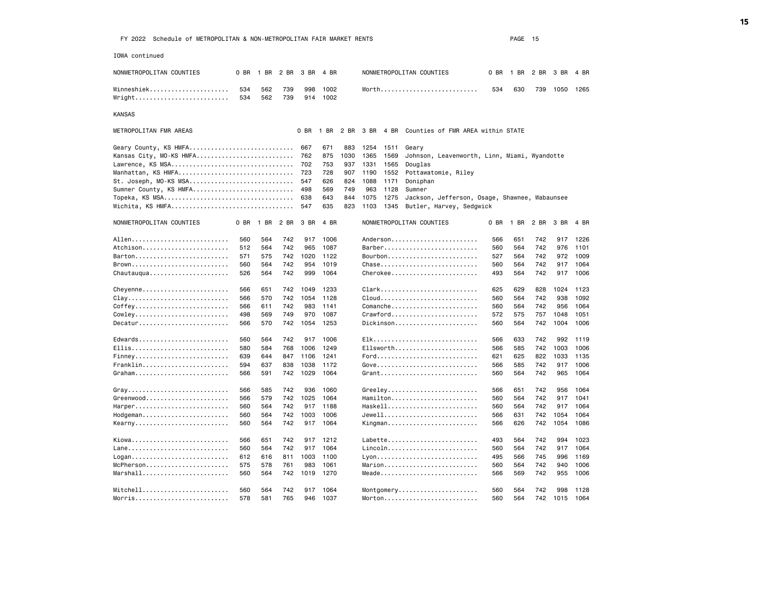FY 2022 Schedule of METROPOLITAN & NON-METROPOLITAN FAIR MARKET RENTS

IOWA continued

| NONMETROPOLITAN COUNTIES | 0 BR | 1 BR | 2 BR | 3 BR | 4 BR | NONMETROPOLITAN COUNTIES | 0 BR | 1 BR | 2 BR | 3 BR | 4 BR |
|---|---|---|---|---|---|---|---|---|---|---|---|
| Winneshiek | 534 | 562 | 739 | 998 | 1002 | Worth | 534 | 630 | 739 | 1050 | 1265 |
| Wright | 534 | 562 | 739 | 914 | 1002 | | | | | | |

## KANSAS

| METROPOLITAN FMR AREAS | 0 BR | 1 BR | 2 BR | 3 BR | 4 BR | Counties of FMR AREA within STATE |
|---|---|---|---|---|---|---|
| Geary County, KS HMFA | 667 | 671 | 883 | 1254 | 1511 | Geary |
| Kansas City, MO-KS HMFA | 762 | 875 | 1030 | 1365 | 1569 | Johnson, Leavenworth, Linn, Miami, Wyandotte |
| Lawrence, KS MSA | 702 | 753 | 937 | 1331 | 1565 | Douglas |
| Manhattan, KS HMFA | 723 | 728 | 907 | 1190 | 1552 | Pottawatomie, Riley |
| St. Joseph, MO-KS MSA | 547 | 626 | 824 | 1088 | 1171 | Doniphan |
| Sumner County, KS HMFA | 498 | 569 | 749 | 963 | 1128 | Sumner |
| Topeka, KS MSA | 638 | 643 | 844 | 1075 | 1275 | Jackson, Jefferson, Osage, Shawnee, Wabaunsee |
| Wichita, KS HMFA | 547 | 635 | 823 | 1103 | 1345 | Butler, Harvey, Sedgwick |

| NONMETROPOLITAN COUNTIES | 0 BR | 1 BR | 2 BR | 3 BR | 4 BR | NONMETROPOLITAN COUNTIES | 0 BR | 1 BR | 2 BR | 3 BR | 4 BR |
|---|---|---|---|---|---|---|---|---|---|---|---|
| Allen | 560 | 564 | 742 | 917 | 1006 | Anderson | 566 | 651 | 742 | 917 | 1226 |
| Atchison | 512 | 564 | 742 | 965 | 1087 | Barber | 560 | 564 | 742 | 976 | 1101 |
| Barton | 571 | 575 | 742 | 1020 | 1122 | Bourbon | 527 | 564 | 742 | 972 | 1009 |
| Brown | 560 | 564 | 742 | 954 | 1019 | Chase | 560 | 564 | 742 | 917 | 1064 |
| Chautauqua | 526 | 564 | 742 | 999 | 1064 | Cherokee | 493 | 564 | 742 | 917 | 1006 |
| Cheyenne | 566 | 651 | 742 | 1049 | 1233 | Clark | 625 | 629 | 828 | 1024 | 1123 |
| Clay | 566 | 570 | 742 | 1054 | 1128 | Cloud | 560 | 564 | 742 | 938 | 1092 |
| Coffey | 566 | 611 | 742 | 983 | 1141 | Comanche | 560 | 564 | 742 | 956 | 1064 |
| Cowley | 498 | 569 | 749 | 970 | 1087 | Crawford | 572 | 575 | 757 | 1048 | 1051 |
| Decatur | 566 | 570 | 742 | 1054 | 1253 | Dickinson | 560 | 564 | 742 | 1004 | 1006 |
| Edwards | 560 | 564 | 742 | 917 | 1006 | Elk | 566 | 633 | 742 | 992 | 1119 |
| Ellis | 580 | 584 | 768 | 1006 | 1249 | Ellsworth | 566 | 585 | 742 | 1003 | 1006 |
| Finney | 639 | 644 | 847 | 1106 | 1241 | Ford | 621 | 625 | 822 | 1033 | 1135 |
| Franklin | 594 | 637 | 838 | 1038 | 1172 | Gove | 566 | 585 | 742 | 917 | 1006 |
| Graham | 566 | 591 | 742 | 1029 | 1064 | Grant | 560 | 564 | 742 | 965 | 1064 |
| Gray | 566 | 585 | 742 | 936 | 1060 | Greeley | 566 | 651 | 742 | 956 | 1064 |
| Greenwood | 566 | 579 | 742 | 1025 | 1064 | Hamilton | 560 | 564 | 742 | 917 | 1041 |
| Harper | 560 | 564 | 742 | 917 | 1188 | Haskell | 560 | 564 | 742 | 917 | 1064 |
| Hodgeman | 560 | 564 | 742 | 1003 | 1006 | Jewell | 566 | 631 | 742 | 1054 | 1064 |
| Kearny | 560 | 564 | 742 | 917 | 1064 | Kingman | 566 | 626 | 742 | 1054 | 1086 |
| Kiowa | 566 | 651 | 742 | 917 | 1212 | Labette | 493 | 564 | 742 | 994 | 1023 |
| Lane | 560 | 564 | 742 | 917 | 1064 | Lincoln | 560 | 564 | 742 | 917 | 1064 |
| Logan | 612 | 616 | 811 | 1003 | 1100 | Lyon | 495 | 566 | 745 | 996 | 1169 |
| McPherson | 575 | 578 | 761 | 983 | 1061 | Marion | 560 | 564 | 742 | 940 | 1006 |
| Marshall | 560 | 564 | 742 | 1019 | 1270 | Meade | 566 | 569 | 742 | 955 | 1006 |
| Mitchell | 560 | 564 | 742 | 917 | 1064 | Montgomery | 560 | 564 | 742 | 998 | 1128 |
| Morris | 578 | 581 | 765 | 946 | 1037 | Morton | 560 | 564 | 742 | 1015 | 1064 |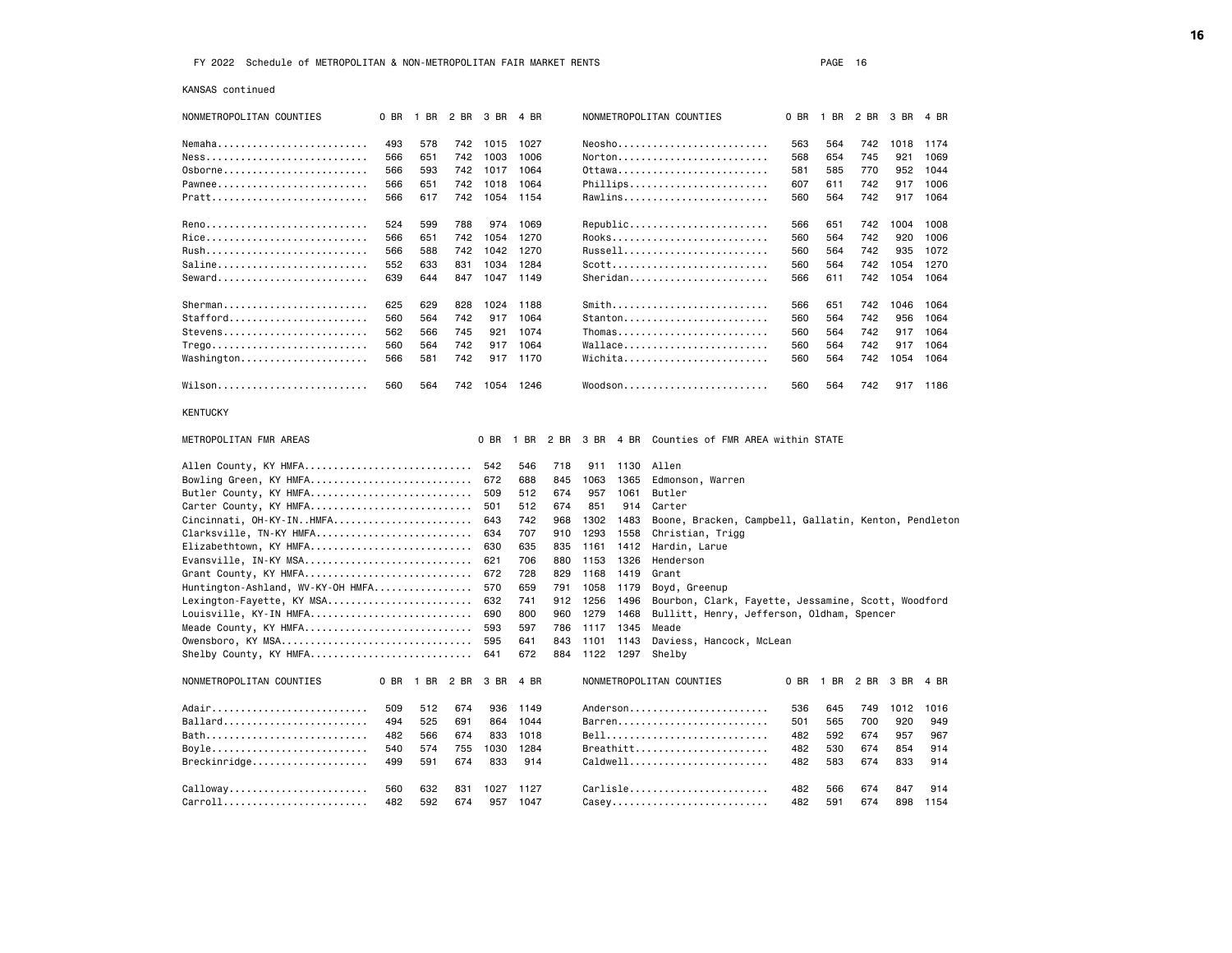FY 2022 Schedule of METROPOLITAN & NON-METROPOLITAN FAIR MARKET RENTS

## KANSAS continued

| NONMETROPOLITAN COUNTIES | 0 BR | 1 BR | 2 BR | 3 BR | 4 BR | NONMETROPOLITAN COUNTIES | 0 BR | 1 BR | 2 BR | 3 BR | 4 BR |
|---|---|---|---|---|---|---|---|---|---|---|---|
| Nemaha | 493 | 578 | 742 | 1015 | 1027 | Neosho | 563 | 564 | 742 | 1018 | 1174 |
| Ness | 566 | 651 | 742 | 1003 | 1006 | Norton | 568 | 654 | 745 | 921 | 1069 |
| Osborne | 566 | 593 | 742 | 1017 | 1064 | Ottawa | 581 | 585 | 770 | 952 | 1044 |
| Pawnee | 566 | 651 | 742 | 1018 | 1064 | Phillips | 607 | 611 | 742 | 917 | 1006 |
| Pratt | 566 | 617 | 742 | 1054 | 1154 | Rawlins | 560 | 564 | 742 | 917 | 1064 |
| Reno | 524 | 599 | 788 | 974 | 1069 | Republic | 566 | 651 | 742 | 1004 | 1008 |
| Rice | 566 | 651 | 742 | 1054 | 1270 | Rooks | 560 | 564 | 742 | 920 | 1006 |
| Rush | 566 | 588 | 742 | 1042 | 1270 | Russell | 560 | 564 | 742 | 935 | 1072 |
| Saline | 552 | 633 | 831 | 1034 | 1284 | Scott | 560 | 564 | 742 | 1054 | 1270 |
| Seward | 639 | 644 | 847 | 1047 | 1149 | Sheridan | 566 | 611 | 742 | 1054 | 1064 |
| Sherman | 625 | 629 | 828 | 1024 | 1188 | Smith | 566 | 651 | 742 | 1046 | 1064 |
| Stafford | 560 | 564 | 742 | 917 | 1064 | Stanton | 560 | 564 | 742 | 956 | 1064 |
| Stevens | 562 | 566 | 745 | 921 | 1074 | Thomas | 560 | 564 | 742 | 917 | 1064 |
| Trego | 560 | 564 | 742 | 917 | 1064 | Wallace | 560 | 564 | 742 | 917 | 1064 |
| Washington | 566 | 581 | 742 | 917 | 1170 | Wichita | 560 | 564 | 742 | 1054 | 1064 |
| Wilson | 560 | 564 | 742 | 1054 | 1246 | Woodson | 560 | 564 | 742 | 917 | 1186 |

## KENTUCKY

| METROPOLITAN FMR AREAS | 0 BR | 1 BR | 2 BR | 3 BR | 4 BR | Counties of FMR AREA within STATE |
|---|---|---|---|---|---|---|
| Allen County, KY HMFA | 542 | 546 | 718 | 911 | 1130 | Allen |
| Bowling Green, KY HMFA | 672 | 688 | 845 | 1063 | 1365 | Edmonson, Warren |
| Butler County, KY HMFA | 509 | 512 | 674 | 957 | 1061 | Butler |
| Carter County, KY HMFA | 501 | 512 | 674 | 851 | 914 | Carter |
| Cincinnati, OH-KY-IN..HMFA | 643 | 742 | 968 | 1302 | 1483 | Boone, Bracken, Campbell, Gallatin, Kenton, Pendleton |
| Clarksville, TN-KY HMFA | 634 | 707 | 910 | 1293 | 1558 | Christian, Trigg |
| Elizabethtown, KY HMFA | 630 | 635 | 835 | 1161 | 1412 | Hardin, Larue |
| Evansville, IN-KY MSA | 621 | 706 | 880 | 1153 | 1326 | Henderson |
| Grant County, KY HMFA | 672 | 728 | 829 | 1168 | 1419 | Grant |
| Huntington-Ashland, WV-KY-OH HMFA | 570 | 659 | 791 | 1058 | 1179 | Boyd, Greenup |
| Lexington-Fayette, KY MSA | 632 | 741 | 912 | 1256 | 1496 | Bourbon, Clark, Fayette, Jessamine, Scott, Woodford |
| Louisville, KY-IN HMFA | 690 | 800 | 960 | 1279 | 1468 | Bullitt, Henry, Jefferson, Oldham, Spencer |
| Meade County, KY HMFA | 593 | 597 | 786 | 1117 | 1345 | Meade |
| Owensboro, KY MSA | 595 | 641 | 843 | 1101 | 1143 | Daviess, Hancock, McLean |
| Shelby County, KY HMFA | 641 | 672 | 884 | 1122 | 1297 | Shelby |

| NONMETROPOLITAN COUNTIES | 0 BR | 1 BR | 2 BR | 3 BR | 4 BR | NONMETROPOLITAN COUNTIES | 0 BR | 1 BR | 2 BR | 3 BR | 4 BR |
|---|---|---|---|---|---|---|---|---|---|---|---|
| Adair | 509 | 512 | 674 | 936 | 1149 | Anderson | 536 | 645 | 749 | 1012 | 1016 |
| Ballard | 494 | 525 | 691 | 864 | 1044 | Barren | 501 | 565 | 700 | 920 | 949 |
| Bath | 482 | 566 | 674 | 833 | 1018 | Bell | 482 | 592 | 674 | 957 | 967 |
| Boyle | 540 | 574 | 755 | 1030 | 1284 | Breathitt | 482 | 530 | 674 | 854 | 914 |
| Breckinridge | 499 | 591 | 674 | 833 | 914 | Caldwell | 482 | 583 | 674 | 833 | 914 |
| Calloway | 560 | 632 | 831 | 1027 | 1127 | Carlisle | 482 | 566 | 674 | 847 | 914 |
| Carroll | 482 | 592 | 674 | 957 | 1047 | Casey | 482 | 591 | 674 | 898 | 1154 |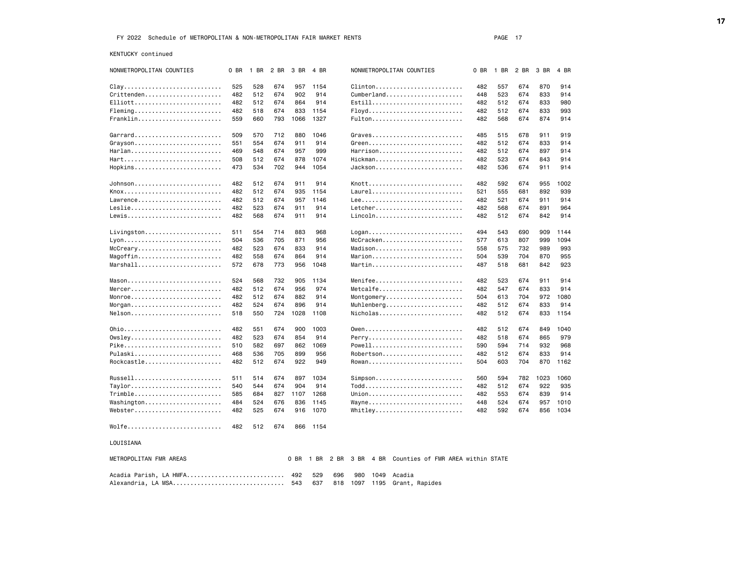FY 2022 Schedule of METROPOLITAN & NON-METROPOLITAN FAIR MARKET RENTS

KENTUCKY continued

| NONMETROPOLITAN COUNTIES | 0 BR | 1 BR | 2 BR | 3 BR | 4 BR | NONMETROPOLITAN COUNTIES | 0 BR | 1 BR | 2 BR | 3 BR | 4 BR |
|---|---|---|---|---|---|---|---|---|---|---|---|
| Clay | 525 | 528 | 674 | 957 | 1154 | Clinton | 482 | 557 | 674 | 870 | 914 |
| Crittenden | 482 | 512 | 674 | 902 | 914 | Cumberland | 448 | 523 | 674 | 833 | 914 |
| Elliott | 482 | 512 | 674 | 864 | 914 | Estill | 482 | 512 | 674 | 833 | 980 |
| Fleming | 482 | 518 | 674 | 833 | 1154 | Floyd | 482 | 512 | 674 | 833 | 993 |
| Franklin | 559 | 660 | 793 | 1066 | 1327 | Fulton | 482 | 568 | 674 | 874 | 914 |
| Garrard | 509 | 570 | 712 | 880 | 1046 | Graves | 485 | 515 | 678 | 911 | 919 |
| Grayson | 551 | 554 | 674 | 911 | 914 | Green | 482 | 512 | 674 | 833 | 914 |
| Harlan | 469 | 548 | 674 | 957 | 999 | Harrison | 482 | 512 | 674 | 897 | 914 |
| Hart | 508 | 512 | 674 | 878 | 1074 | Hickman | 482 | 523 | 674 | 843 | 914 |
| Hopkins | 473 | 534 | 702 | 944 | 1054 | Jackson | 482 | 536 | 674 | 911 | 914 |
| Johnson | 482 | 512 | 674 | 911 | 914 | Knott | 482 | 592 | 674 | 955 | 1002 |
| Knox | 482 | 512 | 674 | 935 | 1154 | Laurel | 521 | 555 | 681 | 892 | 939 |
| Lawrence | 482 | 512 | 674 | 957 | 1146 | Lee | 482 | 521 | 674 | 911 | 914 |
| Leslie | 482 | 523 | 674 | 911 | 914 | Letcher | 482 | 568 | 674 | 891 | 964 |
| Lewis | 482 | 568 | 674 | 911 | 914 | Lincoln | 482 | 512 | 674 | 842 | 914 |
| Livingston | 511 | 554 | 714 | 883 | 968 | Logan | 494 | 543 | 690 | 909 | 1144 |
| Lyon | 504 | 536 | 705 | 871 | 956 | McCracken | 577 | 613 | 807 | 999 | 1094 |
| McCreary | 482 | 523 | 674 | 833 | 914 | Madison | 558 | 575 | 732 | 989 | 993 |
| Magoffin | 482 | 558 | 674 | 864 | 914 | Marion | 504 | 539 | 704 | 870 | 955 |
| Marshall | 572 | 678 | 773 | 956 | 1048 | Martin | 487 | 518 | 681 | 842 | 923 |
| Mason | 524 | 568 | 732 | 905 | 1134 | Menifee | 482 | 523 | 674 | 911 | 914 |
| Mercer | 482 | 512 | 674 | 956 | 974 | Metcalfe | 482 | 547 | 674 | 833 | 914 |
| Monroe | 482 | 512 | 674 | 882 | 914 | Montgomery | 504 | 613 | 704 | 972 | 1080 |
| Morgan | 482 | 524 | 674 | 896 | 914 | Muhlenberg | 482 | 512 | 674 | 833 | 914 |
| Nelson | 518 | 550 | 724 | 1028 | 1108 | Nicholas | 482 | 512 | 674 | 833 | 1154 |
| Ohio | 482 | 551 | 674 | 900 | 1003 | Owen | 482 | 512 | 674 | 849 | 1040 |
| Owsley | 482 | 523 | 674 | 854 | 914 | Perry | 482 | 518 | 674 | 865 | 979 |
| Pike | 510 | 582 | 697 | 862 | 1069 | Powell | 590 | 594 | 714 | 932 | 968 |
| Pulaski | 468 | 536 | 705 | 899 | 956 | Robertson | 482 | 512 | 674 | 833 | 914 |
| Rockcastle | 482 | 512 | 674 | 922 | 949 | Rowan | 504 | 603 | 704 | 870 | 1162 |
| Russell | 511 | 514 | 674 | 897 | 1034 | Simpson | 560 | 594 | 782 | 1023 | 1060 |
| Taylor | 540 | 544 | 674 | 904 | 914 | Todd | 482 | 512 | 674 | 922 | 935 |
| Trimble | 585 | 684 | 827 | 1107 | 1268 | Union | 482 | 553 | 674 | 839 | 914 |
| Washington | 484 | 524 | 676 | 836 | 1145 | Wayne | 448 | 524 | 674 | 957 | 1010 |
| Webster | 482 | 525 | 674 | 916 | 1070 | Whitley | 482 | 592 | 674 | 856 | 1034 |
| Wolfe | 482 | 512 | 674 | 866 | 1154 | | | | | | |

LOUISIANA

| METROPOLITAN FMR AREAS | 0 BR | 1 BR | 2 BR | 3 BR | 4 BR | Counties of FMR AREA within STATE |
|---|---|---|---|---|---|---|
| Acadia Parish, LA HMFA | 492 | 529 | 696 | 980 | 1049 | Acadia |
| Alexandria, LA MSA | 543 | 637 | 818 | 1097 | 1195 | Grant, Rapides |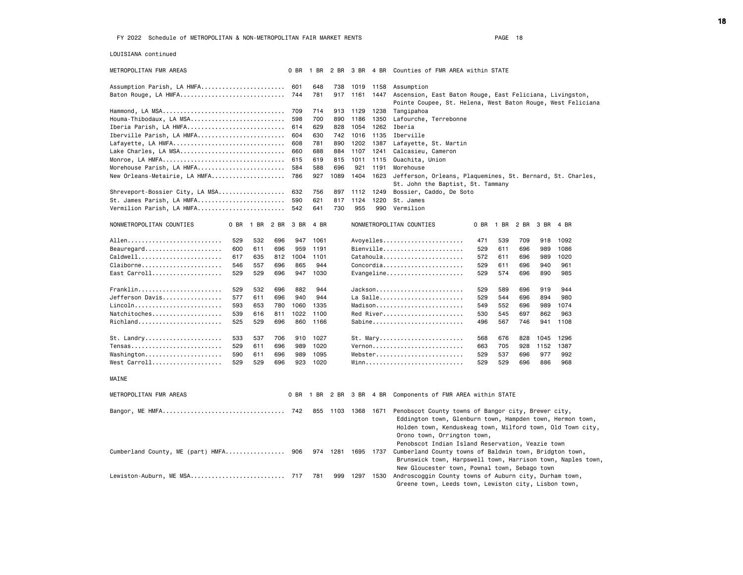FY 2022 Schedule of METROPOLITAN & NON-METROPOLITAN FAIR MARKET RENTS

LOUISIANA continued

| METROPOLITAN FMR AREAS | 0 BR | 1 BR | 2 BR | 3 BR | 4 BR | Counties of FMR AREA within STATE |
|---|---|---|---|---|---|---|
| Assumption Parish, LA HMFA | 601 | 648 | 738 | 1019 | 1158 | Assumption |
| Baton Rouge, LA HMFA | 744 | 781 | 917 | 1161 | 1447 | Ascension, East Baton Rouge, East Feliciana, Livingston, Pointe Coupee, St. Helena, West Baton Rouge, West Feliciana |
| Hammond, LA MSA | 709 | 714 | 913 | 1129 | 1238 | Tangipahoa |
| Houma-Thibodaux, LA MSA | 598 | 700 | 890 | 1186 | 1350 | Lafourche, Terrebonne |
| Iberia Parish, LA HMFA | 614 | 629 | 828 | 1054 | 1262 | Iberia |
| Iberville Parish, LA HMFA | 604 | 630 | 742 | 1016 | 1135 | Iberville |
| Lafayette, LA HMFA | 608 | 781 | 890 | 1202 | 1387 | Lafayette, St. Martin |
| Lake Charles, LA MSA | 660 | 688 | 884 | 1107 | 1241 | Calcasieu, Cameron |
| Monroe, LA HMFA | 615 | 619 | 815 | 1011 | 1115 | Ouachita, Union |
| Morehouse Parish, LA HMFA | 584 | 588 | 696 | 921 | 1191 | Morehouse |
| New Orleans-Metairie, LA HMFA | 786 | 927 | 1089 | 1404 | 1623 | Jefferson, Orleans, Plaquemines, St. Bernard, St. Charles, St. John the Baptist, St. Tammany |
| Shreveport-Bossier City, LA MSA | 632 | 756 | 897 | 1112 | 1249 | Bossier, Caddo, De Soto |
| St. James Parish, LA HMFA | 590 | 621 | 817 | 1124 | 1220 | St. James |
| Vermilion Parish, LA HMFA | 542 | 641 | 730 | 955 | 990 | Vermilion |

| NONMETROPOLITAN COUNTIES | 0 BR | 1 BR | 2 BR | 3 BR | 4 BR | NONMETROPOLITAN COUNTIES | 0 BR | 1 BR | 2 BR | 3 BR | 4 BR |
|---|---|---|---|---|---|---|---|---|---|---|---|
| Allen | 529 | 532 | 696 | 947 | 1061 | Avoyelles | 471 | 539 | 709 | 918 | 1092 |
| Beauregard | 600 | 611 | 696 | 959 | 1191 | Bienville | 529 | 611 | 696 | 989 | 1086 |
| Caldwell | 617 | 635 | 812 | 1004 | 1101 | Catahoula | 572 | 611 | 696 | 989 | 1020 |
| Claiborne | 546 | 557 | 696 | 865 | 944 | Concordia | 529 | 611 | 696 | 940 | 961 |
| East Carroll | 529 | 529 | 696 | 947 | 1030 | Evangeline | 529 | 574 | 696 | 890 | 985 |
| Franklin | 529 | 532 | 696 | 882 | 944 | Jackson | 529 | 589 | 696 | 919 | 944 |
| Jefferson Davis | 577 | 611 | 696 | 940 | 944 | La Salle | 529 | 544 | 696 | 894 | 980 |
| Lincoln | 593 | 653 | 780 | 1060 | 1335 | Madison | 549 | 552 | 696 | 989 | 1074 |
| Natchitoches | 539 | 616 | 811 | 1022 | 1100 | Red River | 530 | 545 | 697 | 862 | 963 |
| Richland | 525 | 529 | 696 | 860 | 1166 | Sabine | 496 | 567 | 746 | 941 | 1108 |
| St. Landry | 533 | 537 | 706 | 910 | 1027 | St. Mary | 568 | 676 | 828 | 1045 | 1296 |
| Tensas | 529 | 611 | 696 | 989 | 1020 | Vernon | 663 | 705 | 928 | 1152 | 1387 |
| Washington | 590 | 611 | 696 | 989 | 1095 | Webster | 529 | 537 | 696 | 977 | 992 |
| West Carroll | 529 | 529 | 696 | 923 | 1020 | Winn | 529 | 529 | 696 | 886 | 968 |

MAINE

| METROPOLITAN FMR AREAS | 0 BR | 1 BR | 2 BR | 3 BR | 4 BR | Components of FMR AREA within STATE |
|---|---|---|---|---|---|---|
| Bangor, ME HMFA | 742 | 855 | 1103 | 1368 | 1671 | Penobscot County towns of Bangor city, Brewer city, Eddington town, Glenburn town, Hampden town, Hermon town, Holden town, Kenduskeag town, Milford town, Old Town city, Orono town, Orrington town, Penobscot Indian Island Reservation, Veazie town |
| Cumberland County, ME (part) HMFA | 906 | 974 | 1281 | 1695 | 1737 | Cumberland County towns of Baldwin town, Bridgton town, Brunswick town, Harpswell town, Harrison town, Naples town, New Gloucester town, Pownal town, Sebago town |
| Lewiston-Auburn, ME MSA | 717 | 781 | 999 | 1297 | 1530 | Androscoggin County towns of Auburn city, Durham town, Greene town, Leeds town, Lewiston city, Lisbon town, |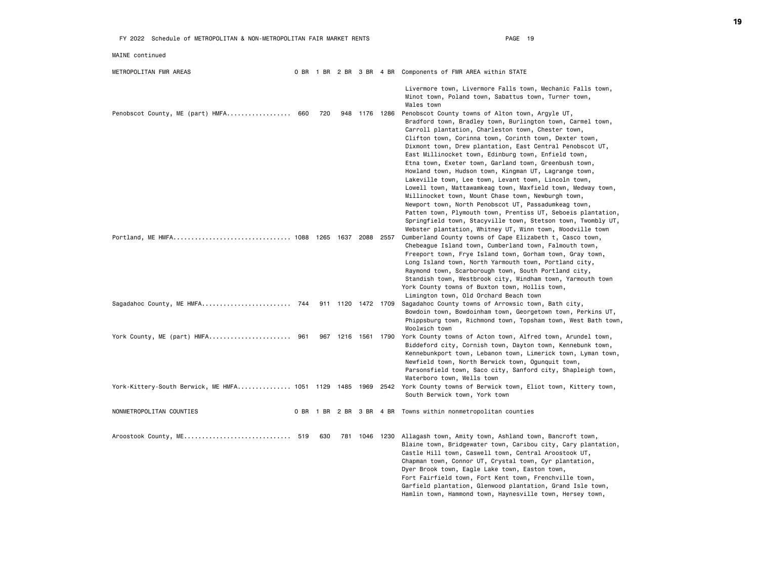FY 2022 Schedule of METROPOLITAN & NON-METROPOLITAN FAIR MARKET RENTS

MAINE continued

| METROPOLITAN FMR AREAS | 0 BR | 1 BR | 2 BR | 3 BR | 4 BR | Components of FMR AREA within STATE |
|---|---|---|---|---|---|---|
| | | | | | | Livermore town, Livermore Falls town, Mechanic Falls town, Minot town, Poland town, Sabattus town, Turner town, Wales town |
| Penobscot County, ME (part) HMFA | 660 | 720 | 948 | 1176 | 1286 | Penobscot County towns of Alton town, Argyle UT, Bradford town, Bradley town, Burlington town, Carmel town, Carroll plantation, Charleston town, Chester town, Clifton town, Corinna town, Corinth town, Dexter town, Dixmont town, Drew plantation, East Central Penobscot UT, East Millinocket town, Edinburg town, Enfield town, Etna town, Exeter town, Garland town, Greenbush town, Howland town, Hudson town, Kingman UT, Lagrange town, Lakeville town, Lee town, Levant town, Lincoln town, Lowell town, Mattawamkeag town, Maxfield town, Medway town, Millinocket town, Mount Chase town, Newburgh town, Newport town, North Penobscot UT, Passadumkeag town, Patten town, Plymouth town, Prentiss UT, Seboeis plantation, Springfield town, Stacyville town, Stetson town, Twombly UT, Webster plantation, Whitney UT, Winn town, Woodville town |
| Portland, ME HMFA | 1088 | 1265 | 1637 | 2088 | 2557 | Cumberland County towns of Cape Elizabeth t, Casco town, Chebeague Island town, Cumberland town, Falmouth town, Freeport town, Frye Island town, Gorham town, Gray town, Long Island town, North Yarmouth town, Portland city, Raymond town, Scarborough town, South Portland city, Standish town, Westbrook city, Windham town, Yarmouth town<br>York County towns of Buxton town, Hollis town, Limington town, Old Orchard Beach town |
| Sagadahoc County, ME HMFA | 744 | 911 | 1120 | 1472 | 1709 | Sagadahoc County towns of Arrowsic town, Bath city, Bowdoin town, Bowdoinham town, Georgetown town, Perkins UT, Phippsburg town, Richmond town, Topsham town, West Bath town, Woolwich town |
| York County, ME (part) HMFA | 961 | 967 | 1216 | 1561 | 1790 | York County towns of Acton town, Alfred town, Arundel town, Biddeford city, Cornish town, Dayton town, Kennebunk town, Kennebunkport town, Lebanon town, Limerick town, Lyman town, Newfield town, North Berwick town, Ogunquit town, Parsonsfield town, Saco city, Sanford city, Shapleigh town, Waterboro town, Wells town |
| York-Kittery-South Berwick, ME HMFA | 1051 | 1129 | 1485 | 1969 | 2542 | York County towns of Berwick town, Eliot town, Kittery town, South Berwick town, York town |

| NONMETROPOLITAN COUNTIES | 0 BR | 1 BR | 2 BR | 3 BR | 4 BR | Towns within nonmetropolitan counties |
|---|---|---|---|---|---|---|
| Aroostook County, ME | 519 | 630 | 781 | 1046 | 1230 | Allagash town, Amity town, Ashland town, Bancroft town, Blaine town, Bridgewater town, Caribou city, Cary plantation, Castle Hill town, Caswell town, Central Aroostook UT, Chapman town, Connor UT, Crystal town, Cyr plantation, Dyer Brook town, Eagle Lake town, Easton town, Fort Fairfield town, Fort Kent town, Frenchville town, Garfield plantation, Glenwood plantation, Grand Isle town, Hamlin town, Hammond town, Haynesville town, Hersey town, |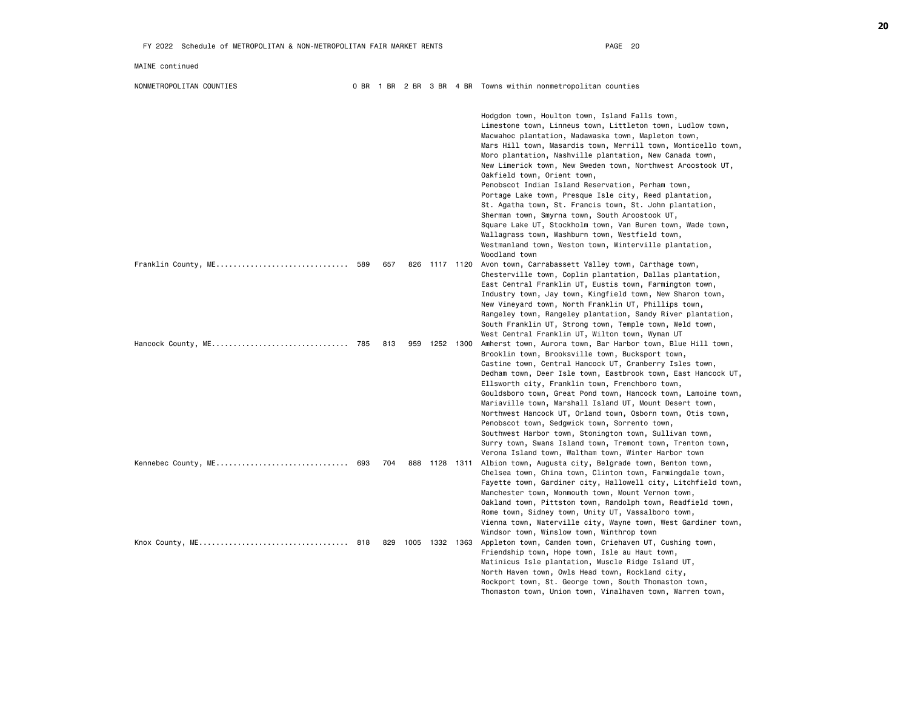FY 2022 Schedule of METROPOLITAN & NON-METROPOLITAN FAIR MARKET RENTS

MAINE continued

| NONMETROPOLITAN COUNTIES | 0 BR | 1 BR | 2 BR | 3 BR | 4 BR | Towns within nonmetropolitan counties |
|---|---|---|---|---|---|---|
| | | | | | | Hodgdon town, Houlton town, Island Falls town, Limestone town, Linneus town, Littleton town, Ludlow town, Macwahoc plantation, Madawaska town, Mapleton town, Mars Hill town, Masardis town, Merrill town, Monticello town, Moro plantation, Nashville plantation, New Canada town, New Limerick town, New Sweden town, Northwest Aroostook UT, Oakfield town, Orient town, Penobscot Indian Island Reservation, Perham town, Portage Lake town, Presque Isle city, Reed plantation, St. Agatha town, St. Francis town, St. John plantation, Sherman town, Smyrna town, South Aroostook UT, Square Lake UT, Stockholm town, Van Buren town, Wade town, Wallagrass town, Washburn town, Westfield town, Westmanland town, Weston town, Winterville plantation, Woodland town |
| Franklin County, ME.............................. | 589 | 657 | 826 | 1117 | 1120 | Avon town, Carrabassett Valley town, Carthage town, Chesterville town, Coplin plantation, Dallas plantation, East Central Franklin UT, Eustis town, Farmington town, Industry town, Jay town, Kingfield town, New Sharon town, New Vineyard town, North Franklin UT, Phillips town, Rangeley town, Rangeley plantation, Sandy River plantation, South Franklin UT, Strong town, Temple town, Weld town, West Central Franklin UT, Wilton town, Wyman UT |
| Hancock County, ME............................... | 785 | 813 | 959 | 1252 | 1300 | Amherst town, Aurora town, Bar Harbor town, Blue Hill town, Brooklin town, Brooksville town, Bucksport town, Castine town, Central Hancock UT, Cranberry Isles town, Dedham town, Deer Isle town, Eastbrook town, East Hancock UT, Ellsworth city, Franklin town, Frenchboro town, Gouldsboro town, Great Pond town, Hancock town, Lamoine town, Mariaville town, Marshall Island UT, Mount Desert town, Northwest Hancock UT, Orland town, Osborn town, Otis town, Penobscot town, Sedgwick town, Sorrento town, Southwest Harbor town, Stonington town, Sullivan town, Surry town, Swans Island town, Tremont town, Trenton town, Verona Island town, Waltham town, Winter Harbor town |
| Kennebec County, ME.............................. | 693 | 704 | 888 | 1128 | 1311 | Albion town, Augusta city, Belgrade town, Benton town, Chelsea town, China town, Clinton town, Farmingdale town, Fayette town, Gardiner city, Hallowell city, Litchfield town, Manchester town, Monmouth town, Mount Vernon town, Oakland town, Pittston town, Randolph town, Readfield town, Rome town, Sidney town, Unity UT, Vassalboro town, Vienna town, Waterville city, Wayne town, West Gardiner town, Windsor town, Winslow town, Winthrop town |
| Knox County, ME.................................. | 818 | 829 | 1005 | 1332 | 1363 | Appleton town, Camden town, Criehaven UT, Cushing town, Friendship town, Hope town, Isle au Haut town, Matinicus Isle plantation, Muscle Ridge Island UT, North Haven town, Owls Head town, Rockland city, Rockport town, St. George town, South Thomaston town, Thomaston town, Union town, Vinalhaven town, Warren town, |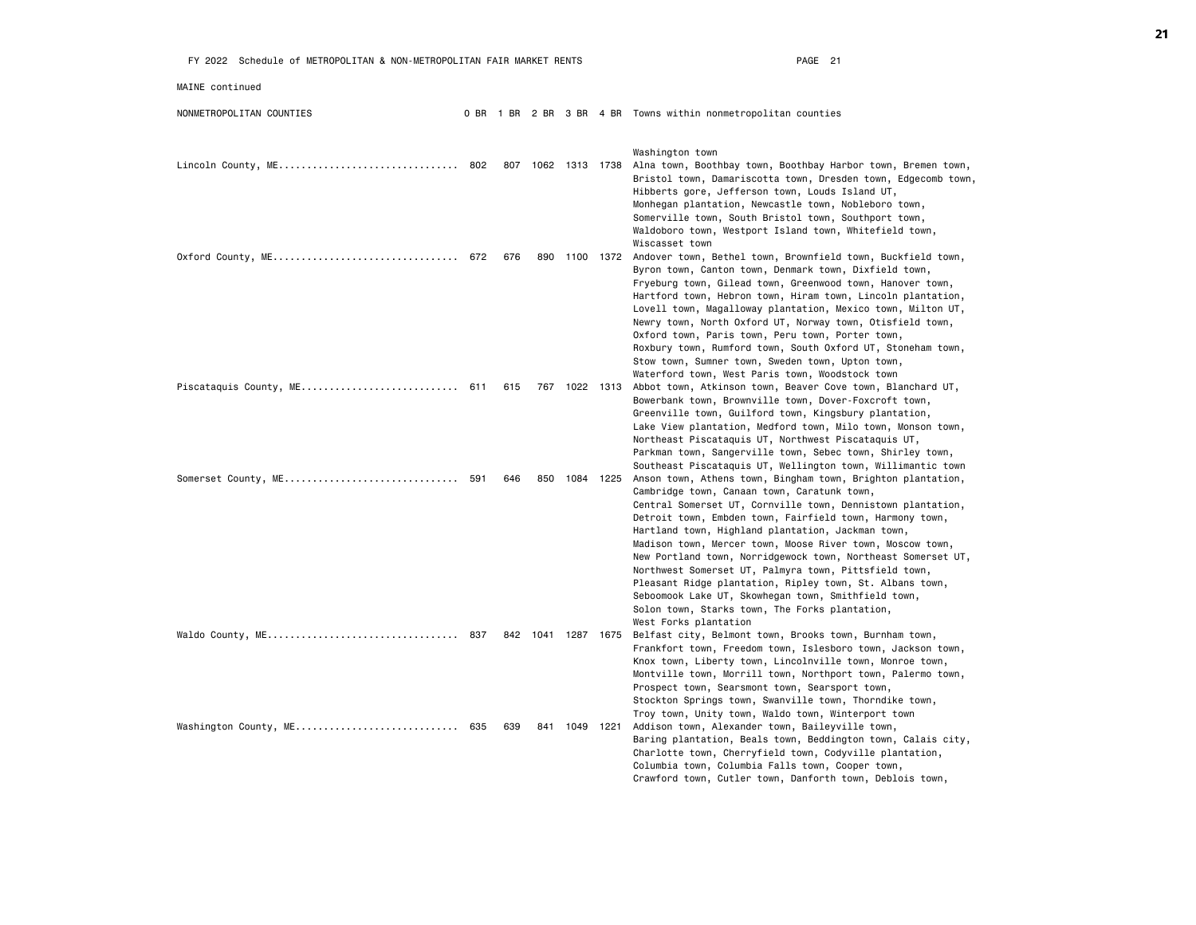FY 2022 Schedule of METROPOLITAN & NON-METROPOLITAN FAIR MARKET RENTS

MAINE continued

| NONMETROPOLITAN COUNTIES | 0 BR | 1 BR | 2 BR | 3 BR | 4 BR | Towns within nonmetropolitan counties |
|---|---|---|---|---|---|---|
| | | | | | | Washington town |
| Lincoln County, ME................................ | 802 | 807 | 1062 | 1313 | 1738 | Alna town, Boothbay town, Boothbay Harbor town, Bremen town, Bristol town, Damariscotta town, Dresden town, Edgecomb town, Hibberts gore, Jefferson town, Louds Island UT, Monhegan plantation, Newcastle town, Nobleboro town, Somerville town, South Bristol town, Southport town, Waldoboro town, Westport Island town, Whitefield town, Wiscasset town |
| Oxford County, ME................................ | 672 | 676 | 890 | 1100 | 1372 | Andover town, Bethel town, Brownfield town, Buckfield town, Byron town, Canton town, Denmark town, Dixfield town, Fryeburg town, Gilead town, Greenwood town, Hanover town, Hartford town, Hebron town, Hiram town, Lincoln plantation, Lovell town, Magalloway plantation, Mexico town, Milton UT, Newry town, North Oxford UT, Norway town, Otisfield town, Oxford town, Paris town, Peru town, Porter town, Roxbury town, Rumford town, South Oxford UT, Stoneham town, Stow town, Sumner town, Sweden town, Upton town, Waterford town, West Paris town, Woodstock town |
| Piscataquis County, ME........................... | 611 | 615 | 767 | 1022 | 1313 | Abbot town, Atkinson town, Beaver Cove town, Blanchard UT, Bowerbank town, Brownville town, Dover-Foxcroft town, Greenville town, Guilford town, Kingsbury plantation, Lake View plantation, Medford town, Milo town, Monson town, Northeast Piscataquis UT, Northwest Piscataquis UT, Parkman town, Sangerville town, Sebec town, Shirley town, Southeast Piscataquis UT, Wellington town, Willimantic town |
| Somerset County, ME.............................. | 591 | 646 | 850 | 1084 | 1225 | Anson town, Athens town, Bingham town, Brighton plantation, Cambridge town, Canaan town, Caratunk town, Central Somerset UT, Cornville town, Dennistown plantation, Detroit town, Embden town, Fairfield town, Harmony town, Hartland town, Highland plantation, Jackman town, Madison town, Mercer town, Moose River town, Moscow town, New Portland town, Norridgewock town, Northeast Somerset UT, Northwest Somerset UT, Palmyra town, Pittsfield town, Pleasant Ridge plantation, Ripley town, St. Albans town, Seboomook Lake UT, Skowhegan town, Smithfield town, Solon town, Starks town, The Forks plantation, West Forks plantation |
| Waldo County, ME................................. | 837 | 842 | 1041 | 1287 | 1675 | Belfast city, Belmont town, Brooks town, Burnham town, Frankfort town, Freedom town, Islesboro town, Jackson town, Knox town, Liberty town, Lincolnville town, Monroe town, Montville town, Morrill town, Northport town, Palermo town, Prospect town, Searsmont town, Searsport town, Stockton Springs town, Swanville town, Thorndike town, Troy town, Unity town, Waldo town, Winterport town |
| Washington County, ME............................ | 635 | 639 | 841 | 1049 | 1221 | Addison town, Alexander town, Baileyville town, Baring plantation, Beals town, Beddington town, Calais city, Charlotte town, Cherryfield town, Codyville plantation, Columbia town, Columbia Falls town, Cooper town, Crawford town, Cutler town, Danforth town, Deblois town, |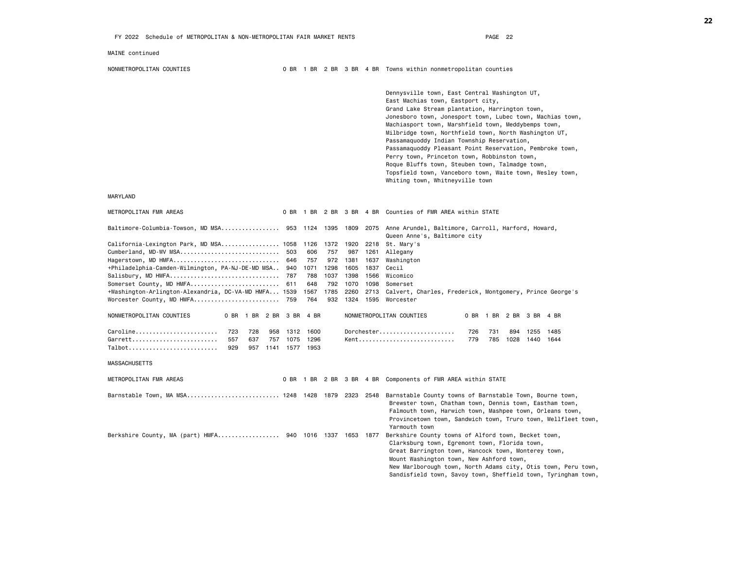MAINE continued

| NONMETROPOLITAN COUNTIES | 0 BR | 1 BR | 2 BR | 3 BR | 4 BR | Towns within nonmetropolitan counties |
|---|---|---|---|---|---|---|
| | | | | | | Dennysville town, East Central Washington UT, East Machias town, Eastport city, Grand Lake Stream plantation, Harrington town, Jonesboro town, Jonesport town, Lubec town, Machias town, Machiasport town, Marshfield town, Meddybemps town, Milbridge town, Northfield town, North Washington UT, Passamaquoddy Indian Township Reservation, Passamaquoddy Pleasant Point Reservation, Pembroke town, Perry town, Princeton town, Robbinston town, Roque Bluffs town, Steuben town, Talmadge town, Topsfield town, Vanceboro town, Waite town, Wesley town, Whiting town, Whitneyville town |

MARYLAND

| METROPOLITAN FMR AREAS | 0 BR | 1 BR | 2 BR | 3 BR | 4 BR | Counties of FMR AREA within STATE |
|---|---|---|---|---|---|---|
| Baltimore-Columbia-Towson, MD MSA | 953 | 1124 | 1395 | 1809 | 2075 | Anne Arundel, Baltimore, Carroll, Harford, Howard, Queen Anne's, Baltimore city |
| California-Lexington Park, MD MSA | 1058 | 1126 | 1372 | 1920 | 2218 | St. Mary's |
| Cumberland, MD-WV MSA | 503 | 606 | 757 | 987 | 1261 | Allegany |
| Hagerstown, MD HMFA | 646 | 757 | 972 | 1381 | 1637 | Washington |
| +Philadelphia-Camden-Wilmington, PA-NJ-DE-MD MSA | 940 | 1071 | 1298 | 1605 | 1837 | Cecil |
| Salisbury, MD HMFA | 787 | 788 | 1037 | 1398 | 1566 | Wicomico |
| Somerset County, MD HMFA | 611 | 648 | 792 | 1070 | 1098 | Somerset |
| +Washington-Arlington-Alexandria, DC-VA-MD HMFA | 1539 | 1567 | 1785 | 2260 | 2713 | Calvert, Charles, Frederick, Montgomery, Prince George's |
| Worcester County, MD HMFA | 759 | 764 | 932 | 1324 | 1595 | Worcester |

| NONMETROPOLITAN COUNTIES | 0 BR | 1 BR | 2 BR | 3 BR | 4 BR | NONMETROPOLITAN COUNTIES | 0 BR | 1 BR | 2 BR | 3 BR | 4 BR |
|---|---|---|---|---|---|---|---|---|---|---|---|
| Caroline | 723 | 728 | 958 | 1312 | 1600 | Dorchester | 726 | 731 | 894 | 1255 | 1485 |
| Garrett | 557 | 637 | 757 | 1075 | 1296 | Kent | 779 | 785 | 1028 | 1440 | 1644 |
| Talbot | 929 | 957 | 1141 | 1577 | 1953 | | | | | | |

MASSACHUSETTS

| METROPOLITAN FMR AREAS | 0 BR | 1 BR | 2 BR | 3 BR | 4 BR | Components of FMR AREA within STATE |
|---|---|---|---|---|---|---|
| Barnstable Town, MA MSA | 1248 | 1428 | 1879 | 2323 | 2548 | Barnstable County towns of Barnstable Town, Bourne town, Brewster town, Chatham town, Dennis town, Eastham town, Falmouth town, Harwich town, Mashpee town, Orleans town, Provincetown town, Sandwich town, Truro town, Wellfleet town, Yarmouth town |
| Berkshire County, MA (part) HMFA | 940 | 1016 | 1337 | 1653 | 1877 | Berkshire County towns of Alford town, Becket town, Clarksburg town, Egremont town, Florida town, Great Barrington town, Hancock town, Monterey town, Mount Washington town, New Ashford town, New Marlborough town, North Adams city, Otis town, Peru town, Sandisfield town, Savoy town, Sheffield town, Tyringham town, |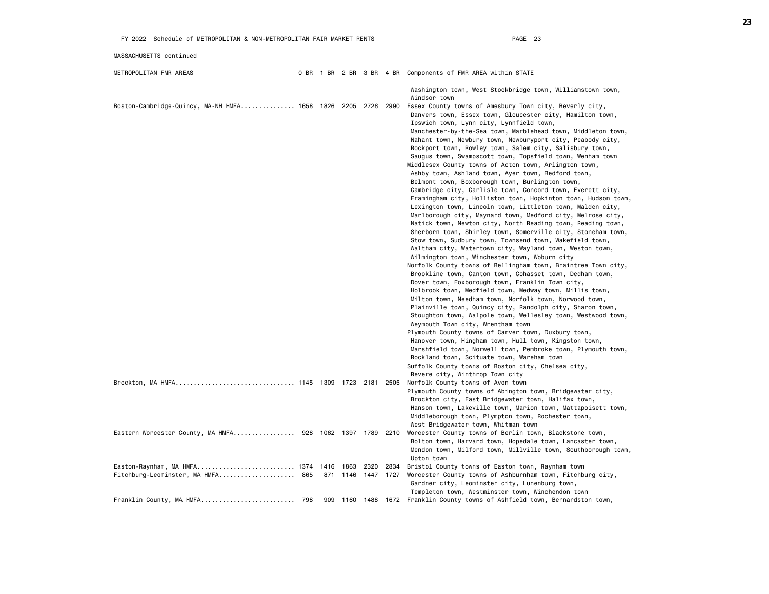MASSACHUSETTS continued

| METROPOLITAN FMR AREAS | 0 BR | 1 BR | 2 BR | 3 BR | 4 BR | Components of FMR AREA within STATE |
|---|---|---|---|---|---|---|
| | | | | | | Washington town, West Stockbridge town, Williamstown town, Windsor town |
| Boston-Cambridge-Quincy, MA-NH HMFA | 1658 | 1826 | 2205 | 2726 | 2990 | Essex County towns of Amesbury Town city, Beverly city, Danvers town, Essex town, Gloucester city, Hamilton town, Ipswich town, Lynn city, Lynnfield town, Manchester-by-the-Sea town, Marblehead town, Middleton town, Nahant town, Newbury town, Newburyport city, Peabody city, Rockport town, Rowley town, Salem city, Salisbury town, Saugus town, Swampscott town, Topsfield town, Wenham town<br>Middlesex County towns of Acton town, Arlington town, Ashby town, Ashland town, Ayer town, Bedford town, Belmont town, Boxborough town, Burlington town, Cambridge city, Carlisle town, Concord town, Everett city, Framingham city, Holliston town, Hopkinton town, Hudson town, Lexington town, Lincoln town, Littleton town, Malden city, Marlborough city, Maynard town, Medford city, Melrose city, Natick town, Newton city, North Reading town, Reading town, Sherborn town, Shirley town, Somerville city, Stoneham town, Stow town, Sudbury town, Townsend town, Wakefield town, Waltham city, Watertown city, Wayland town, Weston town, Wilmington town, Winchester town, Woburn city<br>Norfolk County towns of Bellingham town, Braintree Town city, Brookline town, Canton town, Cohasset town, Dedham town, Dover town, Foxborough town, Franklin Town city, Holbrook town, Medfield town, Medway town, Millis town, Milton town, Needham town, Norfolk town, Norwood town, Plainville town, Quincy city, Randolph city, Sharon town, Stoughton town, Walpole town, Wellesley town, Westwood town, Weymouth Town city, Wrentham town<br>Plymouth County towns of Carver town, Duxbury town, Hanover town, Hingham town, Hull town, Kingston town, Marshfield town, Norwell town, Pembroke town, Plymouth town, Rockland town, Scituate town, Wareham town<br>Suffolk County towns of Boston city, Chelsea city, Revere city, Winthrop Town city |
| Brockton, MA HMFA | 1145 | 1309 | 1723 | 2181 | 2505 | Norfolk County towns of Avon town<br>Plymouth County towns of Abington town, Bridgewater city, Brockton city, East Bridgewater town, Halifax town, Hanson town, Lakeville town, Marion town, Mattapoisett town, Middleborough town, Plympton town, Rochester town, West Bridgewater town, Whitman town |
| Eastern Worcester County, MA HMFA | 928 | 1062 | 1397 | 1789 | 2210 | Worcester County towns of Berlin town, Blackstone town, Bolton town, Harvard town, Hopedale town, Lancaster town, Mendon town, Milford town, Millville town, Southborough town, Upton town |
| Easton-Raynham, MA HMFA | 1374 | 1416 | 1863 | 2320 | 2834 | Bristol County towns of Easton town, Raynham town |
| Fitchburg-Leominster, MA HMFA | 865 | 871 | 1146 | 1447 | 1727 | Worcester County towns of Ashburnham town, Fitchburg city, Gardner city, Leominster city, Lunenburg town, Templeton town, Westminster town, Winchendon town |
| Franklin County, MA HMFA | 798 | 909 | 1160 | 1488 | 1672 | Franklin County towns of Ashfield town, Bernardston town, |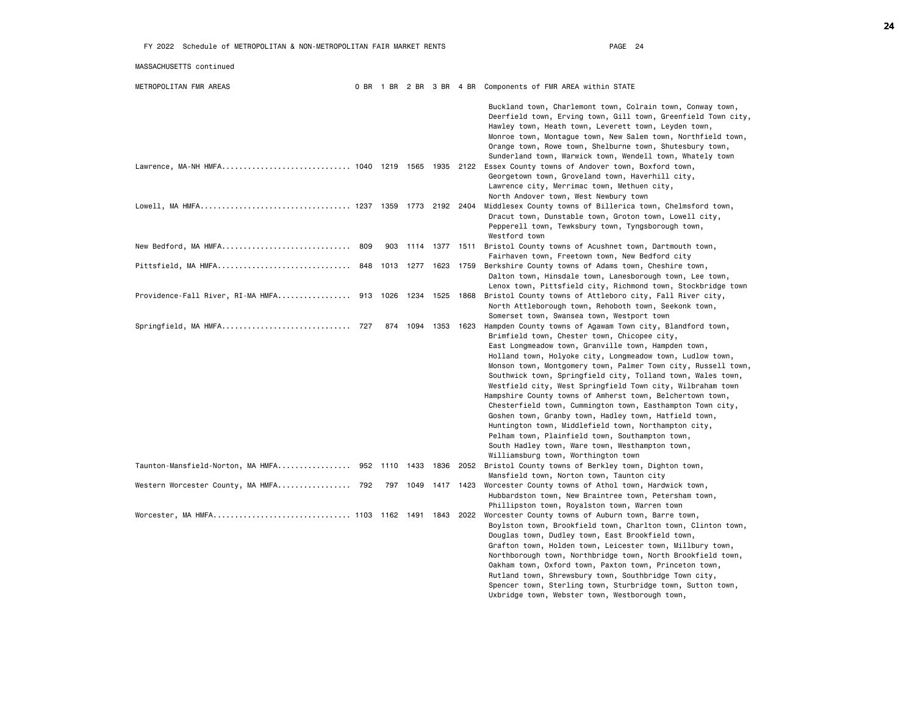FY 2022 Schedule of METROPOLITAN & NON-METROPOLITAN FAIR MARKET RENTS

MASSACHUSETTS continued

| METROPOLITAN FMR AREAS | 0 BR | 1 BR | 2 BR | 3 BR | 4 BR | Components of FMR AREA within STATE |
|---|---|---|---|---|---|---|
| | | | | | | Buckland town, Charlemont town, Colrain town, Conway town, Deerfield town, Erving town, Gill town, Greenfield Town city, Hawley town, Heath town, Leverett town, Leyden town, Monroe town, Montague town, New Salem town, Northfield town, Orange town, Rowe town, Shelburne town, Shutesbury town, Sunderland town, Warwick town, Wendell town, Whately town |
| Lawrence, MA-NH HMFA | 1040 | 1219 | 1565 | 1935 | 2122 | Essex County towns of Andover town, Boxford town, Georgetown town, Groveland town, Haverhill city, Lawrence city, Merrimac town, Methuen city, North Andover town, West Newbury town |
| Lowell, MA HMFA | 1237 | 1359 | 1773 | 2192 | 2404 | Middlesex County towns of Billerica town, Chelmsford town, Dracut town, Dunstable town, Groton town, Lowell city, Pepperell town, Tewksbury town, Tyngsborough town, Westford town |
| New Bedford, MA HMFA | 809 | 903 | 1114 | 1377 | 1511 | Bristol County towns of Acushnet town, Dartmouth town, Fairhaven town, Freetown town, New Bedford city |
| Pittsfield, MA HMFA | 848 | 1013 | 1277 | 1623 | 1759 | Berkshire County towns of Adams town, Cheshire town, Dalton town, Hinsdale town, Lanesborough town, Lee town, Lenox town, Pittsfield city, Richmond town, Stockbridge town |
| Providence-Fall River, RI-MA HMFA | 913 | 1026 | 1234 | 1525 | 1868 | Bristol County towns of Attleboro city, Fall River city, North Attleborough town, Rehoboth town, Seekonk town, Somerset town, Swansea town, Westport town |
| Springfield, MA HMFA | 727 | 874 | 1094 | 1353 | 1623 | Hampden County towns of Agawam Town city, Blandford town, Brimfield town, Chester town, Chicopee city, East Longmeadow town, Granville town, Hampden town, Holland town, Holyoke city, Longmeadow town, Ludlow town, Monson town, Montgomery town, Palmer Town city, Russell town, Southwick town, Springfield city, Tolland town, Wales town, Westfield city, West Springfield Town city, Wilbraham town<br>Hampshire County towns of Amherst town, Belchertown town, Chesterfield town, Cummington town, Easthampton Town city, Goshen town, Granby town, Hadley town, Hatfield town, Huntington town, Middlefield town, Northampton city, Pelham town, Plainfield town, Southampton town, South Hadley town, Ware town, Westhampton town, Williamsburg town, Worthington town |
| Taunton-Mansfield-Norton, MA HMFA | 952 | 1110 | 1433 | 1836 | 2052 | Bristol County towns of Berkley town, Dighton town, Mansfield town, Norton town, Taunton city |
| Western Worcester County, MA HMFA | 792 | 797 | 1049 | 1417 | 1423 | Worcester County towns of Athol town, Hardwick town, Hubbardston town, New Braintree town, Petersham town, Phillipston town, Royalston town, Warren town |
| Worcester, MA HMFA | 1103 | 1162 | 1491 | 1843 | 2022 | Worcester County towns of Auburn town, Barre town, Boylston town, Brookfield town, Charlton town, Clinton town, Douglas town, Dudley town, East Brookfield town, Grafton town, Holden town, Leicester town, Millbury town, Northborough town, Northbridge town, North Brookfield town, Oakham town, Oxford town, Paxton town, Princeton town, Rutland town, Shrewsbury town, Southbridge Town city, Spencer town, Sterling town, Sturbridge town, Sutton town, Uxbridge town, Webster town, Westborough town, |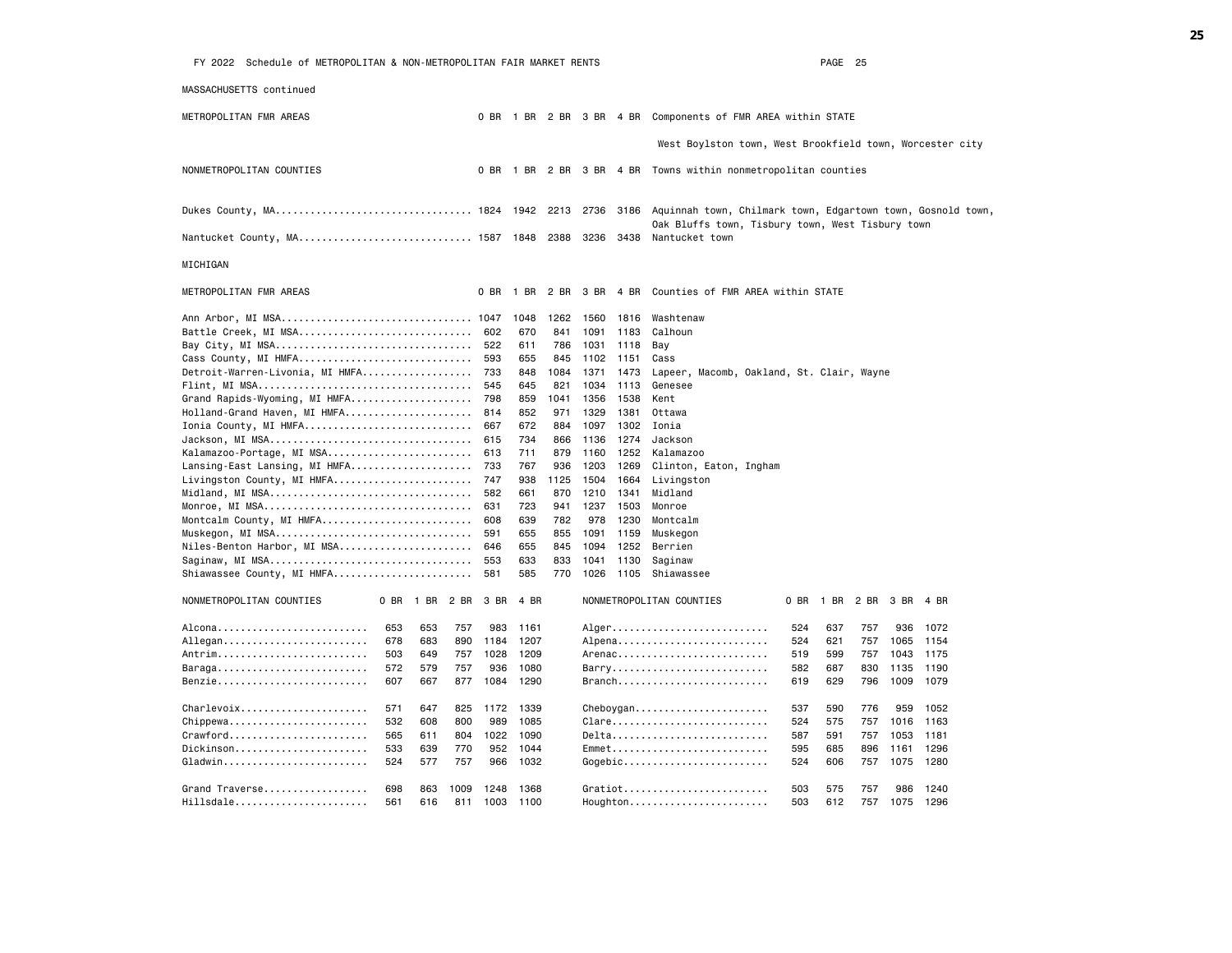FY 2022 Schedule of METROPOLITAN & NON-METROPOLITAN FAIR MARKET RENTS

MASSACHUSETTS continued

| METROPOLITAN FMR AREAS | 0 BR | 1 BR | 2 BR | 3 BR | 4 BR | Components of FMR AREA within STATE |
|---|---|---|---|---|---|---|
| | | | | | | West Boylston town, West Brookfield town, Worcester city |

| NONMETROPOLITAN COUNTIES | 0 BR | 1 BR | 2 BR | 3 BR | 4 BR | Towns within nonmetropolitan counties |
|---|---|---|---|---|---|---|
| Dukes County, MA | 1824 | 1942 | 2213 | 2736 | 3186 | Aquinnah town, Chilmark town, Edgartown town, Gosnold town, Oak Bluffs town, Tisbury town, West Tisbury town |
| Nantucket County, MA | 1587 | 1848 | 2388 | 3236 | 3438 | Nantucket town |

MICHIGAN

| METROPOLITAN FMR AREAS | 0 BR | 1 BR | 2 BR | 3 BR | 4 BR | Counties of FMR AREA within STATE |
|---|---|---|---|---|---|---|
| Ann Arbor, MI MSA | 1047 | 1048 | 1262 | 1560 | 1816 | Washtenaw |
| Battle Creek, MI MSA | 602 | 670 | 841 | 1091 | 1183 | Calhoun |
| Bay City, MI MSA | 522 | 611 | 786 | 1031 | 1118 | Bay |
| Cass County, MI HMFA | 593 | 655 | 845 | 1102 | 1151 | Cass |
| Detroit-Warren-Livonia, MI HMFA | 733 | 848 | 1084 | 1371 | 1473 | Lapeer, Macomb, Oakland, St. Clair, Wayne |
| Flint, MI MSA | 545 | 645 | 821 | 1034 | 1113 | Genesee |
| Grand Rapids-Wyoming, MI HMFA | 798 | 859 | 1041 | 1356 | 1538 | Kent |
| Holland-Grand Haven, MI HMFA | 814 | 852 | 971 | 1329 | 1381 | Ottawa |
| Ionia County, MI HMFA | 667 | 672 | 884 | 1097 | 1302 | Ionia |
| Jackson, MI MSA | 615 | 734 | 866 | 1136 | 1274 | Jackson |
| Kalamazoo-Portage, MI MSA | 613 | 711 | 879 | 1160 | 1252 | Kalamazoo |
| Lansing-East Lansing, MI HMFA | 733 | 767 | 936 | 1203 | 1269 | Clinton, Eaton, Ingham |
| Livingston County, MI HMFA | 747 | 938 | 1125 | 1504 | 1664 | Livingston |
| Midland, MI MSA | 582 | 661 | 870 | 1210 | 1341 | Midland |
| Monroe, MI MSA | 631 | 723 | 941 | 1237 | 1503 | Monroe |
| Montcalm County, MI HMFA | 608 | 639 | 782 | 978 | 1230 | Montcalm |
| Muskegon, MI MSA | 591 | 655 | 855 | 1091 | 1159 | Muskegon |
| Niles-Benton Harbor, MI MSA | 646 | 655 | 845 | 1094 | 1252 | Berrien |
| Saginaw, MI MSA | 553 | 633 | 833 | 1041 | 1130 | Saginaw |
| Shiawassee County, MI HMFA | 581 | 585 | 770 | 1026 | 1105 | Shiawassee |

| NONMETROPOLITAN COUNTIES | 0 BR | 1 BR | 2 BR | 3 BR | 4 BR |
|---|---|---|---|---|---|
| Alcona | 653 | 653 | 757 | 983 | 1161 |
| Allegan | 678 | 683 | 890 | 1184 | 1207 |
| Antrim | 503 | 649 | 757 | 1028 | 1209 |
| Baraga | 572 | 579 | 757 | 936 | 1080 |
| Benzie | 607 | 667 | 877 | 1084 | 1290 |
| Charlevoix | 571 | 647 | 825 | 1172 | 1339 |
| Chippewa | 532 | 608 | 800 | 989 | 1085 |
| Crawford | 565 | 611 | 804 | 1022 | 1090 |
| Dickinson | 533 | 639 | 770 | 952 | 1044 |
| Gladwin | 524 | 577 | 757 | 966 | 1032 |
| Grand Traverse | 698 | 863 | 1009 | 1248 | 1368 |
| Hillsdale | 561 | 616 | 811 | 1003 | 1100 |
| Alger | 524 | 637 | 757 | 936 | 1072 |
| Alpena | 524 | 621 | 757 | 1065 | 1154 |
| Arenac | 519 | 599 | 757 | 1043 | 1175 |
| Barry | 582 | 687 | 830 | 1135 | 1190 |
| Branch | 619 | 629 | 796 | 1009 | 1079 |
| Cheboygan | 537 | 590 | 776 | 959 | 1052 |
| Clare | 524 | 575 | 757 | 1016 | 1163 |
| Delta | 587 | 591 | 757 | 1053 | 1181 |
| Emmet | 595 | 685 | 896 | 1161 | 1296 |
| Gogebic | 524 | 606 | 757 | 1075 | 1280 |
| Gratiot | 503 | 575 | 757 | 986 | 1240 |
| Houghton | 503 | 612 | 757 | 1075 | 1296 |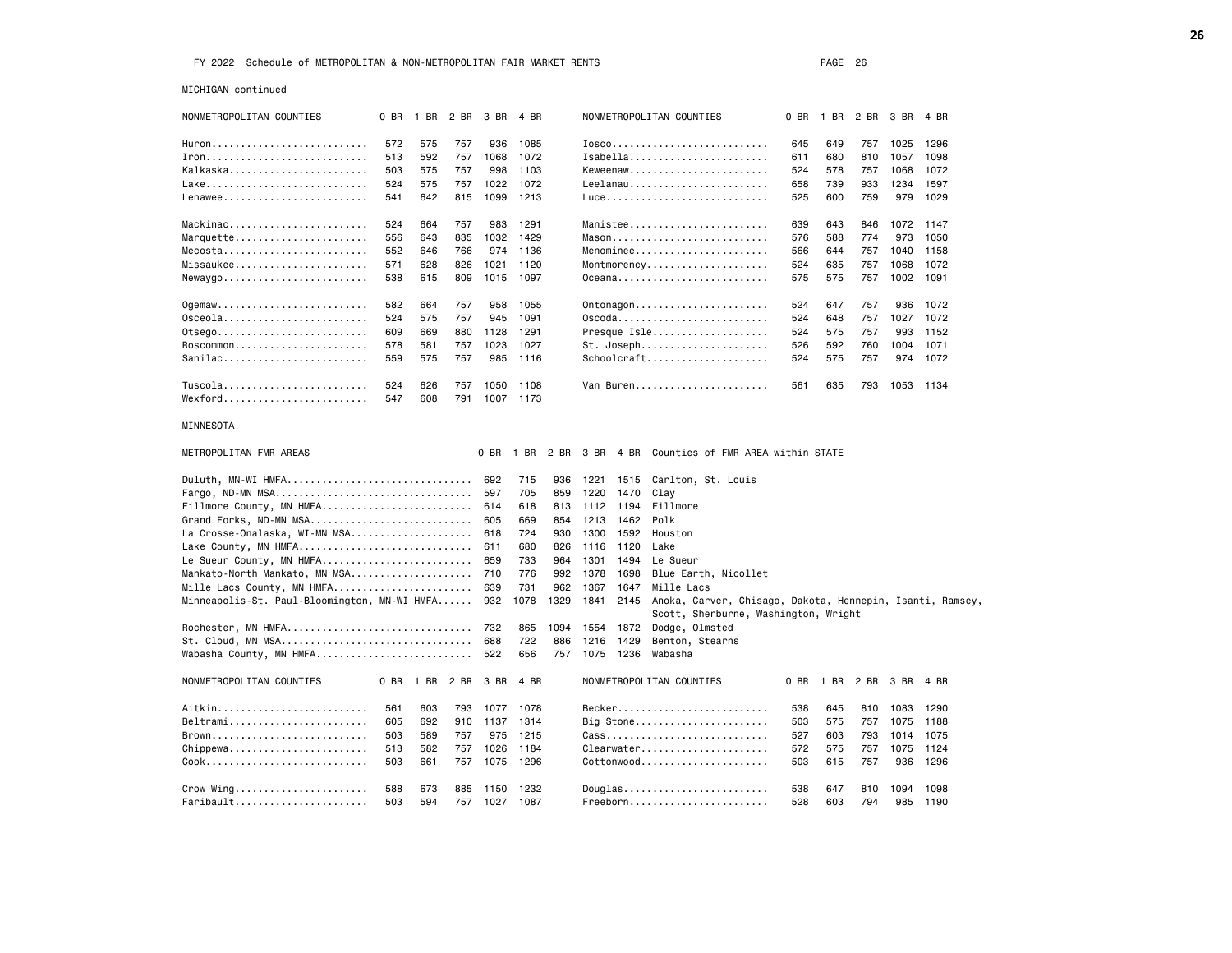FY 2022 Schedule of METROPOLITAN & NON-METROPOLITAN FAIR MARKET RENTS

MICHIGAN continued

| NONMETROPOLITAN COUNTIES | 0 BR | 1 BR | 2 BR | 3 BR | 4 BR | NONMETROPOLITAN COUNTIES | 0 BR | 1 BR | 2 BR | 3 BR | 4 BR |
|---|---|---|---|---|---|---|---|---|---|---|---|
| Huron | 572 | 575 | 757 | 936 | 1085 | Iosco | 645 | 649 | 757 | 1025 | 1296 |
| Iron | 513 | 592 | 757 | 1068 | 1072 | Isabella | 611 | 680 | 810 | 1057 | 1098 |
| Kalkaska | 503 | 575 | 757 | 998 | 1103 | Keweenaw | 524 | 578 | 757 | 1068 | 1072 |
| Lake | 524 | 575 | 757 | 1022 | 1072 | Leelanau | 658 | 739 | 933 | 1234 | 1597 |
| Lenawee | 541 | 642 | 815 | 1099 | 1213 | Luce | 525 | 600 | 759 | 979 | 1029 |
| Mackinac | 524 | 664 | 757 | 983 | 1291 | Manistee | 639 | 643 | 846 | 1072 | 1147 |
| Marquette | 556 | 643 | 835 | 1032 | 1429 | Mason | 576 | 588 | 774 | 973 | 1050 |
| Mecosta | 552 | 646 | 766 | 974 | 1136 | Menominee | 566 | 644 | 757 | 1040 | 1158 |
| Missaukee | 571 | 628 | 826 | 1021 | 1120 | Montmorency | 524 | 635 | 757 | 1068 | 1072 |
| Newaygo | 538 | 615 | 809 | 1015 | 1097 | Oceana | 575 | 575 | 757 | 1002 | 1091 |
| Ogemaw | 582 | 664 | 757 | 958 | 1055 | Ontonagon | 524 | 647 | 757 | 936 | 1072 |
| Osceola | 524 | 575 | 757 | 945 | 1091 | Oscoda | 524 | 648 | 757 | 1027 | 1072 |
| Otsego | 609 | 669 | 880 | 1128 | 1291 | Presque Isle | 524 | 575 | 757 | 993 | 1152 |
| Roscommon | 578 | 581 | 757 | 1023 | 1027 | St. Joseph | 526 | 592 | 760 | 1004 | 1071 |
| Sanilac | 559 | 575 | 757 | 985 | 1116 | Schoolcraft | 524 | 575 | 757 | 974 | 1072 |
| Tuscola | 524 | 626 | 757 | 1050 | 1108 | Van Buren | 561 | 635 | 793 | 1053 | 1134 |
| Wexford | 547 | 608 | 791 | 1007 | 1173 | | | | | | |

MINNESOTA

| METROPOLITAN FMR AREAS | 0 BR | 1 BR | 2 BR | 3 BR | 4 BR | Counties of FMR AREA within STATE |
|---|---|---|---|---|---|---|
| Duluth, MN-WI HMFA | 692 | 715 | 936 | 1221 | 1515 | Carlton, St. Louis |
| Fargo, ND-MN MSA | 597 | 705 | 859 | 1220 | 1470 | Clay |
| Fillmore County, MN HMFA | 614 | 618 | 813 | 1112 | 1194 | Fillmore |
| Grand Forks, ND-MN MSA | 605 | 669 | 854 | 1213 | 1462 | Polk |
| La Crosse-Onalaska, WI-MN MSA | 618 | 724 | 930 | 1300 | 1592 | Houston |
| Lake County, MN HMFA | 611 | 680 | 826 | 1116 | 1120 | Lake |
| Le Sueur County, MN HMFA | 659 | 733 | 964 | 1301 | 1494 | Le Sueur |
| Mankato-North Mankato, MN MSA | 710 | 776 | 992 | 1378 | 1698 | Blue Earth, Nicollet |
| Mille Lacs County, MN HMFA | 639 | 731 | 962 | 1367 | 1647 | Mille Lacs |
| Minneapolis-St. Paul-Bloomington, MN-WI HMFA | 932 | 1078 | 1329 | 1841 | 2145 | Anoka, Carver, Chisago, Dakota, Hennepin, Isanti, Ramsey, Scott, Sherburne, Washington, Wright |
| Rochester, MN HMFA | 732 | 865 | 1094 | 1554 | 1872 | Dodge, Olmsted |
| St. Cloud, MN MSA | 688 | 722 | 886 | 1216 | 1429 | Benton, Stearns |
| Wabasha County, MN HMFA | 522 | 656 | 757 | 1075 | 1236 | Wabasha |

| NONMETROPOLITAN COUNTIES | 0 BR | 1 BR | 2 BR | 3 BR | 4 BR | NONMETROPOLITAN COUNTIES | 0 BR | 1 BR | 2 BR | 3 BR | 4 BR |
|---|---|---|---|---|---|---|---|---|---|---|---|
| Aitkin | 561 | 603 | 793 | 1077 | 1078 | Becker | 538 | 645 | 810 | 1083 | 1290 |
| Beltrami | 605 | 692 | 910 | 1137 | 1314 | Big Stone | 503 | 575 | 757 | 1075 | 1188 |
| Brown | 503 | 589 | 757 | 975 | 1215 | Cass | 527 | 603 | 793 | 1014 | 1075 |
| Chippewa | 513 | 582 | 757 | 1026 | 1184 | Clearwater | 572 | 575 | 757 | 1075 | 1124 |
| Cook | 503 | 661 | 757 | 1075 | 1296 | Cottonwood | 503 | 615 | 757 | 936 | 1296 |
| Crow Wing | 588 | 673 | 885 | 1150 | 1232 | Douglas | 538 | 647 | 810 | 1094 | 1098 |
| Faribault | 503 | 594 | 757 | 1027 | 1087 | Freeborn | 528 | 603 | 794 | 985 | 1190 |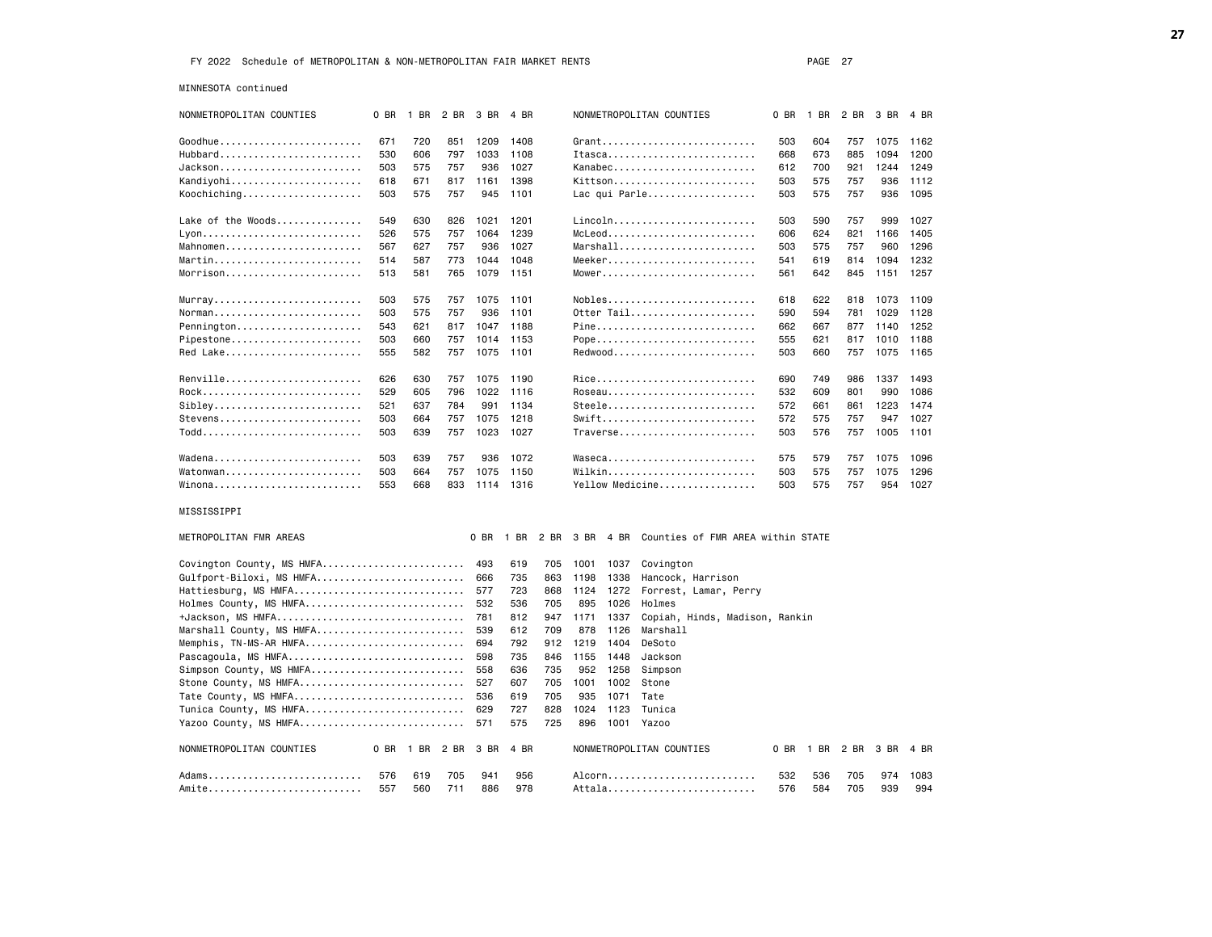FY 2022 Schedule of METROPOLITAN & NON-METROPOLITAN FAIR MARKET RENTS

MINNESOTA continued

| NONMETROPOLITAN COUNTIES | 0 BR | 1 BR | 2 BR | 3 BR | 4 BR | NONMETROPOLITAN COUNTIES | 0 BR | 1 BR | 2 BR | 3 BR | 4 BR |
|---|---|---|---|---|---|---|---|---|---|---|---|
| Goodhue | 671 | 720 | 851 | 1209 | 1408 | Grant | 503 | 604 | 757 | 1075 | 1162 |
| Hubbard | 530 | 606 | 797 | 1033 | 1108 | Itasca | 668 | 673 | 885 | 1094 | 1200 |
| Jackson | 503 | 575 | 757 | 936 | 1027 | Kanabec | 612 | 700 | 921 | 1244 | 1249 |
| Kandiyohi | 618 | 671 | 817 | 1161 | 1398 | Kittson | 503 | 575 | 757 | 936 | 1112 |
| Koochiching | 503 | 575 | 757 | 945 | 1101 | Lac qui Parle | 503 | 575 | 757 | 936 | 1095 |
| Lake of the Woods | 549 | 630 | 826 | 1021 | 1201 | Lincoln | 503 | 590 | 757 | 999 | 1027 |
| Lyon | 526 | 575 | 757 | 1064 | 1239 | McLeod | 606 | 624 | 821 | 1166 | 1405 |
| Mahnomen | 567 | 627 | 757 | 936 | 1027 | Marshall | 503 | 575 | 757 | 960 | 1296 |
| Martin | 514 | 587 | 773 | 1044 | 1048 | Meeker | 541 | 619 | 814 | 1094 | 1232 |
| Morrison | 513 | 581 | 765 | 1079 | 1151 | Mower | 561 | 642 | 845 | 1151 | 1257 |
| Murray | 503 | 575 | 757 | 1075 | 1101 | Nobles | 618 | 622 | 818 | 1073 | 1109 |
| Norman | 503 | 575 | 757 | 936 | 1101 | Otter Tail | 590 | 594 | 781 | 1029 | 1128 |
| Pennington | 543 | 621 | 817 | 1047 | 1188 | Pine | 662 | 667 | 877 | 1140 | 1252 |
| Pipestone | 503 | 660 | 757 | 1014 | 1153 | Pope | 555 | 621 | 817 | 1010 | 1188 |
| Red Lake | 555 | 582 | 757 | 1075 | 1101 | Redwood | 503 | 660 | 757 | 1075 | 1165 |
| Renville | 626 | 630 | 757 | 1075 | 1190 | Rice | 690 | 749 | 986 | 1337 | 1493 |
| Rock | 529 | 605 | 796 | 1022 | 1116 | Roseau | 532 | 609 | 801 | 990 | 1086 |
| Sibley | 521 | 637 | 784 | 991 | 1134 | Steele | 572 | 661 | 861 | 1223 | 1474 |
| Stevens | 503 | 664 | 757 | 1075 | 1218 | Swift | 572 | 575 | 757 | 947 | 1027 |
| Todd | 503 | 639 | 757 | 1023 | 1027 | Traverse | 503 | 576 | 757 | 1005 | 1101 |
| Wadena | 503 | 639 | 757 | 936 | 1072 | Waseca | 575 | 579 | 757 | 1075 | 1096 |
| Watonwan | 503 | 664 | 757 | 1075 | 1150 | Wilkin | 503 | 575 | 757 | 1075 | 1296 |
| Winona | 553 | 668 | 833 | 1114 | 1316 | Yellow Medicine | 503 | 575 | 757 | 954 | 1027 |

MISSISSIPPI

| METROPOLITAN FMR AREAS | 0 BR | 1 BR | 2 BR | 3 BR | 4 BR | Counties of FMR AREA within STATE |
|---|---|---|---|---|---|---|
| Covington County, MS HMFA | 493 | 619 | 705 | 1001 | 1037 | Covington |
| Gulfport-Biloxi, MS HMFA | 666 | 735 | 863 | 1198 | 1338 | Hancock, Harrison |
| Hattiesburg, MS HMFA | 577 | 723 | 868 | 1124 | 1272 | Forrest, Lamar, Perry |
| Holmes County, MS HMFA | 532 | 536 | 705 | 895 | 1026 | Holmes |
| +Jackson, MS HMFA | 781 | 812 | 947 | 1171 | 1337 | Copiah, Hinds, Madison, Rankin |
| Marshall County, MS HMFA | 539 | 612 | 709 | 878 | 1126 | Marshall |
| Memphis, TN-MS-AR HMFA | 694 | 792 | 912 | 1219 | 1404 | DeSoto |
| Pascagoula, MS HMFA | 598 | 735 | 846 | 1155 | 1448 | Jackson |
| Simpson County, MS HMFA | 558 | 636 | 735 | 952 | 1258 | Simpson |
| Stone County, MS HMFA | 527 | 607 | 705 | 1001 | 1002 | Stone |
| Tate County, MS HMFA | 536 | 619 | 705 | 935 | 1071 | Tate |
| Tunica County, MS HMFA | 629 | 727 | 828 | 1024 | 1123 | Tunica |
| Yazoo County, MS HMFA | 571 | 575 | 725 | 896 | 1001 | Yazoo |

| NONMETROPOLITAN COUNTIES | 0 BR | 1 BR | 2 BR | 3 BR | 4 BR | NONMETROPOLITAN COUNTIES | 0 BR | 1 BR | 2 BR | 3 BR | 4 BR |
|---|---|---|---|---|---|---|---|---|---|---|---|
| Adams | 576 | 619 | 705 | 941 | 956 | Alcorn | 532 | 536 | 705 | 974 | 1083 |
| Amite | 557 | 560 | 711 | 886 | 978 | Attala | 576 | 584 | 705 | 939 | 994 |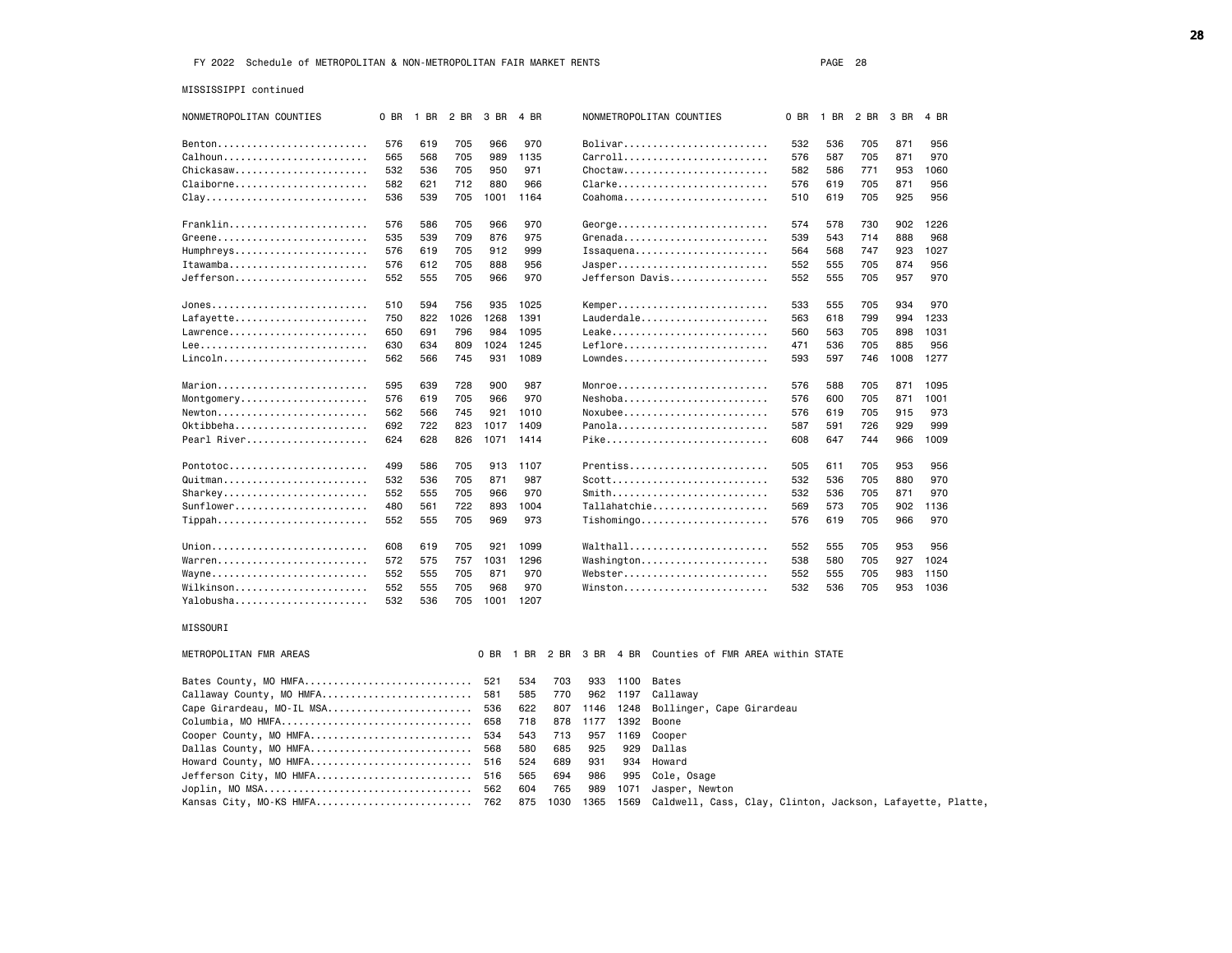FY 2022 Schedule of METROPOLITAN & NON-METROPOLITAN FAIR MARKET RENTS

MISSISSIPPI continued

| NONMETROPOLITAN COUNTIES | 0 BR | 1 BR | 2 BR | 3 BR | 4 BR |
|---|---|---|---|---|---|
| Benton | 576 | 619 | 705 | 966 | 970 |
| Calhoun | 565 | 568 | 705 | 989 | 1135 |
| Chickasaw | 532 | 536 | 705 | 950 | 971 |
| Claiborne | 582 | 621 | 712 | 880 | 966 |
| Clay | 536 | 539 | 705 | 1001 | 1164 |
| Franklin | 576 | 586 | 705 | 966 | 970 |
| Greene | 535 | 539 | 709 | 876 | 975 |
| Humphreys | 576 | 619 | 705 | 912 | 999 |
| Itawamba | 576 | 612 | 705 | 888 | 956 |
| Jefferson | 552 | 555 | 705 | 966 | 970 |
| Jones | 510 | 594 | 756 | 935 | 1025 |
| Lafayette | 750 | 822 | 1026 | 1268 | 1391 |
| Lawrence | 650 | 691 | 796 | 984 | 1095 |
| Lee | 630 | 634 | 809 | 1024 | 1245 |
| Lincoln | 562 | 566 | 745 | 931 | 1089 |
| Marion | 595 | 639 | 728 | 900 | 987 |
| Montgomery | 576 | 619 | 705 | 966 | 970 |
| Newton | 562 | 566 | 745 | 921 | 1010 |
| Oktibbeha | 692 | 722 | 823 | 1017 | 1409 |
| Pearl River | 624 | 628 | 826 | 1071 | 1414 |
| Pontotoc | 499 | 586 | 705 | 913 | 1107 |
| Quitman | 532 | 536 | 705 | 871 | 987 |
| Sharkey | 552 | 555 | 705 | 966 | 970 |
| Sunflower | 480 | 561 | 722 | 893 | 1004 |
| Tippah | 552 | 555 | 705 | 969 | 973 |
| Union | 608 | 619 | 705 | 921 | 1099 |
| Warren | 572 | 575 | 757 | 1031 | 1296 |
| Wayne | 552 | 555 | 705 | 871 | 970 |
| Wilkinson | 552 | 555 | 705 | 968 | 970 |
| Yalobusha | 532 | 536 | 705 | 1001 | 1207 |
| Bolivar | 532 | 536 | 705 | 871 | 956 |
| Carroll | 576 | 587 | 705 | 871 | 970 |
| Choctaw | 582 | 586 | 771 | 953 | 1060 |
| Clarke | 576 | 619 | 705 | 871 | 956 |
| Coahoma | 510 | 619 | 705 | 925 | 956 |
| George | 574 | 578 | 730 | 902 | 1226 |
| Grenada | 539 | 543 | 714 | 888 | 968 |
| Issaquena | 564 | 568 | 747 | 923 | 1027 |
| Jasper | 552 | 555 | 705 | 874 | 956 |
| Jefferson Davis | 552 | 555 | 705 | 957 | 970 |
| Kemper | 533 | 555 | 705 | 934 | 970 |
| Lauderdale | 563 | 618 | 799 | 994 | 1233 |
| Leake | 560 | 563 | 705 | 898 | 1031 |
| Leflore | 471 | 536 | 705 | 885 | 956 |
| Lowndes | 593 | 597 | 746 | 1008 | 1277 |
| Monroe | 576 | 588 | 705 | 871 | 1095 |
| Neshoba | 576 | 600 | 705 | 871 | 1001 |
| Noxubee | 576 | 619 | 705 | 915 | 973 |
| Panola | 587 | 591 | 726 | 929 | 999 |
| Pike | 608 | 647 | 744 | 966 | 1009 |
| Prentiss | 505 | 611 | 705 | 953 | 956 |
| Scott | 532 | 536 | 705 | 880 | 970 |
| Smith | 532 | 536 | 705 | 871 | 970 |
| Tallahatchie | 569 | 573 | 705 | 902 | 1136 |
| Tishomingo | 576 | 619 | 705 | 966 | 970 |
| Walthall | 552 | 555 | 705 | 953 | 956 |
| Washington | 538 | 580 | 705 | 927 | 1024 |
| Webster | 552 | 555 | 705 | 983 | 1150 |
| Winston | 532 | 536 | 705 | 953 | 1036 |

## MISSOURI

| METROPOLITAN FMR AREAS | 0 BR | 1 BR | 2 BR | 3 BR | 4 BR | Counties of FMR AREA within STATE |
|---|---|---|---|---|---|---|
| Bates County, MO HMFA | 521 | 534 | 703 | 933 | 1100 | Bates |
| Callaway County, MO HMFA | 581 | 585 | 770 | 962 | 1197 | Callaway |
| Cape Girardeau, MO-IL MSA | 536 | 622 | 807 | 1146 | 1248 | Bollinger, Cape Girardeau |
| Columbia, MO HMFA | 658 | 718 | 878 | 1177 | 1392 | Boone |
| Cooper County, MO HMFA | 534 | 543 | 713 | 957 | 1169 | Cooper |
| Dallas County, MO HMFA | 568 | 580 | 685 | 925 | 929 | Dallas |
| Howard County, MO HMFA | 516 | 524 | 689 | 931 | 934 | Howard |
| Jefferson City, MO HMFA | 516 | 565 | 694 | 986 | 995 | Cole, Osage |
| Joplin, MO MSA | 562 | 604 | 765 | 989 | 1071 | Jasper, Newton |
| Kansas City, MO-KS HMFA | 762 | 875 | 1030 | 1365 | 1569 | Caldwell, Cass, Clay, Clinton, Jackson, Lafayette, Platte, |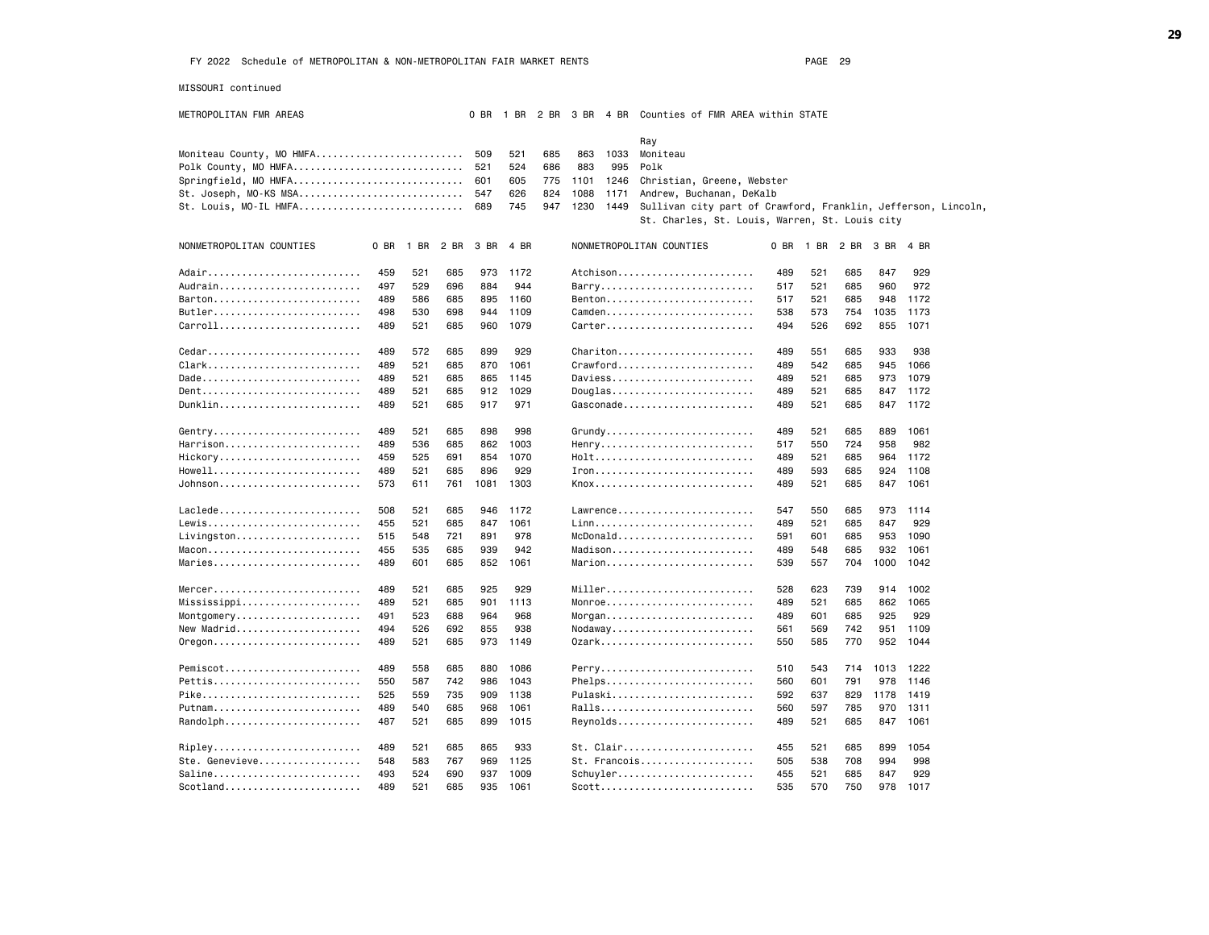FY 2022 Schedule of METROPOLITAN & NON-METROPOLITAN FAIR MARKET RENTS

MISSOURI continued

| METROPOLITAN FMR AREAS | 0 BR | 1 BR | 2 BR | 3 BR | 4 BR | Counties of FMR AREA within STATE |
|---|---|---|---|---|---|---|
| | | | | | | Ray |
| Moniteau County, MO HMFA | 509 | 521 | 685 | 863 | 1033 | Moniteau |
| Polk County, MO HMFA | 521 | 524 | 686 | 883 | 995 | Polk |
| Springfield, MO HMFA | 601 | 605 | 775 | 1101 | 1246 | Christian, Greene, Webster |
| St. Joseph, MO-KS MSA | 547 | 626 | 824 | 1088 | 1171 | Andrew, Buchanan, DeKalb |
| St. Louis, MO-IL HMFA | 689 | 745 | 947 | 1230 | 1449 | Sullivan city part of Crawford, Franklin, Jefferson, Lincoln, St. Charles, St. Louis, Warren, St. Louis city |

| NONMETROPOLITAN COUNTIES | 0 BR | 1 BR | 2 BR | 3 BR | 4 BR |
|---|---|---|---|---|---|
| Adair | 459 | 521 | 685 | 973 | 1172 |
| Audrain | 497 | 529 | 696 | 884 | 944 |
| Barton | 489 | 586 | 685 | 895 | 1160 |
| Butler | 498 | 530 | 698 | 944 | 1109 |
| Carroll | 489 | 521 | 685 | 960 | 1079 |
| Cedar | 489 | 572 | 685 | 899 | 929 |
| Clark | 489 | 521 | 685 | 870 | 1061 |
| Dade | 489 | 521 | 685 | 865 | 1145 |
| Dent | 489 | 521 | 685 | 912 | 1029 |
| Dunklin | 489 | 521 | 685 | 917 | 971 |
| Gentry | 489 | 521 | 685 | 898 | 998 |
| Harrison | 489 | 536 | 685 | 862 | 1003 |
| Hickory | 459 | 525 | 691 | 854 | 1070 |
| Howell | 489 | 521 | 685 | 896 | 929 |
| Johnson | 573 | 611 | 761 | 1081 | 1303 |
| Laclede | 508 | 521 | 685 | 946 | 1172 |
| Lewis | 455 | 521 | 685 | 847 | 1061 |
| Livingston | 515 | 548 | 721 | 891 | 978 |
| Macon | 455 | 535 | 685 | 939 | 942 |
| Maries | 489 | 601 | 685 | 852 | 1061 |
| Mercer | 489 | 521 | 685 | 925 | 929 |
| Mississippi | 489 | 521 | 685 | 901 | 1113 |
| Montgomery | 491 | 523 | 688 | 964 | 968 |
| New Madrid | 494 | 526 | 692 | 855 | 938 |
| Oregon | 489 | 521 | 685 | 973 | 1149 |
| Pemiscot | 489 | 558 | 685 | 880 | 1086 |
| Pettis | 550 | 587 | 742 | 986 | 1043 |
| Pike | 525 | 559 | 735 | 909 | 1138 |
| Putnam | 489 | 540 | 685 | 968 | 1061 |
| Randolph | 487 | 521 | 685 | 899 | 1015 |
| Ripley | 489 | 521 | 685 | 865 | 933 |
| Ste. Genevieve | 548 | 583 | 767 | 969 | 1125 |
| Saline | 493 | 524 | 690 | 937 | 1009 |
| Scotland | 489 | 521 | 685 | 935 | 1061 |
| Atchison | 489 | 521 | 685 | 847 | 929 |
| Barry | 517 | 521 | 685 | 960 | 972 |
| Benton | 517 | 521 | 685 | 948 | 1172 |
| Camden | 538 | 573 | 754 | 1035 | 1173 |
| Carter | 494 | 526 | 692 | 855 | 1071 |
| Chariton | 489 | 551 | 685 | 933 | 938 |
| Crawford | 489 | 542 | 685 | 945 | 1066 |
| Daviess | 489 | 521 | 685 | 973 | 1079 |
| Douglas | 489 | 521 | 685 | 847 | 1172 |
| Gasconade | 489 | 521 | 685 | 847 | 1172 |
| Grundy | 489 | 521 | 685 | 889 | 1061 |
| Henry | 517 | 550 | 724 | 958 | 982 |
| Holt | 489 | 521 | 685 | 964 | 1172 |
| Iron | 489 | 593 | 685 | 924 | 1108 |
| Knox | 489 | 521 | 685 | 847 | 1061 |
| Lawrence | 547 | 550 | 685 | 973 | 1114 |
| Linn | 489 | 521 | 685 | 847 | 929 |
| McDonald | 591 | 601 | 685 | 953 | 1090 |
| Madison | 489 | 548 | 685 | 932 | 1061 |
| Marion | 539 | 557 | 704 | 1000 | 1042 |
| Miller | 528 | 623 | 739 | 914 | 1002 |
| Monroe | 489 | 521 | 685 | 862 | 1065 |
| Morgan | 489 | 601 | 685 | 925 | 929 |
| Nodaway | 561 | 569 | 742 | 951 | 1109 |
| Ozark | 550 | 585 | 770 | 952 | 1044 |
| Perry | 510 | 543 | 714 | 1013 | 1222 |
| Phelps | 560 | 601 | 791 | 978 | 1146 |
| Pulaski | 592 | 637 | 829 | 1178 | 1419 |
| Ralls | 560 | 597 | 785 | 970 | 1311 |
| Reynolds | 489 | 521 | 685 | 847 | 1061 |
| St. Clair | 455 | 521 | 685 | 899 | 1054 |
| St. Francois | 505 | 538 | 708 | 994 | 998 |
| Schuyler | 455 | 521 | 685 | 847 | 929 |
| Scott | 535 | 570 | 750 | 978 | 1017 |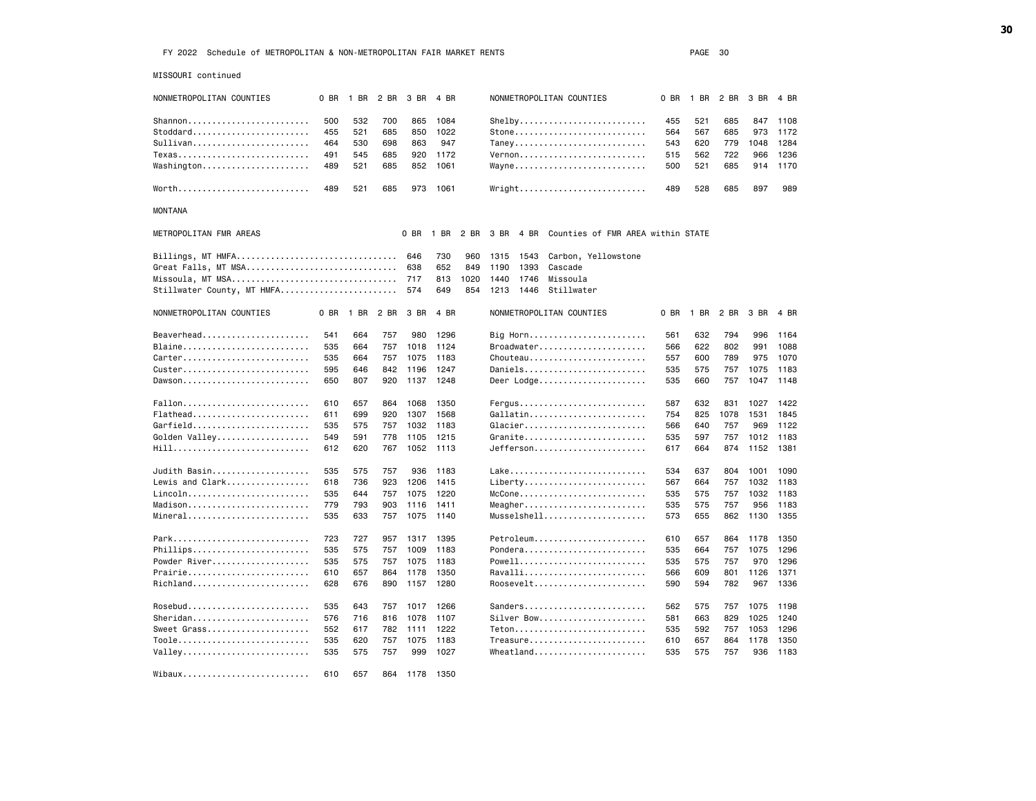FY 2022 Schedule of METROPOLITAN & NON-METROPOLITAN FAIR MARKET RENTS

MISSOURI continued

| NONMETROPOLITAN COUNTIES | 0 BR | 1 BR | 2 BR | 3 BR | 4 BR | NONMETROPOLITAN COUNTIES | 0 BR | 1 BR | 2 BR | 3 BR | 4 BR |
|---|---|---|---|---|---|---|---|---|---|---|---|
| Shannon | 500 | 532 | 700 | 865 | 1084 | Shelby | 455 | 521 | 685 | 847 | 1108 |
| Stoddard | 455 | 521 | 685 | 850 | 1022 | Stone | 564 | 567 | 685 | 973 | 1172 |
| Sullivan | 464 | 530 | 698 | 863 | 947 | Taney | 543 | 620 | 779 | 1048 | 1284 |
| Texas | 491 | 545 | 685 | 920 | 1172 | Vernon | 515 | 562 | 722 | 966 | 1236 |
| Washington | 489 | 521 | 685 | 852 | 1061 | Wayne | 500 | 521 | 685 | 914 | 1170 |
| Worth | 489 | 521 | 685 | 973 | 1061 | Wright | 489 | 528 | 685 | 897 | 989 |

MONTANA

| METROPOLITAN FMR AREAS | 0 BR | 1 BR | 2 BR | 3 BR | 4 BR | Counties of FMR AREA within STATE |
|---|---|---|---|---|---|---|
| Billings, MT HMFA | 646 | 730 | 960 | 1315 | 1543 | Carbon, Yellowstone |
| Great Falls, MT MSA | 638 | 652 | 849 | 1190 | 1393 | Cascade |
| Missoula, MT MSA | 717 | 813 | 1020 | 1440 | 1746 | Missoula |
| Stillwater County, MT HMFA | 574 | 649 | 854 | 1213 | 1446 | Stillwater |

| NONMETROPOLITAN COUNTIES | 0 BR | 1 BR | 2 BR | 3 BR | 4 BR | NONMETROPOLITAN COUNTIES | 0 BR | 1 BR | 2 BR | 3 BR | 4 BR |
|---|---|---|---|---|---|---|---|---|---|---|---|
| Beaverhead | 541 | 664 | 757 | 980 | 1296 | Big Horn | 561 | 632 | 794 | 996 | 1164 |
| Blaine | 535 | 664 | 757 | 1018 | 1124 | Broadwater | 566 | 622 | 802 | 991 | 1088 |
| Carter | 535 | 664 | 757 | 1075 | 1183 | Chouteau | 557 | 600 | 789 | 975 | 1070 |
| Custer | 595 | 646 | 842 | 1196 | 1247 | Daniels | 535 | 575 | 757 | 1075 | 1183 |
| Dawson | 650 | 807 | 920 | 1137 | 1248 | Deer Lodge | 535 | 660 | 757 | 1047 | 1148 |
| Fallon | 610 | 657 | 864 | 1068 | 1350 | Fergus | 587 | 632 | 831 | 1027 | 1422 |
| Flathead | 611 | 699 | 920 | 1307 | 1568 | Gallatin | 754 | 825 | 1078 | 1531 | 1845 |
| Garfield | 535 | 575 | 757 | 1032 | 1183 | Glacier | 566 | 640 | 757 | 969 | 1122 |
| Golden Valley | 549 | 591 | 778 | 1105 | 1215 | Granite | 535 | 597 | 757 | 1012 | 1183 |
| Hill | 612 | 620 | 767 | 1052 | 1113 | Jefferson | 617 | 664 | 874 | 1152 | 1381 |
| Judith Basin | 535 | 575 | 757 | 936 | 1183 | Lake | 534 | 637 | 804 | 1001 | 1090 |
| Lewis and Clark | 618 | 736 | 923 | 1206 | 1415 | Liberty | 567 | 664 | 757 | 1032 | 1183 |
| Lincoln | 535 | 644 | 757 | 1075 | 1220 | McCone | 535 | 575 | 757 | 1032 | 1183 |
| Madison | 779 | 793 | 903 | 1116 | 1411 | Meagher | 535 | 575 | 757 | 956 | 1183 |
| Mineral | 535 | 633 | 757 | 1075 | 1140 | Musselshell | 573 | 655 | 862 | 1130 | 1355 |
| Park | 723 | 727 | 957 | 1317 | 1395 | Petroleum | 610 | 657 | 864 | 1178 | 1350 |
| Phillips | 535 | 575 | 757 | 1009 | 1183 | Pondera | 535 | 664 | 757 | 1075 | 1296 |
| Powder River | 535 | 575 | 757 | 1075 | 1183 | Powell | 535 | 575 | 757 | 970 | 1296 |
| Prairie | 610 | 657 | 864 | 1178 | 1350 | Ravalli | 566 | 609 | 801 | 1126 | 1371 |
| Richland | 628 | 676 | 890 | 1157 | 1280 | Roosevelt | 590 | 594 | 782 | 967 | 1336 |
| Rosebud | 535 | 643 | 757 | 1017 | 1266 | Sanders | 562 | 575 | 757 | 1075 | 1198 |
| Sheridan | 576 | 716 | 816 | 1078 | 1107 | Silver Bow | 581 | 663 | 829 | 1025 | 1240 |
| Sweet Grass | 552 | 617 | 782 | 1111 | 1222 | Teton | 535 | 592 | 757 | 1053 | 1296 |
| Toole | 535 | 620 | 757 | 1075 | 1183 | Treasure | 610 | 657 | 864 | 1178 | 1350 |
| Valley | 535 | 575 | 757 | 999 | 1027 | Wheatland | 535 | 575 | 757 | 936 | 1183 |
| Wibaux | 610 | 657 | 864 | 1178 | 1350 | | | | | | |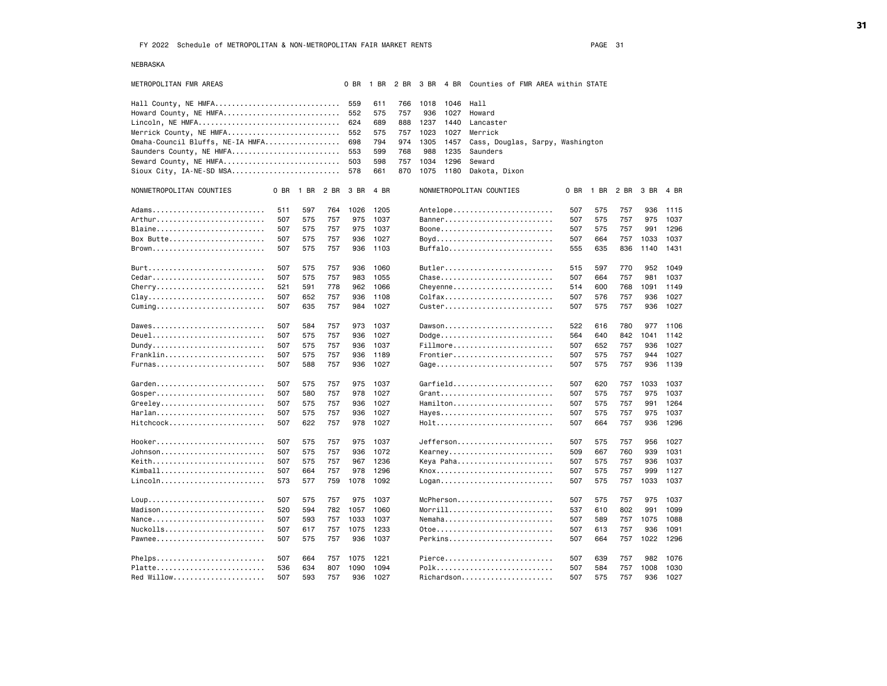FY 2022 Schedule of METROPOLITAN & NON-METROPOLITAN FAIR MARKET RENTS

## NEBRASKA

| METROPOLITAN FMR AREAS | 0 BR | 1 BR | 2 BR | 3 BR | 4 BR | Counties of FMR AREA within STATE |
|---|---|---|---|---|---|---|
| Hall County, NE HMFA | 559 | 611 | 766 | 1018 | 1046 | Hall |
| Howard County, NE HMFA | 552 | 575 | 757 | 936 | 1027 | Howard |
| Lincoln, NE HMFA | 624 | 689 | 888 | 1237 | 1440 | Lancaster |
| Merrick County, NE HMFA | 552 | 575 | 757 | 1023 | 1027 | Merrick |
| Omaha-Council Bluffs, NE-IA HMFA | 698 | 794 | 974 | 1305 | 1457 | Cass, Douglas, Sarpy, Washington |
| Saunders County, NE HMFA | 553 | 599 | 768 | 988 | 1235 | Saunders |
| Seward County, NE HMFA | 503 | 598 | 757 | 1034 | 1296 | Seward |
| Sioux City, IA-NE-SD MSA | 578 | 661 | 870 | 1075 | 1180 | Dakota, Dixon |

| NONMETROPOLITAN COUNTIES | 0 BR | 1 BR | 2 BR | 3 BR | 4 BR |
|---|---|---|---|---|---|
| Adams | 511 | 597 | 764 | 1026 | 1205 |
| Arthur | 507 | 575 | 757 | 975 | 1037 |
| Blaine | 507 | 575 | 757 | 975 | 1037 |
| Box Butte | 507 | 575 | 757 | 936 | 1027 |
| Brown | 507 | 575 | 757 | 936 | 1103 |
| Burt | 507 | 575 | 757 | 936 | 1060 |
| Cedar | 507 | 575 | 757 | 983 | 1055 |
| Cherry | 521 | 591 | 778 | 962 | 1066 |
| Clay | 507 | 652 | 757 | 936 | 1108 |
| Cuming | 507 | 635 | 757 | 984 | 1027 |
| Dawes | 507 | 584 | 757 | 973 | 1037 |
| Deuel | 507 | 575 | 757 | 936 | 1027 |
| Dundy | 507 | 575 | 757 | 936 | 1037 |
| Franklin | 507 | 575 | 757 | 936 | 1189 |
| Furnas | 507 | 588 | 757 | 936 | 1027 |
| Garden | 507 | 575 | 757 | 975 | 1037 |
| Gosper | 507 | 580 | 757 | 978 | 1027 |
| Greeley | 507 | 575 | 757 | 936 | 1027 |
| Harlan | 507 | 575 | 757 | 936 | 1027 |
| Hitchcock | 507 | 622 | 757 | 978 | 1027 |
| Hooker | 507 | 575 | 757 | 975 | 1037 |
| Johnson | 507 | 575 | 757 | 936 | 1072 |
| Keith | 507 | 575 | 757 | 967 | 1236 |
| Kimball | 507 | 664 | 757 | 978 | 1296 |
| Lincoln | 573 | 577 | 759 | 1078 | 1092 |
| Loup | 507 | 575 | 757 | 975 | 1037 |
| Madison | 520 | 594 | 782 | 1057 | 1060 |
| Nance | 507 | 593 | 757 | 1033 | 1037 |
| Nuckolls | 507 | 617 | 757 | 1075 | 1233 |
| Pawnee | 507 | 575 | 757 | 936 | 1037 |
| Phelps | 507 | 664 | 757 | 1075 | 1221 |
| Platte | 536 | 634 | 807 | 1090 | 1094 |
| Red Willow | 507 | 593 | 757 | 936 | 1027 |
| Antelope | 507 | 575 | 757 | 936 | 1115 |
| Banner | 507 | 575 | 757 | 975 | 1037 |
| Boone | 507 | 575 | 757 | 991 | 1296 |
| Boyd | 507 | 664 | 757 | 1033 | 1037 |
| Buffalo | 555 | 635 | 836 | 1140 | 1431 |
| Butler | 515 | 597 | 770 | 952 | 1049 |
| Chase | 507 | 664 | 757 | 981 | 1037 |
| Cheyenne | 514 | 600 | 768 | 1091 | 1149 |
| Colfax | 507 | 576 | 757 | 936 | 1027 |
| Custer | 507 | 575 | 757 | 936 | 1027 |
| Dawson | 522 | 616 | 780 | 977 | 1106 |
| Dodge | 564 | 640 | 842 | 1041 | 1142 |
| Fillmore | 507 | 652 | 757 | 936 | 1027 |
| Frontier | 507 | 575 | 757 | 944 | 1027 |
| Gage | 507 | 575 | 757 | 936 | 1139 |
| Garfield | 507 | 620 | 757 | 1033 | 1037 |
| Grant | 507 | 575 | 757 | 975 | 1037 |
| Hamilton | 507 | 575 | 757 | 991 | 1264 |
| Hayes | 507 | 575 | 757 | 975 | 1037 |
| Holt | 507 | 664 | 757 | 936 | 1296 |
| Jefferson | 507 | 575 | 757 | 956 | 1027 |
| Kearney | 509 | 667 | 760 | 939 | 1031 |
| Keya Paha | 507 | 575 | 757 | 936 | 1037 |
| Knox | 507 | 575 | 757 | 999 | 1127 |
| Logan | 507 | 575 | 757 | 1033 | 1037 |
| McPherson | 507 | 575 | 757 | 975 | 1037 |
| Morrill | 537 | 610 | 802 | 991 | 1099 |
| Nemaha | 507 | 589 | 757 | 1075 | 1088 |
| Otoe | 507 | 613 | 757 | 936 | 1091 |
| Perkins | 507 | 664 | 757 | 1022 | 1296 |
| Pierce | 507 | 639 | 757 | 982 | 1076 |
| Polk | 507 | 584 | 757 | 1008 | 1030 |
| Richardson | 507 | 575 | 757 | 936 | 1027 |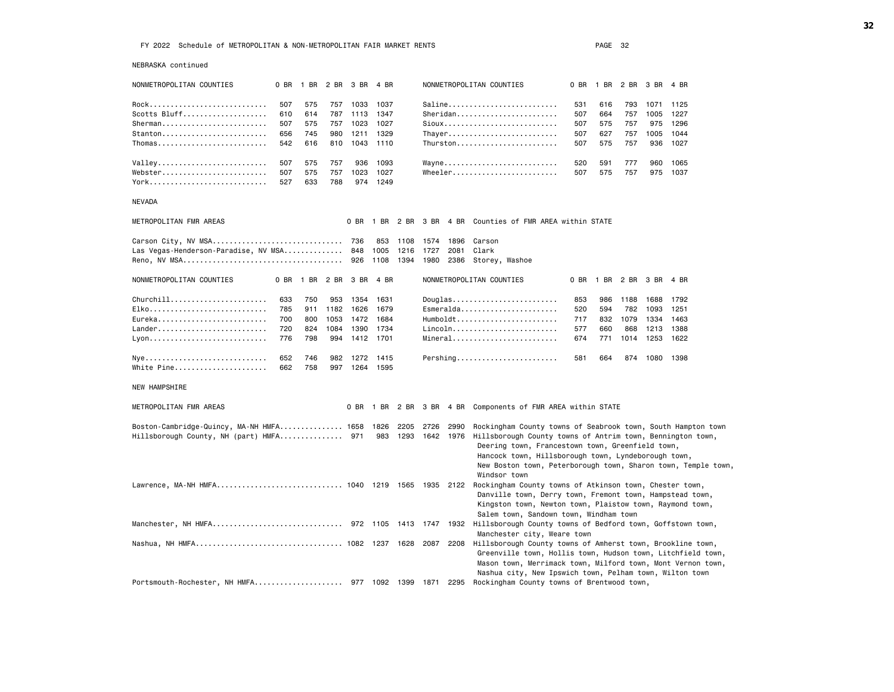FY 2022 Schedule of METROPOLITAN & NON-METROPOLITAN FAIR MARKET RENTS

NEBRASKA continued

| NONMETROPOLITAN COUNTIES | 0 BR | 1 BR | 2 BR | 3 BR | 4 BR | NONMETROPOLITAN COUNTIES | 0 BR | 1 BR | 2 BR | 3 BR | 4 BR |
|---|---|---|---|---|---|---|---|---|---|---|---|
| Rock | 507 | 575 | 757 | 1033 | 1037 | Saline | 531 | 616 | 793 | 1071 | 1125 |
| Scotts Bluff | 610 | 614 | 787 | 1113 | 1347 | Sheridan | 507 | 664 | 757 | 1005 | 1227 |
| Sherman | 507 | 575 | 757 | 1023 | 1027 | Sioux | 507 | 575 | 757 | 975 | 1296 |
| Stanton | 656 | 745 | 980 | 1211 | 1329 | Thayer | 507 | 627 | 757 | 1005 | 1044 |
| Thomas | 542 | 616 | 810 | 1043 | 1110 | Thurston | 507 | 575 | 757 | 936 | 1027 |
| Valley | 507 | 575 | 757 | 936 | 1093 | Wayne | 520 | 591 | 777 | 960 | 1065 |
| Webster | 507 | 575 | 757 | 1023 | 1027 | Wheeler | 507 | 575 | 757 | 975 | 1037 |
| York | 527 | 633 | 788 | 974 | 1249 | | | | | | |

NEVADA

| METROPOLITAN FMR AREAS | 0 BR | 1 BR | 2 BR | 3 BR | 4 BR | Counties of FMR AREA within STATE |
|---|---|---|---|---|---|---|
| Carson City, NV MSA | 736 | 853 | 1108 | 1574 | 1896 | Carson |
| Las Vegas-Henderson-Paradise, NV MSA | 848 | 1005 | 1216 | 1727 | 2081 | Clark |
| Reno, NV MSA | 926 | 1108 | 1394 | 1980 | 2386 | Storey, Washoe |

| NONMETROPOLITAN COUNTIES | 0 BR | 1 BR | 2 BR | 3 BR | 4 BR | NONMETROPOLITAN COUNTIES | 0 BR | 1 BR | 2 BR | 3 BR | 4 BR |
|---|---|---|---|---|---|---|---|---|---|---|---|
| Churchill | 633 | 750 | 953 | 1354 | 1631 | Douglas | 853 | 986 | 1188 | 1688 | 1792 |
| Elko | 785 | 911 | 1182 | 1626 | 1679 | Esmeralda | 520 | 594 | 782 | 1093 | 1251 |
| Eureka | 700 | 800 | 1053 | 1472 | 1684 | Humboldt | 717 | 832 | 1079 | 1334 | 1463 |
| Lander | 720 | 824 | 1084 | 1390 | 1734 | Lincoln | 577 | 660 | 868 | 1213 | 1388 |
| Lyon | 776 | 798 | 994 | 1412 | 1701 | Mineral | 674 | 771 | 1014 | 1253 | 1622 |
| Nye | 652 | 746 | 982 | 1272 | 1415 | Pershing | 581 | 664 | 874 | 1080 | 1398 |
| White Pine | 662 | 758 | 997 | 1264 | 1595 | | | | | | |

NEW HAMPSHIRE

| METROPOLITAN FMR AREAS | 0 BR | 1 BR | 2 BR | 3 BR | 4 BR | Components of FMR AREA within STATE |
|---|---|---|---|---|---|---|
| Boston-Cambridge-Quincy, MA-NH HMFA | 1658 | 1826 | 2205 | 2726 | 2990 | Rockingham County towns of Seabrook town, South Hampton town |
| Hillsborough County, NH (part) HMFA | 971 | 983 | 1293 | 1642 | 1976 | Hillsborough County towns of Antrim town, Bennington town, Deering town, Francestown town, Greenfield town, Hancock town, Hillsborough town, Lyndeborough town, New Boston town, Peterborough town, Sharon town, Temple town, Windsor town |
| Lawrence, MA-NH HMFA | 1040 | 1219 | 1565 | 1935 | 2122 | Rockingham County towns of Atkinson town, Chester town, Danville town, Derry town, Fremont town, Hampstead town, Kingston town, Newton town, Plaistow town, Raymond town, Salem town, Sandown town, Windham town |
| Manchester, NH HMFA | 972 | 1105 | 1413 | 1747 | 1932 | Hillsborough County towns of Bedford town, Goffstown town, Manchester city, Weare town |
| Nashua, NH HMFA | 1082 | 1237 | 1628 | 2087 | 2208 | Hillsborough County towns of Amherst town, Brookline town, Greenville town, Hollis town, Hudson town, Litchfield town, Mason town, Merrimack town, Milford town, Mont Vernon town, Nashua city, New Ipswich town, Pelham town, Wilton town |
| Portsmouth-Rochester, NH HMFA | 977 | 1092 | 1399 | 1871 | 2295 | Rockingham County towns of Brentwood town, |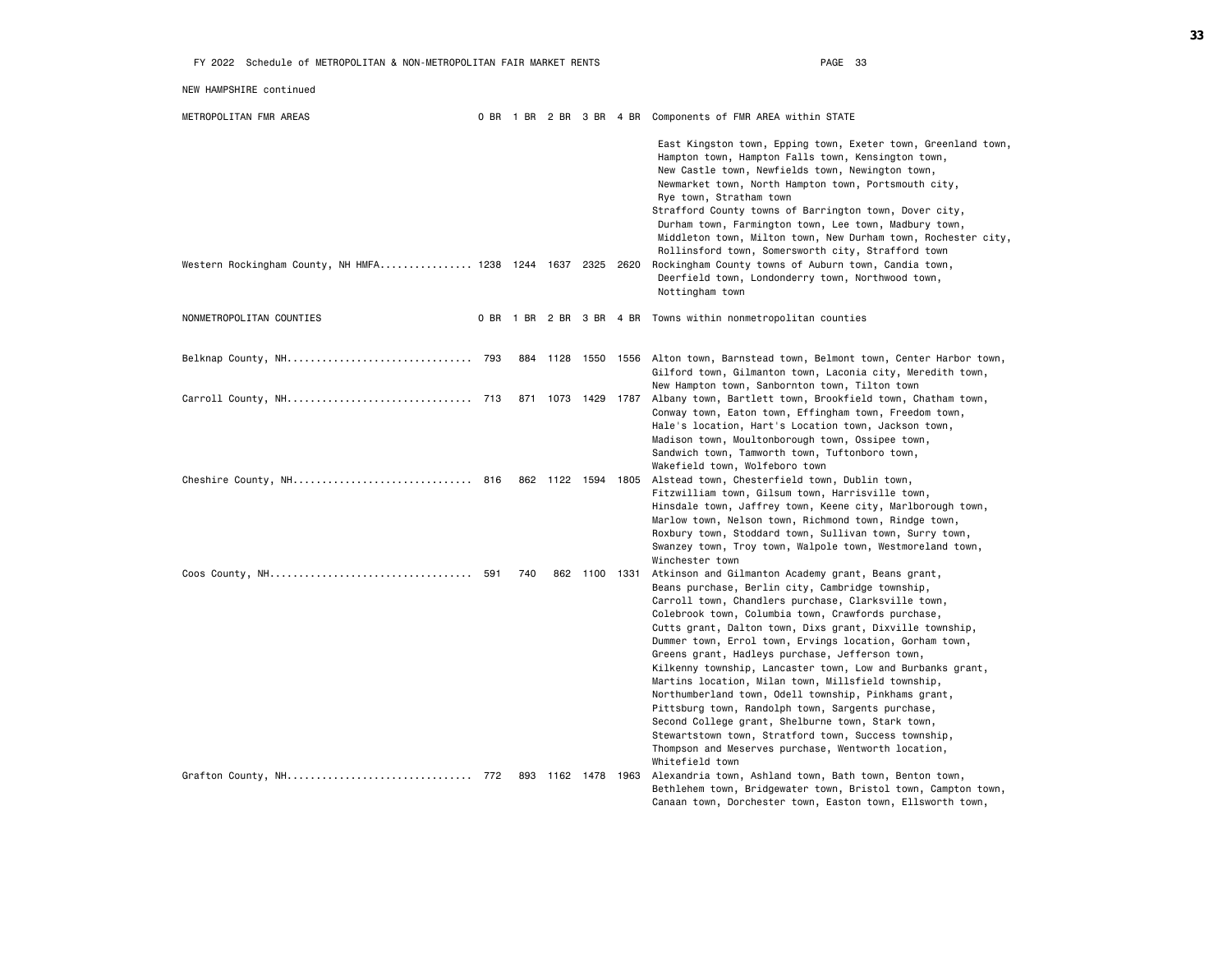NEW HAMPSHIRE continued

| METROPOLITAN FMR AREAS | 0 BR | 1 BR | 2 BR | 3 BR | 4 BR | Components of FMR AREA within STATE |
|---|---|---|---|---|---|---|
| | | | | | | East Kingston town, Epping town, Exeter town, Greenland town, Hampton town, Hampton Falls town, Kensington town, New Castle town, Newfields town, Newington town, Newmarket town, North Hampton town, Portsmouth city, Rye town, Stratham town<br>Strafford County towns of Barrington town, Dover city, Durham town, Farmington town, Lee town, Madbury town, Middleton town, Milton town, New Durham town, Rochester city, Rollinsford town, Somersworth city, Strafford town |
| Western Rockingham County, NH HMFA | 1238 | 1244 | 1637 | 2325 | 2620 | Rockingham County towns of Auburn town, Candia town, Deerfield town, Londonderry town, Northwood town, Nottingham town |

| NONMETROPOLITAN COUNTIES | 0 BR | 1 BR | 2 BR | 3 BR | 4 BR | Towns within nonmetropolitan counties |
|---|---|---|---|---|---|---|
| Belknap County, NH | 793 | 884 | 1128 | 1550 | 1556 | Alton town, Barnstead town, Belmont town, Center Harbor town, Gilford town, Gilmanton town, Laconia city, Meredith town, New Hampton town, Sanbornton town, Tilton town |
| Carroll County, NH | 713 | 871 | 1073 | 1429 | 1787 | Albany town, Bartlett town, Brookfield town, Chatham town, Conway town, Eaton town, Effingham town, Freedom town, Hale's location, Hart's Location town, Jackson town, Madison town, Moultonborough town, Ossipee town, Sandwich town, Tamworth town, Tuftonboro town, Wakefield town, Wolfeboro town |
| Cheshire County, NH | 816 | 862 | 1122 | 1594 | 1805 | Alstead town, Chesterfield town, Dublin town, Fitzwilliam town, Gilsum town, Harrisville town, Hinsdale town, Jaffrey town, Keene city, Marlborough town, Marlow town, Nelson town, Richmond town, Rindge town, Roxbury town, Stoddard town, Sullivan town, Surry town, Swanzey town, Troy town, Walpole town, Westmoreland town, Winchester town |
| Coos County, NH | 591 | 740 | 862 | 1100 | 1331 | Atkinson and Gilmanton Academy grant, Beans grant, Beans purchase, Berlin city, Cambridge township, Carroll town, Chandlers purchase, Clarksville town, Colebrook town, Columbia town, Crawfords purchase, Cutts grant, Dalton town, Dixs grant, Dixville township, Dummer town, Errol town, Ervings location, Gorham town, Greens grant, Hadleys purchase, Jefferson town, Kilkenny township, Lancaster town, Low and Burbanks grant, Martins location, Milan town, Millsfield township, Northumberland town, Odell township, Pinkhams grant, Pittsburg town, Randolph town, Sargents purchase, Second College grant, Shelburne town, Stark town, Stewartstown town, Stratford town, Success township, Thompson and Meserves purchase, Wentworth location, Whitefield town |
| Grafton County, NH | 772 | 893 | 1162 | 1478 | 1963 | Alexandria town, Ashland town, Bath town, Benton town, Bethlehem town, Bridgewater town, Bristol town, Campton town, Canaan town, Dorchester town, Easton town, Ellsworth town, |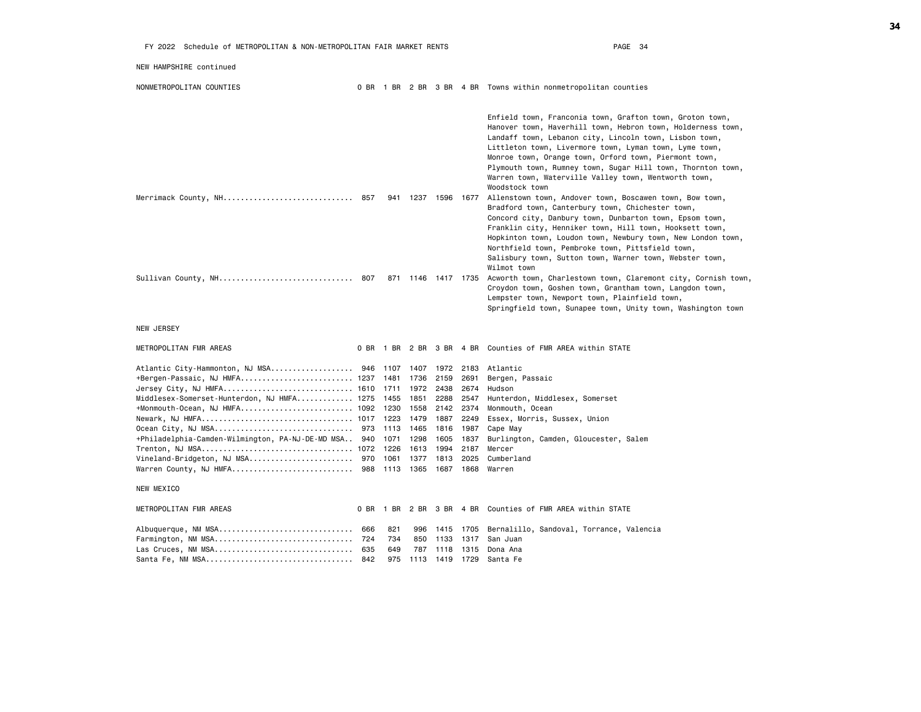FY 2022 Schedule of METROPOLITAN & NON-METROPOLITAN FAIR MARKET RENTS

NEW HAMPSHIRE continued

| NONMETROPOLITAN COUNTIES | 0 BR | 1 BR | 2 BR | 3 BR | 4 BR | Towns within nonmetropolitan counties |
|---|---|---|---|---|---|---|
| | | | | | | Enfield town, Franconia town, Grafton town, Groton town, Hanover town, Haverhill town, Hebron town, Holderness town, Landaff town, Lebanon city, Lincoln town, Lisbon town, Littleton town, Livermore town, Lyman town, Lyme town, Monroe town, Orange town, Orford town, Piermont town, Plymouth town, Rumney town, Sugar Hill town, Thornton town, Warren town, Waterville Valley town, Wentworth town, Woodstock town |
| Merrimack County, NH | 857 | 941 | 1237 | 1596 | 1677 | Allenstown town, Andover town, Boscawen town, Bow town, Bradford town, Canterbury town, Chichester town, Concord city, Danbury town, Dunbarton town, Epsom town, Franklin city, Henniker town, Hill town, Hooksett town, Hopkinton town, Loudon town, Newbury town, New London town, Northfield town, Pembroke town, Pittsfield town, Salisbury town, Sutton town, Warner town, Webster town, Wilmot town |
| Sullivan County, NH | 807 | 871 | 1146 | 1417 | 1735 | Acworth town, Charlestown town, Claremont city, Cornish town, Croydon town, Goshen town, Grantham town, Langdon town, Lempster town, Newport town, Plainfield town, Springfield town, Sunapee town, Unity town, Washington town |

NEW JERSEY

| METROPOLITAN FMR AREAS | 0 BR | 1 BR | 2 BR | 3 BR | 4 BR | Counties of FMR AREA within STATE |
|---|---|---|---|---|---|---|
| Atlantic City-Hammonton, NJ MSA | 946 | 1107 | 1407 | 1972 | 2183 | Atlantic |
| +Bergen-Passaic, NJ HMFA | 1237 | 1481 | 1736 | 2159 | 2691 | Bergen, Passaic |
| Jersey City, NJ HMFA | 1610 | 1711 | 1972 | 2438 | 2674 | Hudson |
| Middlesex-Somerset-Hunterdon, NJ HMFA | 1275 | 1455 | 1851 | 2288 | 2547 | Hunterdon, Middlesex, Somerset |
| +Monmouth-Ocean, NJ HMFA | 1092 | 1230 | 1558 | 2142 | 2374 | Monmouth, Ocean |
| Newark, NJ HMFA | 1017 | 1223 | 1479 | 1887 | 2249 | Essex, Morris, Sussex, Union |
| Ocean City, NJ MSA | 973 | 1113 | 1465 | 1816 | 1987 | Cape May |
| +Philadelphia-Camden-Wilmington, PA-NJ-DE-MD MSA | 940 | 1071 | 1298 | 1605 | 1837 | Burlington, Camden, Gloucester, Salem |
| Trenton, NJ MSA | 1072 | 1226 | 1613 | 1994 | 2187 | Mercer |
| Vineland-Bridgeton, NJ MSA | 970 | 1061 | 1377 | 1813 | 2025 | Cumberland |
| Warren County, NJ HMFA | 988 | 1113 | 1365 | 1687 | 1868 | Warren |

NEW MEXICO

| METROPOLITAN FMR AREAS | 0 BR | 1 BR | 2 BR | 3 BR | 4 BR | Counties of FMR AREA within STATE |
|---|---|---|---|---|---|---|
| Albuquerque, NM MSA | 666 | 821 | 996 | 1415 | 1705 | Bernalillo, Sandoval, Torrance, Valencia |
| Farmington, NM MSA | 724 | 734 | 850 | 1133 | 1317 | San Juan |
| Las Cruces, NM MSA | 635 | 649 | 787 | 1118 | 1315 | Dona Ana |
| Santa Fe, NM MSA | 842 | 975 | 1113 | 1419 | 1729 | Santa Fe |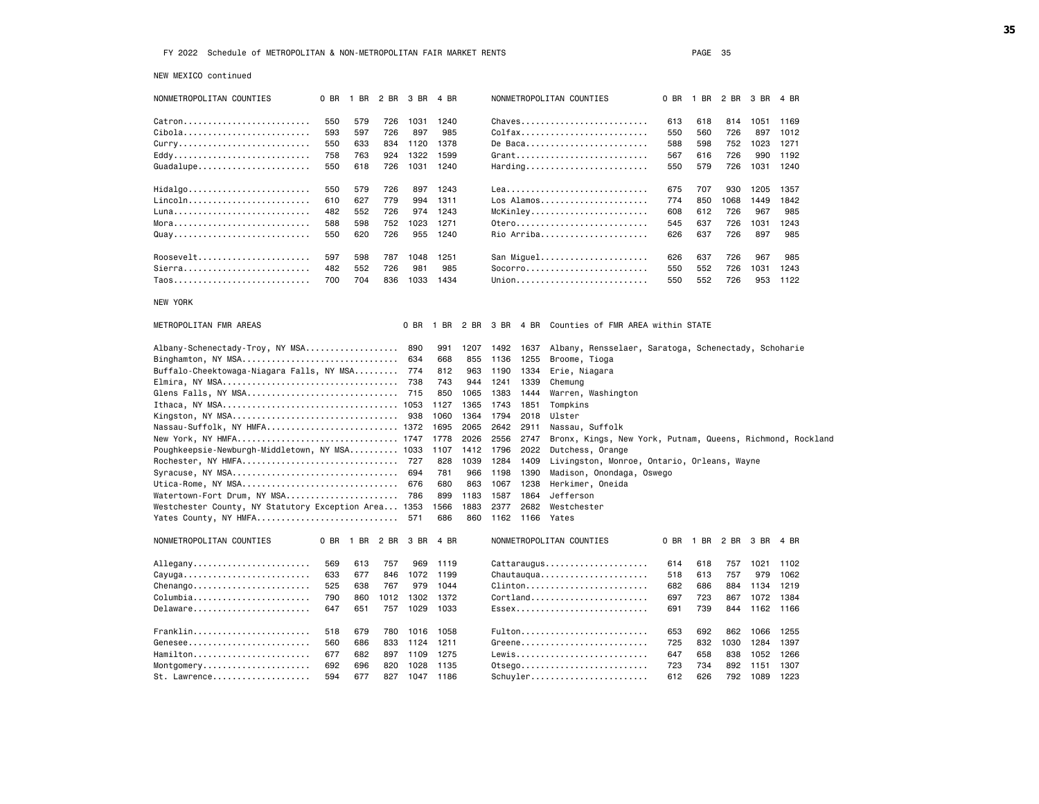FY 2022 Schedule of METROPOLITAN & NON-METROPOLITAN FAIR MARKET RENTS

NEW MEXICO continued

| NONMETROPOLITAN COUNTIES | 0 BR | 1 BR | 2 BR | 3 BR | 4 BR |
|---|---|---|---|---|---|
| Catron | 550 | 579 | 726 | 1031 | 1240 |
| Cibola | 593 | 597 | 726 | 897 | 985 |
| Curry | 550 | 633 | 834 | 1120 | 1378 |
| Eddy | 758 | 763 | 924 | 1322 | 1599 |
| Guadalupe | 550 | 618 | 726 | 1031 | 1240 |
| Hidalgo | 550 | 579 | 726 | 897 | 1243 |
| Lincoln | 610 | 627 | 779 | 994 | 1311 |
| Luna | 482 | 552 | 726 | 974 | 1243 |
| Mora | 588 | 598 | 752 | 1023 | 1271 |
| Quay | 550 | 620 | 726 | 955 | 1240 |
| Roosevelt | 597 | 598 | 787 | 1048 | 1251 |
| Sierra | 482 | 552 | 726 | 981 | 985 |
| Taos | 700 | 704 | 836 | 1033 | 1434 |
| Chaves | 613 | 618 | 814 | 1051 | 1169 |
| Colfax | 550 | 560 | 726 | 897 | 1012 |
| De Baca | 588 | 598 | 752 | 1023 | 1271 |
| Grant | 567 | 616 | 726 | 990 | 1192 |
| Harding | 550 | 579 | 726 | 1031 | 1240 |
| Lea | 675 | 707 | 930 | 1205 | 1357 |
| Los Alamos | 774 | 850 | 1068 | 1449 | 1842 |
| McKinley | 608 | 612 | 726 | 967 | 985 |
| Otero | 545 | 637 | 726 | 1031 | 1243 |
| Rio Arriba | 626 | 637 | 726 | 897 | 985 |
| San Miguel | 626 | 637 | 726 | 967 | 985 |
| Socorro | 550 | 552 | 726 | 1031 | 1243 |
| Union | 550 | 552 | 726 | 953 | 1122 |

NEW YORK

| METROPOLITAN FMR AREAS | 0 BR | 1 BR | 2 BR | 3 BR | 4 BR | Counties of FMR AREA within STATE |
|---|---|---|---|---|---|---|
| Albany-Schenectady-Troy, NY MSA | 890 | 991 | 1207 | 1492 | 1637 | Albany, Rensselaer, Saratoga, Schenectady, Schoharie |
| Binghamton, NY MSA | 634 | 668 | 855 | 1136 | 1255 | Broome, Tioga |
| Buffalo-Cheektowaga-Niagara Falls, NY MSA | 774 | 812 | 963 | 1190 | 1334 | Erie, Niagara |
| Elmira, NY MSA | 738 | 743 | 944 | 1241 | 1339 | Chemung |
| Glens Falls, NY MSA | 715 | 850 | 1065 | 1383 | 1444 | Warren, Washington |
| Ithaca, NY MSA | 1053 | 1127 | 1365 | 1743 | 1851 | Tompkins |
| Kingston, NY MSA | 938 | 1060 | 1364 | 1794 | 2018 | Ulster |
| Nassau-Suffolk, NY HMFA | 1372 | 1695 | 2065 | 2642 | 2911 | Nassau, Suffolk |
| New York, NY HMFA | 1747 | 1778 | 2026 | 2556 | 2747 | Bronx, Kings, New York, Putnam, Queens, Richmond, Rockland |
| Poughkeepsie-Newburgh-Middletown, NY MSA | 1033 | 1107 | 1412 | 1796 | 2022 | Dutchess, Orange |
| Rochester, NY HMFA | 727 | 828 | 1039 | 1284 | 1409 | Livingston, Monroe, Ontario, Orleans, Wayne |
| Syracuse, NY MSA | 694 | 781 | 966 | 1198 | 1390 | Madison, Onondaga, Oswego |
| Utica-Rome, NY MSA | 676 | 680 | 863 | 1067 | 1238 | Herkimer, Oneida |
| Watertown-Fort Drum, NY MSA | 786 | 899 | 1183 | 1587 | 1864 | Jefferson |
| Westchester County, NY Statutory Exception Area | 1353 | 1566 | 1883 | 2377 | 2682 | Westchester |
| Yates County, NY HMFA | 571 | 686 | 860 | 1162 | 1166 | Yates |

| NONMETROPOLITAN COUNTIES | 0 BR | 1 BR | 2 BR | 3 BR | 4 BR |
|---|---|---|---|---|---|
| Allegany | 569 | 613 | 757 | 969 | 1119 |
| Cayuga | 633 | 677 | 846 | 1072 | 1199 |
| Chenango | 525 | 638 | 767 | 979 | 1044 |
| Columbia | 790 | 860 | 1012 | 1302 | 1372 |
| Delaware | 647 | 651 | 757 | 1029 | 1033 |
| Franklin | 518 | 679 | 780 | 1016 | 1058 |
| Genesee | 560 | 686 | 833 | 1124 | 1211 |
| Hamilton | 677 | 682 | 897 | 1109 | 1275 |
| Montgomery | 692 | 696 | 820 | 1028 | 1135 |
| St. Lawrence | 594 | 677 | 827 | 1047 | 1186 |
| Cattaraugus | 614 | 618 | 757 | 1021 | 1102 |
| Chautauqua | 518 | 613 | 757 | 979 | 1062 |
| Clinton | 682 | 686 | 884 | 1134 | 1219 |
| Cortland | 697 | 723 | 867 | 1072 | 1384 |
| Essex | 691 | 739 | 844 | 1162 | 1166 |
| Fulton | 653 | 692 | 862 | 1066 | 1255 |
| Greene | 725 | 832 | 1030 | 1284 | 1397 |
| Lewis | 647 | 658 | 838 | 1052 | 1266 |
| Otsego | 723 | 734 | 892 | 1151 | 1307 |
| Schuyler | 612 | 626 | 792 | 1089 | 1223 |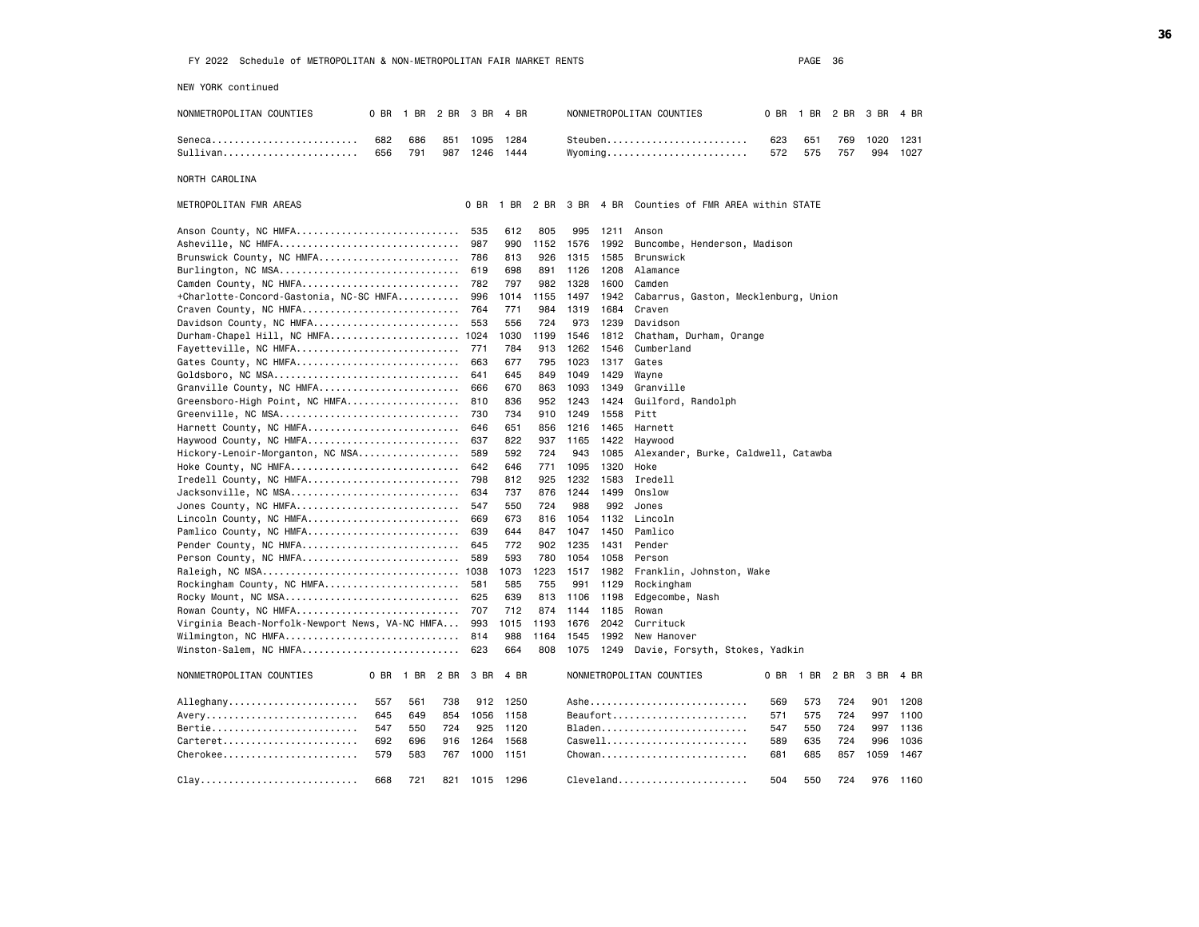FY 2022 Schedule of METROPOLITAN & NON-METROPOLITAN FAIR MARKET RENTS

NEW YORK continued

| NONMETROPOLITAN COUNTIES | 0 BR | 1 BR | 2 BR | 3 BR | 4 BR | NONMETROPOLITAN COUNTIES | 0 BR | 1 BR | 2 BR | 3 BR | 4 BR |
|---|---|---|---|---|---|---|---|---|---|---|---|
| Seneca | 682 | 686 | 851 | 1095 | 1284 | Steuben | 623 | 651 | 769 | 1020 | 1231 |
| Sullivan | 656 | 791 | 987 | 1246 | 1444 | Wyoming | 572 | 575 | 757 | 994 | 1027 |

NORTH CAROLINA

| METROPOLITAN FMR AREAS | 0 BR | 1 BR | 2 BR | 3 BR | 4 BR | Counties of FMR AREA within STATE |
|---|---|---|---|---|---|---|
| Anson County, NC HMFA | 535 | 612 | 805 | 995 | 1211 | Anson |
| Asheville, NC HMFA | 987 | 990 | 1152 | 1576 | 1992 | Buncombe, Henderson, Madison |
| Brunswick County, NC HMFA | 786 | 813 | 926 | 1315 | 1585 | Brunswick |
| Burlington, NC MSA | 619 | 698 | 891 | 1126 | 1208 | Alamance |
| Camden County, NC HMFA | 782 | 797 | 982 | 1328 | 1600 | Camden |
| +Charlotte-Concord-Gastonia, NC-SC HMFA | 996 | 1014 | 1155 | 1497 | 1942 | Cabarrus, Gaston, Mecklenburg, Union |
| Craven County, NC HMFA | 764 | 771 | 984 | 1319 | 1684 | Craven |
| Davidson County, NC HMFA | 553 | 556 | 724 | 973 | 1239 | Davidson |
| Durham-Chapel Hill, NC HMFA | 1024 | 1030 | 1199 | 1546 | 1812 | Chatham, Durham, Orange |
| Fayetteville, NC HMFA | 771 | 784 | 913 | 1262 | 1546 | Cumberland |
| Gates County, NC HMFA | 663 | 677 | 795 | 1023 | 1317 | Gates |
| Goldsboro, NC MSA | 641 | 645 | 849 | 1049 | 1429 | Wayne |
| Granville County, NC HMFA | 666 | 670 | 863 | 1093 | 1349 | Granville |
| Greensboro-High Point, NC HMFA | 810 | 836 | 952 | 1243 | 1424 | Guilford, Randolph |
| Greenville, NC MSA | 730 | 734 | 910 | 1249 | 1558 | Pitt |
| Harnett County, NC HMFA | 646 | 651 | 856 | 1216 | 1465 | Harnett |
| Haywood County, NC HMFA | 637 | 822 | 937 | 1165 | 1422 | Haywood |
| Hickory-Lenoir-Morganton, NC MSA | 589 | 592 | 724 | 943 | 1085 | Alexander, Burke, Caldwell, Catawba |
| Hoke County, NC HMFA | 642 | 646 | 771 | 1095 | 1320 | Hoke |
| Iredell County, NC HMFA | 798 | 812 | 925 | 1232 | 1583 | Iredell |
| Jacksonville, NC MSA | 634 | 737 | 876 | 1244 | 1499 | Onslow |
| Jones County, NC HMFA | 547 | 550 | 724 | 988 | 992 | Jones |
| Lincoln County, NC HMFA | 669 | 673 | 816 | 1054 | 1132 | Lincoln |
| Pamlico County, NC HMFA | 639 | 644 | 847 | 1047 | 1450 | Pamlico |
| Pender County, NC HMFA | 645 | 772 | 902 | 1235 | 1431 | Pender |
| Person County, NC HMFA | 589 | 593 | 780 | 1054 | 1058 | Person |
| Raleigh, NC MSA | 1038 | 1073 | 1223 | 1517 | 1982 | Franklin, Johnston, Wake |
| Rockingham County, NC HMFA | 581 | 585 | 755 | 991 | 1129 | Rockingham |
| Rocky Mount, NC MSA | 625 | 639 | 813 | 1106 | 1198 | Edgecombe, Nash |
| Rowan County, NC HMFA | 707 | 712 | 874 | 1144 | 1185 | Rowan |
| Virginia Beach-Norfolk-Newport News, VA-NC HMFA | 993 | 1015 | 1193 | 1676 | 2042 | Currituck |
| Wilmington, NC HMFA | 814 | 988 | 1164 | 1545 | 1992 | New Hanover |
| Winston-Salem, NC HMFA | 623 | 664 | 808 | 1075 | 1249 | Davie, Forsyth, Stokes, Yadkin |

| NONMETROPOLITAN COUNTIES | 0 BR | 1 BR | 2 BR | 3 BR | 4 BR | NONMETROPOLITAN COUNTIES | 0 BR | 1 BR | 2 BR | 3 BR | 4 BR |
|---|---|---|---|---|---|---|---|---|---|---|---|
| Alleghany | 557 | 561 | 738 | 912 | 1250 | Ashe | 569 | 573 | 724 | 901 | 1208 |
| Avery | 645 | 649 | 854 | 1056 | 1158 | Beaufort | 571 | 575 | 724 | 997 | 1100 |
| Bertie | 547 | 550 | 724 | 925 | 1120 | Bladen | 547 | 550 | 724 | 997 | 1136 |
| Carteret | 692 | 696 | 916 | 1264 | 1568 | Caswell | 589 | 635 | 724 | 996 | 1036 |
| Cherokee | 579 | 583 | 767 | 1000 | 1151 | Chowan | 681 | 685 | 857 | 1059 | 1467 |
| Clay | 668 | 721 | 821 | 1015 | 1296 | Cleveland | 504 | 550 | 724 | 976 | 1160 |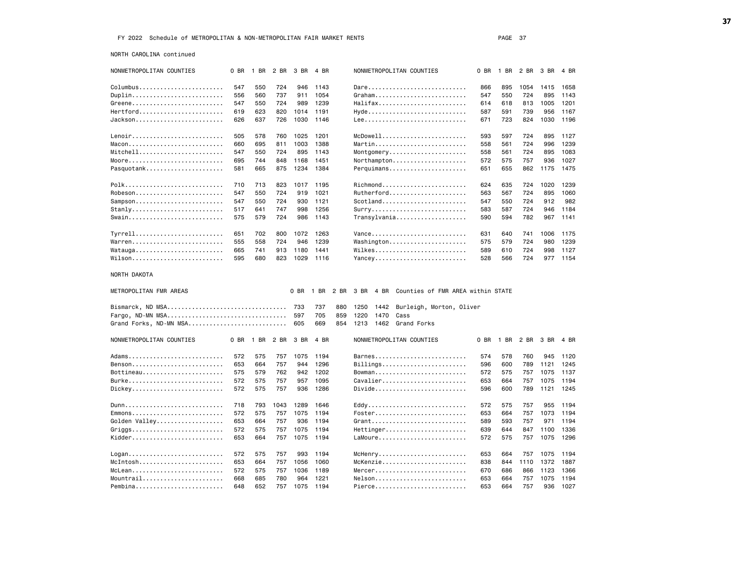FY 2022 Schedule of METROPOLITAN & NON-METROPOLITAN FAIR MARKET RENTS

NORTH CAROLINA continued

| NONMETROPOLITAN COUNTIES | 0 BR | 1 BR | 2 BR | 3 BR | 4 BR | NONMETROPOLITAN COUNTIES | 0 BR | 1 BR | 2 BR | 3 BR | 4 BR |
|---|---|---|---|---|---|---|---|---|---|---|---|
| Columbus | 547 | 550 | 724 | 946 | 1143 | Dare | 866 | 895 | 1054 | 1415 | 1658 |
| Duplin | 556 | 560 | 737 | 911 | 1054 | Graham | 547 | 550 | 724 | 895 | 1143 |
| Greene | 547 | 550 | 724 | 989 | 1239 | Halifax | 614 | 618 | 813 | 1005 | 1201 |
| Hertford | 619 | 623 | 820 | 1014 | 1191 | Hyde | 587 | 591 | 739 | 956 | 1167 |
| Jackson | 626 | 637 | 726 | 1030 | 1146 | Lee | 671 | 723 | 824 | 1030 | 1196 |
| Lenoir | 505 | 578 | 760 | 1025 | 1201 | McDowell | 593 | 597 | 724 | 895 | 1127 |
| Macon | 660 | 695 | 811 | 1003 | 1388 | Martin | 558 | 561 | 724 | 996 | 1239 |
| Mitchell | 547 | 550 | 724 | 895 | 1143 | Montgomery | 558 | 561 | 724 | 895 | 1083 |
| Moore | 695 | 744 | 848 | 1168 | 1451 | Northampton | 572 | 575 | 757 | 936 | 1027 |
| Pasquotank | 581 | 665 | 875 | 1234 | 1384 | Perquimans | 651 | 655 | 862 | 1175 | 1475 |
| Polk | 710 | 713 | 823 | 1017 | 1195 | Richmond | 624 | 635 | 724 | 1020 | 1239 |
| Robeson | 547 | 550 | 724 | 919 | 1021 | Rutherford | 563 | 567 | 724 | 895 | 1060 |
| Sampson | 547 | 550 | 724 | 930 | 1121 | Scotland | 547 | 550 | 724 | 912 | 982 |
| Stanly | 517 | 641 | 747 | 998 | 1256 | Surry | 583 | 587 | 724 | 946 | 1184 |
| Swain | 575 | 579 | 724 | 986 | 1143 | Transylvania | 590 | 594 | 782 | 967 | 1141 |
| Tyrrell | 651 | 702 | 800 | 1072 | 1263 | Vance | 631 | 640 | 741 | 1006 | 1175 |
| Warren | 555 | 558 | 724 | 946 | 1239 | Washington | 575 | 579 | 724 | 980 | 1239 |
| Watauga | 665 | 741 | 913 | 1180 | 1441 | Wilkes | 589 | 610 | 724 | 998 | 1127 |
| Wilson | 595 | 680 | 823 | 1029 | 1116 | Yancey | 528 | 566 | 724 | 977 | 1154 |

NORTH DAKOTA

| METROPOLITAN FMR AREAS | 0 BR | 1 BR | 2 BR | 3 BR | 4 BR | Counties of FMR AREA within STATE |
|---|---|---|---|---|---|---|
| Bismarck, ND MSA | 733 | 737 | 880 | 1250 | 1442 | Burleigh, Morton, Oliver |
| Fargo, ND-MN MSA | 597 | 705 | 859 | 1220 | 1470 | Cass |
| Grand Forks, ND-MN MSA | 605 | 669 | 854 | 1213 | 1462 | Grand Forks |

| NONMETROPOLITAN COUNTIES | 0 BR | 1 BR | 2 BR | 3 BR | 4 BR | NONMETROPOLITAN COUNTIES | 0 BR | 1 BR | 2 BR | 3 BR | 4 BR |
|---|---|---|---|---|---|---|---|---|---|---|---|
| Adams | 572 | 575 | 757 | 1075 | 1194 | Barnes | 574 | 578 | 760 | 945 | 1120 |
| Benson | 653 | 664 | 757 | 944 | 1296 | Billings | 596 | 600 | 789 | 1121 | 1245 |
| Bottineau | 575 | 579 | 762 | 942 | 1202 | Bowman | 572 | 575 | 757 | 1075 | 1137 |
| Burke | 572 | 575 | 757 | 957 | 1095 | Cavalier | 653 | 664 | 757 | 1075 | 1194 |
| Dickey | 572 | 575 | 757 | 936 | 1286 | Divide | 596 | 600 | 789 | 1121 | 1245 |
| Dunn | 718 | 793 | 1043 | 1289 | 1646 | Eddy | 572 | 575 | 757 | 955 | 1194 |
| Emmons | 572 | 575 | 757 | 1075 | 1194 | Foster | 653 | 664 | 757 | 1073 | 1194 |
| Golden Valley | 653 | 664 | 757 | 936 | 1194 | Grant | 589 | 593 | 757 | 971 | 1194 |
| Griggs | 572 | 575 | 757 | 1075 | 1194 | Hettinger | 639 | 644 | 847 | 1100 | 1336 |
| Kidder | 653 | 664 | 757 | 1075 | 1194 | LaMoure | 572 | 575 | 757 | 1075 | 1296 |
| Logan | 572 | 575 | 757 | 993 | 1194 | McHenry | 653 | 664 | 757 | 1075 | 1194 |
| McIntosh | 653 | 664 | 757 | 1056 | 1060 | McKenzie | 838 | 844 | 1110 | 1372 | 1887 |
| McLean | 572 | 575 | 757 | 1036 | 1189 | Mercer | 670 | 686 | 866 | 1123 | 1366 |
| Mountrail | 668 | 685 | 780 | 964 | 1221 | Nelson | 653 | 664 | 757 | 1075 | 1194 |
| Pembina | 648 | 652 | 757 | 1075 | 1194 | Pierce | 653 | 664 | 757 | 936 | 1027 |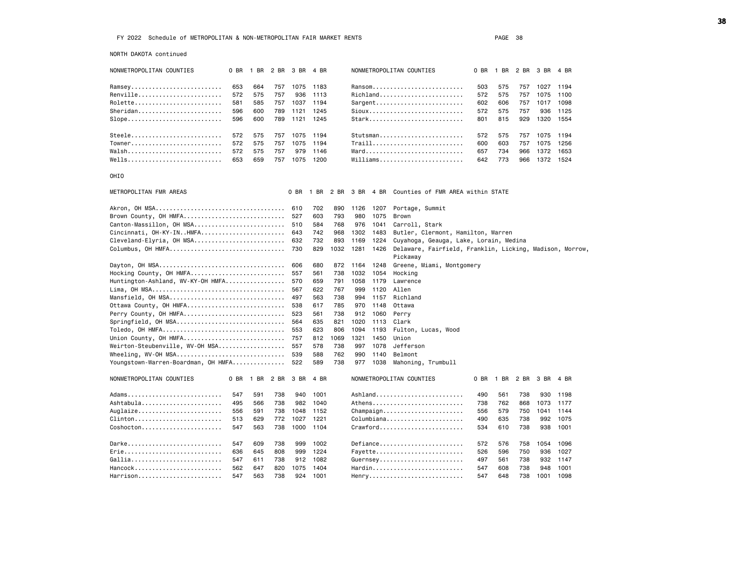FY 2022 Schedule of METROPOLITAN & NON-METROPOLITAN FAIR MARKET RENTS

NORTH DAKOTA continued

| NONMETROPOLITAN COUNTIES | 0 BR | 1 BR | 2 BR | 3 BR | 4 BR | NONMETROPOLITAN COUNTIES | 0 BR | 1 BR | 2 BR | 3 BR | 4 BR |
|---|---|---|---|---|---|---|---|---|---|---|---|
| Ramsey | 653 | 664 | 757 | 1075 | 1183 | Ransom | 503 | 575 | 757 | 1027 | 1194 |
| Renville | 572 | 575 | 757 | 936 | 1113 | Richland | 572 | 575 | 757 | 1075 | 1100 |
| Rolette | 581 | 585 | 757 | 1037 | 1194 | Sargent | 602 | 606 | 757 | 1017 | 1098 |
| Sheridan | 596 | 600 | 789 | 1121 | 1245 | Sioux | 572 | 575 | 757 | 936 | 1125 |
| Slope | 596 | 600 | 789 | 1121 | 1245 | Stark | 801 | 815 | 929 | 1320 | 1554 |
| Steele | 572 | 575 | 757 | 1075 | 1194 | Stutsman | 572 | 575 | 757 | 1075 | 1194 |
| Towner | 572 | 575 | 757 | 1075 | 1194 | Traill | 600 | 603 | 757 | 1075 | 1256 |
| Walsh | 572 | 575 | 757 | 979 | 1146 | Ward | 657 | 734 | 966 | 1372 | 1653 |
| Wells | 653 | 659 | 757 | 1075 | 1200 | Williams | 642 | 773 | 966 | 1372 | 1524 |

OHIO

| METROPOLITAN FMR AREAS | 0 BR | 1 BR | 2 BR | 3 BR | 4 BR | Counties of FMR AREA within STATE |
|---|---|---|---|---|---|---|
| Akron, OH MSA | 610 | 702 | 890 | 1126 | 1207 | Portage, Summit |
| Brown County, OH HMFA | 527 | 603 | 793 | 980 | 1075 | Brown |
| Canton-Massillon, OH MSA | 510 | 584 | 768 | 976 | 1041 | Carroll, Stark |
| Cincinnati, OH-KY-IN..HMFA | 643 | 742 | 968 | 1302 | 1483 | Butler, Clermont, Hamilton, Warren |
| Cleveland-Elyria, OH MSA | 632 | 732 | 893 | 1169 | 1224 | Cuyahoga, Geauga, Lake, Lorain, Medina |
| Columbus, OH HMFA | 730 | 829 | 1032 | 1281 | 1426 | Delaware, Fairfield, Franklin, Licking, Madison, Morrow, Pickaway |
| Dayton, OH MSA | 606 | 680 | 872 | 1164 | 1248 | Greene, Miami, Montgomery |
| Hocking County, OH HMFA | 557 | 561 | 738 | 1032 | 1054 | Hocking |
| Huntington-Ashland, WV-KY-OH HMFA | 570 | 659 | 791 | 1058 | 1179 | Lawrence |
| Lima, OH MSA | 567 | 622 | 767 | 999 | 1120 | Allen |
| Mansfield, OH MSA | 497 | 563 | 738 | 994 | 1157 | Richland |
| Ottawa County, OH HMFA | 538 | 617 | 785 | 970 | 1148 | Ottawa |
| Perry County, OH HMFA | 523 | 561 | 738 | 912 | 1060 | Perry |
| Springfield, OH MSA | 564 | 635 | 821 | 1020 | 1113 | Clark |
| Toledo, OH HMFA | 553 | 623 | 806 | 1094 | 1193 | Fulton, Lucas, Wood |
| Union County, OH HMFA | 757 | 812 | 1069 | 1321 | 1450 | Union |
| Weirton-Steubenville, WV-OH MSA | 557 | 578 | 738 | 997 | 1078 | Jefferson |
| Wheeling, WV-OH MSA | 539 | 588 | 762 | 990 | 1140 | Belmont |
| Youngstown-Warren-Boardman, OH HMFA | 522 | 589 | 738 | 977 | 1038 | Mahoning, Trumbull |

| NONMETROPOLITAN COUNTIES | 0 BR | 1 BR | 2 BR | 3 BR | 4 BR | NONMETROPOLITAN COUNTIES | 0 BR | 1 BR | 2 BR | 3 BR | 4 BR |
|---|---|---|---|---|---|---|---|---|---|---|---|
| Adams | 547 | 591 | 738 | 940 | 1001 | Ashland | 490 | 561 | 738 | 930 | 1198 |
| Ashtabula | 495 | 566 | 738 | 982 | 1040 | Athens | 738 | 762 | 868 | 1073 | 1177 |
| Auglaize | 556 | 591 | 738 | 1048 | 1152 | Champaign | 556 | 579 | 750 | 1041 | 1144 |
| Clinton | 513 | 629 | 772 | 1027 | 1221 | Columbiana | 490 | 635 | 738 | 992 | 1075 |
| Coshocton | 547 | 563 | 738 | 1000 | 1104 | Crawford | 534 | 610 | 738 | 938 | 1001 |
| Darke | 547 | 609 | 738 | 999 | 1002 | Defiance | 572 | 576 | 758 | 1054 | 1096 |
| Erie | 636 | 645 | 808 | 999 | 1224 | Fayette | 526 | 596 | 750 | 936 | 1027 |
| Gallia | 547 | 611 | 738 | 912 | 1082 | Guernsey | 497 | 561 | 738 | 932 | 1147 |
| Hancock | 562 | 647 | 820 | 1075 | 1404 | Hardin | 547 | 608 | 738 | 948 | 1001 |
| Harrison | 547 | 563 | 738 | 924 | 1001 | Henry | 547 | 648 | 738 | 1001 | 1098 |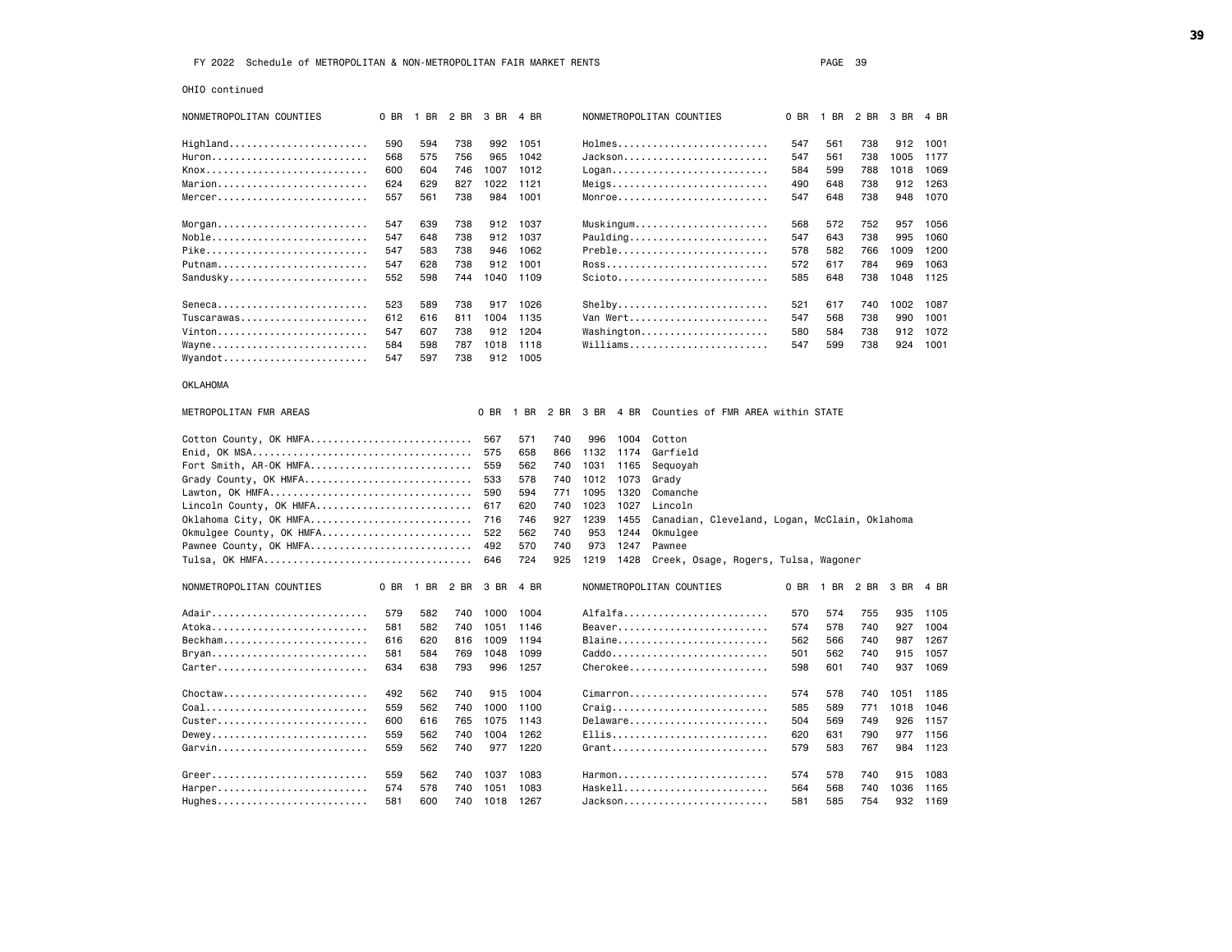FY 2022 Schedule of METROPOLITAN & NON-METROPOLITAN FAIR MARKET RENTS

OHIO continued

| NONMETROPOLITAN COUNTIES | 0 BR | 1 BR | 2 BR | 3 BR | 4 BR |
|---|---|---|---|---|---|
| Highland | 590 | 594 | 738 | 992 | 1051 |
| Huron | 568 | 575 | 756 | 965 | 1042 |
| Knox | 600 | 604 | 746 | 1007 | 1012 |
| Marion | 624 | 629 | 827 | 1022 | 1121 |
| Mercer | 557 | 561 | 738 | 984 | 1001 |
| Morgan | 547 | 639 | 738 | 912 | 1037 |
| Noble | 547 | 648 | 738 | 912 | 1037 |
| Pike | 547 | 583 | 738 | 946 | 1062 |
| Putnam | 547 | 628 | 738 | 912 | 1001 |
| Sandusky | 552 | 598 | 744 | 1040 | 1109 |
| Seneca | 523 | 589 | 738 | 917 | 1026 |
| Tuscarawas | 612 | 616 | 811 | 1004 | 1135 |
| Vinton | 547 | 607 | 738 | 912 | 1204 |
| Wayne | 584 | 598 | 787 | 1018 | 1118 |
| Wyandot | 547 | 597 | 738 | 912 | 1005 |
| Holmes | 547 | 561 | 738 | 912 | 1001 |
| Jackson | 547 | 561 | 738 | 1005 | 1177 |
| Logan | 584 | 599 | 788 | 1018 | 1069 |
| Meigs | 490 | 648 | 738 | 912 | 1263 |
| Monroe | 547 | 648 | 738 | 948 | 1070 |
| Muskingum | 568 | 572 | 752 | 957 | 1056 |
| Paulding | 547 | 643 | 738 | 995 | 1060 |
| Preble | 578 | 582 | 766 | 1009 | 1200 |
| Ross | 572 | 617 | 784 | 969 | 1063 |
| Scioto | 585 | 648 | 738 | 1048 | 1125 |
| Shelby | 521 | 617 | 740 | 1002 | 1087 |
| Van Wert | 547 | 568 | 738 | 990 | 1001 |
| Washington | 580 | 584 | 738 | 912 | 1072 |
| Williams | 547 | 599 | 738 | 924 | 1001 |

OKLAHOMA

| METROPOLITAN FMR AREAS | 0 BR | 1 BR | 2 BR | 3 BR | 4 BR | Counties of FMR AREA within STATE |
|---|---|---|---|---|---|---|
| Cotton County, OK HMFA | 567 | 571 | 740 | 996 | 1004 | Cotton |
| Enid, OK MSA | 575 | 658 | 866 | 1132 | 1174 | Garfield |
| Fort Smith, AR-OK HMFA | 559 | 562 | 740 | 1031 | 1165 | Sequoyah |
| Grady County, OK HMFA | 533 | 578 | 740 | 1012 | 1073 | Grady |
| Lawton, OK HMFA | 590 | 594 | 771 | 1095 | 1320 | Comanche |
| Lincoln County, OK HMFA | 617 | 620 | 740 | 1023 | 1027 | Lincoln |
| Oklahoma City, OK HMFA | 716 | 746 | 927 | 1239 | 1455 | Canadian, Cleveland, Logan, McClain, Oklahoma |
| Okmulgee County, OK HMFA | 522 | 562 | 740 | 953 | 1244 | Okmulgee |
| Pawnee County, OK HMFA | 492 | 570 | 740 | 973 | 1247 | Pawnee |
| Tulsa, OK HMFA | 646 | 724 | 925 | 1219 | 1428 | Creek, Osage, Rogers, Tulsa, Wagoner |

| NONMETROPOLITAN COUNTIES | 0 BR | 1 BR | 2 BR | 3 BR | 4 BR |
|---|---|---|---|---|---|
| Adair | 579 | 582 | 740 | 1000 | 1004 |
| Atoka | 581 | 582 | 740 | 1051 | 1146 |
| Beckham | 616 | 620 | 816 | 1009 | 1194 |
| Bryan | 581 | 584 | 769 | 1048 | 1099 |
| Carter | 634 | 638 | 793 | 996 | 1257 |
| Choctaw | 492 | 562 | 740 | 915 | 1004 |
| Coal | 559 | 562 | 740 | 1000 | 1100 |
| Custer | 600 | 616 | 765 | 1075 | 1143 |
| Dewey | 559 | 562 | 740 | 1004 | 1262 |
| Garvin | 559 | 562 | 740 | 977 | 1220 |
| Greer | 559 | 562 | 740 | 1037 | 1083 |
| Harper | 574 | 578 | 740 | 1051 | 1083 |
| Hughes | 581 | 600 | 740 | 1018 | 1267 |
| Alfalfa | 570 | 574 | 755 | 935 | 1105 |
| Beaver | 574 | 578 | 740 | 927 | 1004 |
| Blaine | 562 | 566 | 740 | 987 | 1267 |
| Caddo | 501 | 562 | 740 | 915 | 1057 |
| Cherokee | 598 | 601 | 740 | 937 | 1069 |
| Cimarron | 574 | 578 | 740 | 1051 | 1185 |
| Craig | 585 | 589 | 771 | 1018 | 1046 |
| Delaware | 504 | 569 | 749 | 926 | 1157 |
| Ellis | 620 | 631 | 790 | 977 | 1156 |
| Grant | 579 | 583 | 767 | 984 | 1123 |
| Harmon | 574 | 578 | 740 | 915 | 1083 |
| Haskell | 564 | 568 | 740 | 1036 | 1165 |
| Jackson | 581 | 585 | 754 | 932 | 1169 |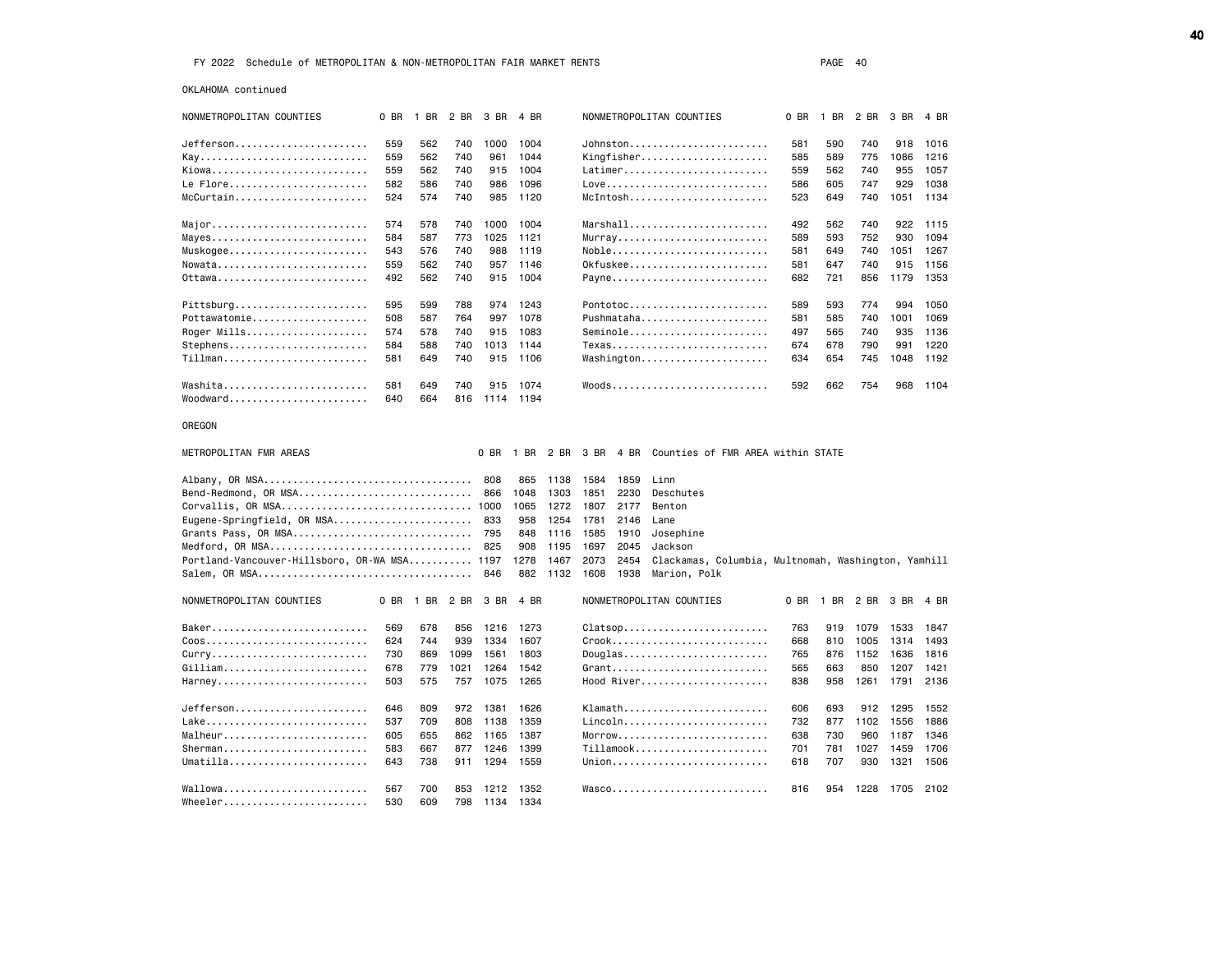FY 2022 Schedule of METROPOLITAN & NON-METROPOLITAN FAIR MARKET RENTS

OKLAHOMA continued

| NONMETROPOLITAN COUNTIES | 0 BR | 1 BR | 2 BR | 3 BR | 4 BR | NONMETROPOLITAN COUNTIES | 0 BR | 1 BR | 2 BR | 3 BR | 4 BR |
|---|---|---|---|---|---|---|---|---|---|---|---|
| Jefferson | 559 | 562 | 740 | 1000 | 1004 | Johnston | 581 | 590 | 740 | 918 | 1016 |
| Kay | 559 | 562 | 740 | 961 | 1044 | Kingfisher | 585 | 589 | 775 | 1086 | 1216 |
| Kiowa | 559 | 562 | 740 | 915 | 1004 | Latimer | 559 | 562 | 740 | 955 | 1057 |
| Le Flore | 582 | 586 | 740 | 986 | 1096 | Love | 586 | 605 | 747 | 929 | 1038 |
| McCurtain | 524 | 574 | 740 | 985 | 1120 | McIntosh | 523 | 649 | 740 | 1051 | 1134 |
| Major | 574 | 578 | 740 | 1000 | 1004 | Marshall | 492 | 562 | 740 | 922 | 1115 |
| Mayes | 584 | 587 | 773 | 1025 | 1121 | Murray | 589 | 593 | 752 | 930 | 1094 |
| Muskogee | 543 | 576 | 740 | 988 | 1119 | Noble | 581 | 649 | 740 | 1051 | 1267 |
| Nowata | 559 | 562 | 740 | 957 | 1146 | Okfuskee | 581 | 647 | 740 | 915 | 1156 |
| Ottawa | 492 | 562 | 740 | 915 | 1004 | Payne | 682 | 721 | 856 | 1179 | 1353 |
| Pittsburg | 595 | 599 | 788 | 974 | 1243 | Pontotoc | 589 | 593 | 774 | 994 | 1050 |
| Pottawatomie | 508 | 587 | 764 | 997 | 1078 | Pushmataha | 581 | 585 | 740 | 1001 | 1069 |
| Roger Mills | 574 | 578 | 740 | 915 | 1083 | Seminole | 497 | 565 | 740 | 935 | 1136 |
| Stephens | 584 | 588 | 740 | 1013 | 1144 | Texas | 674 | 678 | 790 | 991 | 1220 |
| Tillman | 581 | 649 | 740 | 915 | 1106 | Washington | 634 | 654 | 745 | 1048 | 1192 |
| Washita | 581 | 649 | 740 | 915 | 1074 | Woods | 592 | 662 | 754 | 968 | 1104 |
| Woodward | 640 | 664 | 816 | 1114 | 1194 | | | | | | |

OREGON

| METROPOLITAN FMR AREAS | 0 BR | 1 BR | 2 BR | 3 BR | 4 BR | Counties of FMR AREA within STATE |
|---|---|---|---|---|---|---|
| Albany, OR MSA | 808 | 865 | 1138 | 1584 | 1859 | Linn |
| Bend-Redmond, OR MSA | 866 | 1048 | 1303 | 1851 | 2230 | Deschutes |
| Corvallis, OR MSA | 1000 | 1065 | 1272 | 1807 | 2177 | Benton |
| Eugene-Springfield, OR MSA | 833 | 958 | 1254 | 1781 | 2146 | Lane |
| Grants Pass, OR MSA | 795 | 848 | 1116 | 1585 | 1910 | Josephine |
| Medford, OR MSA | 825 | 908 | 1195 | 1697 | 2045 | Jackson |
| Portland-Vancouver-Hillsboro, OR-WA MSA | 1197 | 1278 | 1467 | 2073 | 2454 | Clackamas, Columbia, Multnomah, Washington, Yamhill |
| Salem, OR MSA | 846 | 882 | 1132 | 1608 | 1938 | Marion, Polk |

| NONMETROPOLITAN COUNTIES | 0 BR | 1 BR | 2 BR | 3 BR | 4 BR | NONMETROPOLITAN COUNTIES | 0 BR | 1 BR | 2 BR | 3 BR | 4 BR |
|---|---|---|---|---|---|---|---|---|---|---|---|
| Baker | 569 | 678 | 856 | 1216 | 1273 | Clatsop | 763 | 919 | 1079 | 1533 | 1847 |
| Coos | 624 | 744 | 939 | 1334 | 1607 | Crook | 668 | 810 | 1005 | 1314 | 1493 |
| Curry | 730 | 869 | 1099 | 1561 | 1803 | Douglas | 765 | 876 | 1152 | 1636 | 1816 |
| Gilliam | 678 | 779 | 1021 | 1264 | 1542 | Grant | 565 | 663 | 850 | 1207 | 1421 |
| Harney | 503 | 575 | 757 | 1075 | 1265 | Hood River | 838 | 958 | 1261 | 1791 | 2136 |
| Jefferson | 646 | 809 | 972 | 1381 | 1626 | Klamath | 606 | 693 | 912 | 1295 | 1552 |
| Lake | 537 | 709 | 808 | 1138 | 1359 | Lincoln | 732 | 877 | 1102 | 1556 | 1886 |
| Malheur | 605 | 655 | 862 | 1165 | 1387 | Morrow | 638 | 730 | 960 | 1187 | 1346 |
| Sherman | 583 | 667 | 877 | 1246 | 1399 | Tillamook | 701 | 781 | 1027 | 1459 | 1706 |
| Umatilla | 643 | 738 | 911 | 1294 | 1559 | Union | 618 | 707 | 930 | 1321 | 1506 |
| Wallowa | 567 | 700 | 853 | 1212 | 1352 | Wasco | 816 | 954 | 1228 | 1705 | 2102 |
| Wheeler | 530 | 609 | 798 | 1134 | 1334 | | | | | | |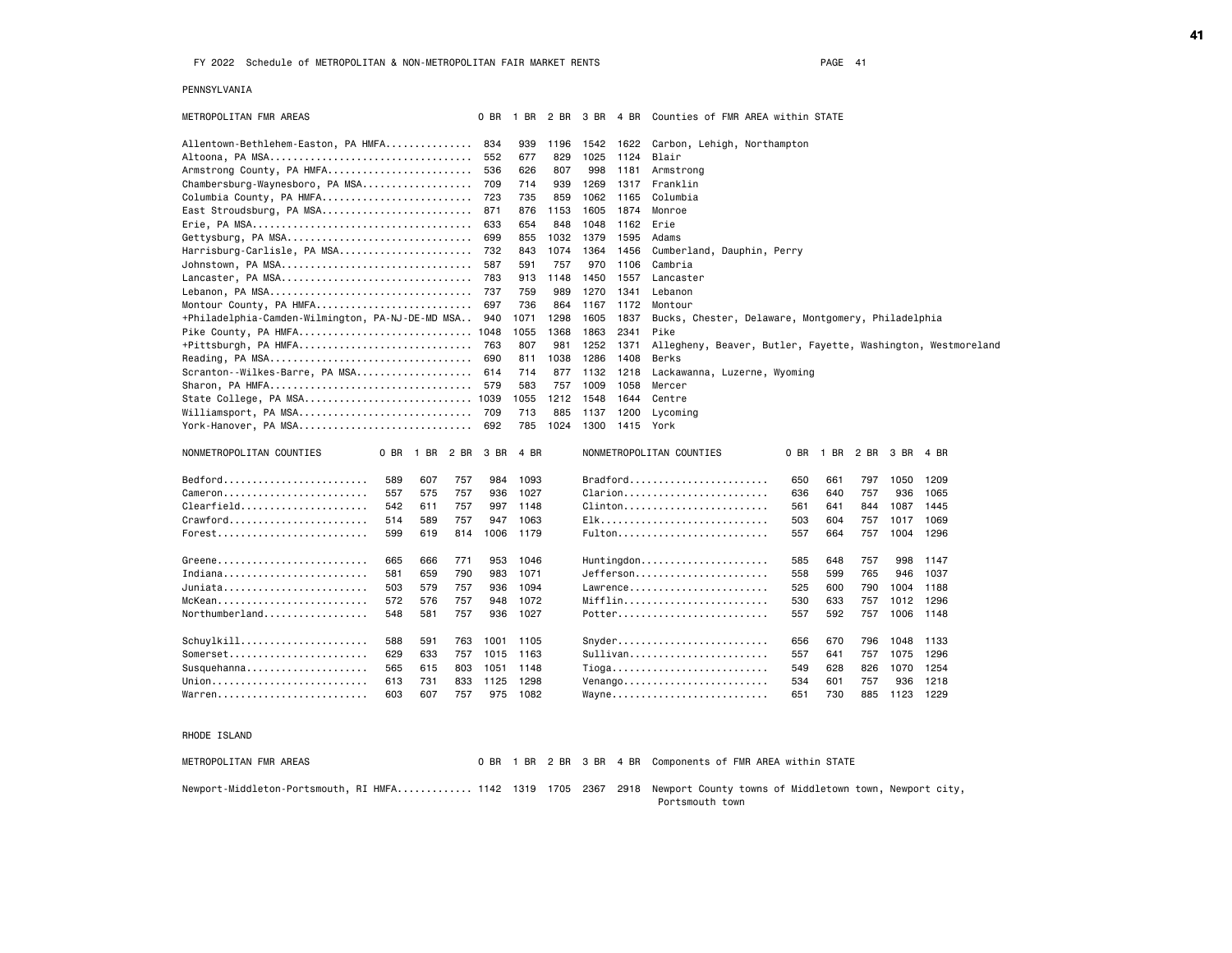FY 2022 Schedule of METROPOLITAN & NON-METROPOLITAN FAIR MARKET RENTS

## PENNSYLVANIA

| METROPOLITAN FMR AREAS | 0 BR | 1 BR | 2 BR | 3 BR | 4 BR | Counties of FMR AREA within STATE |
|---|---|---|---|---|---|---|
| Allentown-Bethlehem-Easton, PA HMFA | 834 | 939 | 1196 | 1542 | 1622 | Carbon, Lehigh, Northampton |
| Altoona, PA MSA | 552 | 677 | 829 | 1025 | 1124 | Blair |
| Armstrong County, PA HMFA | 536 | 626 | 807 | 998 | 1181 | Armstrong |
| Chambersburg-Waynesboro, PA MSA | 709 | 714 | 939 | 1269 | 1317 | Franklin |
| Columbia County, PA HMFA | 723 | 735 | 859 | 1062 | 1165 | Columbia |
| East Stroudsburg, PA MSA | 871 | 876 | 1153 | 1605 | 1874 | Monroe |
| Erie, PA MSA | 633 | 654 | 848 | 1048 | 1162 | Erie |
| Gettysburg, PA MSA | 699 | 855 | 1032 | 1379 | 1595 | Adams |
| Harrisburg-Carlisle, PA MSA | 732 | 843 | 1074 | 1364 | 1456 | Cumberland, Dauphin, Perry |
| Johnstown, PA MSA | 587 | 591 | 757 | 970 | 1106 | Cambria |
| Lancaster, PA MSA | 783 | 913 | 1148 | 1450 | 1557 | Lancaster |
| Lebanon, PA MSA | 737 | 759 | 989 | 1270 | 1341 | Lebanon |
| Montour County, PA HMFA | 697 | 736 | 864 | 1167 | 1172 | Montour |
| +Philadelphia-Camden-Wilmington, PA-NJ-DE-MD MSA | 940 | 1071 | 1298 | 1605 | 1837 | Bucks, Chester, Delaware, Montgomery, Philadelphia |
| Pike County, PA HMFA | 1048 | 1055 | 1368 | 1863 | 2341 | Pike |
| +Pittsburgh, PA HMFA | 763 | 807 | 981 | 1252 | 1371 | Allegheny, Beaver, Butler, Fayette, Washington, Westmoreland |
| Reading, PA MSA | 690 | 811 | 1038 | 1286 | 1408 | Berks |
| Scranton--Wilkes-Barre, PA MSA | 614 | 714 | 877 | 1132 | 1218 | Lackawanna, Luzerne, Wyoming |
| Sharon, PA HMFA | 579 | 583 | 757 | 1009 | 1058 | Mercer |
| State College, PA MSA | 1039 | 1055 | 1212 | 1548 | 1644 | Centre |
| Williamsport, PA MSA | 709 | 713 | 885 | 1137 | 1200 | Lycoming |
| York-Hanover, PA MSA | 692 | 785 | 1024 | 1300 | 1415 | York |

| NONMETROPOLITAN COUNTIES | 0 BR | 1 BR | 2 BR | 3 BR | 4 BR | NONMETROPOLITAN COUNTIES | 0 BR | 1 BR | 2 BR | 3 BR | 4 BR |
|---|---|---|---|---|---|---|---|---|---|---|---|
| Bedford | 589 | 607 | 757 | 984 | 1093 | Bradford | 650 | 661 | 797 | 1050 | 1209 |
| Cameron | 557 | 575 | 757 | 936 | 1027 | Clarion | 636 | 640 | 757 | 936 | 1065 |
| Clearfield | 542 | 611 | 757 | 997 | 1148 | Clinton | 561 | 641 | 844 | 1087 | 1445 |
| Crawford | 514 | 589 | 757 | 947 | 1063 | Elk | 503 | 604 | 757 | 1017 | 1069 |
| Forest | 599 | 619 | 814 | 1006 | 1179 | Fulton | 557 | 664 | 757 | 1004 | 1296 |
| Greene | 665 | 666 | 771 | 953 | 1046 | Huntingdon | 585 | 648 | 757 | 998 | 1147 |
| Indiana | 581 | 659 | 790 | 983 | 1071 | Jefferson | 558 | 599 | 765 | 946 | 1037 |
| Juniata | 503 | 579 | 757 | 936 | 1094 | Lawrence | 525 | 600 | 790 | 1004 | 1188 |
| McKean | 572 | 576 | 757 | 948 | 1072 | Mifflin | 530 | 633 | 757 | 1012 | 1296 |
| Northumberland | 548 | 581 | 757 | 936 | 1027 | Potter | 557 | 592 | 757 | 1006 | 1148 |
| Schuylkill | 588 | 591 | 763 | 1001 | 1105 | Snyder | 656 | 670 | 796 | 1048 | 1133 |
| Somerset | 629 | 633 | 757 | 1015 | 1163 | Sullivan | 557 | 641 | 757 | 1075 | 1296 |
| Susquehanna | 565 | 615 | 803 | 1051 | 1148 | Tioga | 549 | 628 | 826 | 1070 | 1254 |
| Union | 613 | 731 | 833 | 1125 | 1298 | Venango | 534 | 601 | 757 | 936 | 1218 |
| Warren | 603 | 607 | 757 | 975 | 1082 | Wayne | 651 | 730 | 885 | 1123 | 1229 |

## RHODE ISLAND

| METROPOLITAN FMR AREAS | 0 BR | 1 BR | 2 BR | 3 BR | 4 BR | Components of FMR AREA within STATE |
|---|---|---|---|---|---|---|
| Newport-Middleton-Portsmouth, RI HMFA | 1142 | 1319 | 1705 | 2367 | 2918 | Newport County towns of Middletown town, Newport city, Portsmouth town |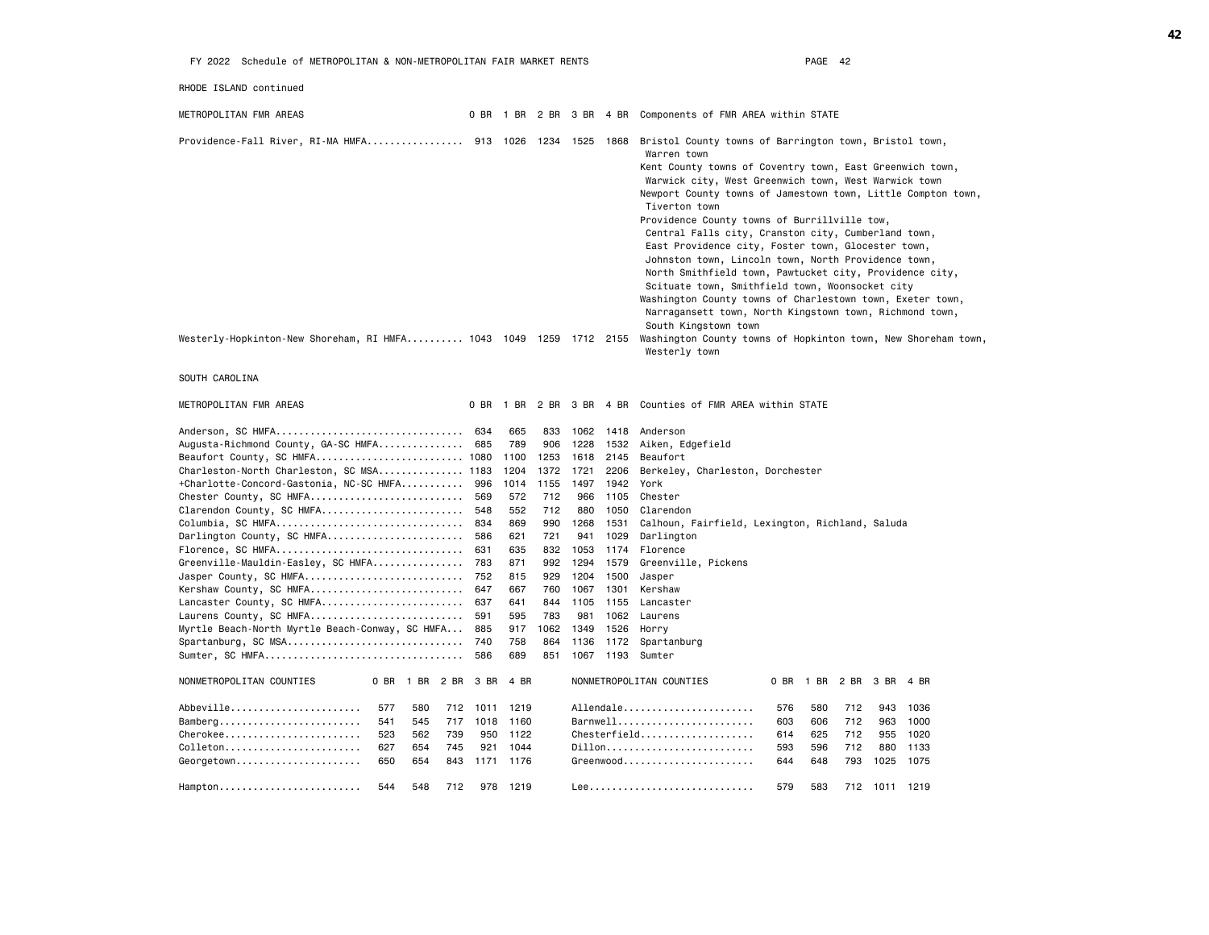FY 2022 Schedule of METROPOLITAN & NON-METROPOLITAN FAIR MARKET RENTS

RHODE ISLAND continued

| METROPOLITAN FMR AREAS | 0 BR | 1 BR | 2 BR | 3 BR | 4 BR | Components of FMR AREA within STATE |
|---|---|---|---|---|---|---|
| Providence-Fall River, RI-MA HMFA | 913 | 1026 | 1234 | 1525 | 1868 | Bristol County towns of Barrington town, Bristol town, Warren town<br>Kent County towns of Coventry town, East Greenwich town, Warwick city, West Greenwich town, West Warwick town<br>Newport County towns of Jamestown town, Little Compton town, Tiverton town<br>Providence County towns of Burrillville tow, Central Falls city, Cranston city, Cumberland town, East Providence city, Foster town, Glocester town, Johnston town, Lincoln town, North Providence town, North Smithfield town, Pawtucket city, Providence city, Scituate town, Smithfield town, Woonsocket city<br>Washington County towns of Charlestown town, Exeter town, Narragansett town, North Kingstown town, Richmond town, South Kingstown town |
| Westerly-Hopkinton-New Shoreham, RI HMFA | 1043 | 1049 | 1259 | 1712 | 2155 | Washington County towns of Hopkinton town, New Shoreham town, Westerly town |

SOUTH CAROLINA

| METROPOLITAN FMR AREAS | 0 BR | 1 BR | 2 BR | 3 BR | 4 BR | Counties of FMR AREA within STATE |
|---|---|---|---|---|---|---|
| Anderson, SC HMFA | 634 | 665 | 833 | 1062 | 1418 | Anderson |
| Augusta-Richmond County, GA-SC HMFA | 685 | 789 | 906 | 1228 | 1532 | Aiken, Edgefield |
| Beaufort County, SC HMFA | 1080 | 1100 | 1253 | 1618 | 2145 | Beaufort |
| Charleston-North Charleston, SC MSA | 1183 | 1204 | 1372 | 1721 | 2206 | Berkeley, Charleston, Dorchester |
| +Charlotte-Concord-Gastonia, NC-SC HMFA | 996 | 1014 | 1155 | 1497 | 1942 | York |
| Chester County, SC HMFA | 569 | 572 | 712 | 966 | 1105 | Chester |
| Clarendon County, SC HMFA | 548 | 552 | 712 | 880 | 1050 | Clarendon |
| Columbia, SC HMFA | 834 | 869 | 990 | 1268 | 1531 | Calhoun, Fairfield, Lexington, Richland, Saluda |
| Darlington County, SC HMFA | 586 | 621 | 721 | 941 | 1029 | Darlington |
| Florence, SC HMFA | 631 | 635 | 832 | 1053 | 1174 | Florence |
| Greenville-Mauldin-Easley, SC HMFA | 783 | 871 | 992 | 1294 | 1579 | Greenville, Pickens |
| Jasper County, SC HMFA | 752 | 815 | 929 | 1204 | 1500 | Jasper |
| Kershaw County, SC HMFA | 647 | 667 | 760 | 1067 | 1301 | Kershaw |
| Lancaster County, SC HMFA | 637 | 641 | 844 | 1105 | 1155 | Lancaster |
| Laurens County, SC HMFA | 591 | 595 | 783 | 981 | 1062 | Laurens |
| Myrtle Beach-North Myrtle Beach-Conway, SC HMFA | 885 | 917 | 1062 | 1349 | 1526 | Horry |
| Spartanburg, SC MSA | 740 | 758 | 864 | 1136 | 1172 | Spartanburg |
| Sumter, SC HMFA | 586 | 689 | 851 | 1067 | 1193 | Sumter |

| NONMETROPOLITAN COUNTIES | 0 BR | 1 BR | 2 BR | 3 BR | 4 BR | NONMETROPOLITAN COUNTIES | 0 BR | 1 BR | 2 BR | 3 BR | 4 BR |
|---|---|---|---|---|---|---|---|---|---|---|---|
| Abbeville | 577 | 580 | 712 | 1011 | 1219 | Allendale | 576 | 580 | 712 | 943 | 1036 |
| Bamberg | 541 | 545 | 717 | 1018 | 1160 | Barnwell | 603 | 606 | 712 | 963 | 1000 |
| Cherokee | 523 | 562 | 739 | 950 | 1122 | Chesterfield | 614 | 625 | 712 | 955 | 1020 |
| Colleton | 627 | 654 | 745 | 921 | 1044 | Dillon | 593 | 596 | 712 | 880 | 1133 |
| Georgetown | 650 | 654 | 843 | 1171 | 1176 | Greenwood | 644 | 648 | 793 | 1025 | 1075 |
| Hampton | 544 | 548 | 712 | 978 | 1219 | Lee | 579 | 583 | 712 | 1011 | 1219 |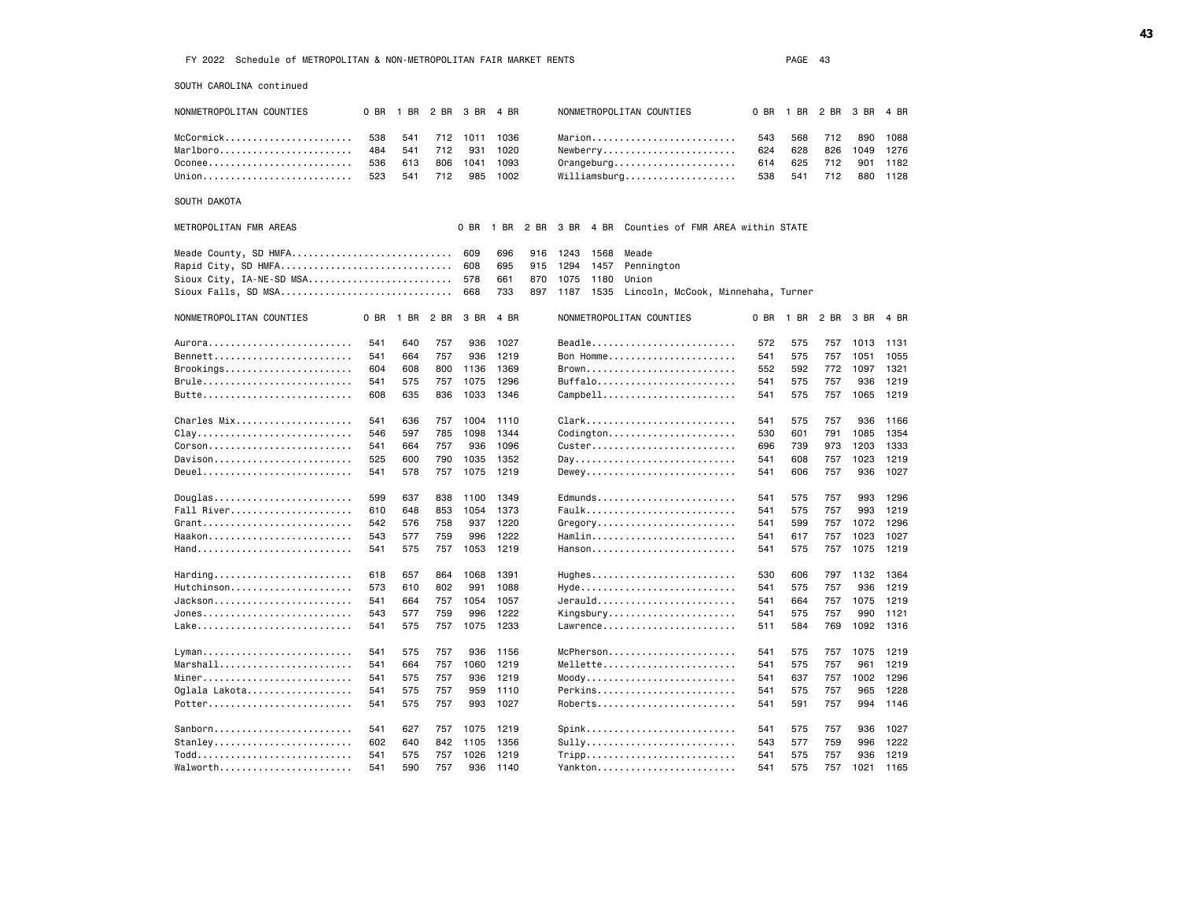FY 2022 Schedule of METROPOLITAN & NON-METROPOLITAN FAIR MARKET RENTS

SOUTH CAROLINA continued

| NONMETROPOLITAN COUNTIES | 0 BR | 1 BR | 2 BR | 3 BR | 4 BR | NONMETROPOLITAN COUNTIES | 0 BR | 1 BR | 2 BR | 3 BR | 4 BR |
|---|---|---|---|---|---|---|---|---|---|---|---|
| McCormick | 538 | 541 | 712 | 1011 | 1036 | Marion | 543 | 568 | 712 | 890 | 1088 |
| Marlboro | 484 | 541 | 712 | 931 | 1020 | Newberry | 624 | 628 | 826 | 1049 | 1276 |
| Oconee | 536 | 613 | 806 | 1041 | 1093 | Orangeburg | 614 | 625 | 712 | 901 | 1182 |
| Union | 523 | 541 | 712 | 985 | 1002 | Williamsburg | 538 | 541 | 712 | 880 | 1128 |

SOUTH DAKOTA

| METROPOLITAN FMR AREAS | 0 BR | 1 BR | 2 BR | 3 BR | 4 BR | Counties of FMR AREA within STATE |
|---|---|---|---|---|---|---|
| Meade County, SD HMFA | 609 | 696 | 916 | 1243 | 1568 | Meade |
| Rapid City, SD HMFA | 608 | 695 | 915 | 1294 | 1457 | Pennington |
| Sioux City, IA-NE-SD MSA | 578 | 661 | 870 | 1075 | 1180 | Union |
| Sioux Falls, SD MSA | 668 | 733 | 897 | 1187 | 1535 | Lincoln, McCook, Minnehaha, Turner |

| NONMETROPOLITAN COUNTIES | 0 BR | 1 BR | 2 BR | 3 BR | 4 BR | NONMETROPOLITAN COUNTIES | 0 BR | 1 BR | 2 BR | 3 BR | 4 BR |
|---|---|---|---|---|---|---|---|---|---|---|---|
| Aurora | 541 | 640 | 757 | 936 | 1027 | Beadle | 572 | 575 | 757 | 1013 | 1131 |
| Bennett | 541 | 664 | 757 | 936 | 1219 | Bon Homme | 541 | 575 | 757 | 1051 | 1055 |
| Brookings | 604 | 608 | 800 | 1136 | 1369 | Brown | 552 | 592 | 772 | 1097 | 1321 |
| Brule | 541 | 575 | 757 | 1075 | 1296 | Buffalo | 541 | 575 | 757 | 936 | 1219 |
| Butte | 608 | 635 | 836 | 1033 | 1346 | Campbell | 541 | 575 | 757 | 1065 | 1219 |
| Charles Mix | 541 | 636 | 757 | 1004 | 1110 | Clark | 541 | 575 | 757 | 936 | 1166 |
| Clay | 546 | 597 | 785 | 1098 | 1344 | Codington | 530 | 601 | 791 | 1085 | 1354 |
| Corson | 541 | 664 | 757 | 936 | 1096 | Custer | 696 | 739 | 973 | 1203 | 1333 |
| Davison | 525 | 600 | 790 | 1035 | 1352 | Day | 541 | 608 | 757 | 1023 | 1219 |
| Deuel | 541 | 578 | 757 | 1075 | 1219 | Dewey | 541 | 606 | 757 | 936 | 1027 |
| Douglas | 599 | 637 | 838 | 1100 | 1349 | Edmunds | 541 | 575 | 757 | 993 | 1296 |
| Fall River | 610 | 648 | 853 | 1054 | 1373 | Faulk | 541 | 575 | 757 | 993 | 1219 |
| Grant | 542 | 576 | 758 | 937 | 1220 | Gregory | 541 | 599 | 757 | 1072 | 1296 |
| Haakon | 543 | 577 | 759 | 996 | 1222 | Hamlin | 541 | 617 | 757 | 1023 | 1027 |
| Hand | 541 | 575 | 757 | 1053 | 1219 | Hanson | 541 | 575 | 757 | 1075 | 1219 |
| Harding | 618 | 657 | 864 | 1068 | 1391 | Hughes | 530 | 606 | 797 | 1132 | 1364 |
| Hutchinson | 573 | 610 | 802 | 991 | 1088 | Hyde | 541 | 575 | 757 | 936 | 1219 |
| Jackson | 541 | 664 | 757 | 1054 | 1057 | Jerauld | 541 | 664 | 757 | 1075 | 1219 |
| Jones | 543 | 577 | 759 | 996 | 1222 | Kingsbury | 541 | 575 | 757 | 990 | 1121 |
| Lake | 541 | 575 | 757 | 1075 | 1233 | Lawrence | 511 | 584 | 769 | 1092 | 1316 |
| Lyman | 541 | 575 | 757 | 936 | 1156 | McPherson | 541 | 575 | 757 | 1075 | 1219 |
| Marshall | 541 | 664 | 757 | 1060 | 1219 | Mellette | 541 | 575 | 757 | 961 | 1219 |
| Miner | 541 | 575 | 757 | 936 | 1219 | Moody | 541 | 637 | 757 | 1002 | 1296 |
| Oglala Lakota | 541 | 575 | 757 | 959 | 1110 | Perkins | 541 | 575 | 757 | 965 | 1228 |
| Potter | 541 | 575 | 757 | 993 | 1027 | Roberts | 541 | 591 | 757 | 994 | 1146 |
| Sanborn | 541 | 627 | 757 | 1075 | 1219 | Spink | 541 | 575 | 757 | 936 | 1027 |
| Stanley | 602 | 640 | 842 | 1105 | 1356 | Sully | 543 | 577 | 759 | 996 | 1222 |
| Todd | 541 | 575 | 757 | 1026 | 1219 | Tripp | 541 | 575 | 757 | 936 | 1219 |
| Walworth | 541 | 590 | 757 | 936 | 1140 | Yankton | 541 | 575 | 757 | 1021 | 1165 |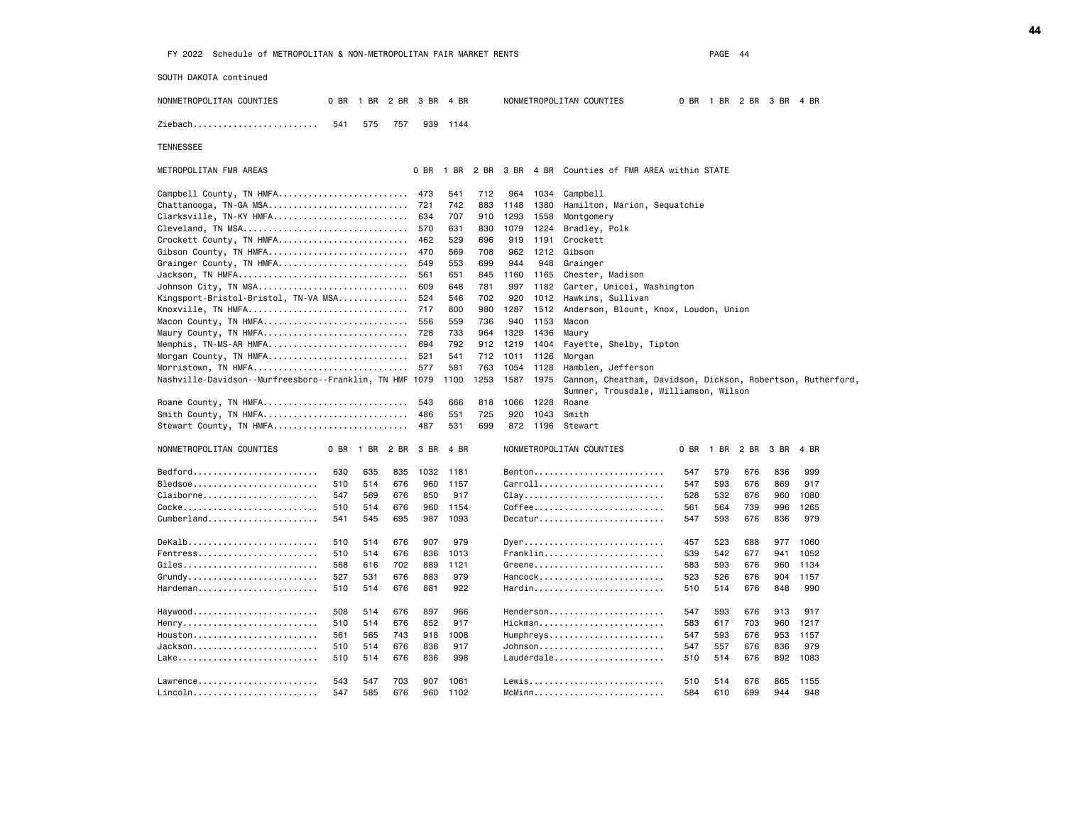FY 2022 Schedule of METROPOLITAN & NON-METROPOLITAN FAIR MARKET RENTS

SOUTH DAKOTA continued

| NONMETROPOLITAN COUNTIES | 0 BR | 1 BR | 2 BR | 3 BR | 4 BR | NONMETROPOLITAN COUNTIES | 0 BR | 1 BR | 2 BR | 3 BR | 4 BR |
|---|---|---|---|---|---|---|---|---|---|---|---|
| Ziebach | 541 | 575 | 757 | 939 | 1144 | | | | | | |

TENNESSEE

| METROPOLITAN FMR AREAS | 0 BR | 1 BR | 2 BR | 3 BR | 4 BR | Counties of FMR AREA within STATE |
|---|---|---|---|---|---|---|
| Campbell County, TN HMFA | 473 | 541 | 712 | 964 | 1034 | Campbell |
| Chattanooga, TN-GA MSA | 721 | 742 | 883 | 1148 | 1380 | Hamilton, Marion, Sequatchie |
| Clarksville, TN-KY HMFA | 634 | 707 | 910 | 1293 | 1558 | Montgomery |
| Cleveland, TN MSA | 570 | 631 | 830 | 1079 | 1224 | Bradley, Polk |
| Crockett County, TN HMFA | 462 | 529 | 696 | 919 | 1191 | Crockett |
| Gibson County, TN HMFA | 470 | 569 | 708 | 962 | 1212 | Gibson |
| Grainger County, TN HMFA | 549 | 553 | 699 | 944 | 948 | Grainger |
| Jackson, TN HMFA | 561 | 651 | 845 | 1160 | 1165 | Chester, Madison |
| Johnson City, TN MSA | 609 | 648 | 781 | 997 | 1182 | Carter, Unicoi, Washington |
| Kingsport-Bristol-Bristol, TN-VA MSA | 524 | 546 | 702 | 920 | 1012 | Hawkins, Sullivan |
| Knoxville, TN HMFA | 717 | 800 | 980 | 1287 | 1512 | Anderson, Blount, Knox, Loudon, Union |
| Macon County, TN HMFA | 556 | 559 | 736 | 940 | 1153 | Macon |
| Maury County, TN HMFA | 728 | 733 | 964 | 1329 | 1436 | Maury |
| Memphis, TN-MS-AR HMFA | 694 | 792 | 912 | 1219 | 1404 | Fayette, Shelby, Tipton |
| Morgan County, TN HMFA | 521 | 541 | 712 | 1011 | 1126 | Morgan |
| Morristown, TN HMFA | 577 | 581 | 763 | 1054 | 1128 | Hamblen, Jefferson |
| Nashville-Davidson--Murfreesboro--Franklin, TN HMF | 1079 | 1100 | 1253 | 1587 | 1975 | Cannon, Cheatham, Davidson, Dickson, Robertson, Rutherford, Sumner, Trousdale, Williamson, Wilson |
| Roane County, TN HMFA | 543 | 666 | 818 | 1066 | 1228 | Roane |
| Smith County, TN HMFA | 486 | 551 | 725 | 920 | 1043 | Smith |
| Stewart County, TN HMFA | 487 | 531 | 699 | 872 | 1196 | Stewart |

| NONMETROPOLITAN COUNTIES | 0 BR | 1 BR | 2 BR | 3 BR | 4 BR | NONMETROPOLITAN COUNTIES | 0 BR | 1 BR | 2 BR | 3 BR | 4 BR |
|---|---|---|---|---|---|---|---|---|---|---|---|
| Bedford | 630 | 635 | 835 | 1032 | 1181 | Benton | 547 | 579 | 676 | 836 | 999 |
| Bledsoe | 510 | 514 | 676 | 960 | 1157 | Carroll | 547 | 593 | 676 | 869 | 917 |
| Claiborne | 547 | 569 | 676 | 850 | 917 | Clay | 528 | 532 | 676 | 960 | 1080 |
| Cocke | 510 | 514 | 676 | 960 | 1154 | Coffee | 561 | 564 | 739 | 996 | 1265 |
| Cumberland | 541 | 545 | 695 | 987 | 1093 | Decatur | 547 | 593 | 676 | 836 | 979 |
| DeKalb | 510 | 514 | 676 | 907 | 979 | Dyer | 457 | 523 | 688 | 977 | 1060 |
| Fentress | 510 | 514 | 676 | 836 | 1013 | Franklin | 539 | 542 | 677 | 941 | 1052 |
| Giles | 568 | 616 | 702 | 889 | 1121 | Greene | 583 | 593 | 676 | 960 | 1134 |
| Grundy | 527 | 531 | 676 | 883 | 979 | Hancock | 523 | 526 | 676 | 904 | 1157 |
| Hardeman | 510 | 514 | 676 | 881 | 922 | Hardin | 510 | 514 | 676 | 848 | 990 |
| Haywood | 508 | 514 | 676 | 897 | 966 | Henderson | 547 | 593 | 676 | 913 | 917 |
| Henry | 510 | 514 | 676 | 852 | 917 | Hickman | 583 | 617 | 703 | 960 | 1217 |
| Houston | 561 | 565 | 743 | 918 | 1008 | Humphreys | 547 | 593 | 676 | 953 | 1157 |
| Jackson | 510 | 514 | 676 | 836 | 917 | Johnson | 547 | 557 | 676 | 836 | 979 |
| Lake | 510 | 514 | 676 | 836 | 998 | Lauderdale | 510 | 514 | 676 | 892 | 1083 |
| Lawrence | 543 | 547 | 703 | 907 | 1061 | Lewis | 510 | 514 | 676 | 865 | 1155 |
| Lincoln | 547 | 585 | 676 | 960 | 1102 | McMinn | 584 | 610 | 699 | 944 | 948 |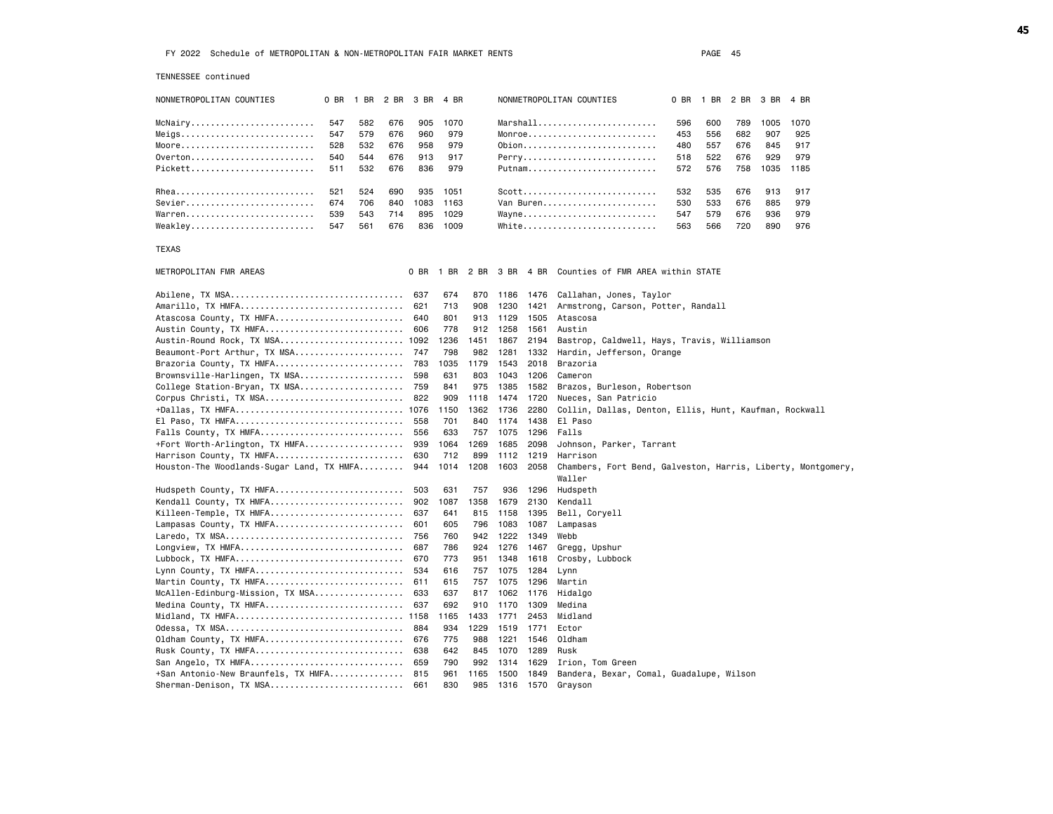FY 2022 Schedule of METROPOLITAN & NON-METROPOLITAN FAIR MARKET RENTS

TENNESSEE continued

| NONMETROPOLITAN COUNTIES | 0 BR | 1 BR | 2 BR | 3 BR | 4 BR | NONMETROPOLITAN COUNTIES | 0 BR | 1 BR | 2 BR | 3 BR | 4 BR |
|---|---|---|---|---|---|---|---|---|---|---|---|
| McNairy | 547 | 582 | 676 | 905 | 1070 | Marshall | 596 | 600 | 789 | 1005 | 1070 |
| Meigs | 547 | 579 | 676 | 960 | 979 | Monroe | 453 | 556 | 682 | 907 | 925 |
| Moore | 528 | 532 | 676 | 958 | 979 | Obion | 480 | 557 | 676 | 845 | 917 |
| Overton | 540 | 544 | 676 | 913 | 917 | Perry | 518 | 522 | 676 | 929 | 979 |
| Pickett | 511 | 532 | 676 | 836 | 979 | Putnam | 572 | 576 | 758 | 1035 | 1185 |
| Rhea | 521 | 524 | 690 | 935 | 1051 | Scott | 532 | 535 | 676 | 913 | 917 |
| Sevier | 674 | 706 | 840 | 1083 | 1163 | Van Buren | 530 | 533 | 676 | 885 | 979 |
| Warren | 539 | 543 | 714 | 895 | 1029 | Wayne | 547 | 579 | 676 | 936 | 979 |
| Weakley | 547 | 561 | 676 | 836 | 1009 | White | 563 | 566 | 720 | 890 | 976 |

TEXAS

| METROPOLITAN FMR AREAS | 0 BR | 1 BR | 2 BR | 3 BR | 4 BR | Counties of FMR AREA within STATE |
|---|---|---|---|---|---|---|
| Abilene, TX MSA | 637 | 674 | 870 | 1186 | 1476 | Callahan, Jones, Taylor |
| Amarillo, TX HMFA | 621 | 713 | 908 | 1230 | 1421 | Armstrong, Carson, Potter, Randall |
| Atascosa County, TX HMFA | 640 | 801 | 913 | 1129 | 1505 | Atascosa |
| Austin County, TX HMFA | 606 | 778 | 912 | 1258 | 1561 | Austin |
| Austin-Round Rock, TX MSA | 1092 | 1236 | 1451 | 1867 | 2194 | Bastrop, Caldwell, Hays, Travis, Williamson |
| Beaumont-Port Arthur, TX MSA | 747 | 798 | 982 | 1281 | 1332 | Hardin, Jefferson, Orange |
| Brazoria County, TX HMFA | 783 | 1035 | 1179 | 1543 | 2018 | Brazoria |
| Brownsville-Harlingen, TX MSA | 598 | 631 | 803 | 1043 | 1206 | Cameron |
| College Station-Bryan, TX MSA | 759 | 841 | 975 | 1385 | 1582 | Brazos, Burleson, Robertson |
| Corpus Christi, TX MSA | 822 | 909 | 1118 | 1474 | 1720 | Nueces, San Patricio |
| +Dallas, TX HMFA | 1076 | 1150 | 1362 | 1736 | 2280 | Collin, Dallas, Denton, Ellis, Hunt, Kaufman, Rockwall |
| El Paso, TX HMFA | 558 | 701 | 840 | 1174 | 1438 | El Paso |
| Falls County, TX HMFA | 556 | 633 | 757 | 1075 | 1296 | Falls |
| +Fort Worth-Arlington, TX HMFA | 939 | 1064 | 1269 | 1685 | 2098 | Johnson, Parker, Tarrant |
| Harrison County, TX HMFA | 630 | 712 | 899 | 1112 | 1219 | Harrison |
| Houston-The Woodlands-Sugar Land, TX HMFA | 944 | 1014 | 1208 | 1603 | 2058 | Chambers, Fort Bend, Galveston, Harris, Liberty, Montgomery, Waller |
| Hudspeth County, TX HMFA | 503 | 631 | 757 | 936 | 1296 | Hudspeth |
| Kendall County, TX HMFA | 902 | 1087 | 1358 | 1679 | 2130 | Kendall |
| Killeen-Temple, TX HMFA | 637 | 641 | 815 | 1158 | 1395 | Bell, Coryell |
| Lampasas County, TX HMFA | 601 | 605 | 796 | 1083 | 1087 | Lampasas |
| Laredo, TX MSA | 756 | 760 | 942 | 1222 | 1349 | Webb |
| Longview, TX HMFA | 687 | 786 | 924 | 1276 | 1467 | Gregg, Upshur |
| Lubbock, TX HMFA | 670 | 773 | 951 | 1348 | 1618 | Crosby, Lubbock |
| Lynn County, TX HMFA | 534 | 616 | 757 | 1075 | 1284 | Lynn |
| Martin County, TX HMFA | 611 | 615 | 757 | 1075 | 1296 | Martin |
| McAllen-Edinburg-Mission, TX MSA | 633 | 637 | 817 | 1062 | 1176 | Hidalgo |
| Medina County, TX HMFA | 637 | 692 | 910 | 1170 | 1309 | Medina |
| Midland, TX HMFA | 1158 | 1165 | 1433 | 1771 | 2453 | Midland |
| Odessa, TX MSA | 884 | 934 | 1229 | 1519 | 1771 | Ector |
| Oldham County, TX HMFA | 676 | 775 | 988 | 1221 | 1546 | Oldham |
| Rusk County, TX HMFA | 638 | 642 | 845 | 1070 | 1289 | Rusk |
| San Angelo, TX HMFA | 659 | 790 | 992 | 1314 | 1629 | Irion, Tom Green |
| +San Antonio-New Braunfels, TX HMFA | 815 | 961 | 1165 | 1500 | 1849 | Bandera, Bexar, Comal, Guadalupe, Wilson |
| Sherman-Denison, TX MSA | 661 | 830 | 985 | 1316 | 1570 | Grayson |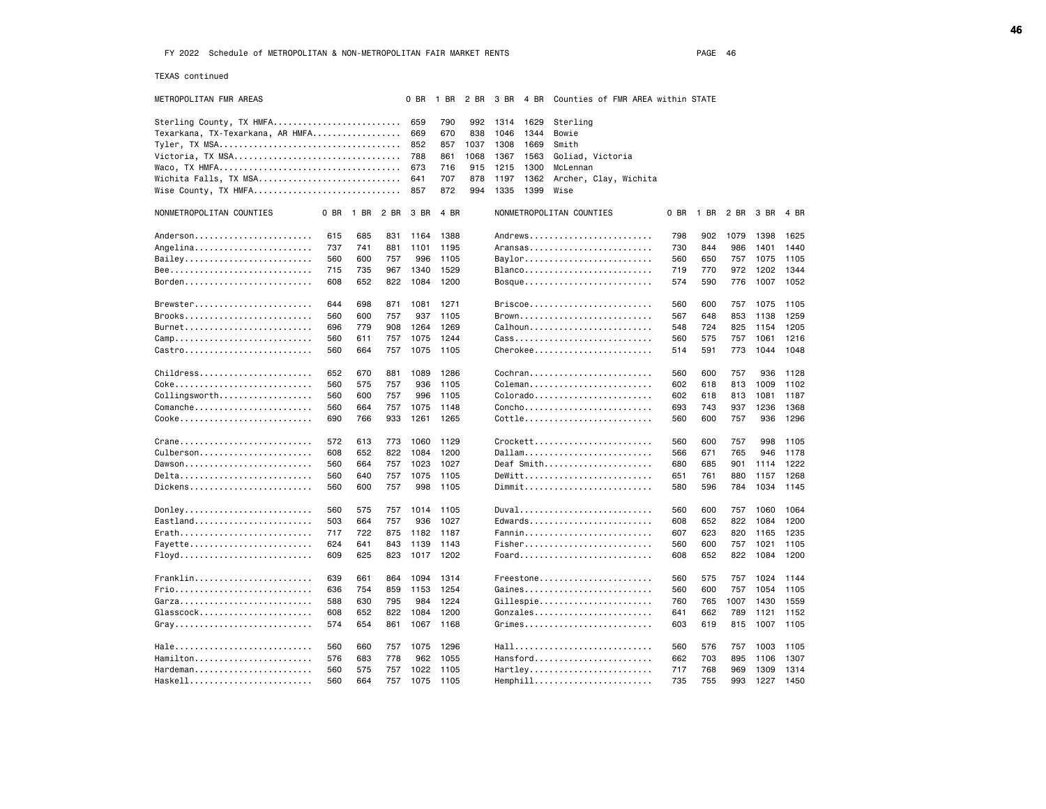FY 2022 Schedule of METROPOLITAN & NON-METROPOLITAN FAIR MARKET RENTS

TEXAS continued

| METROPOLITAN FMR AREAS | 0 BR | 1 BR | 2 BR | 3 BR | 4 BR | Counties of FMR AREA within STATE |
|---|---|---|---|---|---|---|
| Sterling County, TX HMFA | 659 | 790 | 992 | 1314 | 1629 | Sterling |
| Texarkana, TX-Texarkana, AR HMFA | 669 | 670 | 838 | 1046 | 1344 | Bowie |
| Tyler, TX MSA | 852 | 857 | 1037 | 1308 | 1669 | Smith |
| Victoria, TX MSA | 788 | 861 | 1068 | 1367 | 1563 | Goliad, Victoria |
| Waco, TX HMFA | 673 | 716 | 915 | 1215 | 1300 | McLennan |
| Wichita Falls, TX MSA | 641 | 707 | 878 | 1197 | 1362 | Archer, Clay, Wichita |
| Wise County, TX HMFA | 857 | 872 | 994 | 1335 | 1399 | Wise |

| NONMETROPOLITAN COUNTIES | 0 BR | 1 BR | 2 BR | 3 BR | 4 BR | NONMETROPOLITAN COUNTIES | 0 BR | 1 BR | 2 BR | 3 BR | 4 BR |
|---|---|---|---|---|---|---|---|---|---|---|---|
| Anderson | 615 | 685 | 831 | 1164 | 1388 | Andrews | 798 | 902 | 1079 | 1398 | 1625 |
| Angelina | 737 | 741 | 881 | 1101 | 1195 | Aransas | 730 | 844 | 986 | 1401 | 1440 |
| Bailey | 560 | 600 | 757 | 996 | 1105 | Baylor | 560 | 650 | 757 | 1075 | 1105 |
| Bee | 715 | 735 | 967 | 1340 | 1529 | Blanco | 719 | 770 | 972 | 1202 | 1344 |
| Borden | 608 | 652 | 822 | 1084 | 1200 | Bosque | 574 | 590 | 776 | 1007 | 1052 |
| Brewster | 644 | 698 | 871 | 1081 | 1271 | Briscoe | 560 | 600 | 757 | 1075 | 1105 |
| Brooks | 560 | 600 | 757 | 937 | 1105 | Brown | 567 | 648 | 853 | 1138 | 1259 |
| Burnet | 696 | 779 | 908 | 1264 | 1269 | Calhoun | 548 | 724 | 825 | 1154 | 1205 |
| Camp | 560 | 611 | 757 | 1075 | 1244 | Cass | 560 | 575 | 757 | 1061 | 1216 |
| Castro | 560 | 664 | 757 | 1075 | 1105 | Cherokee | 514 | 591 | 773 | 1044 | 1048 |
| Childress | 652 | 670 | 881 | 1089 | 1286 | Cochran | 560 | 600 | 757 | 936 | 1128 |
| Coke | 560 | 575 | 757 | 936 | 1105 | Coleman | 602 | 618 | 813 | 1009 | 1102 |
| Collingsworth | 560 | 600 | 757 | 996 | 1105 | Colorado | 602 | 618 | 813 | 1081 | 1187 |
| Comanche | 560 | 664 | 757 | 1075 | 1148 | Concho | 693 | 743 | 937 | 1236 | 1368 |
| Cooke | 690 | 766 | 933 | 1261 | 1265 | Cottle | 560 | 600 | 757 | 936 | 1296 |
| Crane | 572 | 613 | 773 | 1060 | 1129 | Crockett | 560 | 600 | 757 | 998 | 1105 |
| Culberson | 608 | 652 | 822 | 1084 | 1200 | Dallam | 566 | 671 | 765 | 946 | 1178 |
| Dawson | 560 | 664 | 757 | 1023 | 1027 | Deaf Smith | 680 | 685 | 901 | 1114 | 1222 |
| Delta | 560 | 640 | 757 | 1075 | 1105 | DeWitt | 651 | 761 | 880 | 1157 | 1268 |
| Dickens | 560 | 600 | 757 | 998 | 1105 | Dimmit | 580 | 596 | 784 | 1034 | 1145 |
| Donley | 560 | 575 | 757 | 1014 | 1105 | Duval | 560 | 600 | 757 | 1060 | 1064 |
| Eastland | 503 | 664 | 757 | 936 | 1027 | Edwards | 608 | 652 | 822 | 1084 | 1200 |
| Erath | 717 | 722 | 875 | 1182 | 1187 | Fannin | 607 | 623 | 820 | 1165 | 1235 |
| Fayette | 624 | 641 | 843 | 1139 | 1143 | Fisher | 560 | 600 | 757 | 1021 | 1105 |
| Floyd | 609 | 625 | 823 | 1017 | 1202 | Foard | 608 | 652 | 822 | 1084 | 1200 |
| Franklin | 639 | 661 | 864 | 1094 | 1314 | Freestone | 560 | 575 | 757 | 1024 | 1144 |
| Frio | 636 | 754 | 859 | 1153 | 1254 | Gaines | 560 | 600 | 757 | 1054 | 1105 |
| Garza | 588 | 630 | 795 | 984 | 1224 | Gillespie | 760 | 765 | 1007 | 1430 | 1559 |
| Glasscock | 608 | 652 | 822 | 1084 | 1200 | Gonzales | 641 | 662 | 789 | 1121 | 1152 |
| Gray | 574 | 654 | 861 | 1067 | 1168 | Grimes | 603 | 619 | 815 | 1007 | 1105 |
| Hale | 560 | 660 | 757 | 1075 | 1296 | Hall | 560 | 576 | 757 | 1003 | 1105 |
| Hamilton | 576 | 683 | 778 | 962 | 1055 | Hansford | 662 | 703 | 895 | 1106 | 1307 |
| Hardeman | 560 | 575 | 757 | 1022 | 1105 | Hartley | 717 | 768 | 969 | 1309 | 1314 |
| Haskell | 560 | 664 | 757 | 1075 | 1105 | Hemphill | 735 | 755 | 993 | 1227 | 1450 |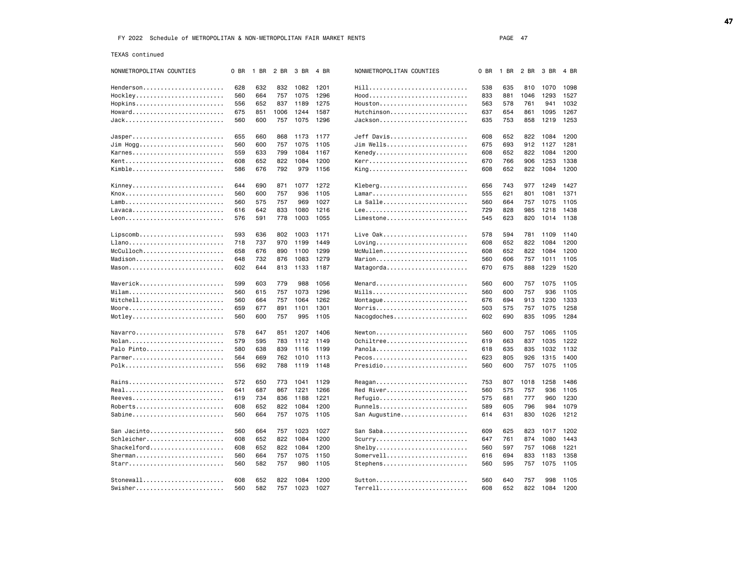FY 2022 Schedule of METROPOLITAN & NON-METROPOLITAN FAIR MARKET RENTS

TEXAS continued

| NONMETROPOLITAN COUNTIES | 0 BR | 1 BR | 2 BR | 3 BR | 4 BR | NONMETROPOLITAN COUNTIES | 0 BR | 1 BR | 2 BR | 3 BR | 4 BR |
|---|---|---|---|---|---|---|---|---|---|---|---|
| Henderson | 628 | 632 | 832 | 1082 | 1201 | Hill | 538 | 635 | 810 | 1070 | 1098 |
| Hockley | 560 | 664 | 757 | 1075 | 1296 | Hood | 833 | 881 | 1046 | 1293 | 1527 |
| Hopkins | 556 | 652 | 837 | 1189 | 1275 | Houston | 563 | 578 | 761 | 941 | 1032 |
| Howard | 675 | 851 | 1006 | 1244 | 1587 | Hutchinson | 637 | 654 | 861 | 1095 | 1267 |
| Jack | 560 | 600 | 757 | 1075 | 1296 | Jackson | 635 | 753 | 858 | 1219 | 1253 |
| Jasper | 655 | 660 | 868 | 1173 | 1177 | Jeff Davis | 608 | 652 | 822 | 1084 | 1200 |
| Jim Hogg | 560 | 600 | 757 | 1075 | 1105 | Jim Wells | 675 | 693 | 912 | 1127 | 1281 |
| Karnes | 559 | 633 | 799 | 1084 | 1167 | Kenedy | 608 | 652 | 822 | 1084 | 1200 |
| Kent | 608 | 652 | 822 | 1084 | 1200 | Kerr | 670 | 766 | 906 | 1253 | 1338 |
| Kimble | 586 | 676 | 792 | 979 | 1156 | King | 608 | 652 | 822 | 1084 | 1200 |
| Kinney | 644 | 690 | 871 | 1077 | 1272 | Kleberg | 656 | 743 | 977 | 1249 | 1427 |
| Knox | 560 | 600 | 757 | 936 | 1105 | Lamar | 555 | 621 | 801 | 1081 | 1371 |
| Lamb | 560 | 575 | 757 | 969 | 1027 | La Salle | 560 | 664 | 757 | 1075 | 1105 |
| Lavaca | 616 | 642 | 833 | 1080 | 1216 | Lee | 729 | 828 | 985 | 1218 | 1438 |
| Leon | 576 | 591 | 778 | 1003 | 1055 | Limestone | 545 | 623 | 820 | 1014 | 1138 |
| Lipscomb | 593 | 636 | 802 | 1003 | 1171 | Live Oak | 578 | 594 | 781 | 1109 | 1140 |
| Llano | 718 | 737 | 970 | 1199 | 1449 | Loving | 608 | 652 | 822 | 1084 | 1200 |
| McCulloch | 658 | 676 | 890 | 1100 | 1299 | McMullen | 608 | 652 | 822 | 1084 | 1200 |
| Madison | 648 | 732 | 876 | 1083 | 1279 | Marion | 560 | 606 | 757 | 1011 | 1105 |
| Mason | 602 | 644 | 813 | 1133 | 1187 | Matagorda | 670 | 675 | 888 | 1229 | 1520 |
| Maverick | 599 | 603 | 779 | 988 | 1056 | Menard | 560 | 600 | 757 | 1075 | 1105 |
| Milam | 560 | 615 | 757 | 1073 | 1296 | Mills | 560 | 600 | 757 | 936 | 1105 |
| Mitchell | 560 | 664 | 757 | 1064 | 1262 | Montague | 676 | 694 | 913 | 1230 | 1333 |
| Moore | 659 | 677 | 891 | 1101 | 1301 | Morris | 503 | 575 | 757 | 1075 | 1258 |
| Motley | 560 | 600 | 757 | 995 | 1105 | Nacogdoches | 602 | 690 | 835 | 1095 | 1284 |
| Navarro | 578 | 647 | 851 | 1207 | 1406 | Newton | 560 | 600 | 757 | 1065 | 1105 |
| Nolan | 579 | 595 | 783 | 1112 | 1149 | Ochiltree | 619 | 663 | 837 | 1035 | 1222 |
| Palo Pinto | 580 | 638 | 839 | 1116 | 1199 | Panola | 618 | 635 | 835 | 1032 | 1132 |
| Parmer | 564 | 669 | 762 | 1010 | 1113 | Pecos | 623 | 805 | 926 | 1315 | 1400 |
| Polk | 556 | 692 | 788 | 1119 | 1148 | Presidio | 560 | 600 | 757 | 1075 | 1105 |
| Rains | 572 | 650 | 773 | 1041 | 1129 | Reagan | 753 | 807 | 1018 | 1258 | 1486 |
| Real | 641 | 687 | 867 | 1221 | 1266 | Red River | 560 | 575 | 757 | 936 | 1105 |
| Reeves | 619 | 734 | 836 | 1188 | 1221 | Refugio | 575 | 681 | 777 | 960 | 1230 |
| Roberts | 608 | 652 | 822 | 1084 | 1200 | Runnels | 589 | 605 | 796 | 984 | 1079 |
| Sabine | 560 | 664 | 757 | 1075 | 1105 | San Augustine | 614 | 631 | 830 | 1026 | 1212 |
| San Jacinto | 560 | 664 | 757 | 1023 | 1027 | San Saba | 609 | 625 | 823 | 1017 | 1202 |
| Schleicher | 608 | 652 | 822 | 1084 | 1200 | Scurry | 647 | 761 | 874 | 1080 | 1443 |
| Shackelford | 608 | 652 | 822 | 1084 | 1200 | Shelby | 560 | 597 | 757 | 1068 | 1221 |
| Sherman | 560 | 664 | 757 | 1075 | 1150 | Somervell | 616 | 694 | 833 | 1183 | 1358 |
| Starr | 560 | 582 | 757 | 980 | 1105 | Stephens | 560 | 595 | 757 | 1075 | 1105 |
| Stonewall | 608 | 652 | 822 | 1084 | 1200 | Sutton | 560 | 640 | 757 | 998 | 1105 |
| Swisher | 560 | 582 | 757 | 1023 | 1027 | Terrell | 608 | 652 | 822 | 1084 | 1200 |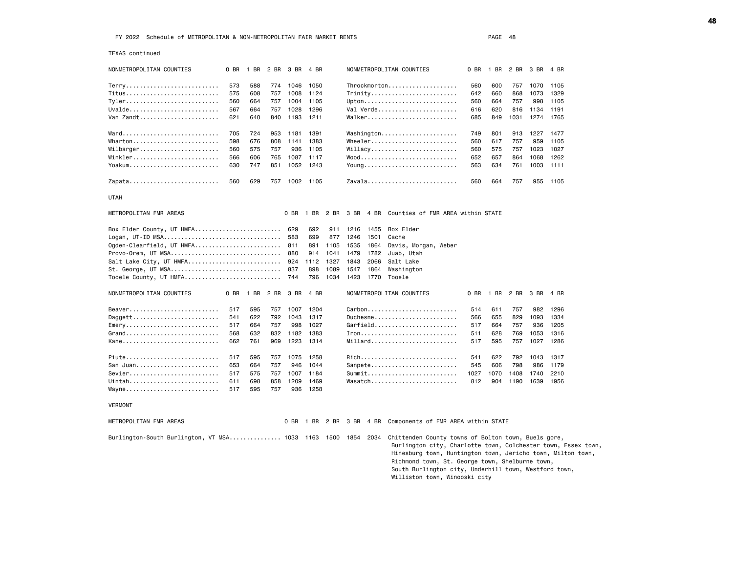FY 2022 Schedule of METROPOLITAN & NON-METROPOLITAN FAIR MARKET RENTS

TEXAS continued

| NONMETROPOLITAN COUNTIES | 0 BR | 1 BR | 2 BR | 3 BR | 4 BR | NONMETROPOLITAN COUNTIES | 0 BR | 1 BR | 2 BR | 3 BR | 4 BR |
|---|---|---|---|---|---|---|---|---|---|---|---|
| Terry | 573 | 588 | 774 | 1046 | 1050 | Throckmorton | 560 | 600 | 757 | 1070 | 1105 |
| Titus | 575 | 608 | 757 | 1008 | 1124 | Trinity | 642 | 660 | 868 | 1073 | 1329 |
| Tyler | 560 | 664 | 757 | 1004 | 1105 | Upton | 560 | 664 | 757 | 998 | 1105 |
| Uvalde | 567 | 664 | 757 | 1028 | 1296 | Val Verde | 616 | 620 | 816 | 1134 | 1191 |
| Van Zandt | 621 | 640 | 840 | 1193 | 1211 | Walker | 685 | 849 | 1031 | 1274 | 1765 |
| Ward | 705 | 724 | 953 | 1181 | 1391 | Washington | 749 | 801 | 913 | 1227 | 1477 |
| Wharton | 598 | 676 | 808 | 1141 | 1383 | Wheeler | 560 | 617 | 757 | 959 | 1105 |
| Wilbarger | 560 | 575 | 757 | 936 | 1105 | Willacy | 560 | 575 | 757 | 1023 | 1027 |
| Winkler | 566 | 606 | 765 | 1087 | 1117 | Wood | 652 | 657 | 864 | 1068 | 1262 |
| Yoakum | 630 | 747 | 851 | 1052 | 1243 | Young | 563 | 634 | 761 | 1003 | 1111 |
| Zapata | 560 | 629 | 757 | 1002 | 1105 | Zavala | 560 | 664 | 757 | 955 | 1105 |

UTAH

| METROPOLITAN FMR AREAS | 0 BR | 1 BR | 2 BR | 3 BR | 4 BR | Counties of FMR AREA within STATE |
|---|---|---|---|---|---|---|
| Box Elder County, UT HMFA | 629 | 692 | 911 | 1216 | 1455 | Box Elder |
| Logan, UT-ID MSA | 583 | 699 | 877 | 1246 | 1501 | Cache |
| Ogden-Clearfield, UT HMFA | 811 | 891 | 1105 | 1535 | 1864 | Davis, Morgan, Weber |
| Provo-Orem, UT MSA | 880 | 914 | 1041 | 1479 | 1782 | Juab, Utah |
| Salt Lake City, UT HMFA | 924 | 1112 | 1327 | 1843 | 2066 | Salt Lake |
| St. George, UT MSA | 837 | 898 | 1089 | 1547 | 1864 | Washington |
| Tooele County, UT HMFA | 744 | 796 | 1034 | 1423 | 1770 | Tooele |

| NONMETROPOLITAN COUNTIES | 0 BR | 1 BR | 2 BR | 3 BR | 4 BR | NONMETROPOLITAN COUNTIES | 0 BR | 1 BR | 2 BR | 3 BR | 4 BR |
|---|---|---|---|---|---|---|---|---|---|---|---|
| Beaver | 517 | 595 | 757 | 1007 | 1204 | Carbon | 514 | 611 | 757 | 982 | 1296 |
| Daggett | 541 | 622 | 792 | 1043 | 1317 | Duchesne | 566 | 655 | 829 | 1093 | 1334 |
| Emery | 517 | 664 | 757 | 998 | 1027 | Garfield | 517 | 664 | 757 | 936 | 1205 |
| Grand | 568 | 632 | 832 | 1182 | 1383 | Iron | 511 | 628 | 769 | 1053 | 1316 |
| Kane | 662 | 761 | 969 | 1223 | 1314 | Millard | 517 | 595 | 757 | 1027 | 1286 |
| Piute | 517 | 595 | 757 | 1075 | 1258 | Rich | 541 | 622 | 792 | 1043 | 1317 |
| San Juan | 653 | 664 | 757 | 946 | 1044 | Sanpete | 545 | 606 | 798 | 986 | 1179 |
| Sevier | 517 | 575 | 757 | 1007 | 1184 | Summit | 1027 | 1070 | 1408 | 1740 | 2210 |
| Uintah | 611 | 698 | 858 | 1209 | 1469 | Wasatch | 812 | 904 | 1190 | 1639 | 1956 |
| Wayne | 517 | 595 | 757 | 936 | 1258 | | | | | | |

VERMONT

| METROPOLITAN FMR AREAS | 0 BR | 1 BR | 2 BR | 3 BR | 4 BR | Components of FMR AREA within STATE |
|---|---|---|---|---|---|---|
| Burlington-South Burlington, VT MSA | 1033 | 1163 | 1500 | 1854 | 2034 | Chittenden County towns of Bolton town, Buels gore, Burlington city, Charlotte town, Colchester town, Essex town, Hinesburg town, Huntington town, Jericho town, Milton town, Richmond town, St. George town, Shelburne town, South Burlington city, Underhill town, Westford town, Williston town, Winooski city |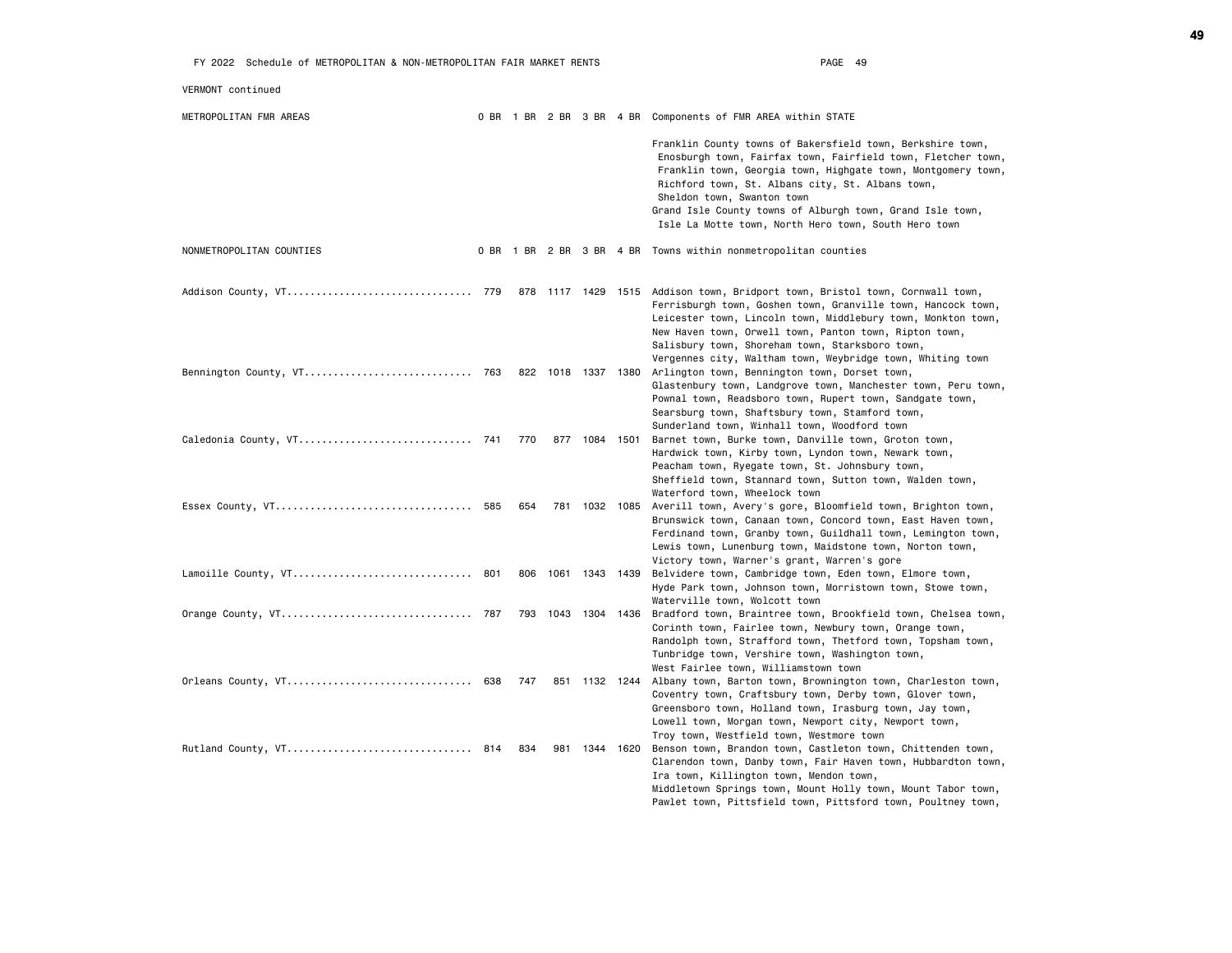FY 2022 Schedule of METROPOLITAN & NON-METROPOLITAN FAIR MARKET RENTS

VERMONT continued

| METROPOLITAN FMR AREAS | 0 BR | 1 BR | 2 BR | 3 BR | 4 BR | Components of FMR AREA within STATE |
|---|---|---|---|---|---|---|
| | | | | | | Franklin County towns of Bakersfield town, Berkshire town, Enosburgh town, Fairfax town, Fairfield town, Fletcher town, Franklin town, Georgia town, Highgate town, Montgomery town, Richford town, St. Albans city, St. Albans town, Sheldon town, Swanton town<br>Grand Isle County towns of Alburgh town, Grand Isle town, Isle La Motte town, North Hero town, South Hero town |

| NONMETROPOLITAN COUNTIES | 0 BR | 1 BR | 2 BR | 3 BR | 4 BR | Towns within nonmetropolitan counties |
|---|---|---|---|---|---|---|
| Addison County, VT | 779 | 878 | 1117 | 1429 | 1515 | Addison town, Bridport town, Bristol town, Cornwall town, Ferrisburgh town, Goshen town, Granville town, Hancock town, Leicester town, Lincoln town, Middlebury town, Monkton town, New Haven town, Orwell town, Panton town, Ripton town, Salisbury town, Shoreham town, Starksboro town, Vergennes city, Waltham town, Weybridge town, Whiting town |
| Bennington County, VT | 763 | 822 | 1018 | 1337 | 1380 | Arlington town, Bennington town, Dorset town, Glastenbury town, Landgrove town, Manchester town, Peru town, Pownal town, Readsboro town, Rupert town, Sandgate town, Searsburg town, Shaftsbury town, Stamford town, Sunderland town, Winhall town, Woodford town |
| Caledonia County, VT | 741 | 770 | 877 | 1084 | 1501 | Barnet town, Burke town, Danville town, Groton town, Hardwick town, Kirby town, Lyndon town, Newark town, Peacham town, Ryegate town, St. Johnsbury town, Sheffield town, Stannard town, Sutton town, Walden town, Waterford town, Wheelock town |
| Essex County, VT | 585 | 654 | 781 | 1032 | 1085 | Averill town, Avery's gore, Bloomfield town, Brighton town, Brunswick town, Canaan town, Concord town, East Haven town, Ferdinand town, Granby town, Guildhall town, Lemington town, Lewis town, Lunenburg town, Maidstone town, Norton town, Victory town, Warner's grant, Warren's gore |
| Lamoille County, VT | 801 | 806 | 1061 | 1343 | 1439 | Belvidere town, Cambridge town, Eden town, Elmore town, Hyde Park town, Johnson town, Morristown town, Stowe town, Waterville town, Wolcott town |
| Orange County, VT | 787 | 793 | 1043 | 1304 | 1436 | Bradford town, Braintree town, Brookfield town, Chelsea town, Corinth town, Fairlee town, Newbury town, Orange town, Randolph town, Strafford town, Thetford town, Topsham town, Tunbridge town, Vershire town, Washington town, West Fairlee town, Williamstown town |
| Orleans County, VT | 638 | 747 | 851 | 1132 | 1244 | Albany town, Barton town, Brownington town, Charleston town, Coventry town, Craftsbury town, Derby town, Glover town, Greensboro town, Holland town, Irasburg town, Jay town, Lowell town, Morgan town, Newport city, Newport town, Troy town, Westfield town, Westmore town |
| Rutland County, VT | 814 | 834 | 981 | 1344 | 1620 | Benson town, Brandon town, Castleton town, Chittenden town, Clarendon town, Danby town, Fair Haven town, Hubbardton town, Ira town, Killington town, Mendon town, Middletown Springs town, Mount Holly town, Mount Tabor town, Pawlet town, Pittsfield town, Pittsford town, Poultney town, |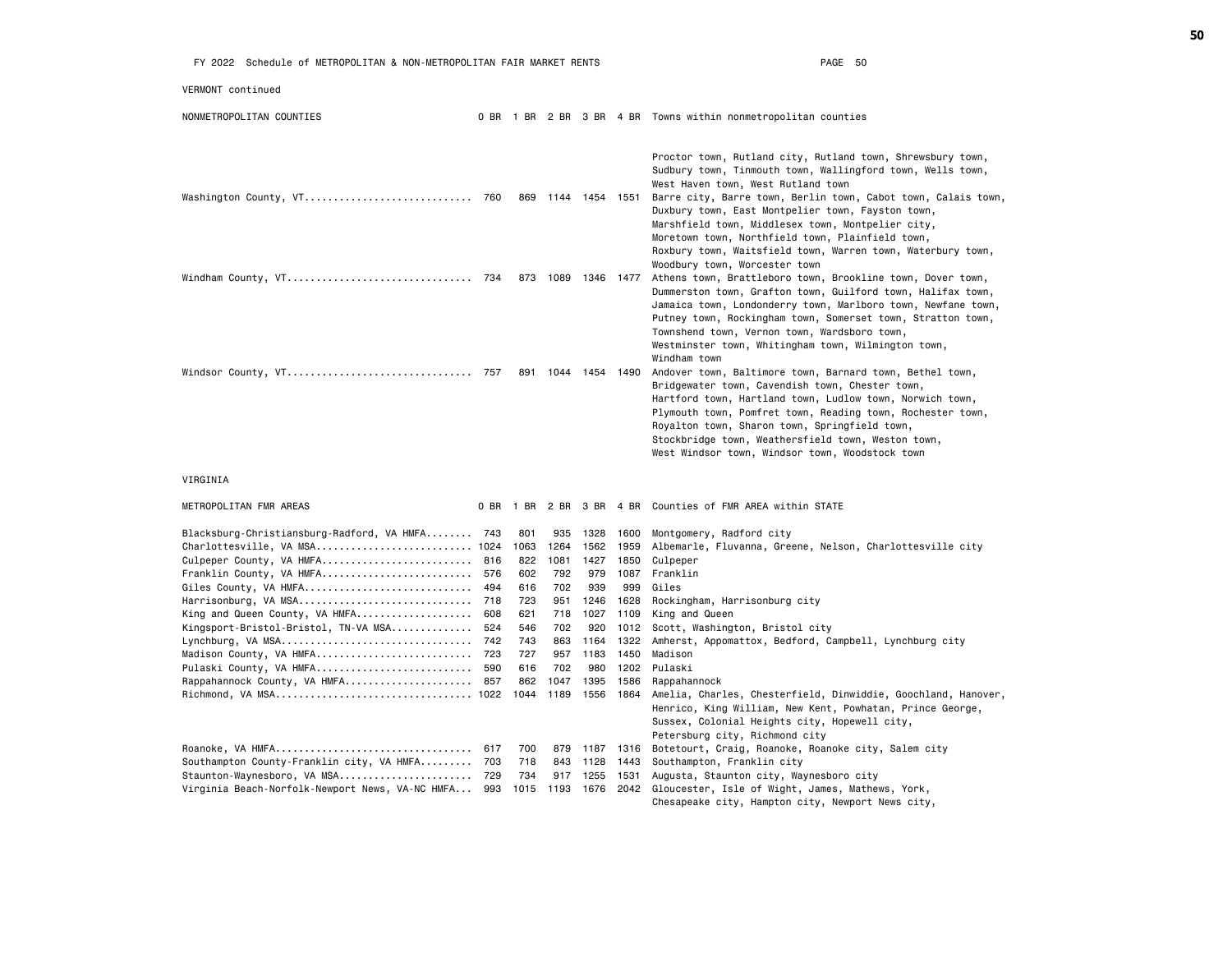FY 2022 Schedule of METROPOLITAN & NON-METROPOLITAN FAIR MARKET RENTS

VERMONT continued

| NONMETROPOLITAN COUNTIES | 0 BR | 1 BR | 2 BR | 3 BR | 4 BR | Towns within nonmetropolitan counties |
|---|---|---|---|---|---|---|
| | | | | | | Proctor town, Rutland city, Rutland town, Shrewsbury town, Sudbury town, Tinmouth town, Wallingford town, Wells town, West Haven town, West Rutland town |
| Washington County, VT | 760 | 869 | 1144 | 1454 | 1551 | Barre city, Barre town, Berlin town, Cabot town, Calais town, Duxbury town, East Montpelier town, Fayston town, Marshfield town, Middlesex town, Montpelier city, Moretown town, Northfield town, Plainfield town, Roxbury town, Waitsfield town, Warren town, Waterbury town, Woodbury town, Worcester town |
| Windham County, VT | 734 | 873 | 1089 | 1346 | 1477 | Athens town, Brattleboro town, Brookline town, Dover town, Dummerston town, Grafton town, Guilford town, Halifax town, Jamaica town, Londonderry town, Marlboro town, Newfane town, Putney town, Rockingham town, Somerset town, Stratton town, Townshend town, Vernon town, Wardsboro town, Westminster town, Whitingham town, Wilmington town, Windham town |
| Windsor County, VT | 757 | 891 | 1044 | 1454 | 1490 | Andover town, Baltimore town, Barnard town, Bethel town, Bridgewater town, Cavendish town, Chester town, Hartford town, Hartland town, Ludlow town, Norwich town, Plymouth town, Pomfret town, Reading town, Rochester town, Royalton town, Sharon town, Springfield town, Stockbridge town, Weathersfield town, Weston town, West Windsor town, Windsor town, Woodstock town |

VIRGINIA

| METROPOLITAN FMR AREAS | 0 BR | 1 BR | 2 BR | 3 BR | 4 BR | Counties of FMR AREA within STATE |
|---|---|---|---|---|---|---|
| Blacksburg-Christiansburg-Radford, VA HMFA | 743 | 801 | 935 | 1328 | 1600 | Montgomery, Radford city |
| Charlottesville, VA MSA | 1024 | 1063 | 1264 | 1562 | 1959 | Albemarle, Fluvanna, Greene, Nelson, Charlottesville city |
| Culpeper County, VA HMFA | 816 | 822 | 1081 | 1427 | 1850 | Culpeper |
| Franklin County, VA HMFA | 576 | 602 | 792 | 979 | 1087 | Franklin |
| Giles County, VA HMFA | 494 | 616 | 702 | 939 | 999 | Giles |
| Harrisonburg, VA MSA | 718 | 723 | 951 | 1246 | 1628 | Rockingham, Harrisonburg city |
| King and Queen County, VA HMFA | 608 | 621 | 718 | 1027 | 1109 | King and Queen |
| Kingsport-Bristol-Bristol, TN-VA MSA | 524 | 546 | 702 | 920 | 1012 | Scott, Washington, Bristol city |
| Lynchburg, VA MSA | 742 | 743 | 863 | 1164 | 1322 | Amherst, Appomattox, Bedford, Campbell, Lynchburg city |
| Madison County, VA HMFA | 723 | 727 | 957 | 1183 | 1450 | Madison |
| Pulaski County, VA HMFA | 590 | 616 | 702 | 980 | 1202 | Pulaski |
| Rappahannock County, VA HMFA | 857 | 862 | 1047 | 1395 | 1586 | Rappahannock |
| Richmond, VA MSA | 1022 | 1044 | 1189 | 1556 | 1864 | Amelia, Charles, Chesterfield, Dinwiddie, Goochland, Hanover, Henrico, King William, New Kent, Powhatan, Prince George, Sussex, Colonial Heights city, Hopewell city, Petersburg city, Richmond city |
| Roanoke, VA HMFA | 617 | 700 | 879 | 1187 | 1316 | Botetourt, Craig, Roanoke, Roanoke city, Salem city |
| Southampton County-Franklin city, VA HMFA | 703 | 718 | 843 | 1128 | 1443 | Southampton, Franklin city |
| Staunton-Waynesboro, VA MSA | 729 | 734 | 917 | 1255 | 1531 | Augusta, Staunton city, Waynesboro city |
| Virginia Beach-Norfolk-Newport News, VA-NC HMFA | 993 | 1015 | 1193 | 1676 | 2042 | Gloucester, Isle of Wight, James, Mathews, York, Chesapeake city, Hampton city, Newport News city, |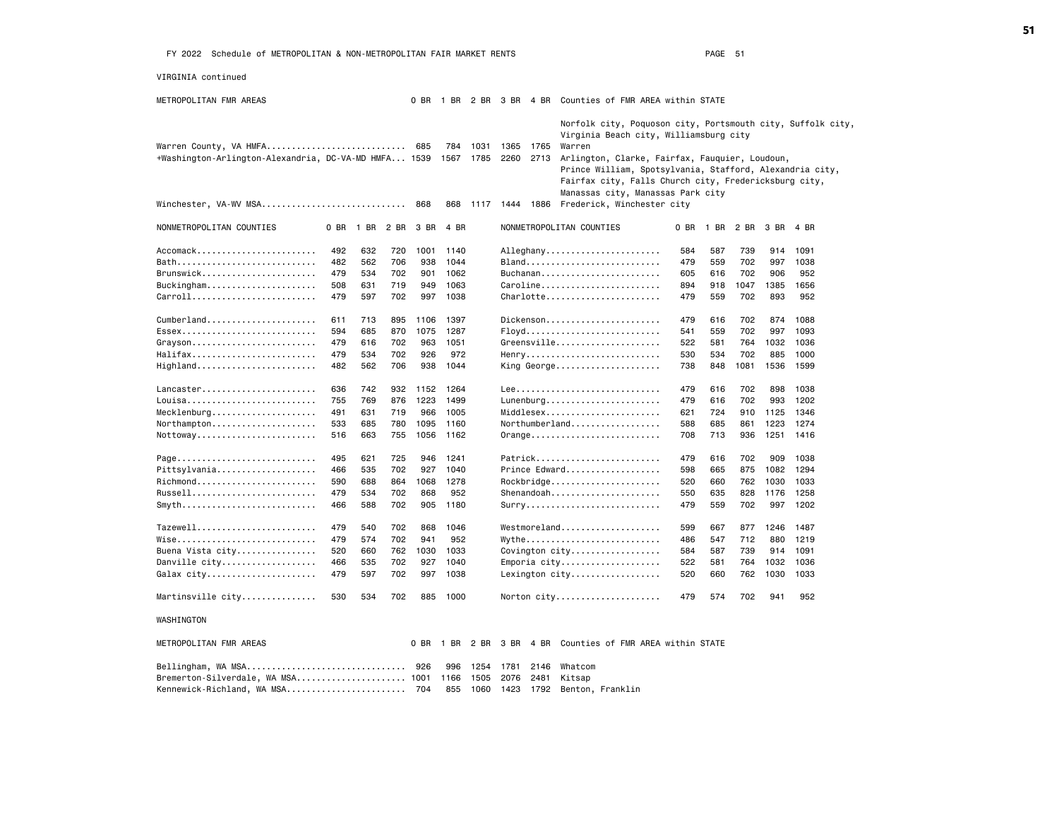FY 2022 Schedule of METROPOLITAN & NON-METROPOLITAN FAIR MARKET RENTS

VIRGINIA continued

| METROPOLITAN FMR AREAS | 0 BR | 1 BR | 2 BR | 3 BR | 4 BR | Counties of FMR AREA within STATE |
|---|---|---|---|---|---|---|
| | | | | | | Norfolk city, Poquoson city, Portsmouth city, Suffolk city, Virginia Beach city, Williamsburg city |
| Warren County, VA HMFA | 685 | 784 | 1031 | 1365 | 1765 | Warren |
| +Washington-Arlington-Alexandria, DC-VA-MD HMFA | 1539 | 1567 | 1785 | 2260 | 2713 | Arlington, Clarke, Fairfax, Fauquier, Loudoun, Prince William, Spotsylvania, Stafford, Alexandria city, Fairfax city, Falls Church city, Fredericksburg city, Manassas city, Manassas Park city |
| Winchester, VA-WV MSA | 868 | 868 | 1117 | 1444 | 1886 | Frederick, Winchester city |

| NONMETROPOLITAN COUNTIES | 0 BR | 1 BR | 2 BR | 3 BR | 4 BR | NONMETROPOLITAN COUNTIES | 0 BR | 1 BR | 2 BR | 3 BR | 4 BR |
|---|---|---|---|---|---|---|---|---|---|---|---|
| Accomack | 492 | 632 | 720 | 1001 | 1140 | Alleghany | 584 | 587 | 739 | 914 | 1091 |
| Bath | 482 | 562 | 706 | 938 | 1044 | Bland | 479 | 559 | 702 | 997 | 1038 |
| Brunswick | 479 | 534 | 702 | 901 | 1062 | Buchanan | 605 | 616 | 702 | 906 | 952 |
| Buckingham | 508 | 631 | 719 | 949 | 1063 | Caroline | 894 | 918 | 1047 | 1385 | 1656 |
| Carroll | 479 | 597 | 702 | 997 | 1038 | Charlotte | 479 | 559 | 702 | 893 | 952 |
| Cumberland | 611 | 713 | 895 | 1106 | 1397 | Dickenson | 479 | 616 | 702 | 874 | 1088 |
| Essex | 594 | 685 | 870 | 1075 | 1287 | Floyd | 541 | 559 | 702 | 997 | 1093 |
| Grayson | 479 | 616 | 702 | 963 | 1051 | Greensville | 522 | 581 | 764 | 1032 | 1036 |
| Halifax | 479 | 534 | 702 | 926 | 972 | Henry | 530 | 534 | 702 | 885 | 1000 |
| Highland | 482 | 562 | 706 | 938 | 1044 | King George | 738 | 848 | 1081 | 1536 | 1599 |
| Lancaster | 636 | 742 | 932 | 1152 | 1264 | Lee | 479 | 616 | 702 | 898 | 1038 |
| Louisa | 755 | 769 | 876 | 1223 | 1499 | Lunenburg | 479 | 616 | 702 | 993 | 1202 |
| Mecklenburg | 491 | 631 | 719 | 966 | 1005 | Middlesex | 621 | 724 | 910 | 1125 | 1346 |
| Northampton | 533 | 685 | 780 | 1095 | 1160 | Northumberland | 588 | 685 | 861 | 1223 | 1274 |
| Nottoway | 516 | 663 | 755 | 1056 | 1162 | Orange | 708 | 713 | 936 | 1251 | 1416 |
| Page | 495 | 621 | 725 | 946 | 1241 | Patrick | 479 | 616 | 702 | 909 | 1038 |
| Pittsylvania | 466 | 535 | 702 | 927 | 1040 | Prince Edward | 598 | 665 | 875 | 1082 | 1294 |
| Richmond | 590 | 688 | 864 | 1068 | 1278 | Rockbridge | 520 | 660 | 762 | 1030 | 1033 |
| Russell | 479 | 534 | 702 | 868 | 952 | Shenandoah | 550 | 635 | 828 | 1176 | 1258 |
| Smyth | 466 | 588 | 702 | 905 | 1180 | Surry | 479 | 559 | 702 | 997 | 1202 |
| Tazewell | 479 | 540 | 702 | 868 | 1046 | Westmoreland | 599 | 667 | 877 | 1246 | 1487 |
| Wise | 479 | 574 | 702 | 941 | 952 | Wythe | 486 | 547 | 712 | 880 | 1219 |
| Buena Vista city | 520 | 660 | 762 | 1030 | 1033 | Covington city | 584 | 587 | 739 | 914 | 1091 |
| Danville city | 466 | 535 | 702 | 927 | 1040 | Emporia city | 522 | 581 | 764 | 1032 | 1036 |
| Galax city | 479 | 597 | 702 | 997 | 1038 | Lexington city | 520 | 660 | 762 | 1030 | 1033 |
| Martinsville city | 530 | 534 | 702 | 885 | 1000 | Norton city | 479 | 574 | 702 | 941 | 952 |

WASHINGTON

| METROPOLITAN FMR AREAS | 0 BR | 1 BR | 2 BR | 3 BR | 4 BR | Counties of FMR AREA within STATE |
|---|---|---|---|---|---|---|
| Bellingham, WA MSA | 926 | 996 | 1254 | 1781 | 2146 | Whatcom |
| Bremerton-Silverdale, WA MSA | 1001 | 1166 | 1505 | 2076 | 2481 | Kitsap |
| Kennewick-Richland, WA MSA | 704 | 855 | 1060 | 1423 | 1792 | Benton, Franklin |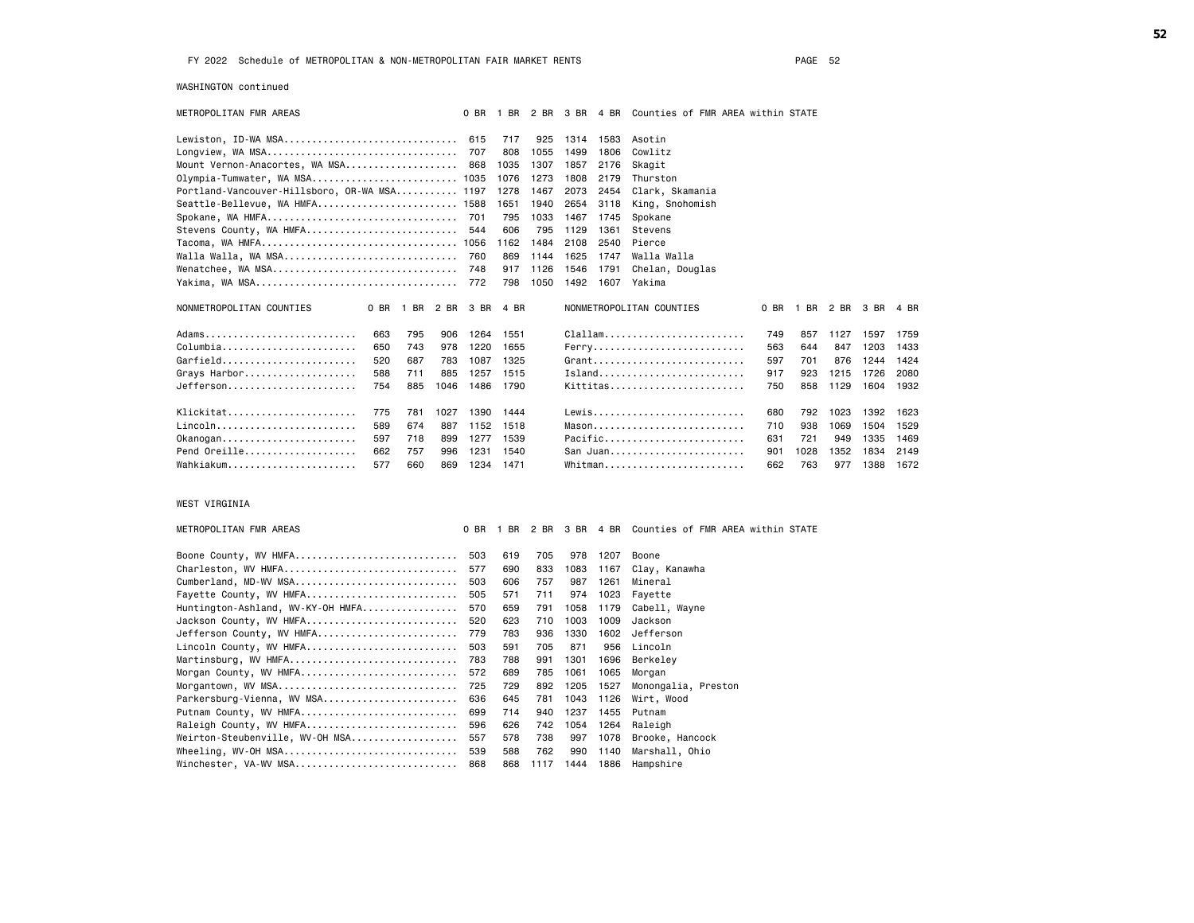FY 2022 Schedule of METROPOLITAN & NON-METROPOLITAN FAIR MARKET RENTS

## WASHINGTON continued

| METROPOLITAN FMR AREAS | 0 BR | 1 BR | 2 BR | 3 BR | 4 BR | Counties of FMR AREA within STATE |
|---|---|---|---|---|---|---|
| Lewiston, ID-WA MSA | 615 | 717 | 925 | 1314 | 1583 | Asotin |
| Longview, WA MSA | 707 | 808 | 1055 | 1499 | 1806 | Cowlitz |
| Mount Vernon-Anacortes, WA MSA | 868 | 1035 | 1307 | 1857 | 2176 | Skagit |
| Olympia-Tumwater, WA MSA | 1035 | 1076 | 1273 | 1808 | 2179 | Thurston |
| Portland-Vancouver-Hillsboro, OR-WA MSA | 1197 | 1278 | 1467 | 2073 | 2454 | Clark, Skamania |
| Seattle-Bellevue, WA HMFA | 1588 | 1651 | 1940 | 2654 | 3118 | King, Snohomish |
| Spokane, WA HMFA | 701 | 795 | 1033 | 1467 | 1745 | Spokane |
| Stevens County, WA HMFA | 544 | 606 | 795 | 1129 | 1361 | Stevens |
| Tacoma, WA HMFA | 1056 | 1162 | 1484 | 2108 | 2540 | Pierce |
| Walla Walla, WA MSA | 760 | 869 | 1144 | 1625 | 1747 | Walla Walla |
| Wenatchee, WA MSA | 748 | 917 | 1126 | 1546 | 1791 | Chelan, Douglas |
| Yakima, WA MSA | 772 | 798 | 1050 | 1492 | 1607 | Yakima |

| NONMETROPOLITAN COUNTIES | 0 BR | 1 BR | 2 BR | 3 BR | 4 BR | NONMETROPOLITAN COUNTIES | 0 BR | 1 BR | 2 BR | 3 BR | 4 BR |
|---|---|---|---|---|---|---|---|---|---|---|---|
| Adams | 663 | 795 | 906 | 1264 | 1551 | Clallam | 749 | 857 | 1127 | 1597 | 1759 |
| Columbia | 650 | 743 | 978 | 1220 | 1655 | Ferry | 563 | 644 | 847 | 1203 | 1433 |
| Garfield | 520 | 687 | 783 | 1087 | 1325 | Grant | 597 | 701 | 876 | 1244 | 1424 |
| Grays Harbor | 588 | 711 | 885 | 1257 | 1515 | Island | 917 | 923 | 1215 | 1726 | 2080 |
| Jefferson | 754 | 885 | 1046 | 1486 | 1790 | Kittitas | 750 | 858 | 1129 | 1604 | 1932 |
| Klickitat | 775 | 781 | 1027 | 1390 | 1444 | Lewis | 680 | 792 | 1023 | 1392 | 1623 |
| Lincoln | 589 | 674 | 887 | 1152 | 1518 | Mason | 710 | 938 | 1069 | 1504 | 1529 |
| Okanogan | 597 | 718 | 899 | 1277 | 1539 | Pacific | 631 | 721 | 949 | 1335 | 1469 |
| Pend Oreille | 662 | 757 | 996 | 1231 | 1540 | San Juan | 901 | 1028 | 1352 | 1834 | 2149 |
| Wahkiakum | 577 | 660 | 869 | 1234 | 1471 | Whitman | 662 | 763 | 977 | 1388 | 1672 |

## WEST VIRGINIA

| METROPOLITAN FMR AREAS | 0 BR | 1 BR | 2 BR | 3 BR | 4 BR | Counties of FMR AREA within STATE |
|---|---|---|---|---|---|---|
| Boone County, WV HMFA | 503 | 619 | 705 | 978 | 1207 | Boone |
| Charleston, WV HMFA | 577 | 690 | 833 | 1083 | 1167 | Clay, Kanawha |
| Cumberland, MD-WV MSA | 503 | 606 | 757 | 987 | 1261 | Mineral |
| Fayette County, WV HMFA | 505 | 571 | 711 | 974 | 1023 | Fayette |
| Huntington-Ashland, WV-KY-OH HMFA | 570 | 659 | 791 | 1058 | 1179 | Cabell, Wayne |
| Jackson County, WV HMFA | 520 | 623 | 710 | 1003 | 1009 | Jackson |
| Jefferson County, WV HMFA | 779 | 783 | 936 | 1330 | 1602 | Jefferson |
| Lincoln County, WV HMFA | 503 | 591 | 705 | 871 | 956 | Lincoln |
| Martinsburg, WV HMFA | 783 | 788 | 991 | 1301 | 1696 | Berkeley |
| Morgan County, WV HMFA | 572 | 689 | 785 | 1061 | 1065 | Morgan |
| Morgantown, WV MSA | 725 | 729 | 892 | 1205 | 1527 | Monongalia, Preston |
| Parkersburg-Vienna, WV MSA | 636 | 645 | 781 | 1043 | 1126 | Wirt, Wood |
| Putnam County, WV HMFA | 699 | 714 | 940 | 1237 | 1455 | Putnam |
| Raleigh County, WV HMFA | 596 | 626 | 742 | 1054 | 1264 | Raleigh |
| Weirton-Steubenville, WV-OH MSA | 557 | 578 | 738 | 997 | 1078 | Brooke, Hancock |
| Wheeling, WV-OH MSA | 539 | 588 | 762 | 990 | 1140 | Marshall, Ohio |
| Winchester, VA-WV MSA | 868 | 868 | 1117 | 1444 | 1886 | Hampshire |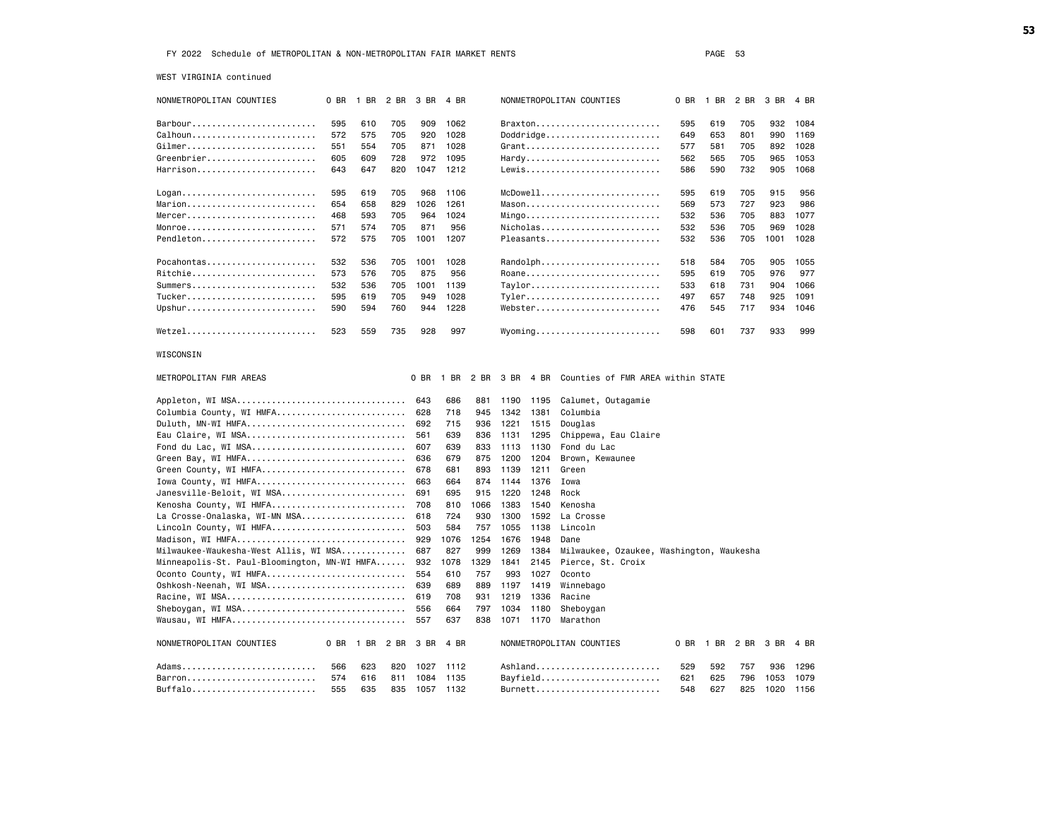FY 2022 Schedule of METROPOLITAN & NON-METROPOLITAN FAIR MARKET RENTS

WEST VIRGINIA continued

| NONMETROPOLITAN COUNTIES | 0 BR | 1 BR | 2 BR | 3 BR | 4 BR | NONMETROPOLITAN COUNTIES | 0 BR | 1 BR | 2 BR | 3 BR | 4 BR |
|---|---|---|---|---|---|---|---|---|---|---|---|
| Barbour | 595 | 610 | 705 | 909 | 1062 | Braxton | 595 | 619 | 705 | 932 | 1084 |
| Calhoun | 572 | 575 | 705 | 920 | 1028 | Doddridge | 649 | 653 | 801 | 990 | 1169 |
| Gilmer | 551 | 554 | 705 | 871 | 1028 | Grant | 577 | 581 | 705 | 892 | 1028 |
| Greenbrier | 605 | 609 | 728 | 972 | 1095 | Hardy | 562 | 565 | 705 | 965 | 1053 |
| Harrison | 643 | 647 | 820 | 1047 | 1212 | Lewis | 586 | 590 | 732 | 905 | 1068 |
| Logan | 595 | 619 | 705 | 968 | 1106 | McDowell | 595 | 619 | 705 | 915 | 956 |
| Marion | 654 | 658 | 829 | 1026 | 1261 | Mason | 569 | 573 | 727 | 923 | 986 |
| Mercer | 468 | 593 | 705 | 964 | 1024 | Mingo | 532 | 536 | 705 | 883 | 1077 |
| Monroe | 571 | 574 | 705 | 871 | 956 | Nicholas | 532 | 536 | 705 | 969 | 1028 |
| Pendleton | 572 | 575 | 705 | 1001 | 1207 | Pleasants | 532 | 536 | 705 | 1001 | 1028 |
| Pocahontas | 532 | 536 | 705 | 1001 | 1028 | Randolph | 518 | 584 | 705 | 905 | 1055 |
| Ritchie | 573 | 576 | 705 | 875 | 956 | Roane | 595 | 619 | 705 | 976 | 977 |
| Summers | 532 | 536 | 705 | 1001 | 1139 | Taylor | 533 | 618 | 731 | 904 | 1066 |
| Tucker | 595 | 619 | 705 | 949 | 1028 | Tyler | 497 | 657 | 748 | 925 | 1091 |
| Upshur | 590 | 594 | 760 | 944 | 1228 | Webster | 476 | 545 | 717 | 934 | 1046 |
| Wetzel | 523 | 559 | 735 | 928 | 997 | Wyoming | 598 | 601 | 737 | 933 | 999 |

WISCONSIN

| METROPOLITAN FMR AREAS | 0 BR | 1 BR | 2 BR | 3 BR | 4 BR | Counties of FMR AREA within STATE |
|---|---|---|---|---|---|---|
| Appleton, WI MSA | 643 | 686 | 881 | 1190 | 1195 | Calumet, Outagamie |
| Columbia County, WI HMFA | 628 | 718 | 945 | 1342 | 1381 | Columbia |
| Duluth, MN-WI HMFA | 692 | 715 | 936 | 1221 | 1515 | Douglas |
| Eau Claire, WI MSA | 561 | 639 | 836 | 1131 | 1295 | Chippewa, Eau Claire |
| Fond du Lac, WI MSA | 607 | 639 | 833 | 1113 | 1130 | Fond du Lac |
| Green Bay, WI HMFA | 636 | 679 | 875 | 1200 | 1204 | Brown, Kewaunee |
| Green County, WI HMFA | 678 | 681 | 893 | 1139 | 1211 | Green |
| Iowa County, WI HMFA | 663 | 664 | 874 | 1144 | 1376 | Iowa |
| Janesville-Beloit, WI MSA | 691 | 695 | 915 | 1220 | 1248 | Rock |
| Kenosha County, WI HMFA | 708 | 810 | 1066 | 1383 | 1540 | Kenosha |
| La Crosse-Onalaska, WI-MN MSA | 618 | 724 | 930 | 1300 | 1592 | La Crosse |
| Lincoln County, WI HMFA | 503 | 584 | 757 | 1055 | 1138 | Lincoln |
| Madison, WI HMFA | 929 | 1076 | 1254 | 1676 | 1948 | Dane |
| Milwaukee-Waukesha-West Allis, WI MSA | 687 | 827 | 999 | 1269 | 1384 | Milwaukee, Ozaukee, Washington, Waukesha |
| Minneapolis-St. Paul-Bloomington, MN-WI HMFA | 932 | 1078 | 1329 | 1841 | 2145 | Pierce, St. Croix |
| Oconto County, WI HMFA | 554 | 610 | 757 | 993 | 1027 | Oconto |
| Oshkosh-Neenah, WI MSA | 639 | 689 | 889 | 1197 | 1419 | Winnebago |
| Racine, WI MSA | 619 | 708 | 931 | 1219 | 1336 | Racine |
| Sheboygan, WI MSA | 556 | 664 | 797 | 1034 | 1180 | Sheboygan |
| Wausau, WI HMFA | 557 | 637 | 838 | 1071 | 1170 | Marathon |

| NONMETROPOLITAN COUNTIES | 0 BR | 1 BR | 2 BR | 3 BR | 4 BR | NONMETROPOLITAN COUNTIES | 0 BR | 1 BR | 2 BR | 3 BR | 4 BR |
|---|---|---|---|---|---|---|---|---|---|---|---|
| Adams | 566 | 623 | 820 | 1027 | 1112 | Ashland | 529 | 592 | 757 | 936 | 1296 |
| Barron | 574 | 616 | 811 | 1084 | 1135 | Bayfield | 621 | 625 | 796 | 1053 | 1079 |
| Buffalo | 555 | 635 | 835 | 1057 | 1132 | Burnett | 548 | 627 | 825 | 1020 | 1156 |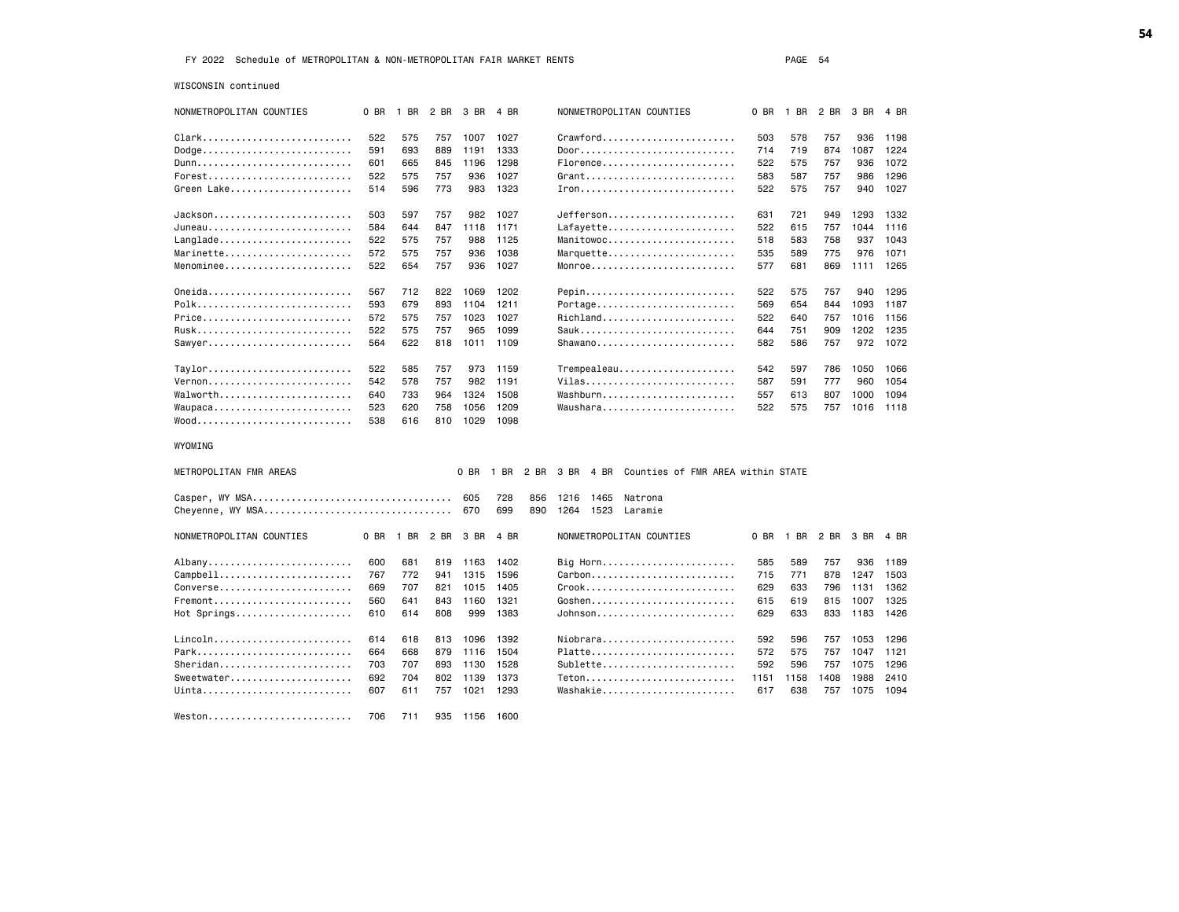FY 2022 Schedule of METROPOLITAN & NON-METROPOLITAN FAIR MARKET RENTS

WISCONSIN continued

| NONMETROPOLITAN COUNTIES | 0 BR | 1 BR | 2 BR | 3 BR | 4 BR |
|---|---|---|---|---|---|
| Clark | 522 | 575 | 757 | 1007 | 1027 |
| Dodge | 591 | 693 | 889 | 1191 | 1333 |
| Dunn | 601 | 665 | 845 | 1196 | 1298 |
| Forest | 522 | 575 | 757 | 936 | 1027 |
| Green Lake | 514 | 596 | 773 | 983 | 1323 |
| Jackson | 503 | 597 | 757 | 982 | 1027 |
| Juneau | 584 | 644 | 847 | 1118 | 1171 |
| Langlade | 522 | 575 | 757 | 988 | 1125 |
| Marinette | 572 | 575 | 757 | 936 | 1038 |
| Menominee | 522 | 654 | 757 | 936 | 1027 |
| Oneida | 567 | 712 | 822 | 1069 | 1202 |
| Polk | 593 | 679 | 893 | 1104 | 1211 |
| Price | 572 | 575 | 757 | 1023 | 1027 |
| Rusk | 522 | 575 | 757 | 965 | 1099 |
| Sawyer | 564 | 622 | 818 | 1011 | 1109 |
| Taylor | 522 | 585 | 757 | 973 | 1159 |
| Vernon | 542 | 578 | 757 | 982 | 1191 |
| Walworth | 640 | 733 | 964 | 1324 | 1508 |
| Waupaca | 523 | 620 | 758 | 1056 | 1209 |
| Wood | 538 | 616 | 810 | 1029 | 1098 |
| Crawford | 503 | 578 | 757 | 936 | 1198 |
| Door | 714 | 719 | 874 | 1087 | 1224 |
| Florence | 522 | 575 | 757 | 936 | 1072 |
| Grant | 583 | 587 | 757 | 986 | 1296 |
| Iron | 522 | 575 | 757 | 940 | 1027 |
| Jefferson | 631 | 721 | 949 | 1293 | 1332 |
| Lafayette | 522 | 615 | 757 | 1044 | 1116 |
| Manitowoc | 518 | 583 | 758 | 937 | 1043 |
| Marquette | 535 | 589 | 775 | 976 | 1071 |
| Monroe | 577 | 681 | 869 | 1111 | 1265 |
| Pepin | 522 | 575 | 757 | 940 | 1295 |
| Portage | 569 | 654 | 844 | 1093 | 1187 |
| Richland | 522 | 640 | 757 | 1016 | 1156 |
| Sauk | 644 | 751 | 909 | 1202 | 1235 |
| Shawano | 582 | 586 | 757 | 972 | 1072 |
| Trempealeau | 542 | 597 | 786 | 1050 | 1066 |
| Vilas | 587 | 591 | 777 | 960 | 1054 |
| Washburn | 557 | 613 | 807 | 1000 | 1094 |
| Waushara | 522 | 575 | 757 | 1016 | 1118 |

WYOMING

| METROPOLITAN FMR AREAS | 0 BR | 1 BR | 2 BR | 3 BR | 4 BR | Counties of FMR AREA within STATE |
|---|---|---|---|---|---|---|
| Casper, WY MSA | 605 | 728 | 856 | 1216 | 1465 | Natrona |
| Cheyenne, WY MSA | 670 | 699 | 890 | 1264 | 1523 | Laramie |

| NONMETROPOLITAN COUNTIES | 0 BR | 1 BR | 2 BR | 3 BR | 4 BR |
|---|---|---|---|---|---|
| Albany | 600 | 681 | 819 | 1163 | 1402 |
| Campbell | 767 | 772 | 941 | 1315 | 1596 |
| Converse | 669 | 707 | 821 | 1015 | 1405 |
| Fremont | 560 | 641 | 843 | 1160 | 1321 |
| Hot Springs | 610 | 614 | 808 | 999 | 1383 |
| Lincoln | 614 | 618 | 813 | 1096 | 1392 |
| Park | 664 | 668 | 879 | 1116 | 1504 |
| Sheridan | 703 | 707 | 893 | 1130 | 1528 |
| Sweetwater | 692 | 704 | 802 | 1139 | 1373 |
| Uinta | 607 | 611 | 757 | 1021 | 1293 |
| Weston | 706 | 711 | 935 | 1156 | 1600 |
| Big Horn | 585 | 589 | 757 | 936 | 1189 |
| Carbon | 715 | 771 | 878 | 1247 | 1503 |
| Crook | 629 | 633 | 796 | 1131 | 1362 |
| Goshen | 615 | 619 | 815 | 1007 | 1325 |
| Johnson | 629 | 633 | 833 | 1183 | 1426 |
| Niobrara | 592 | 596 | 757 | 1053 | 1296 |
| Platte | 572 | 575 | 757 | 1047 | 1121 |
| Sublette | 592 | 596 | 757 | 1075 | 1296 |
| Teton | 1151 | 1158 | 1408 | 1988 | 2410 |
| Washakie | 617 | 638 | 757 | 1075 | 1094 |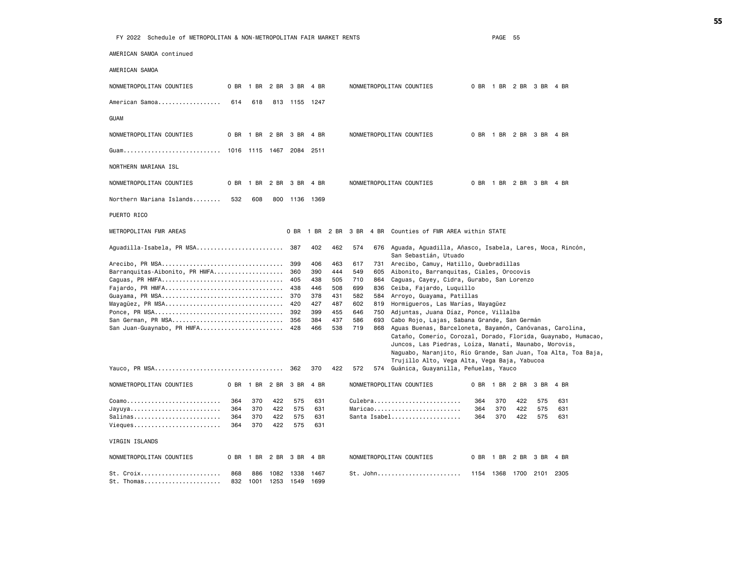FY 2022 Schedule of METROPOLITAN & NON-METROPOLITAN FAIR MARKET RENTS

AMERICAN SAMOA continued

## AMERICAN SAMOA

| NONMETROPOLITAN COUNTIES | 0 BR | 1 BR | 2 BR | 3 BR | 4 BR |
|---|---|---|---|---|---|
| American Samoa | 614 | 618 | 813 | 1155 | 1247 |

## GUAM

| NONMETROPOLITAN COUNTIES | 0 BR | 1 BR | 2 BR | 3 BR | 4 BR |
|---|---|---|---|---|---|
| Guam | 1016 | 1115 | 1467 | 2084 | 2511 |

## NORTHERN MARIANA ISL

| NONMETROPOLITAN COUNTIES | 0 BR | 1 BR | 2 BR | 3 BR | 4 BR |
|---|---|---|---|---|---|
| Northern Mariana Islands | 532 | 608 | 800 | 1136 | 1369 |

## PUERTO RICO

| METROPOLITAN FMR AREAS | 0 BR | 1 BR | 2 BR | 3 BR | 4 BR | Counties of FMR AREA within STATE |
|---|---|---|---|---|---|---|
| Aguadilla-Isabela, PR MSA | 387 | 402 | 462 | 574 | 676 | Aguada, Aguadilla, Añasco, Isabela, Lares, Moca, Rincón, San Sebastián, Utuado |
| Arecibo, PR MSA | 399 | 406 | 463 | 617 | 731 | Arecibo, Camuy, Hatillo, Quebradillas |
| Barranquitas-Aibonito, PR HMFA | 360 | 390 | 444 | 549 | 605 | Aibonito, Barranquitas, Ciales, Orocovis |
| Caguas, PR HMFA | 405 | 438 | 505 | 710 | 864 | Caguas, Cayey, Cidra, Gurabo, San Lorenzo |
| Fajardo, PR HMFA | 438 | 446 | 508 | 699 | 836 | Ceiba, Fajardo, Luquillo |
| Guayama, PR MSA | 370 | 378 | 431 | 582 | 584 | Arroyo, Guayama, Patillas |
| Mayagüez, PR MSA | 420 | 427 | 487 | 602 | 819 | Hormigueros, Las Marías, Mayagüez |
| Ponce, PR MSA | 392 | 399 | 455 | 646 | 750 | Adjuntas, Juana Díaz, Ponce, Villalba |
| San German, PR MSA | 356 | 384 | 437 | 586 | 693 | Cabo Rojo, Lajas, Sabana Grande, San Germán |
| San Juan-Guaynabo, PR HMFA | 428 | 466 | 538 | 719 | 868 | Aguas Buenas, Barceloneta, Bayamón, Canóvanas, Carolina, Cataño, Comerío, Corozal, Dorado, Florida, Guaynabo, Humacao, Juncos, Las Piedras, Loíza, Manatí, Maunabo, Morovis, Naguabo, Naranjito, Río Grande, San Juan, Toa Alta, Toa Baja, Trujillo Alto, Vega Alta, Vega Baja, Yabucoa |
| Yauco, PR MSA | 362 | 370 | 422 | 572 | 574 | Guánica, Guayanilla, Peñuelas, Yauco |

| NONMETROPOLITAN COUNTIES | 0 BR | 1 BR | 2 BR | 3 BR | 4 BR |
|---|---|---|---|---|---|
| Coamo | 364 | 370 | 422 | 575 | 631 |
| Jayuya | 364 | 370 | 422 | 575 | 631 |
| Salinas | 364 | 370 | 422 | 575 | 631 |
| Vieques | 364 | 370 | 422 | 575 | 631 |
| Culebra | 364 | 370 | 422 | 575 | 631 |
| Maricao | 364 | 370 | 422 | 575 | 631 |
| Santa Isabel | 364 | 370 | 422 | 575 | 631 |

## VIRGIN ISLANDS

| NONMETROPOLITAN COUNTIES | 0 BR | 1 BR | 2 BR | 3 BR | 4 BR |
|---|---|---|---|---|---|
| St. Croix | 868 | 886 | 1082 | 1338 | 1467 |
| St. Thomas | 832 | 1001 | 1253 | 1549 | 1699 |
| St. John | 1154 | 1368 | 1700 | 2101 | 2305 |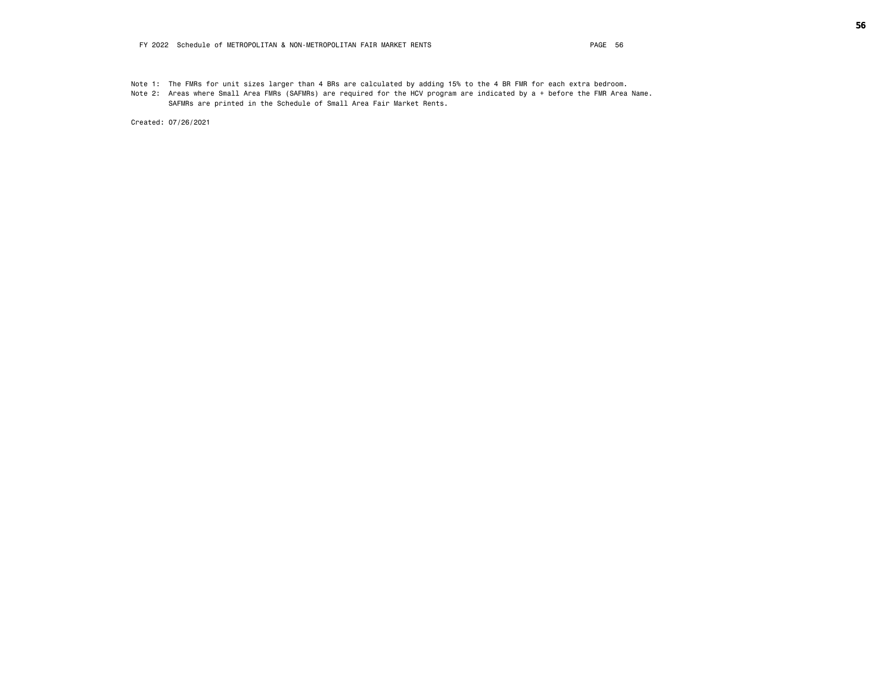Note 1: The FMRs for unit sizes larger than 4 BRs are calculated by adding 15% to the 4 BR FMR for each extra bedroom.
Note 2: Areas where Small Area FMRs (SAFMRs) are required for the HCV program are indicated by a + before the FMR Area Name.
SAFMRs are printed in the Schedule of Small Area Fair Market Rents.

Created: 07/26/2021